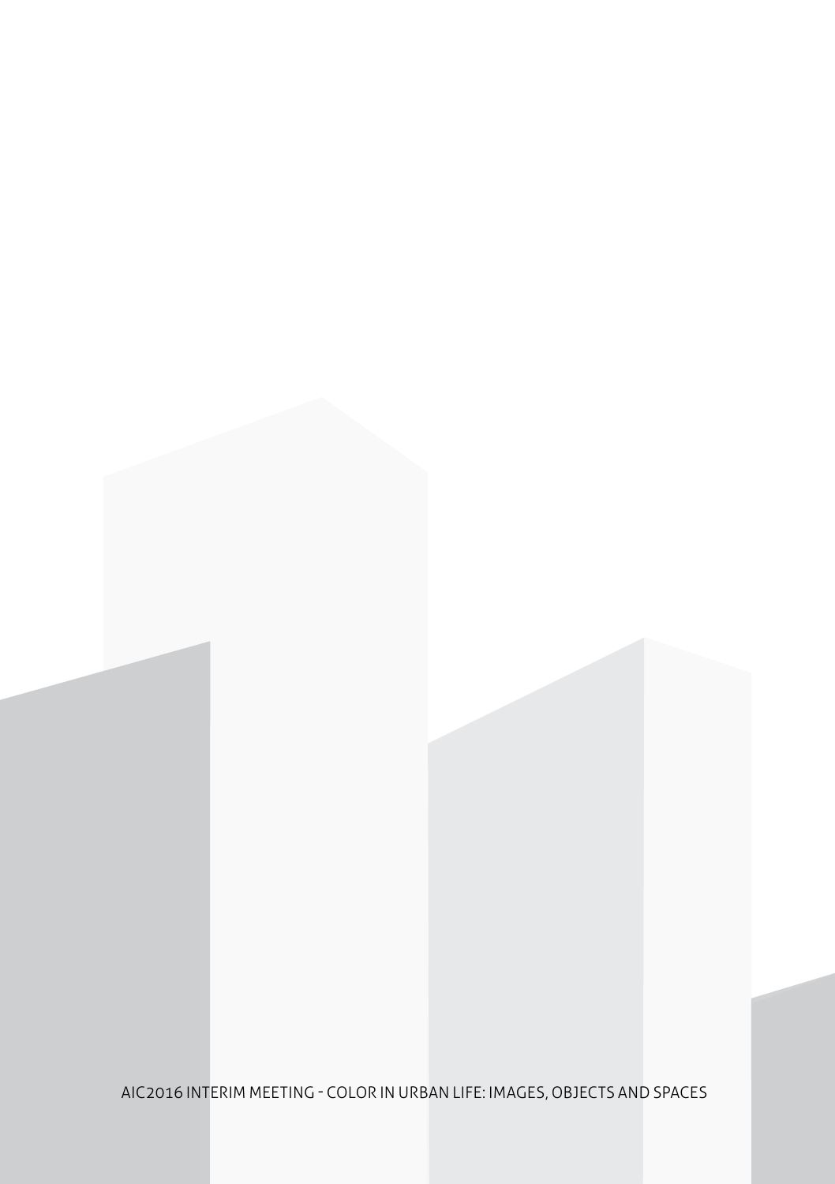AIC2016 INTERIM MEETING - COLOR IN URBAN LIFE: IMAGES, OBJECTS AND SPACES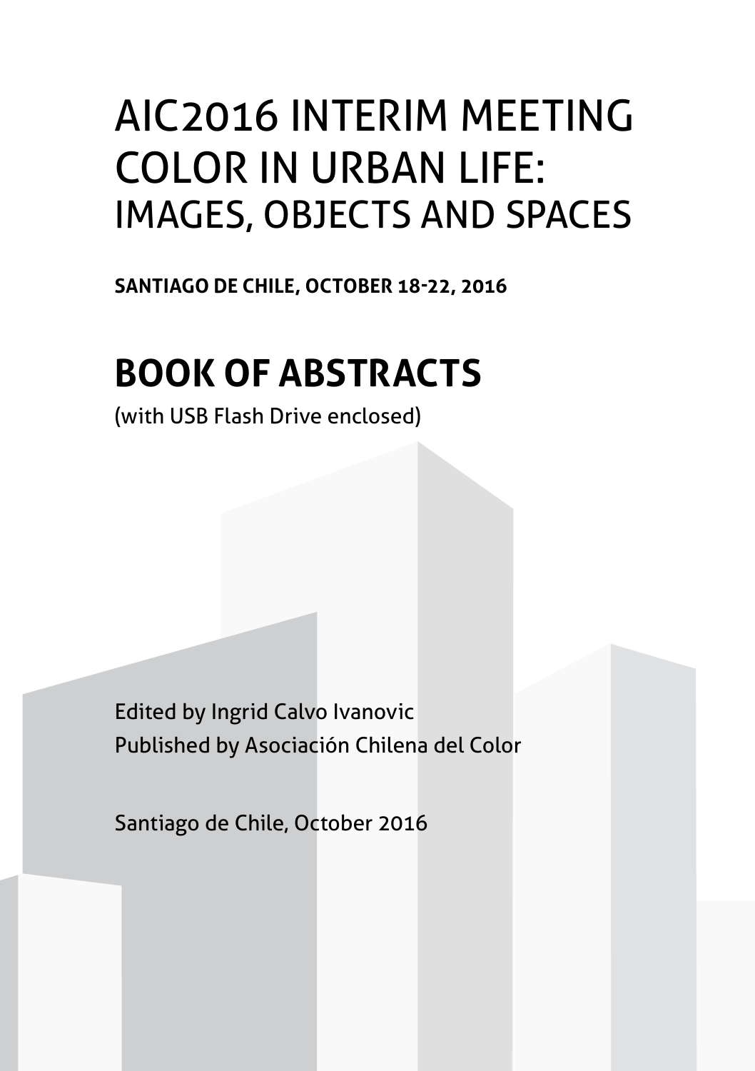# AIC2016 INTERIM MEETING COLOR IN URBAN LIFE: IMAGES, OBJECTS AND SPACES

**SANTIAGO DE CHILE, OCTOBER 18-22, 2016**

# BOOK OF ABSTRACTS

(with USB Flash Drive enclosed)

Edited by Ingrid Calvo Ivanovic
Published by Asociación Chilena del Color

Santiago de Chile, October 2016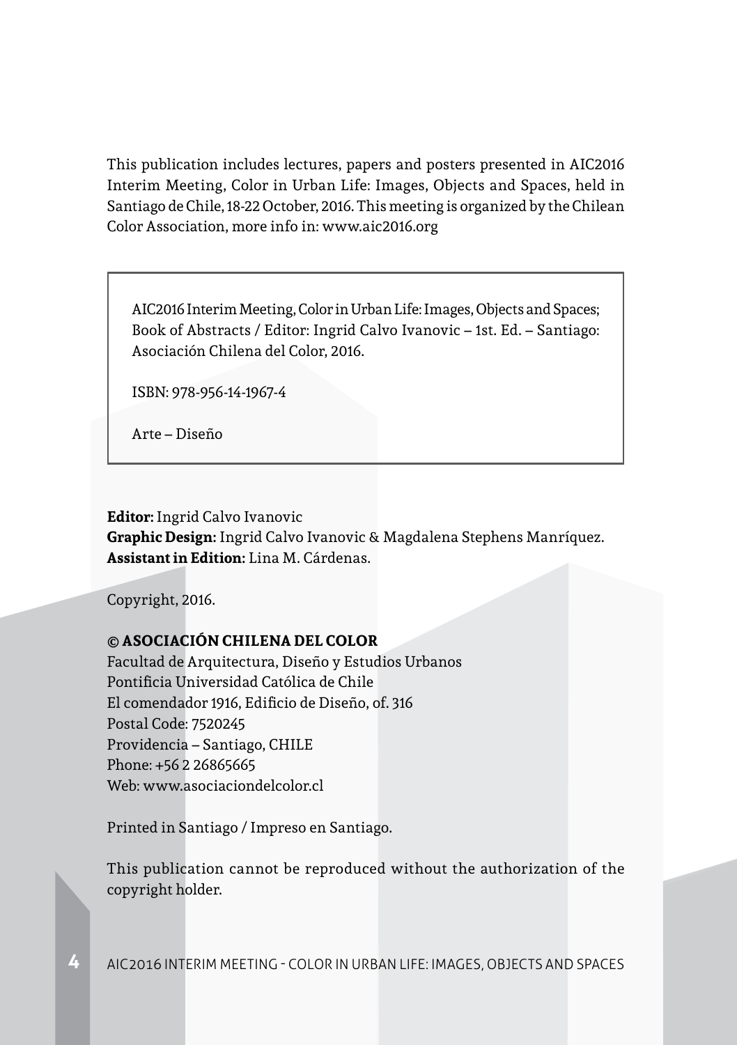This publication includes lectures, papers and posters presented in AIC2016 Interim Meeting, Color in Urban Life: Images, Objects and Spaces, held in Santiago de Chile, 18-22 October, 2016. This meeting is organized by the Chilean Color Association, more info in: www.aic2016.org

> AIC2016 Interim Meeting, Color in Urban Life: Images, Objects and Spaces; Book of Abstracts / Editor: Ingrid Calvo Ivanovic – 1st. Ed. – Santiago: Asociación Chilena del Color, 2016.
>
> ISBN: 978-956-14-1967-4
>
> Arte – Diseño

**Editor:** Ingrid Calvo Ivanovic
**Graphic Design:** Ingrid Calvo Ivanovic & Magdalena Stephens Manríquez.
**Assistant in Edition:** Lina M. Cárdenas.

Copyright, 2016.

**© ASOCIACIÓN CHILENA DEL COLOR**
Facultad de Arquitectura, Diseño y Estudios Urbanos
Pontificia Universidad Católica de Chile
El comendador 1916, Edificio de Diseño, of. 316
Postal Code: 7520245
Providencia – Santiago, CHILE
Phone: +56 2 26865665
Web: www.asociaciondelcolor.cl

Printed in Santiago / Impreso en Santiago.

This publication cannot be reproduced without the authorization of the copyright holder.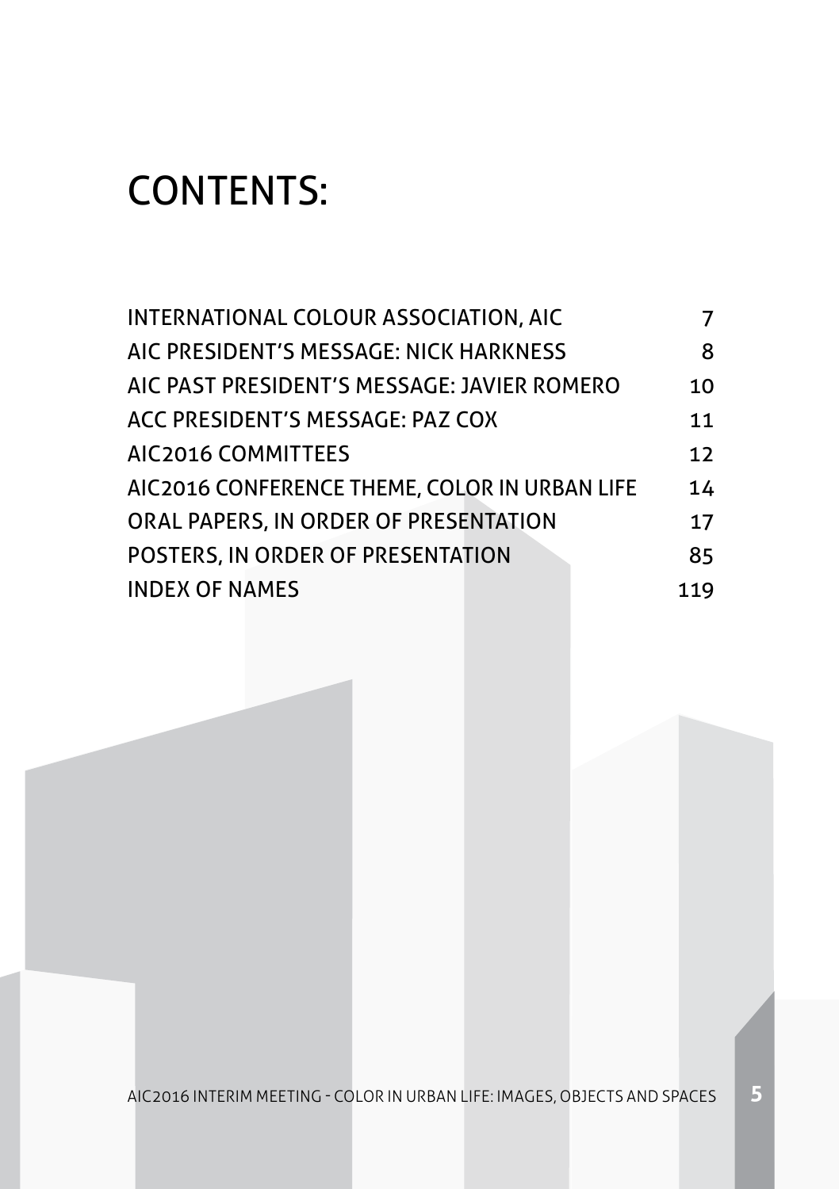# CONTENTS:

| | |
|---|---|
| INTERNATIONAL COLOUR ASSOCIATION, AIC | 7 |
| AIC PRESIDENT'S MESSAGE: NICK HARKNESS | 8 |
| AIC PAST PRESIDENT'S MESSAGE: JAVIER ROMERO | 10 |
| ACC PRESIDENT'S MESSAGE: PAZ COX | 11 |
| AIC2016 COMMITTEES | 12 |
| AIC2016 CONFERENCE THEME, COLOR IN URBAN LIFE | 14 |
| ORAL PAPERS, IN ORDER OF PRESENTATION | 17 |
| POSTERS, IN ORDER OF PRESENTATION | 85 |
| INDEX OF NAMES | 119 |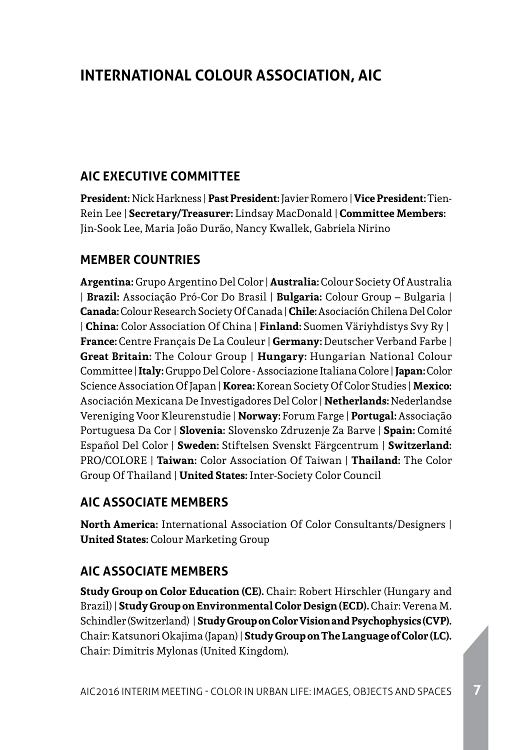# INTERNATIONAL COLOUR ASSOCIATION, AIC

## AIC EXECUTIVE COMMITTEE

**President:** Nick Harkness | **Past President:** Javier Romero | **Vice President:** Tien-Rein Lee | **Secretary/Treasurer:** Lindsay MacDonald | **Committee Members:** Jin-Sook Lee, Maria João Durão, Nancy Kwallek, Gabriela Nirino

## MEMBER COUNTRIES

**Argentina:** Grupo Argentino Del Color | **Australia:** Colour Society Of Australia | **Brazil:** Associação Pró-Cor Do Brasil | **Bulgaria:** Colour Group – Bulgaria | **Canada:** Colour Research Society Of Canada | **Chile:** Asociación Chilena Del Color | **China:** Color Association Of China | **Finland:** Suomen Väriyhdistys Svy Ry | **France:** Centre Français De La Couleur | **Germany:** Deutscher Verband Farbe | **Great Britain:** The Colour Group | **Hungary:** Hungarian National Colour Committee | **Italy:** Gruppo Del Colore - Associazione Italiana Colore | **Japan:** Color Science Association Of Japan | **Korea:** Korean Society Of Color Studies | **Mexico:** Asociación Mexicana De Investigadores Del Color | **Netherlands:** Nederlandse Vereniging Voor Kleurenstudie | **Norway:** Forum Farge | **Portugal:** Associação Portuguesa Da Cor | **Slovenia:** Slovensko Zdruzenje Za Barve | **Spain:** Comité Español Del Color | **Sweden:** Stiftelsen Svenskt Färgcentrum | **Switzerland:** PRO/COLORE | **Taiwan:** Color Association Of Taiwan | **Thailand:** The Color Group Of Thailand | **United States:** Inter-Society Color Council

## AIC ASSOCIATE MEMBERS

**North America:** International Association Of Color Consultants/Designers | **United States:** Colour Marketing Group

## AIC ASSOCIATE MEMBERS

**Study Group on Color Education (CE).** Chair: Robert Hirschler (Hungary and Brazil) | **Study Group on Environmental Color Design (ECD).** Chair: Verena M. Schindler (Switzerland) | **Study Group on Color Vision and Psychophysics (CVP).** Chair: Katsunori Okajima (Japan) | **Study Group on The Language of Color (LC).** Chair: Dimitris Mylonas (United Kingdom).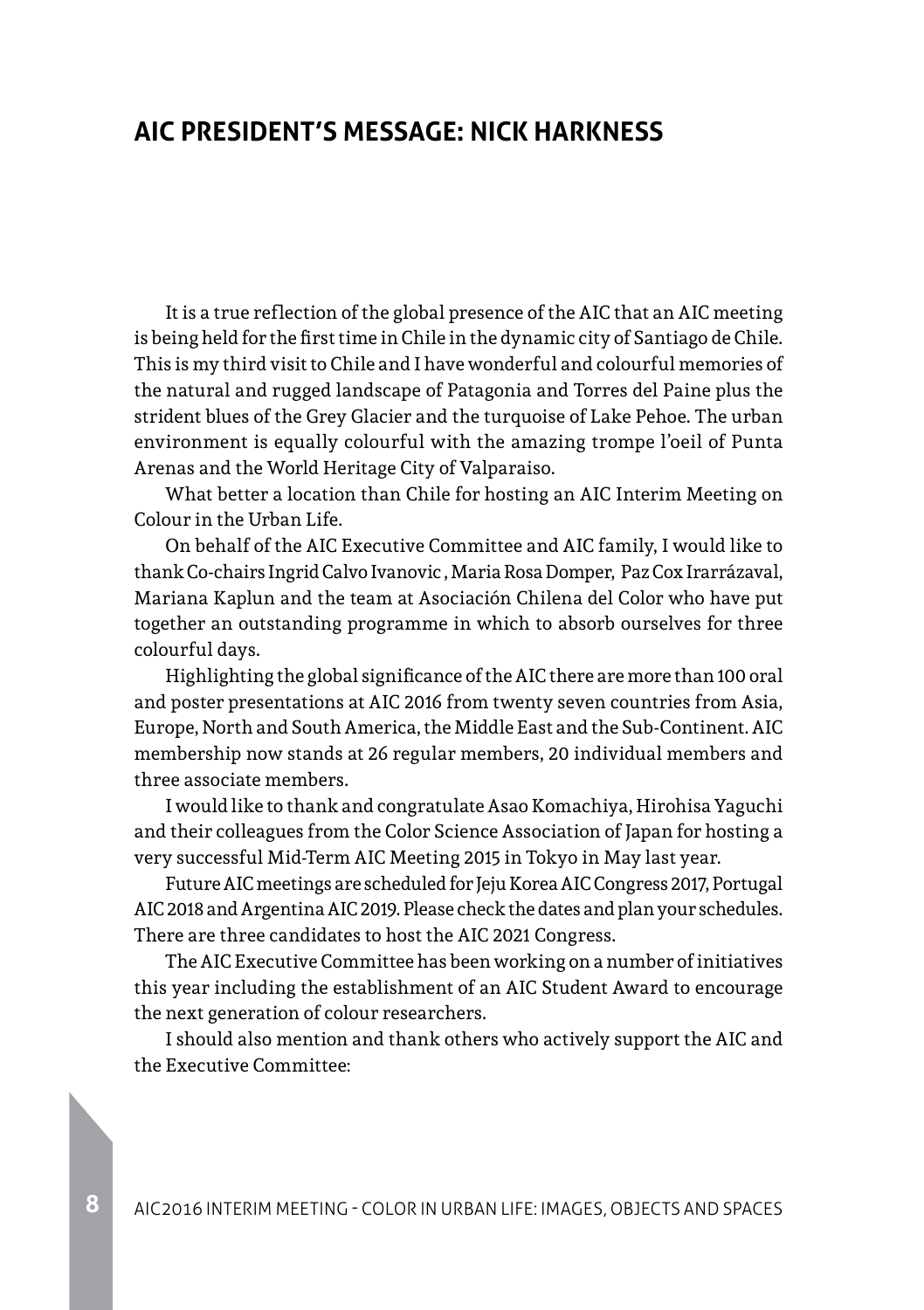## AIC PRESIDENT'S MESSAGE: NICK HARKNESS

It is a true reflection of the global presence of the AIC that an AIC meeting is being held for the first time in Chile in the dynamic city of Santiago de Chile. This is my third visit to Chile and I have wonderful and colourful memories of the natural and rugged landscape of Patagonia and Torres del Paine plus the strident blues of the Grey Glacier and the turquoise of Lake Pehoe. The urban environment is equally colourful with the amazing trompe l'oeil of Punta Arenas and the World Heritage City of Valparaiso.

What better a location than Chile for hosting an AIC Interim Meeting on Colour in the Urban Life.

On behalf of the AIC Executive Committee and AIC family, I would like to thank Co-chairs Ingrid Calvo Ivanovic , Maria Rosa Domper, Paz Cox Irarrázaval, Mariana Kaplun and the team at Asociación Chilena del Color who have put together an outstanding programme in which to absorb ourselves for three colourful days.

Highlighting the global significance of the AIC there are more than 100 oral and poster presentations at AIC 2016 from twenty seven countries from Asia, Europe, North and South America, the Middle East and the Sub-Continent. AIC membership now stands at 26 regular members, 20 individual members and three associate members.

I would like to thank and congratulate Asao Komachiya, Hirohisa Yaguchi and their colleagues from the Color Science Association of Japan for hosting a very successful Mid-Term AIC Meeting 2015 in Tokyo in May last year.

Future AIC meetings are scheduled for Jeju Korea AIC Congress 2017, Portugal AIC 2018 and Argentina AIC 2019. Please check the dates and plan your schedules. There are three candidates to host the AIC 2021 Congress.

The AIC Executive Committee has been working on a number of initiatives this year including the establishment of an AIC Student Award to encourage the next generation of colour researchers.

I should also mention and thank others who actively support the AIC and the Executive Committee: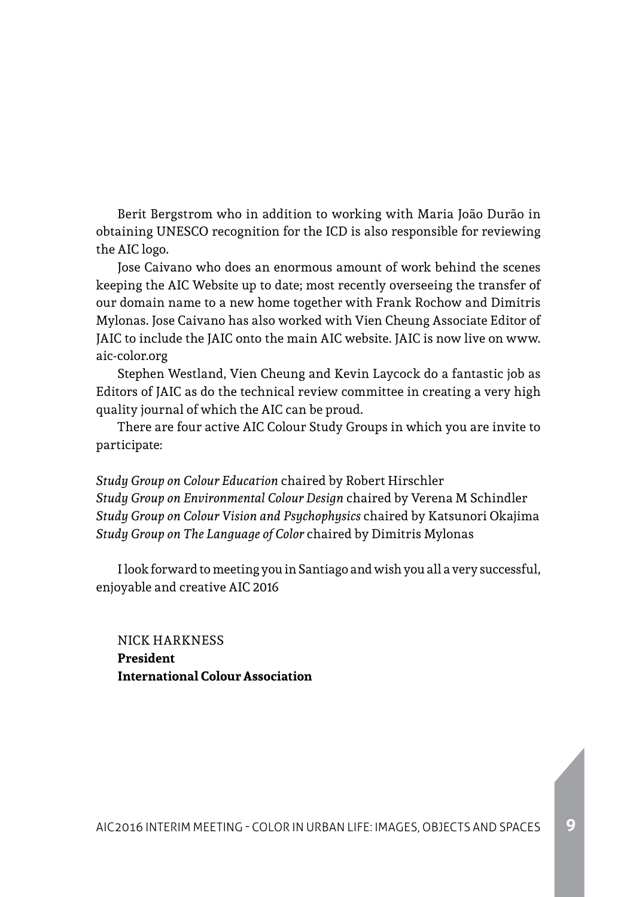Berit Bergstrom who in addition to working with Maria João Durão in obtaining UNESCO recognition for the ICD is also responsible for reviewing the AIC logo.

Jose Caivano who does an enormous amount of work behind the scenes keeping the AIC Website up to date; most recently overseeing the transfer of our domain name to a new home together with Frank Rochow and Dimitris Mylonas. Jose Caivano has also worked with Vien Cheung Associate Editor of JAIC to include the JAIC onto the main AIC website. JAIC is now live on www.aic-color.org

Stephen Westland, Vien Cheung and Kevin Laycock do a fantastic job as Editors of JAIC as do the technical review committee in creating a very high quality journal of which the AIC can be proud.

There are four active AIC Colour Study Groups in which you are invite to participate:

*Study Group on Colour Education* chaired by Robert Hirschler
*Study Group on Environmental Colour Design* chaired by Verena M Schindler
*Study Group on Colour Vision and Psychophysics* chaired by Katsunori Okajima
*Study Group on The Language of Color* chaired by Dimitris Mylonas

I look forward to meeting you in Santiago and wish you all a very successful, enjoyable and creative AIC 2016

NICK HARKNESS
**President**
**International Colour Association**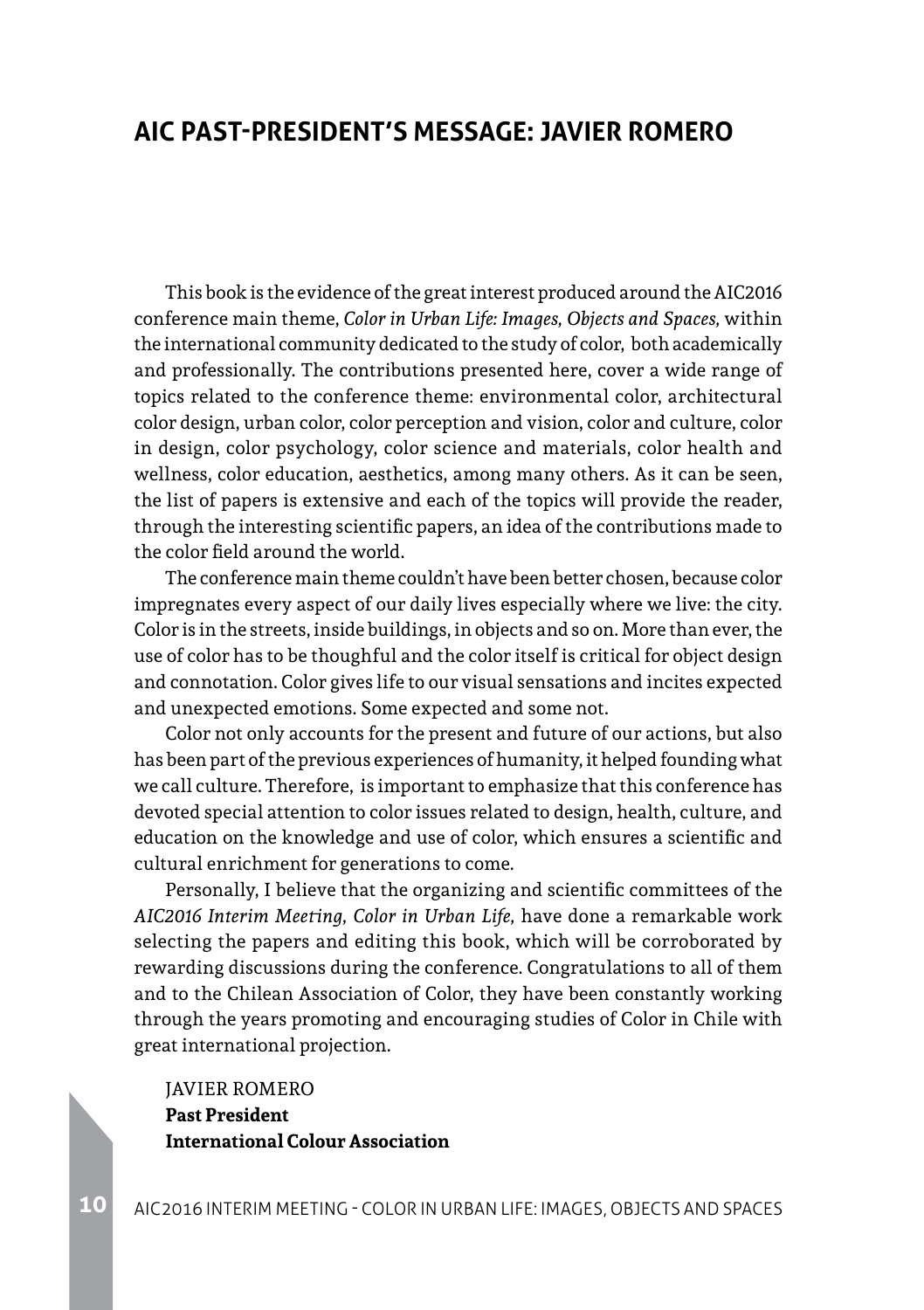## AIC PAST-PRESIDENT'S MESSAGE: JAVIER ROMERO

This book is the evidence of the great interest produced around the AIC2016 conference main theme, *Color in Urban Life: Images, Objects and Spaces,* within the international community dedicated to the study of color, both academically and professionally. The contributions presented here, cover a wide range of topics related to the conference theme: environmental color, architectural color design, urban color, color perception and vision, color and culture, color in design, color psychology, color science and materials, color health and wellness, color education, aesthetics, among many others. As it can be seen, the list of papers is extensive and each of the topics will provide the reader, through the interesting scientific papers, an idea of the contributions made to the color field around the world.

The conference main theme couldn't have been better chosen, because color impregnates every aspect of our daily lives especially where we live: the city. Color is in the streets, inside buildings, in objects and so on. More than ever, the use of color has to be thoughful and the color itself is critical for object design and connotation. Color gives life to our visual sensations and incites expected and unexpected emotions. Some expected and some not.

Color not only accounts for the present and future of our actions, but also has been part of the previous experiences of humanity, it helped founding what we call culture. Therefore, is important to emphasize that this conference has devoted special attention to color issues related to design, health, culture, and education on the knowledge and use of color, which ensures a scientific and cultural enrichment for generations to come.

Personally, I believe that the organizing and scientific committees of the *AIC2016 Interim Meeting, Color in Urban Life,* have done a remarkable work selecting the papers and editing this book, which will be corroborated by rewarding discussions during the conference. Congratulations to all of them and to the Chilean Association of Color, they have been constantly working through the years promoting and encouraging studies of Color in Chile with great international projection.

JAVIER ROMERO
**Past President**
**International Colour Association**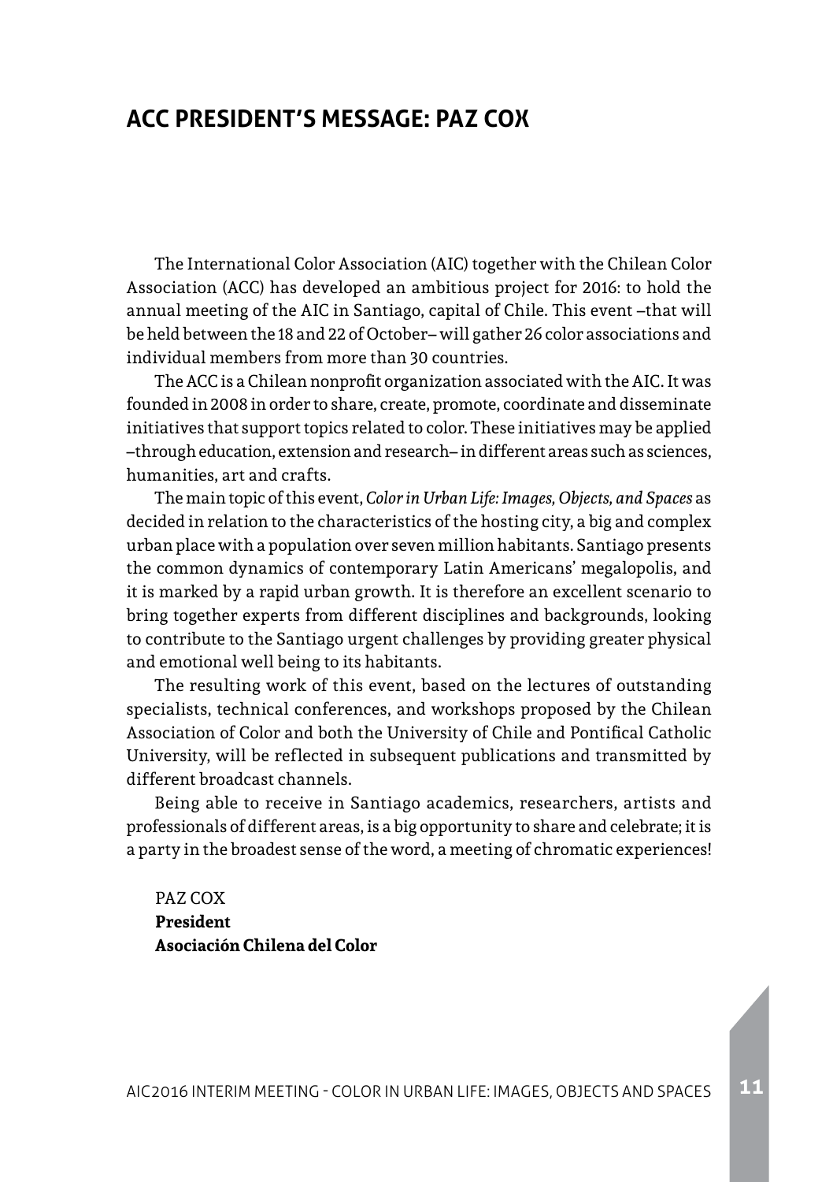# ACC PRESIDENT'S MESSAGE: PAZ COX

The International Color Association (AIC) together with the Chilean Color Association (ACC) has developed an ambitious project for 2016: to hold the annual meeting of the AIC in Santiago, capital of Chile. This event –that will be held between the 18 and 22 of October– will gather 26 color associations and individual members from more than 30 countries.

The ACC is a Chilean nonprofit organization associated with the AIC. It was founded in 2008 in order to share, create, promote, coordinate and disseminate initiatives that support topics related to color. These initiatives may be applied –through education, extension and research– in different areas such as sciences, humanities, art and crafts.

The main topic of this event, *Color in Urban Life: Images, Objects, and Spaces* as decided in relation to the characteristics of the hosting city, a big and complex urban place with a population over seven million habitants. Santiago presents the common dynamics of contemporary Latin Americans' megalopolis, and it is marked by a rapid urban growth. It is therefore an excellent scenario to bring together experts from different disciplines and backgrounds, looking to contribute to the Santiago urgent challenges by providing greater physical and emotional well being to its habitants.

The resulting work of this event, based on the lectures of outstanding specialists, technical conferences, and workshops proposed by the Chilean Association of Color and both the University of Chile and Pontifical Catholic University, will be reflected in subsequent publications and transmitted by different broadcast channels.

Being able to receive in Santiago academics, researchers, artists and professionals of different areas, is a big opportunity to share and celebrate; it is a party in the broadest sense of the word, a meeting of chromatic experiences!

PAZ COX
**President**
**Asociación Chilena del Color**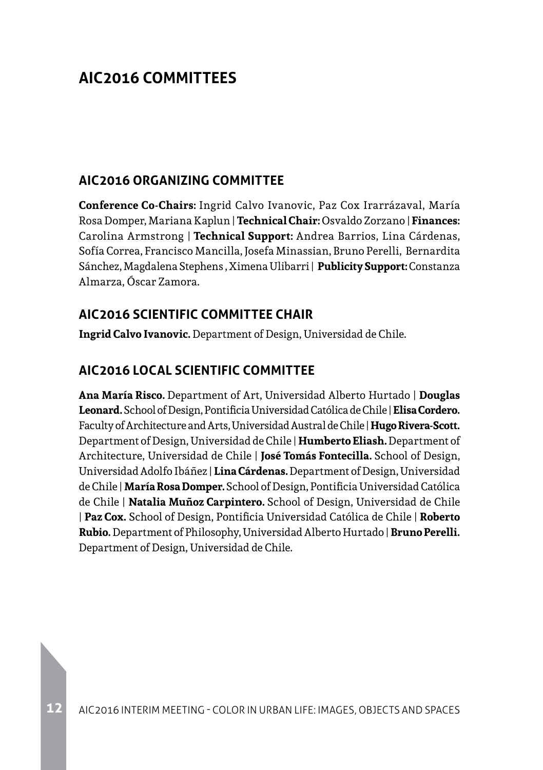# AIC2016 COMMITTEES

## AIC2016 ORGANIZING COMMITTEE

**Conference Co-Chairs:** Ingrid Calvo Ivanovic, Paz Cox Irarrázaval, María Rosa Domper, Mariana Kaplun | **Technical Chair:** Osvaldo Zorzano | **Finances:** Carolina Armstrong | **Technical Support:** Andrea Barrios, Lina Cárdenas, Sofía Correa, Francisco Mancilla, Josefa Minassian, Bruno Perelli, Bernardita Sánchez, Magdalena Stephens , Ximena Ulibarri | **Publicity Support:** Constanza Almarza, Óscar Zamora.

## AIC2016 SCIENTIFIC COMMITTEE CHAIR

**Ingrid Calvo Ivanovic.** Department of Design, Universidad de Chile.

## AIC2016 LOCAL SCIENTIFIC COMMITTEE

**Ana María Risco.** Department of Art, Universidad Alberto Hurtado | **Douglas Leonard.** School of Design, Pontificia Universidad Católica de Chile | **Elisa Cordero.** Faculty of Architecture and Arts, Universidad Austral de Chile | **Hugo Rivera-Scott.** Department of Design, Universidad de Chile | **Humberto Eliash.** Department of Architecture, Universidad de Chile | **José Tomás Fontecilla.** School of Design, Universidad Adolfo Ibáñez | **Lina Cárdenas.** Department of Design, Universidad de Chile | **María Rosa Domper.** School of Design, Pontificia Universidad Católica de Chile | **Natalia Muñoz Carpintero.** School of Design, Universidad de Chile | **Paz Cox.** School of Design, Pontificia Universidad Católica de Chile | **Roberto Rubio.** Department of Philosophy, Universidad Alberto Hurtado | **Bruno Perelli.** Department of Design, Universidad de Chile.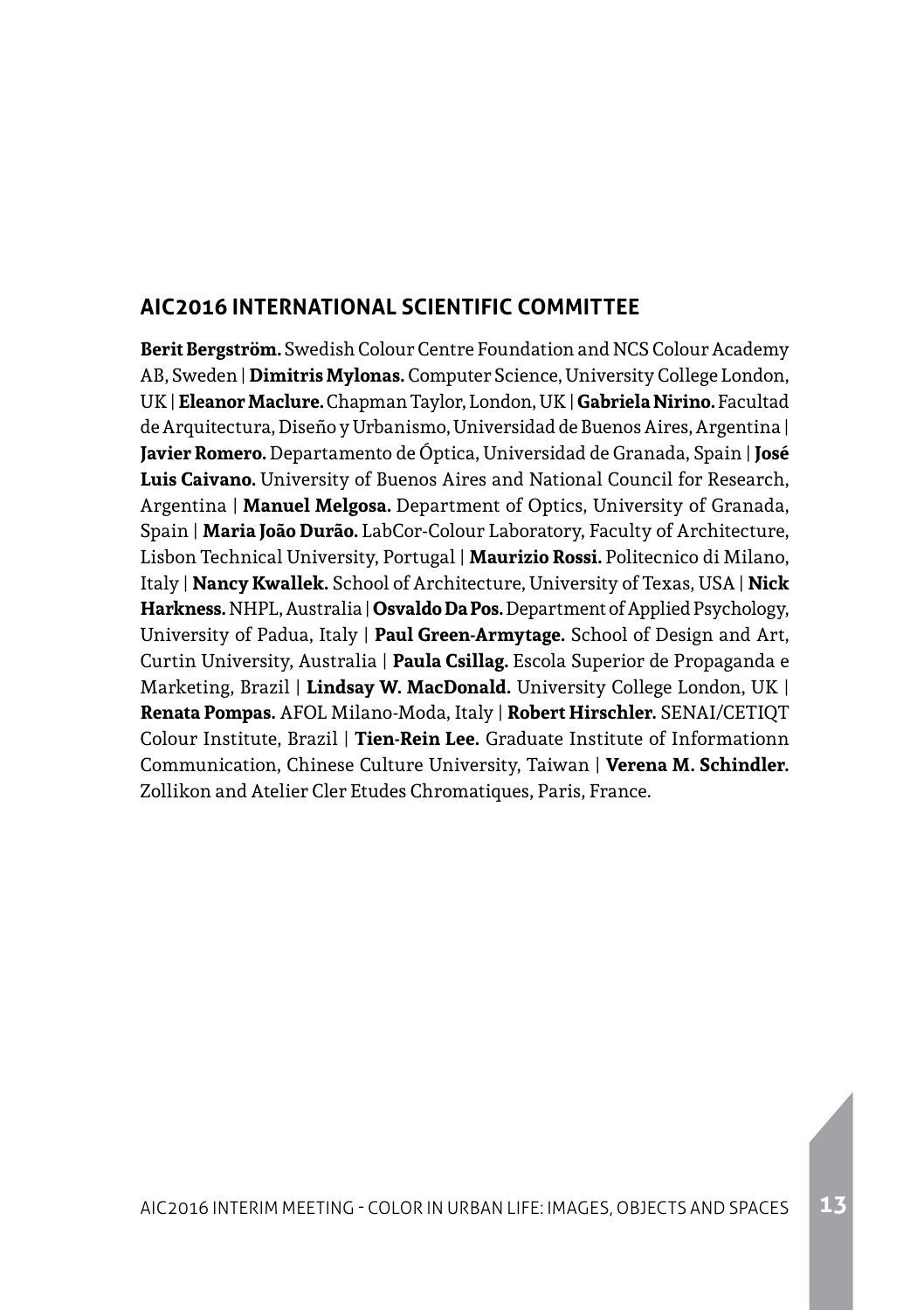## AIC2016 INTERNATIONAL SCIENTIFIC COMMITTEE

**Berit Bergström.** Swedish Colour Centre Foundation and NCS Colour Academy AB, Sweden | **Dimitris Mylonas.** Computer Science, University College London, UK | **Eleanor Maclure.** Chapman Taylor, London, UK | **Gabriela Nirino.** Facultad de Arquitectura, Diseño y Urbanismo, Universidad de Buenos Aires, Argentina | **Javier Romero.** Departamento de Óptica, Universidad de Granada, Spain | **José Luis Caivano.** University of Buenos Aires and National Council for Research, Argentina | **Manuel Melgosa.** Department of Optics, University of Granada, Spain | **Maria João Durão.** LabCor-Colour Laboratory, Faculty of Architecture, Lisbon Technical University, Portugal | **Maurizio Rossi.** Politecnico di Milano, Italy | **Nancy Kwallek.** School of Architecture, University of Texas, USA | **Nick Harkness.** NHPL, Australia | **Osvaldo Da Pos.** Department of Applied Psychology, University of Padua, Italy | **Paul Green-Armytage.** School of Design and Art, Curtin University, Australia | **Paula Csillag.** Escola Superior de Propaganda e Marketing, Brazil | **Lindsay W. MacDonald.** University College London, UK | **Renata Pompas.** AFOL Milano-Moda, Italy | **Robert Hirschler.** SENAI/CETIQT Colour Institute, Brazil | **Tien-Rein Lee.** Graduate Institute of Informationn Communication, Chinese Culture University, Taiwan | **Verena M. Schindler.** Zollikon and Atelier Cler Etudes Chromatiques, Paris, France.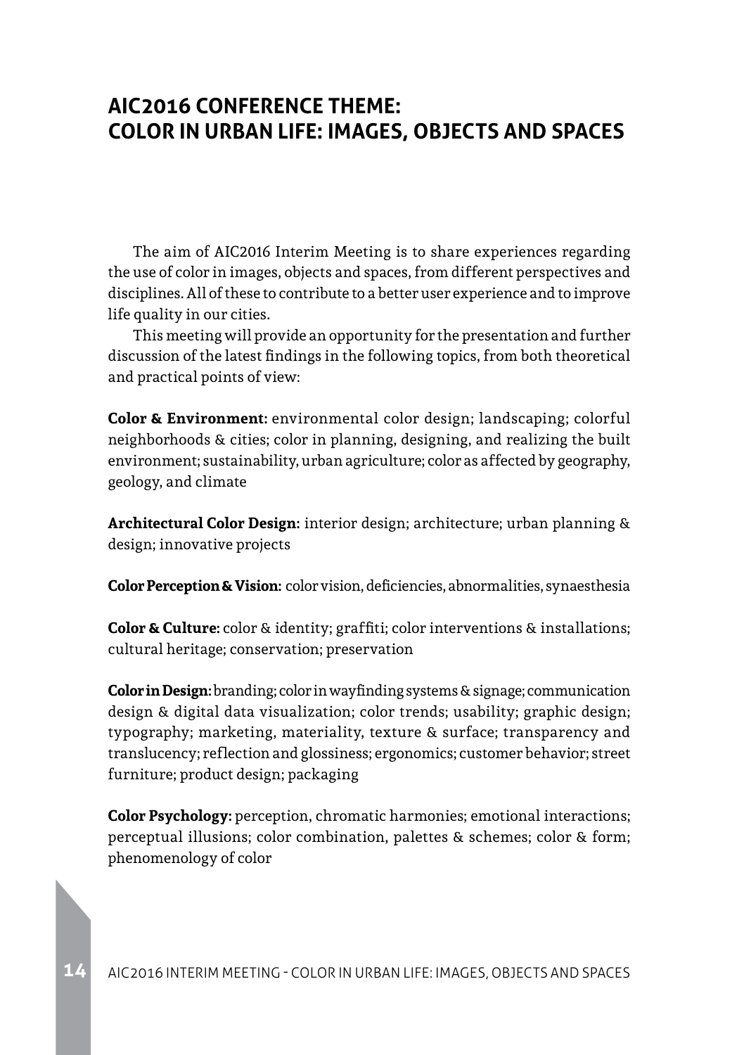# AIC2016 CONFERENCE THEME:
# COLOR IN URBAN LIFE: IMAGES, OBJECTS AND SPACES

The aim of AIC2016 Interim Meeting is to share experiences regarding the use of color in images, objects and spaces, from different perspectives and disciplines. All of these to contribute to a better user experience and to improve life quality in our cities.

This meeting will provide an opportunity for the presentation and further discussion of the latest findings in the following topics, from both theoretical and practical points of view:

**Color & Environment:** environmental color design; landscaping; colorful neighborhoods & cities; color in planning, designing, and realizing the built environment; sustainability, urban agriculture; color as affected by geography, geology, and climate

**Architectural Color Design:** interior design; architecture; urban planning & design; innovative projects

**Color Perception & Vision:** color vision, deficiencies, abnormalities, synaesthesia

**Color & Culture:** color & identity; graffiti; color interventions & installations; cultural heritage; conservation; preservation

**Color in Design:** branding; color in wayfinding systems & signage; communication design & digital data visualization; color trends; usability; graphic design; typography; marketing, materiality, texture & surface; transparency and translucency; reflection and glossiness; ergonomics; customer behavior; street furniture; product design; packaging

**Color Psychology:** perception, chromatic harmonies; emotional interactions; perceptual illusions; color combination, palettes & schemes; color & form; phenomenology of color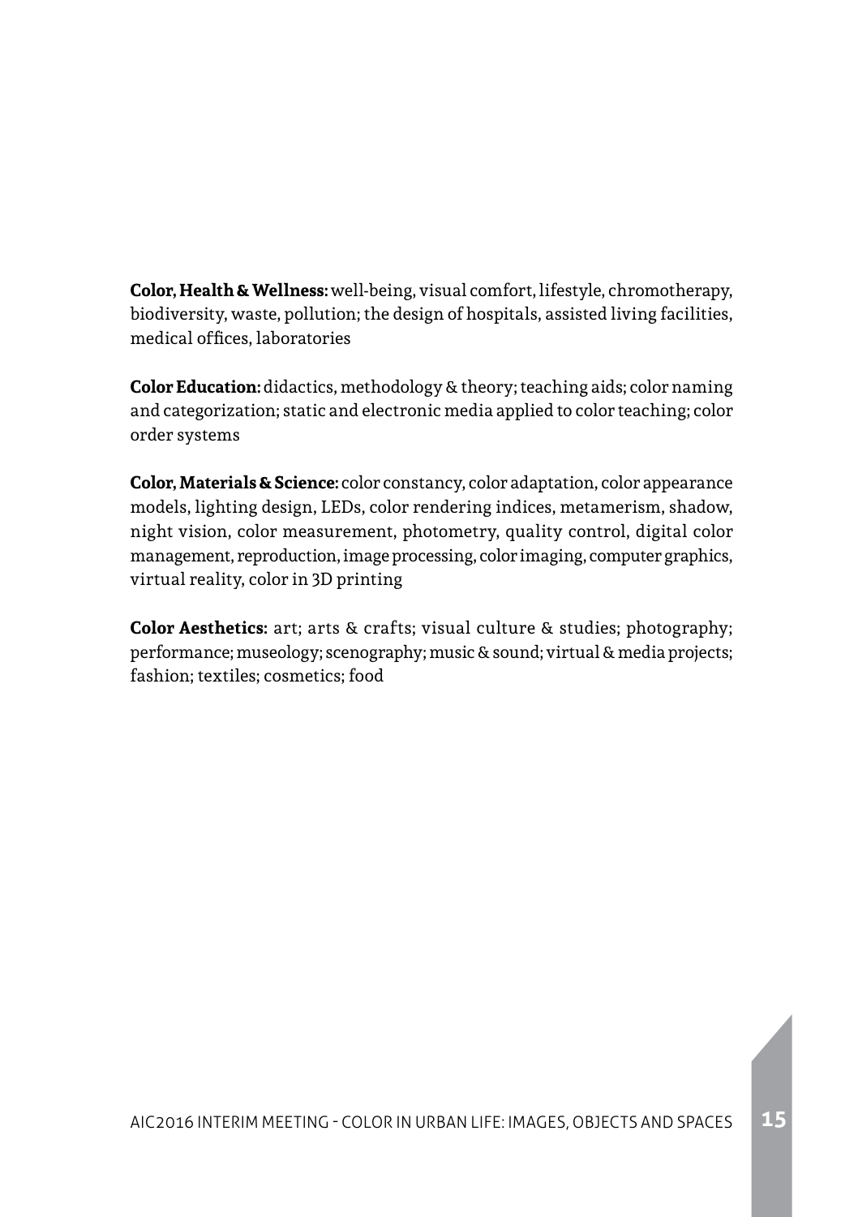**Color, Health & Wellness:** well-being, visual comfort, lifestyle, chromotherapy, biodiversity, waste, pollution; the design of hospitals, assisted living facilities, medical offices, laboratories

**Color Education:** didactics, methodology & theory; teaching aids; color naming and categorization; static and electronic media applied to color teaching; color order systems

**Color, Materials & Science:** color constancy, color adaptation, color appearance models, lighting design, LEDs, color rendering indices, metamerism, shadow, night vision, color measurement, photometry, quality control, digital color management, reproduction, image processing, color imaging, computer graphics, virtual reality, color in 3D printing

**Color Aesthetics:** art; arts & crafts; visual culture & studies; photography; performance; museology; scenography; music & sound; virtual & media projects; fashion; textiles; cosmetics; food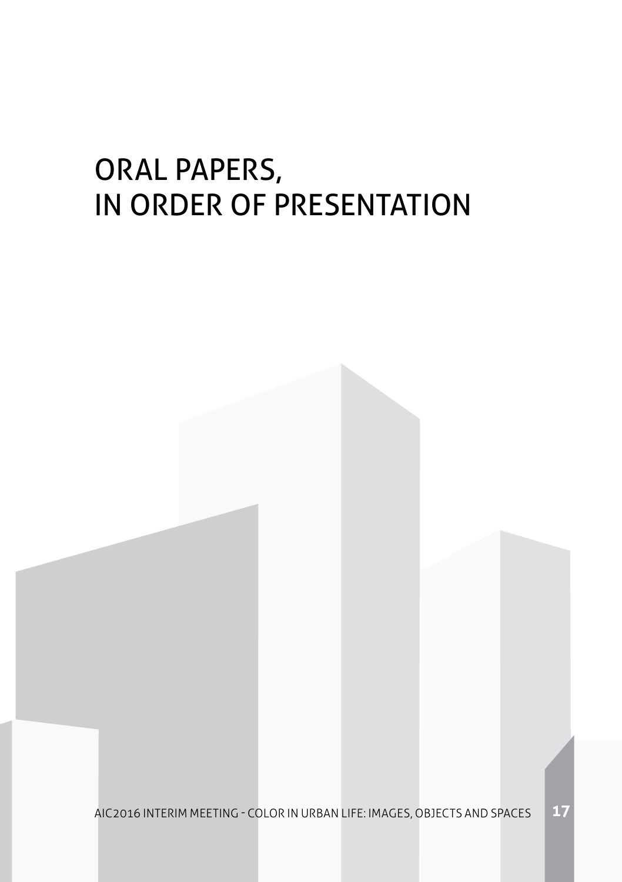# ORAL PAPERS, IN ORDER OF PRESENTATION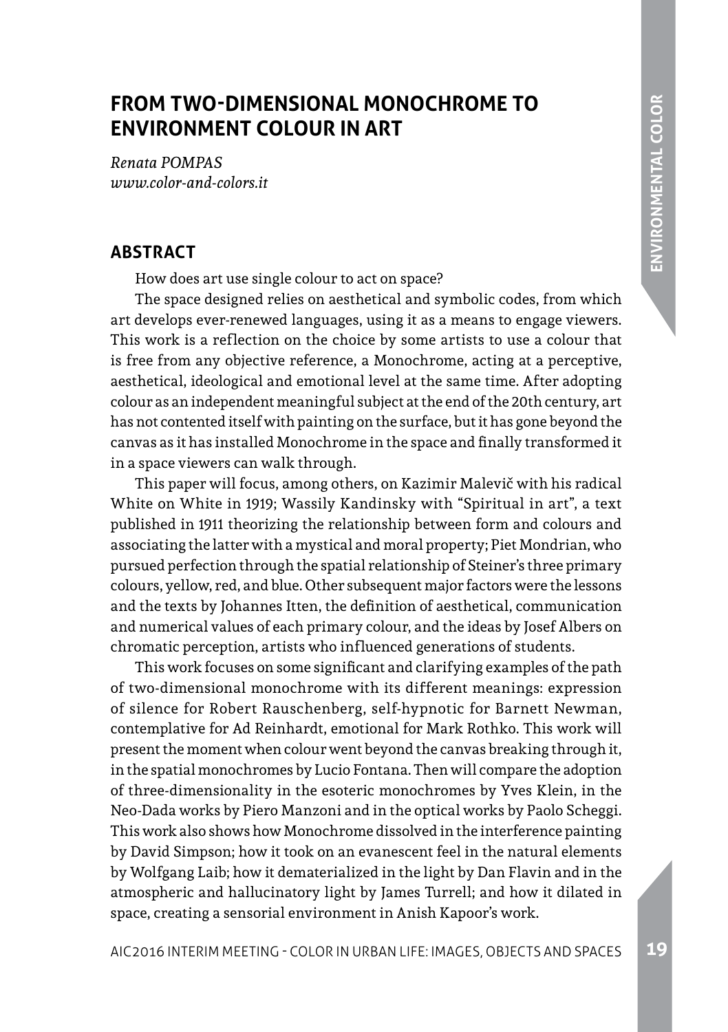# FROM TWO-DIMENSIONAL MONOCHROME TO ENVIRONMENT COLOUR IN ART

*Renata POMPAS*
*www.color-and-colors.it*

## ABSTRACT

How does art use single colour to act on space?

The space designed relies on aesthetical and symbolic codes, from which art develops ever-renewed languages, using it as a means to engage viewers. This work is a reflection on the choice by some artists to use a colour that is free from any objective reference, a Monochrome, acting at a perceptive, aesthetical, ideological and emotional level at the same time. After adopting colour as an independent meaningful subject at the end of the 20th century, art has not contented itself with painting on the surface, but it has gone beyond the canvas as it has installed Monochrome in the space and finally transformed it in a space viewers can walk through.

This paper will focus, among others, on Kazimir Malevič with his radical White on White in 1919; Wassily Kandinsky with "Spiritual in art", a text published in 1911 theorizing the relationship between form and colours and associating the latter with a mystical and moral property; Piet Mondrian, who pursued perfection through the spatial relationship of Steiner's three primary colours, yellow, red, and blue. Other subsequent major factors were the lessons and the texts by Johannes Itten, the definition of aesthetical, communication and numerical values of each primary colour, and the ideas by Josef Albers on chromatic perception, artists who influenced generations of students.

This work focuses on some significant and clarifying examples of the path of two-dimensional monochrome with its different meanings: expression of silence for Robert Rauschenberg, self-hypnotic for Barnett Newman, contemplative for Ad Reinhardt, emotional for Mark Rothko. This work will present the moment when colour went beyond the canvas breaking through it, in the spatial monochromes by Lucio Fontana. Then will compare the adoption of three-dimensionality in the esoteric monochromes by Yves Klein, in the Neo-Dada works by Piero Manzoni and in the optical works by Paolo Scheggi. This work also shows how Monochrome dissolved in the interference painting by David Simpson; how it took on an evanescent feel in the natural elements by Wolfgang Laib; how it dematerialized in the light by Dan Flavin and in the atmospheric and hallucinatory light by James Turrell; and how it dilated in space, creating a sensorial environment in Anish Kapoor's work.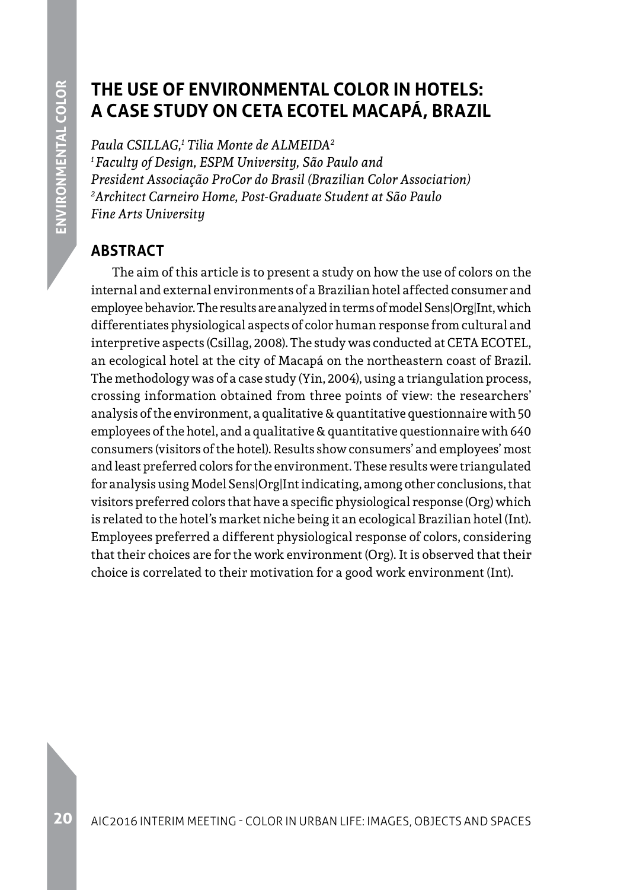# THE USE OF ENVIRONMENTAL COLOR IN HOTELS: A CASE STUDY ON CETA ECOTEL MACAPÁ, BRAZIL

*Paula CSILLAG,[1] Tilia Monte de ALMEIDA[2]*
*[1] Faculty of Design, ESPM University, São Paulo and President Associação ProCor do Brasil (Brazilian Color Association)*
*[2] Architect Carneiro Home, Post-Graduate Student at São Paulo Fine Arts University*

## ABSTRACT

The aim of this article is to present a study on how the use of colors on the internal and external environments of a Brazilian hotel affected consumer and employee behavior. The results are analyzed in terms of model Sens|Org|Int, which differentiates physiological aspects of color human response from cultural and interpretive aspects (Csillag, 2008). The study was conducted at CETA ECOTEL, an ecological hotel at the city of Macapá on the northeastern coast of Brazil. The methodology was of a case study (Yin, 2004), using a triangulation process, crossing information obtained from three points of view: the researchers' analysis of the environment, a qualitative & quantitative questionnaire with 50 employees of the hotel, and a qualitative & quantitative questionnaire with 640 consumers (visitors of the hotel). Results show consumers' and employees' most and least preferred colors for the environment. These results were triangulated for analysis using Model Sens|Org|Int indicating, among other conclusions, that visitors preferred colors that have a specific physiological response (Org) which is related to the hotel's market niche being it an ecological Brazilian hotel (Int). Employees preferred a different physiological response of colors, considering that their choices are for the work environment (Org). It is observed that their choice is correlated to their motivation for a good work environment (Int).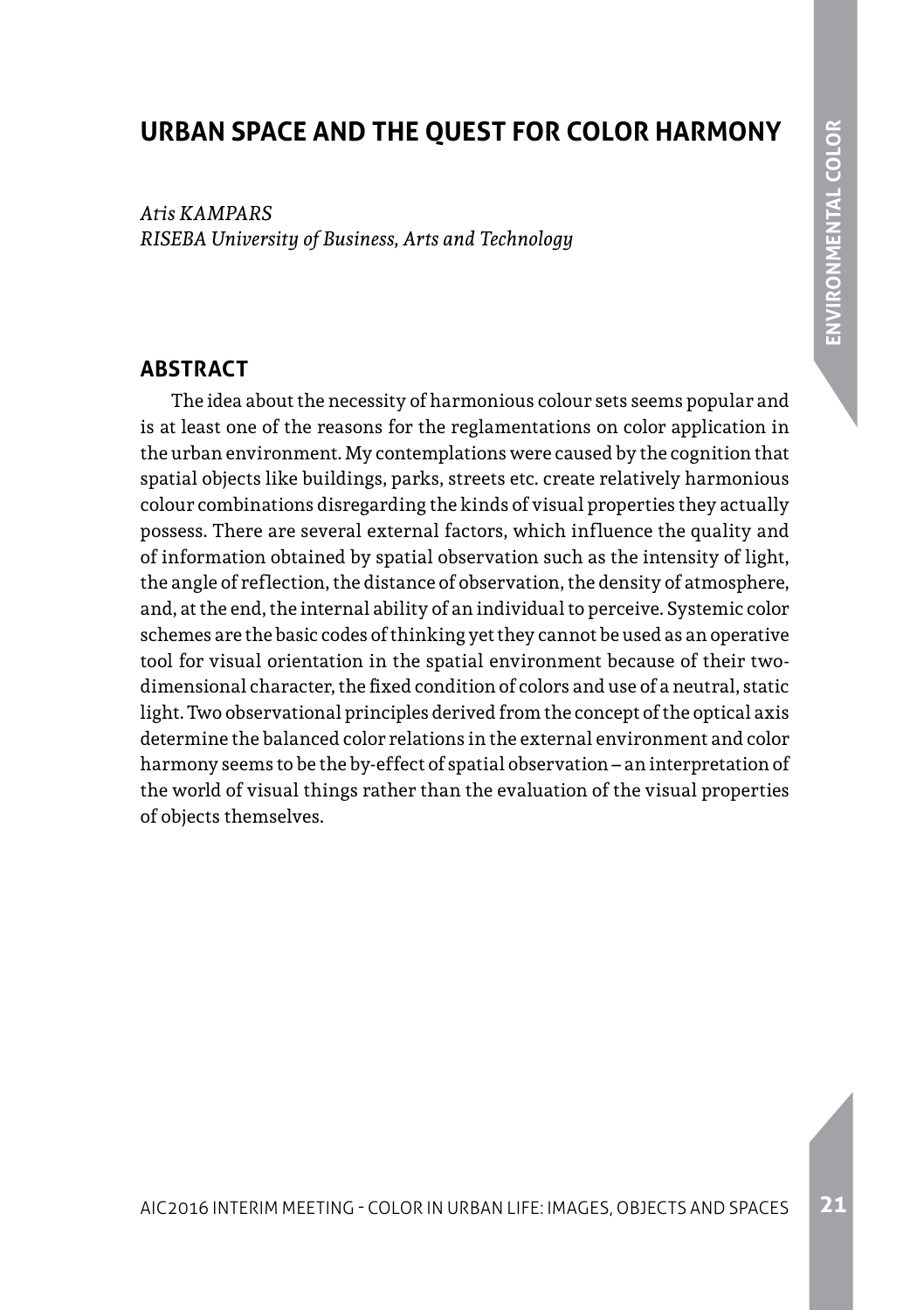# URBAN SPACE AND THE QUEST FOR COLOR HARMONY

*Atis KAMPARS*
*RISEBA University of Business, Arts and Technology*

## ABSTRACT

The idea about the necessity of harmonious colour sets seems popular and is at least one of the reasons for the reglamentations on color application in the urban environment. My contemplations were caused by the cognition that spatial objects like buildings, parks, streets etc. create relatively harmonious colour combinations disregarding the kinds of visual properties they actually possess. There are several external factors, which influence the quality and of information obtained by spatial observation such as the intensity of light, the angle of reflection, the distance of observation, the density of atmosphere, and, at the end, the internal ability of an individual to perceive. Systemic color schemes are the basic codes of thinking yet they cannot be used as an operative tool for visual orientation in the spatial environment because of their two-dimensional character, the fixed condition of colors and use of a neutral, static light. Two observational principles derived from the concept of the optical axis determine the balanced color relations in the external environment and color harmony seems to be the by-effect of spatial observation – an interpretation of the world of visual things rather than the evaluation of the visual properties of objects themselves.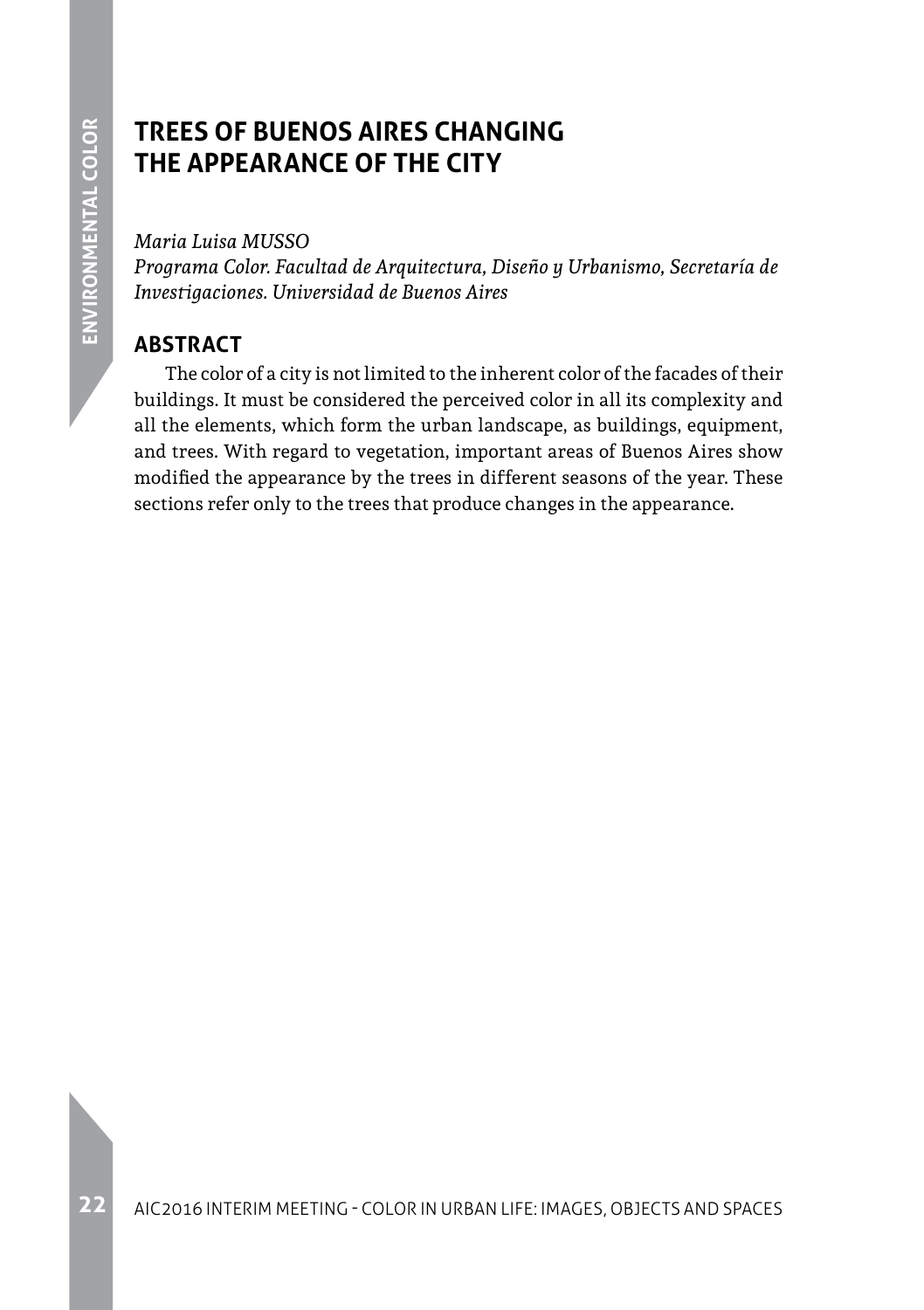# TREES OF BUENOS AIRES CHANGING THE APPEARANCE OF THE CITY

*Maria Luisa MUSSO*
*Programa Color. Facultad de Arquitectura, Diseño y Urbanismo, Secretaría de Investigaciones. Universidad de Buenos Aires*

## ABSTRACT

The color of a city is not limited to the inherent color of the facades of their buildings. It must be considered the perceived color in all its complexity and all the elements, which form the urban landscape, as buildings, equipment, and trees. With regard to vegetation, important areas of Buenos Aires show modified the appearance by the trees in different seasons of the year. These sections refer only to the trees that produce changes in the appearance.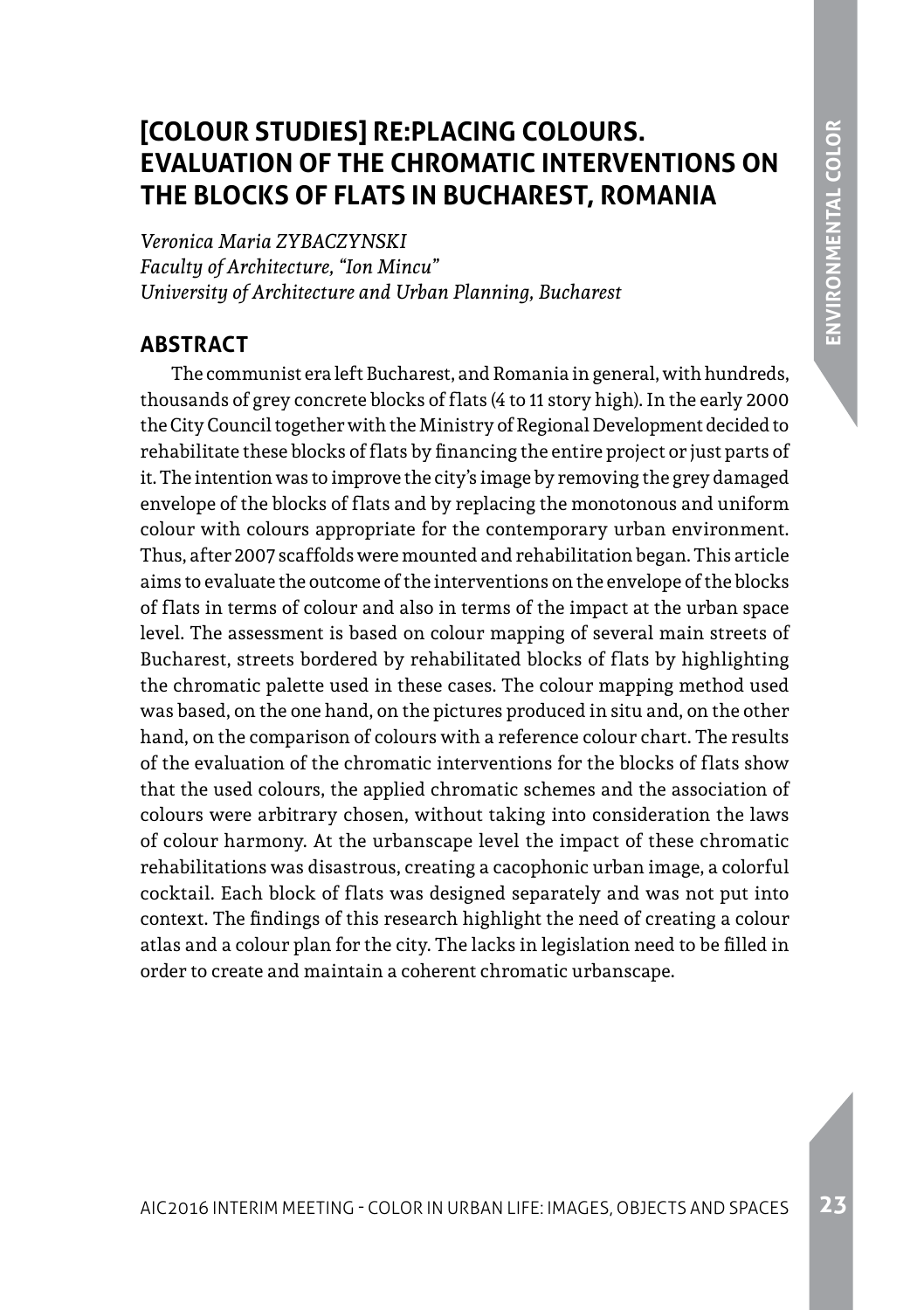# [COLOUR STUDIES] RE:PLACING COLOURS. EVALUATION OF THE CHROMATIC INTERVENTIONS ON THE BLOCKS OF FLATS IN BUCHAREST, ROMANIA

*Veronica Maria ZYBACZYNSKI*
*Faculty of Architecture, "Ion Mincu"*
*University of Architecture and Urban Planning, Bucharest*

## ABSTRACT

The communist era left Bucharest, and Romania in general, with hundreds, thousands of grey concrete blocks of flats (4 to 11 story high). In the early 2000 the City Council together with the Ministry of Regional Development decided to rehabilitate these blocks of flats by financing the entire project or just parts of it. The intention was to improve the city's image by removing the grey damaged envelope of the blocks of flats and by replacing the monotonous and uniform colour with colours appropriate for the contemporary urban environment. Thus, after 2007 scaffolds were mounted and rehabilitation began. This article aims to evaluate the outcome of the interventions on the envelope of the blocks of flats in terms of colour and also in terms of the impact at the urban space level. The assessment is based on colour mapping of several main streets of Bucharest, streets bordered by rehabilitated blocks of flats by highlighting the chromatic palette used in these cases. The colour mapping method used was based, on the one hand, on the pictures produced in situ and, on the other hand, on the comparison of colours with a reference colour chart. The results of the evaluation of the chromatic interventions for the blocks of flats show that the used colours, the applied chromatic schemes and the association of colours were arbitrary chosen, without taking into consideration the laws of colour harmony. At the urbanscape level the impact of these chromatic rehabilitations was disastrous, creating a cacophonic urban image, a colorful cocktail. Each block of flats was designed separately and was not put into context. The findings of this research highlight the need of creating a colour atlas and a colour plan for the city. The lacks in legislation need to be filled in order to create and maintain a coherent chromatic urbanscape.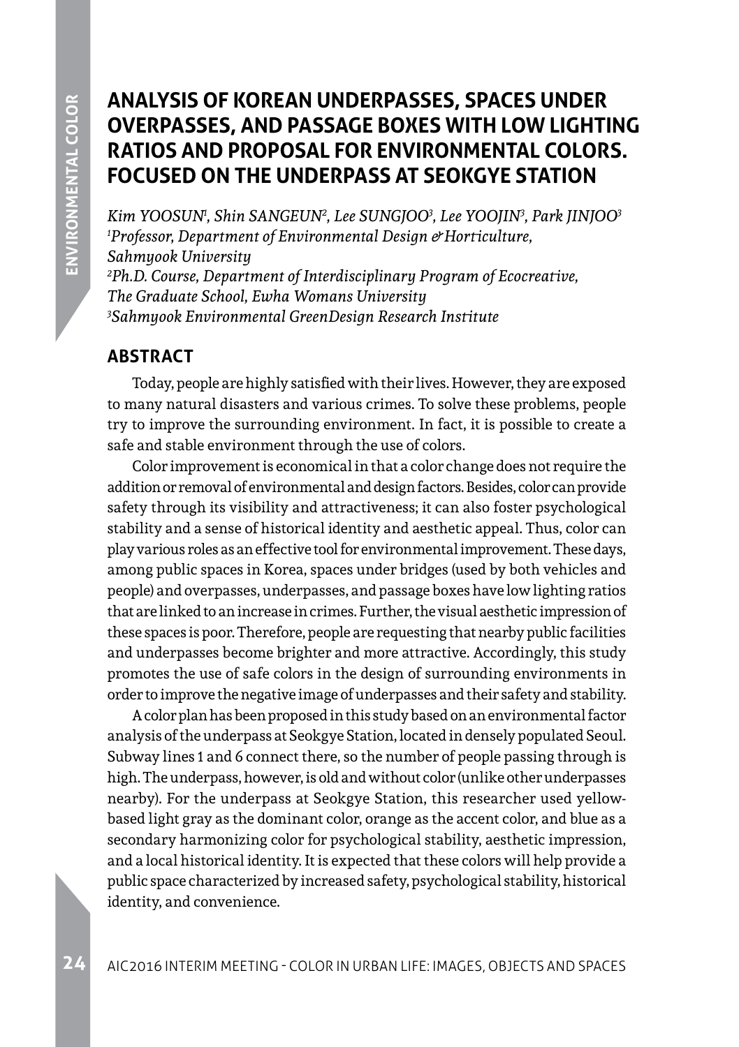# ANALYSIS OF KOREAN UNDERPASSES, SPACES UNDER OVERPASSES, AND PASSAGE BOXES WITH LOW LIGHTING RATIOS AND PROPOSAL FOR ENVIRONMENTAL COLORS. FOCUSED ON THE UNDERPASS AT SEOKGYE STATION

*Kim YOOSUN[1], Shin SANGEUN[2], Lee SUNGJOO[3], Lee YOOJIN[3], Park JINJOO[3]*
*[1]Professor, Department of Environmental Design & Horticulture, Sahmyook University*
*[2]Ph.D. Course, Department of Interdisciplinary Program of Ecocreative, The Graduate School, Ewha Womans University*
*[3]Sahmyook Environmental GreenDesign Research Institute*

## ABSTRACT

Today, people are highly satisfied with their lives. However, they are exposed to many natural disasters and various crimes. To solve these problems, people try to improve the surrounding environment. In fact, it is possible to create a safe and stable environment through the use of colors.

Color improvement is economical in that a color change does not require the addition or removal of environmental and design factors. Besides, color can provide safety through its visibility and attractiveness; it can also foster psychological stability and a sense of historical identity and aesthetic appeal. Thus, color can play various roles as an effective tool for environmental improvement. These days, among public spaces in Korea, spaces under bridges (used by both vehicles and people) and overpasses, underpasses, and passage boxes have low lighting ratios that are linked to an increase in crimes. Further, the visual aesthetic impression of these spaces is poor. Therefore, people are requesting that nearby public facilities and underpasses become brighter and more attractive. Accordingly, this study promotes the use of safe colors in the design of surrounding environments in order to improve the negative image of underpasses and their safety and stability.

A color plan has been proposed in this study based on an environmental factor analysis of the underpass at Seokgye Station, located in densely populated Seoul. Subway lines 1 and 6 connect there, so the number of people passing through is high. The underpass, however, is old and without color (unlike other underpasses nearby). For the underpass at Seokgye Station, this researcher used yellow-based light gray as the dominant color, orange as the accent color, and blue as a secondary harmonizing color for psychological stability, aesthetic impression, and a local historical identity. It is expected that these colors will help provide a public space characterized by increased safety, psychological stability, historical identity, and convenience.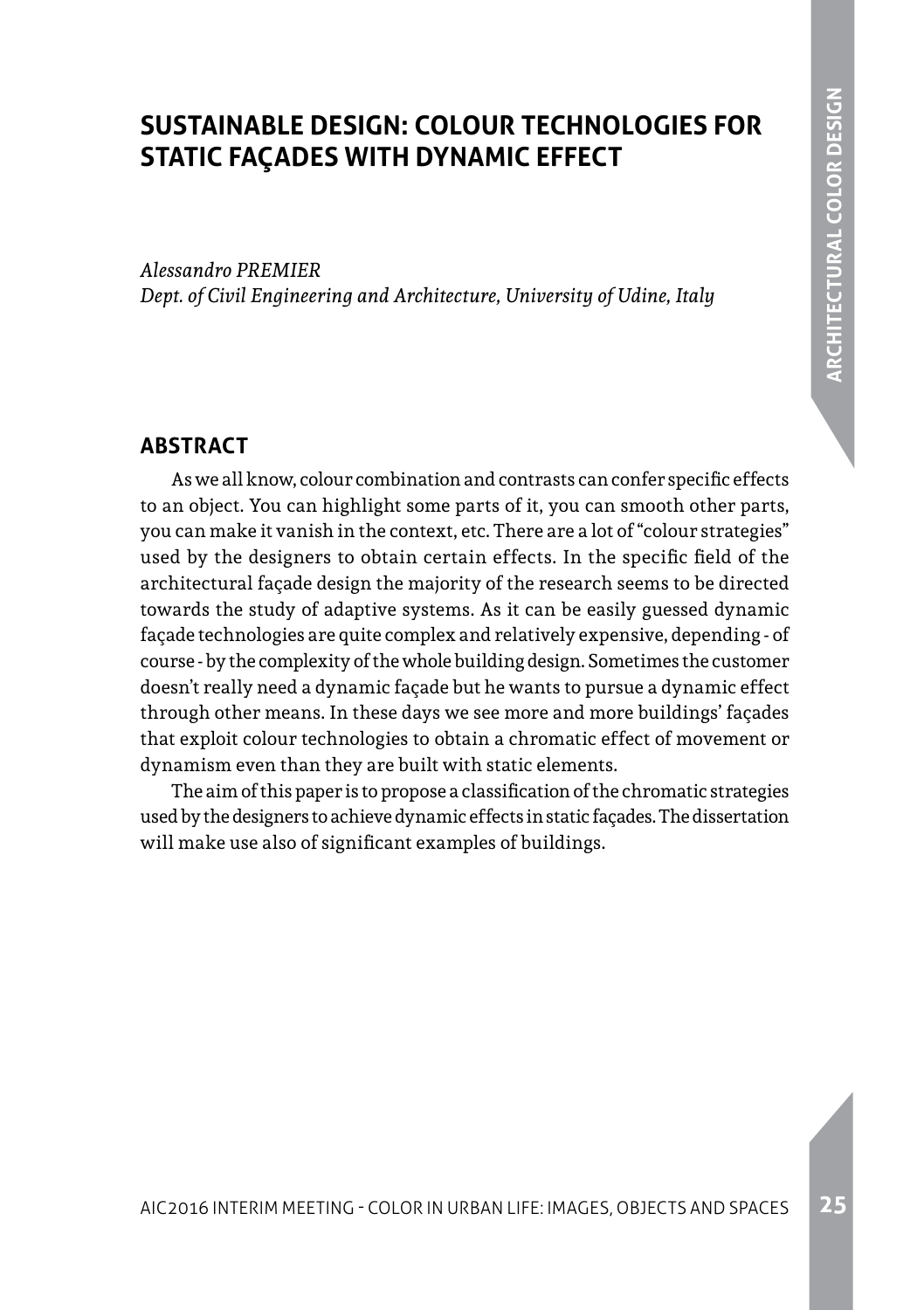# SUSTAINABLE DESIGN: COLOUR TECHNOLOGIES FOR STATIC FAÇADES WITH DYNAMIC EFFECT

*Alessandro PREMIER*
*Dept. of Civil Engineering and Architecture, University of Udine, Italy*

## ABSTRACT

As we all know, colour combination and contrasts can confer specific effects to an object. You can highlight some parts of it, you can smooth other parts, you can make it vanish in the context, etc. There are a lot of "colour strategies" used by the designers to obtain certain effects. In the specific field of the architectural façade design the majority of the research seems to be directed towards the study of adaptive systems. As it can be easily guessed dynamic façade technologies are quite complex and relatively expensive, depending - of course - by the complexity of the whole building design. Sometimes the customer doesn't really need a dynamic façade but he wants to pursue a dynamic effect through other means. In these days we see more and more buildings' façades that exploit colour technologies to obtain a chromatic effect of movement or dynamism even than they are built with static elements.

The aim of this paper is to propose a classification of the chromatic strategies used by the designers to achieve dynamic effects in static façades. The dissertation will make use also of significant examples of buildings.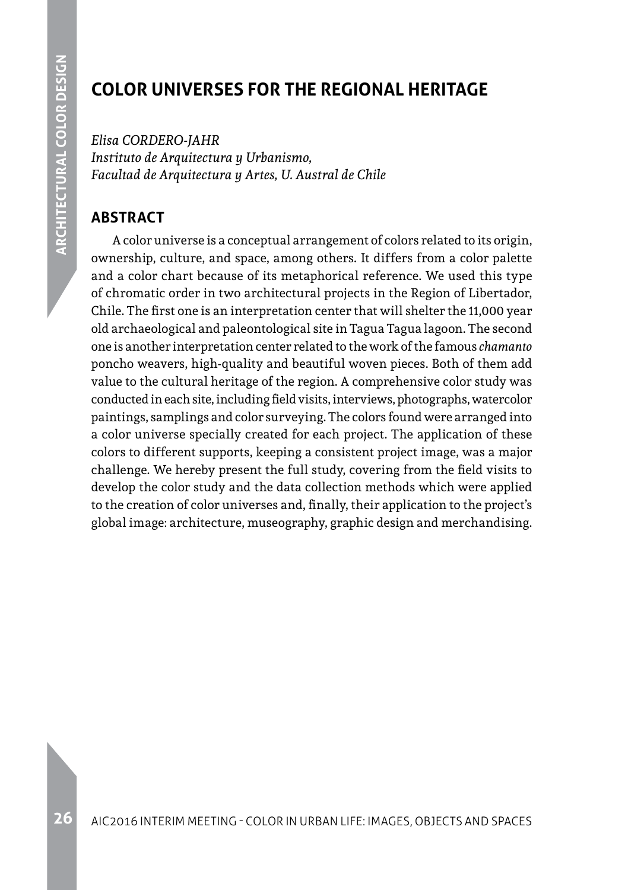# COLOR UNIVERSES FOR THE REGIONAL HERITAGE

*Elisa CORDERO-JAHR*
*Instituto de Arquitectura y Urbanismo,*
*Facultad de Arquitectura y Artes, U. Austral de Chile*

## ABSTRACT

A color universe is a conceptual arrangement of colors related to its origin, ownership, culture, and space, among others. It differs from a color palette and a color chart because of its metaphorical reference. We used this type of chromatic order in two architectural projects in the Region of Libertador, Chile. The first one is an interpretation center that will shelter the 11,000 year old archaeological and paleontological site in Tagua Tagua lagoon. The second one is another interpretation center related to the work of the famous *chamanto* poncho weavers, high-quality and beautiful woven pieces. Both of them add value to the cultural heritage of the region. A comprehensive color study was conducted in each site, including field visits, interviews, photographs, watercolor paintings, samplings and color surveying. The colors found were arranged into a color universe specially created for each project. The application of these colors to different supports, keeping a consistent project image, was a major challenge. We hereby present the full study, covering from the field visits to develop the color study and the data collection methods which were applied to the creation of color universes and, finally, their application to the project's global image: architecture, museography, graphic design and merchandising.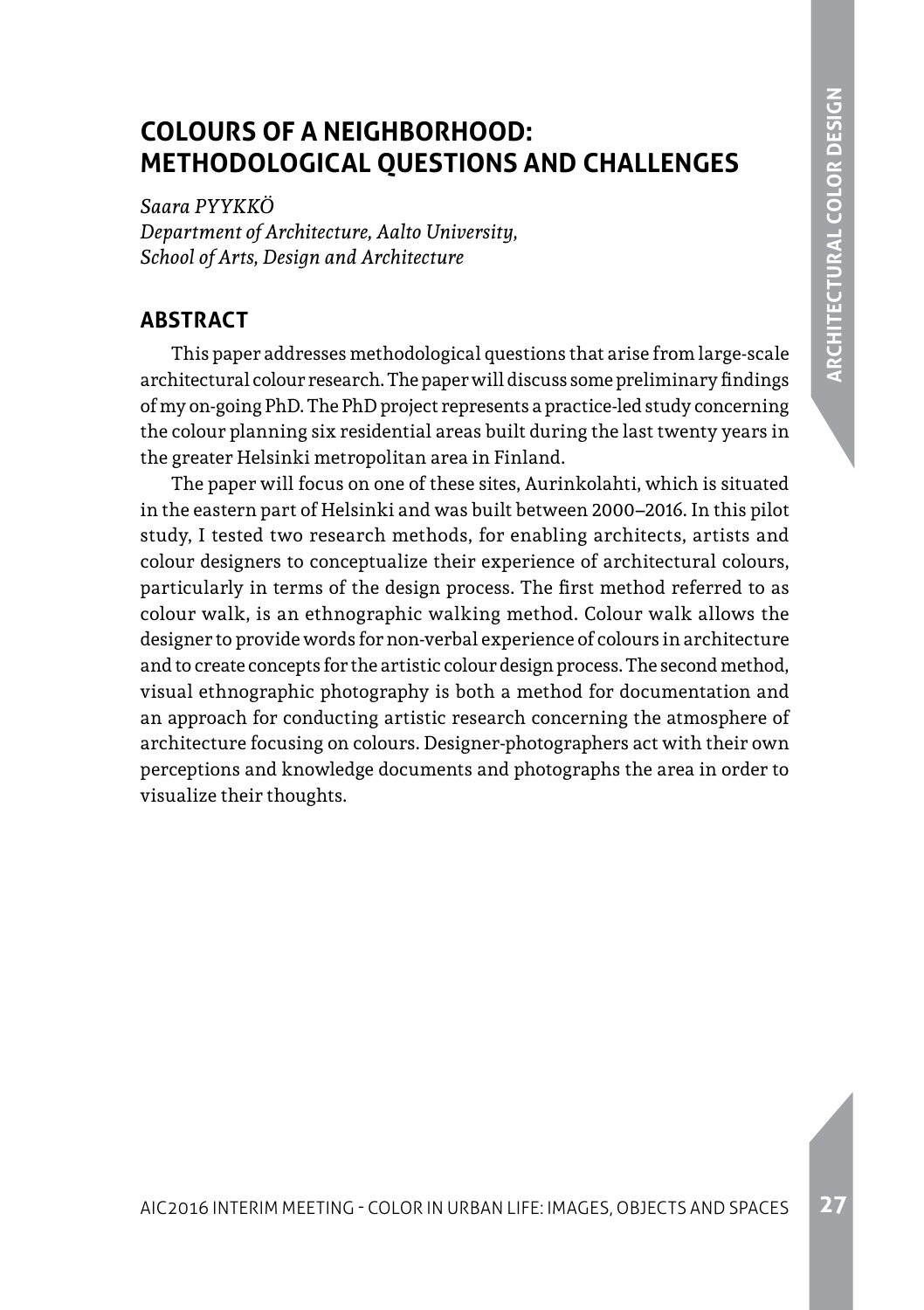# COLOURS OF A NEIGHBORHOOD: METHODOLOGICAL QUESTIONS AND CHALLENGES

*Saara PYYKKÖ*
*Department of Architecture, Aalto University, School of Arts, Design and Architecture*

## ABSTRACT

This paper addresses methodological questions that arise from large-scale architectural colour research. The paper will discuss some preliminary findings of my on-going PhD. The PhD project represents a practice-led study concerning the colour planning six residential areas built during the last twenty years in the greater Helsinki metropolitan area in Finland.

The paper will focus on one of these sites, Aurinkolahti, which is situated in the eastern part of Helsinki and was built between 2000–2016. In this pilot study, I tested two research methods, for enabling architects, artists and colour designers to conceptualize their experience of architectural colours, particularly in terms of the design process. The first method referred to as colour walk, is an ethnographic walking method. Colour walk allows the designer to provide words for non-verbal experience of colours in architecture and to create concepts for the artistic colour design process. The second method, visual ethnographic photography is both a method for documentation and an approach for conducting artistic research concerning the atmosphere of architecture focusing on colours. Designer-photographers act with their own perceptions and knowledge documents and photographs the area in order to visualize their thoughts.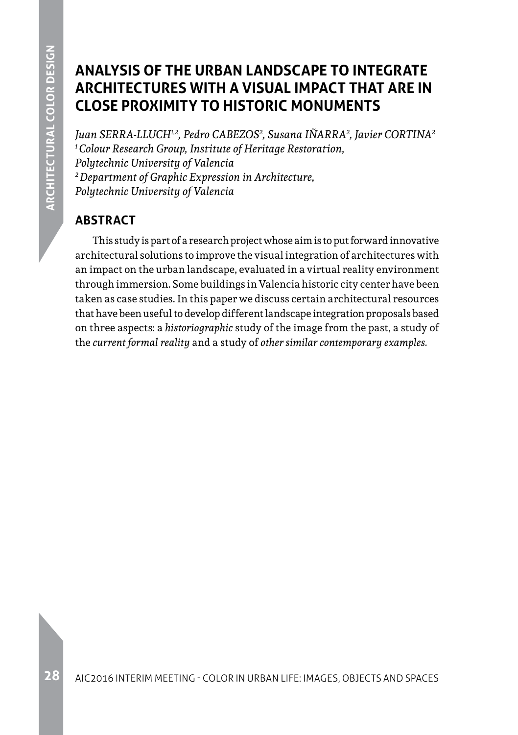# ANALYSIS OF THE URBAN LANDSCAPE TO INTEGRATE ARCHITECTURES WITH A VISUAL IMPACT THAT ARE IN CLOSE PROXIMITY TO HISTORIC MONUMENTS

*Juan SERRA-LLUCH[1,2], Pedro CABEZOS[2], Susana IÑARRA[2], Javier CORTINA[2]*
*[1] Colour Research Group, Institute of Heritage Restoration, Polytechnic University of Valencia*
*[2] Department of Graphic Expression in Architecture, Polytechnic University of Valencia*

## ABSTRACT

This study is part of a research project whose aim is to put forward innovative architectural solutions to improve the visual integration of architectures with an impact on the urban landscape, evaluated in a virtual reality environment through immersion. Some buildings in Valencia historic city center have been taken as case studies. In this paper we discuss certain architectural resources that have been useful to develop different landscape integration proposals based on three aspects: a *historiographic* study of the image from the past, a study of the *current formal reality* and a study of *other similar contemporary examples.*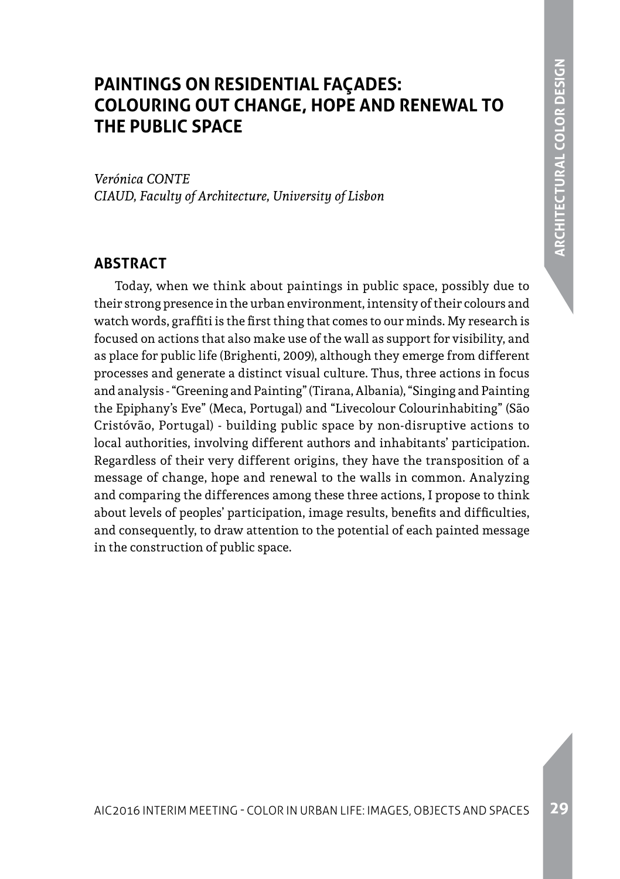# PAINTINGS ON RESIDENTIAL FAÇADES: COLOURING OUT CHANGE, HOPE AND RENEWAL TO THE PUBLIC SPACE

*Verónica CONTE*
*CIAUD, Faculty of Architecture, University of Lisbon*

## ABSTRACT

Today, when we think about paintings in public space, possibly due to their strong presence in the urban environment, intensity of their colours and watch words, graffiti is the first thing that comes to our minds. My research is focused on actions that also make use of the wall as support for visibility, and as place for public life (Brighenti, 2009), although they emerge from different processes and generate a distinct visual culture. Thus, three actions in focus and analysis - "Greening and Painting" (Tirana, Albania), "Singing and Painting the Epiphany's Eve" (Meca, Portugal) and "Livecolour Colourinhabiting" (São Cristóvão, Portugal) - building public space by non-disruptive actions to local authorities, involving different authors and inhabitants' participation. Regardless of their very different origins, they have the transposition of a message of change, hope and renewal to the walls in common. Analyzing and comparing the differences among these three actions, I propose to think about levels of peoples' participation, image results, benefits and difficulties, and consequently, to draw attention to the potential of each painted message in the construction of public space.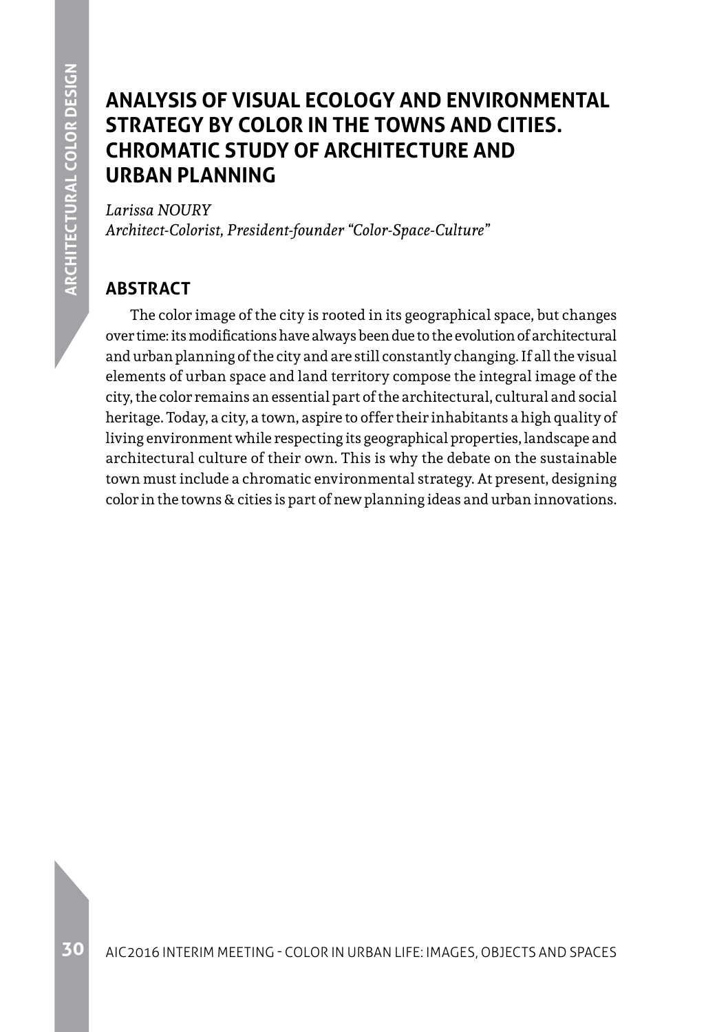# ANALYSIS OF VISUAL ECOLOGY AND ENVIRONMENTAL STRATEGY BY COLOR IN THE TOWNS AND CITIES. CHROMATIC STUDY OF ARCHITECTURE AND URBAN PLANNING

*Larissa NOURY*
*Architect-Colorist, President-founder "Color-Space-Culture"*

## ABSTRACT

The color image of the city is rooted in its geographical space, but changes over time: its modifications have always been due to the evolution of architectural and urban planning of the city and are still constantly changing. If all the visual elements of urban space and land territory compose the integral image of the city, the color remains an essential part of the architectural, cultural and social heritage. Today, a city, a town, aspire to offer their inhabitants a high quality of living environment while respecting its geographical properties, landscape and architectural culture of their own. This is why the debate on the sustainable town must include a chromatic environmental strategy. At present, designing color in the towns & cities is part of new planning ideas and urban innovations.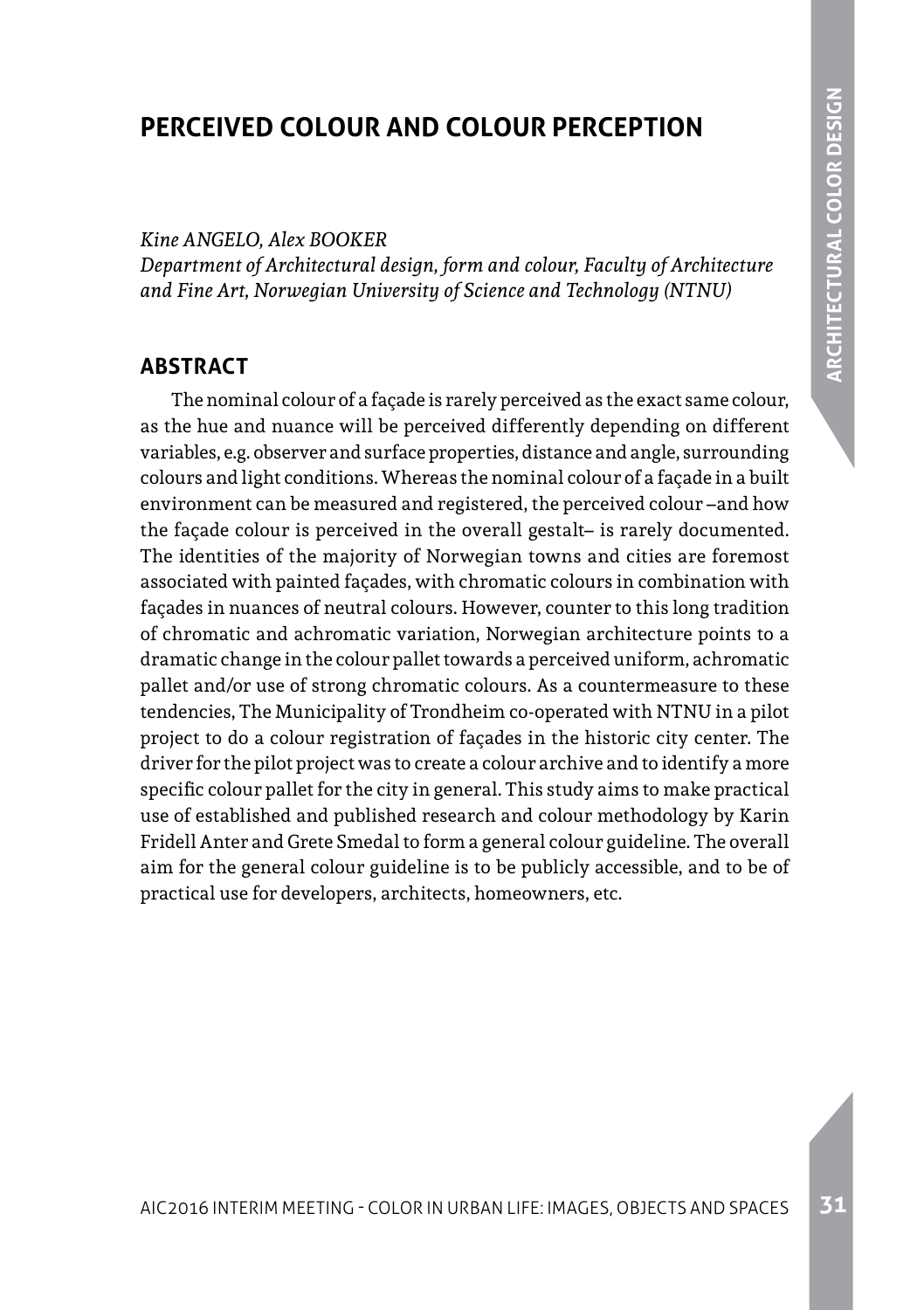# PERCEIVED COLOUR AND COLOUR PERCEPTION

*Kine ANGELO, Alex BOOKER*
*Department of Architectural design, form and colour, Faculty of Architecture and Fine Art, Norwegian University of Science and Technology (NTNU)*

## ABSTRACT

The nominal colour of a façade is rarely perceived as the exact same colour, as the hue and nuance will be perceived differently depending on different variables, e.g. observer and surface properties, distance and angle, surrounding colours and light conditions. Whereas the nominal colour of a façade in a built environment can be measured and registered, the perceived colour –and how the façade colour is perceived in the overall gestalt– is rarely documented. The identities of the majority of Norwegian towns and cities are foremost associated with painted façades, with chromatic colours in combination with façades in nuances of neutral colours. However, counter to this long tradition of chromatic and achromatic variation, Norwegian architecture points to a dramatic change in the colour pallet towards a perceived uniform, achromatic pallet and/or use of strong chromatic colours. As a countermeasure to these tendencies, The Municipality of Trondheim co-operated with NTNU in a pilot project to do a colour registration of façades in the historic city center. The driver for the pilot project was to create a colour archive and to identify a more specific colour pallet for the city in general. This study aims to make practical use of established and published research and colour methodology by Karin Fridell Anter and Grete Smedal to form a general colour guideline. The overall aim for the general colour guideline is to be publicly accessible, and to be of practical use for developers, architects, homeowners, etc.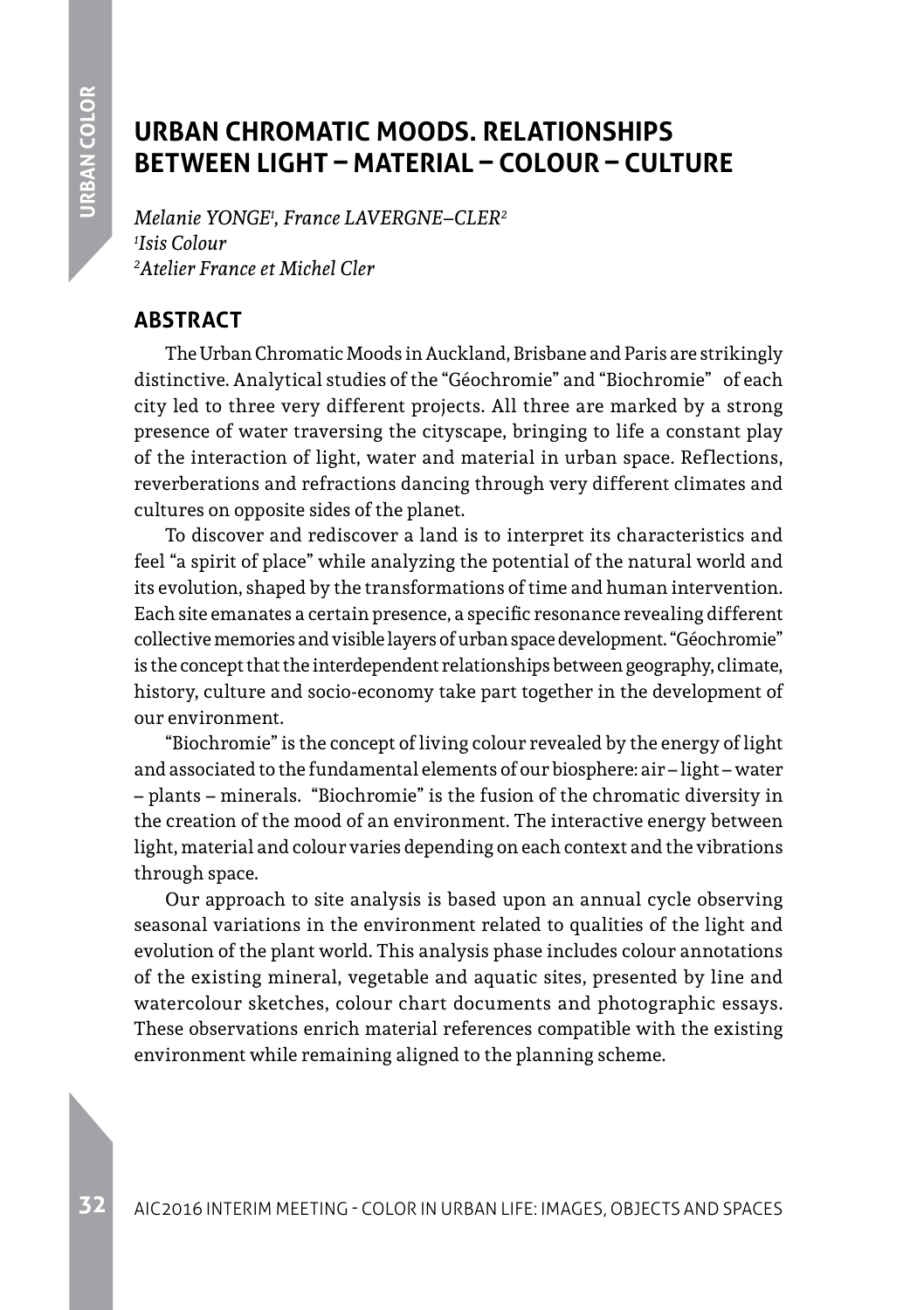# URBAN CHROMATIC MOODS. RELATIONSHIPS BETWEEN LIGHT – MATERIAL – COLOUR – CULTURE

*Melanie YONGE*[1], *France LAVERGNE–CLER*[2]
[1]*Isis Colour*
[2]*Atelier France et Michel Cler*

## ABSTRACT

The Urban Chromatic Moods in Auckland, Brisbane and Paris are strikingly distinctive. Analytical studies of the "Géochromie" and "Biochromie" of each city led to three very different projects. All three are marked by a strong presence of water traversing the cityscape, bringing to life a constant play of the interaction of light, water and material in urban space. Reflections, reverberations and refractions dancing through very different climates and cultures on opposite sides of the planet.

To discover and rediscover a land is to interpret its characteristics and feel "a spirit of place" while analyzing the potential of the natural world and its evolution, shaped by the transformations of time and human intervention. Each site emanates a certain presence, a specific resonance revealing different collective memories and visible layers of urban space development. "Géochromie" is the concept that the interdependent relationships between geography, climate, history, culture and socio-economy take part together in the development of our environment.

"Biochromie" is the concept of living colour revealed by the energy of light and associated to the fundamental elements of our biosphere: air – light – water – plants – minerals. "Biochromie" is the fusion of the chromatic diversity in the creation of the mood of an environment. The interactive energy between light, material and colour varies depending on each context and the vibrations through space.

Our approach to site analysis is based upon an annual cycle observing seasonal variations in the environment related to qualities of the light and evolution of the plant world. This analysis phase includes colour annotations of the existing mineral, vegetable and aquatic sites, presented by line and watercolour sketches, colour chart documents and photographic essays. These observations enrich material references compatible with the existing environment while remaining aligned to the planning scheme.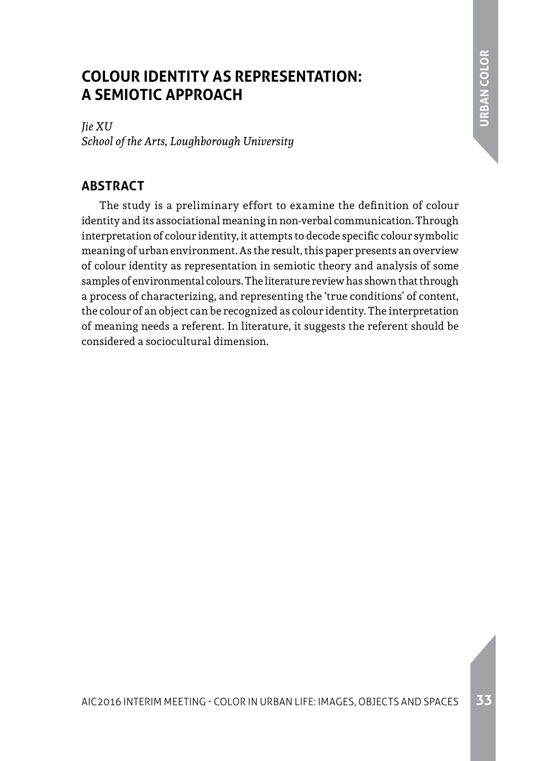# COLOUR IDENTITY AS REPRESENTATION: A SEMIOTIC APPROACH

*Jie XU*
*School of the Arts, Loughborough University*

## ABSTRACT

The study is a preliminary effort to examine the definition of colour identity and its associational meaning in non-verbal communication. Through interpretation of colour identity, it attempts to decode specific colour symbolic meaning of urban environment. As the result, this paper presents an overview of colour identity as representation in semiotic theory and analysis of some samples of environmental colours. The literature review has shown that through a process of characterizing, and representing the 'true conditions' of content, the colour of an object can be recognized as colour identity. The interpretation of meaning needs a referent. In literature, it suggests the referent should be considered a sociocultural dimension.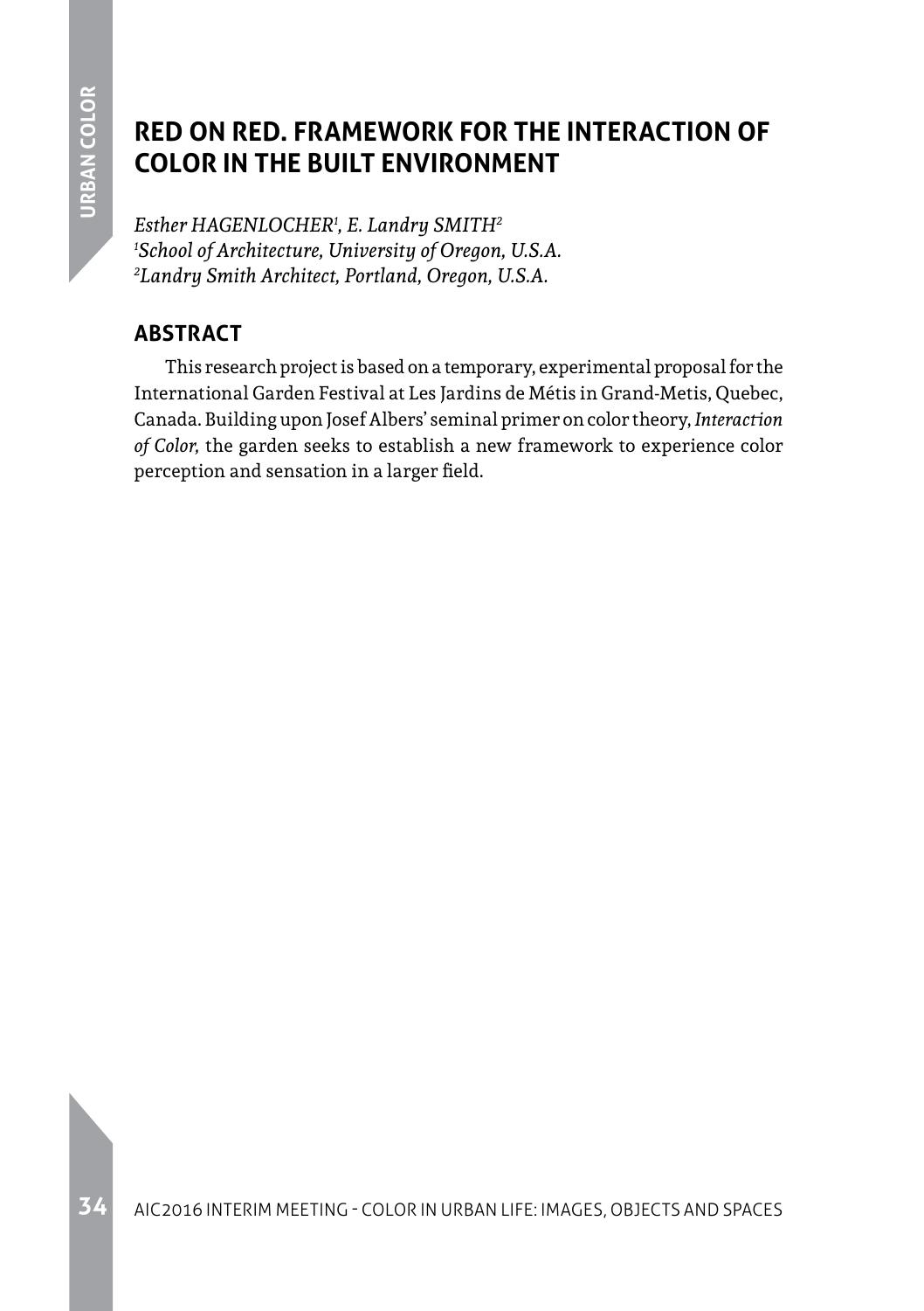# RED ON RED. FRAMEWORK FOR THE INTERACTION OF COLOR IN THE BUILT ENVIRONMENT

*Esther HAGENLOCHER[1], E. Landry SMITH[2]*
*[1]School of Architecture, University of Oregon, U.S.A.*
*[2]Landry Smith Architect, Portland, Oregon, U.S.A.*

## ABSTRACT

This research project is based on a temporary, experimental proposal for the International Garden Festival at Les Jardins de Métis in Grand-Metis, Quebec, Canada. Building upon Josef Albers' seminal primer on color theory, *Interaction of Color*, the garden seeks to establish a new framework to experience color perception and sensation in a larger field.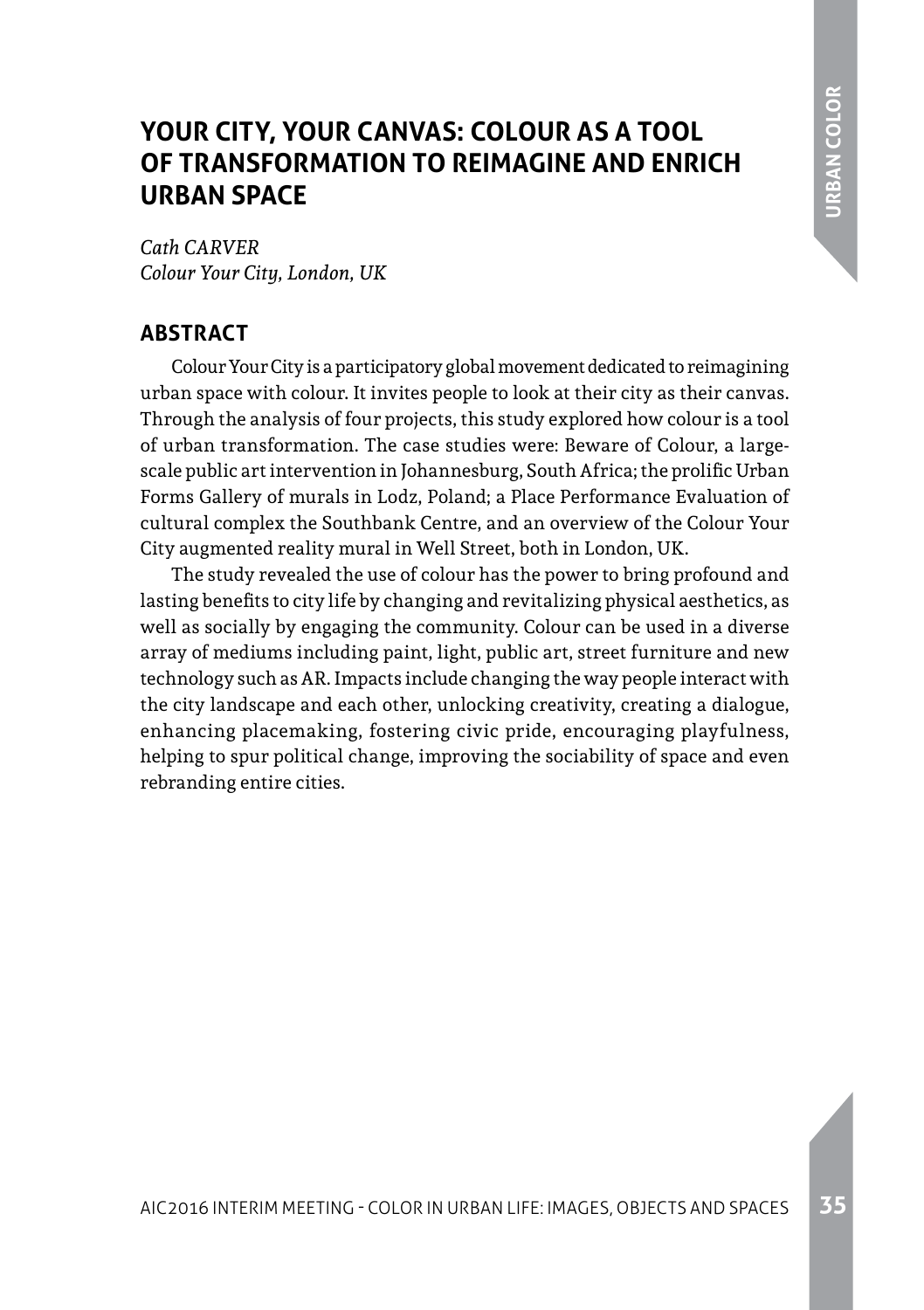# YOUR CITY, YOUR CANVAS: COLOUR AS A TOOL OF TRANSFORMATION TO REIMAGINE AND ENRICH URBAN SPACE

*Cath CARVER*
*Colour Your City, London, UK*

## ABSTRACT

Colour Your City is a participatory global movement dedicated to reimagining urban space with colour. It invites people to look at their city as their canvas. Through the analysis of four projects, this study explored how colour is a tool of urban transformation. The case studies were: Beware of Colour, a large-scale public art intervention in Johannesburg, South Africa; the prolific Urban Forms Gallery of murals in Lodz, Poland; a Place Performance Evaluation of cultural complex the Southbank Centre, and an overview of the Colour Your City augmented reality mural in Well Street, both in London, UK.

The study revealed the use of colour has the power to bring profound and lasting benefits to city life by changing and revitalizing physical aesthetics, as well as socially by engaging the community. Colour can be used in a diverse array of mediums including paint, light, public art, street furniture and new technology such as AR. Impacts include changing the way people interact with the city landscape and each other, unlocking creativity, creating a dialogue, enhancing placemaking, fostering civic pride, encouraging playfulness, helping to spur political change, improving the sociability of space and even rebranding entire cities.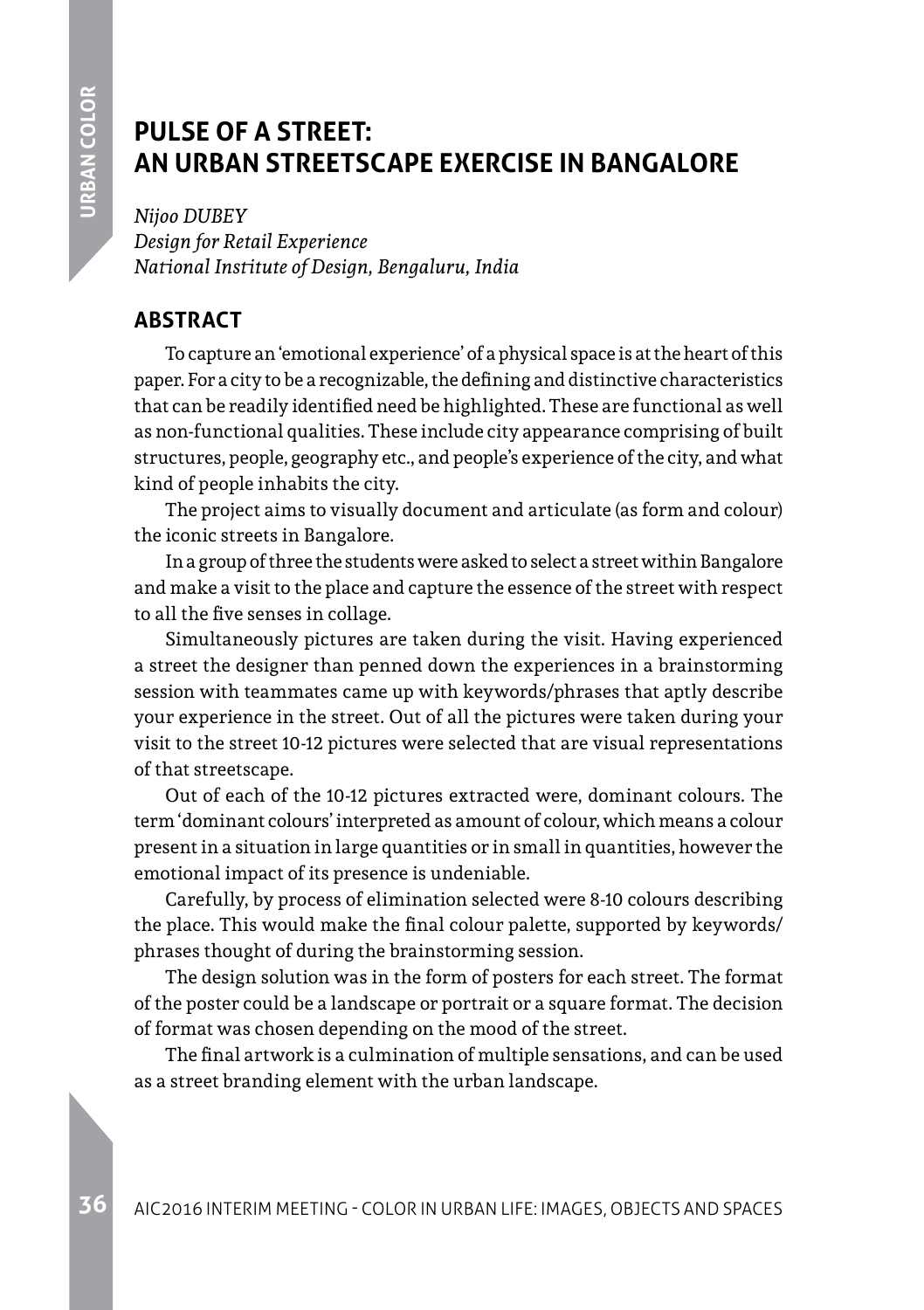# PULSE OF A STREET: AN URBAN STREETSCAPE EXERCISE IN BANGALORE

*Nijoo DUBEY*
*Design for Retail Experience*
*National Institute of Design, Bengaluru, India*

## ABSTRACT

To capture an 'emotional experience' of a physical space is at the heart of this paper. For a city to be a recognizable, the defining and distinctive characteristics that can be readily identified need be highlighted. These are functional as well as non-functional qualities. These include city appearance comprising of built structures, people, geography etc., and people's experience of the city, and what kind of people inhabits the city.

The project aims to visually document and articulate (as form and colour) the iconic streets in Bangalore.

In a group of three the students were asked to select a street within Bangalore and make a visit to the place and capture the essence of the street with respect to all the five senses in collage.

Simultaneously pictures are taken during the visit. Having experienced a street the designer than penned down the experiences in a brainstorming session with teammates came up with keywords/phrases that aptly describe your experience in the street. Out of all the pictures were taken during your visit to the street 10-12 pictures were selected that are visual representations of that streetscape.

Out of each of the 10-12 pictures extracted were, dominant colours. The term 'dominant colours' interpreted as amount of colour, which means a colour present in a situation in large quantities or in small in quantities, however the emotional impact of its presence is undeniable.

Carefully, by process of elimination selected were 8-10 colours describing the place. This would make the final colour palette, supported by keywords/phrases thought of during the brainstorming session.

The design solution was in the form of posters for each street. The format of the poster could be a landscape or portrait or a square format. The decision of format was chosen depending on the mood of the street.

The final artwork is a culmination of multiple sensations, and can be used as a street branding element with the urban landscape.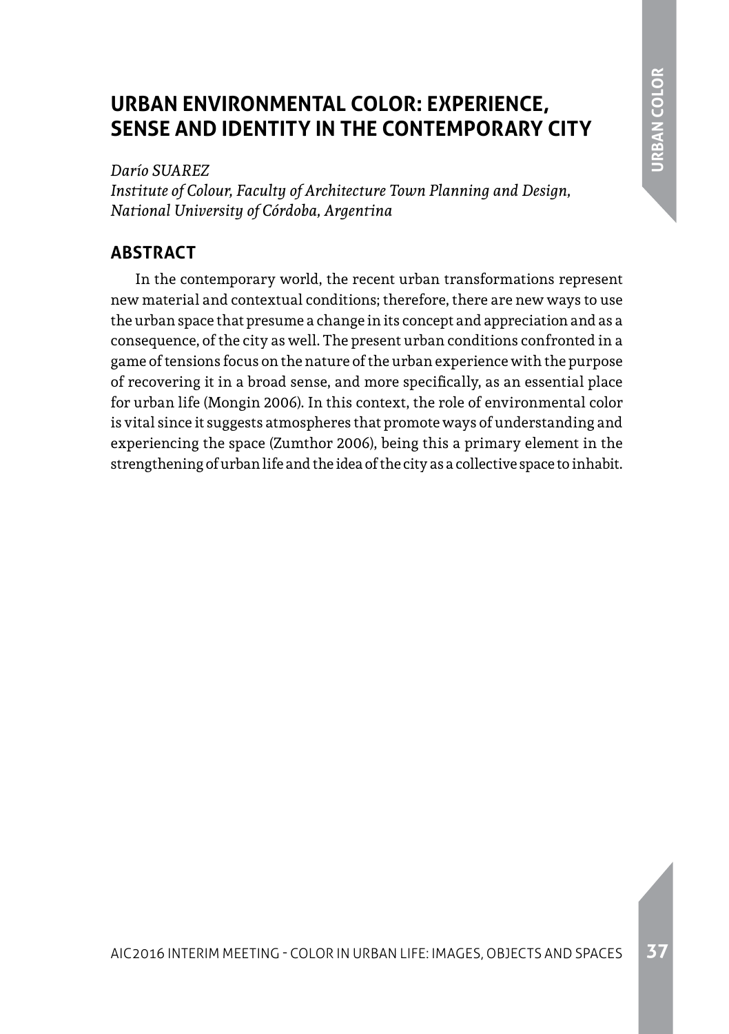# URBAN ENVIRONMENTAL COLOR: EXPERIENCE, SENSE AND IDENTITY IN THE CONTEMPORARY CITY

*Darío SUAREZ*
*Institute of Colour, Faculty of Architecture Town Planning and Design, National University of Córdoba, Argentina*

## ABSTRACT

In the contemporary world, the recent urban transformations represent new material and contextual conditions; therefore, there are new ways to use the urban space that presume a change in its concept and appreciation and as a consequence, of the city as well. The present urban conditions confronted in a game of tensions focus on the nature of the urban experience with the purpose of recovering it in a broad sense, and more specifically, as an essential place for urban life (Mongin 2006). In this context, the role of environmental color is vital since it suggests atmospheres that promote ways of understanding and experiencing the space (Zumthor 2006), being this a primary element in the strengthening of urban life and the idea of the city as a collective space to inhabit.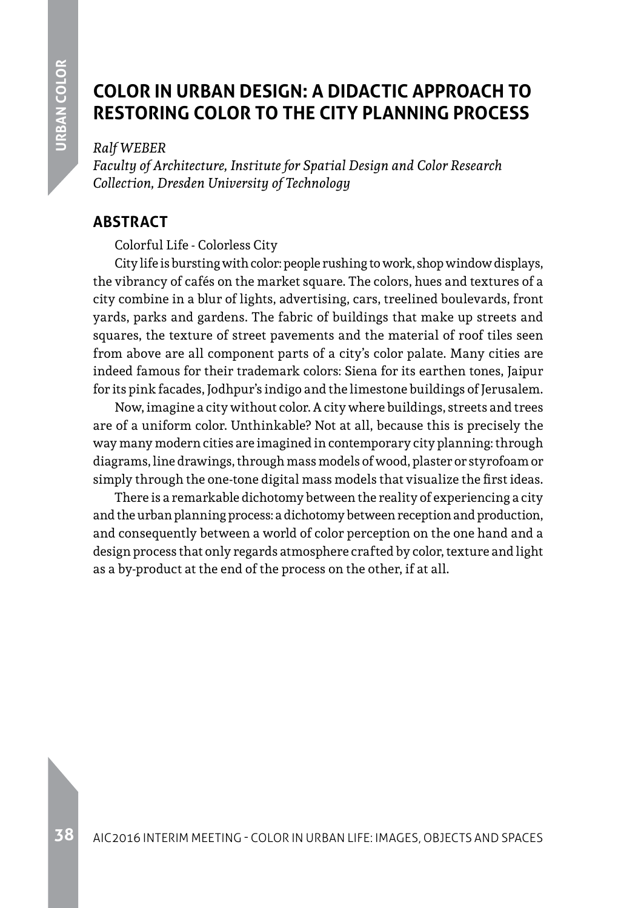# COLOR IN URBAN DESIGN: A DIDACTIC APPROACH TO RESTORING COLOR TO THE CITY PLANNING PROCESS

*Ralf WEBER*

*Faculty of Architecture, Institute for Spatial Design and Color Research Collection, Dresden University of Technology*

## ABSTRACT

Colorful Life - Colorless City

City life is bursting with color: people rushing to work, shop window displays, the vibrancy of cafés on the market square. The colors, hues and textures of a city combine in a blur of lights, advertising, cars, treelined boulevards, front yards, parks and gardens. The fabric of buildings that make up streets and squares, the texture of street pavements and the material of roof tiles seen from above are all component parts of a city's color palate. Many cities are indeed famous for their trademark colors: Siena for its earthen tones, Jaipur for its pink facades, Jodhpur's indigo and the limestone buildings of Jerusalem.

Now, imagine a city without color. A city where buildings, streets and trees are of a uniform color. Unthinkable? Not at all, because this is precisely the way many modern cities are imagined in contemporary city planning: through diagrams, line drawings, through mass models of wood, plaster or styrofoam or simply through the one-tone digital mass models that visualize the first ideas.

There is a remarkable dichotomy between the reality of experiencing a city and the urban planning process: a dichotomy between reception and production, and consequently between a world of color perception on the one hand and a design process that only regards atmosphere crafted by color, texture and light as a by-product at the end of the process on the other, if at all.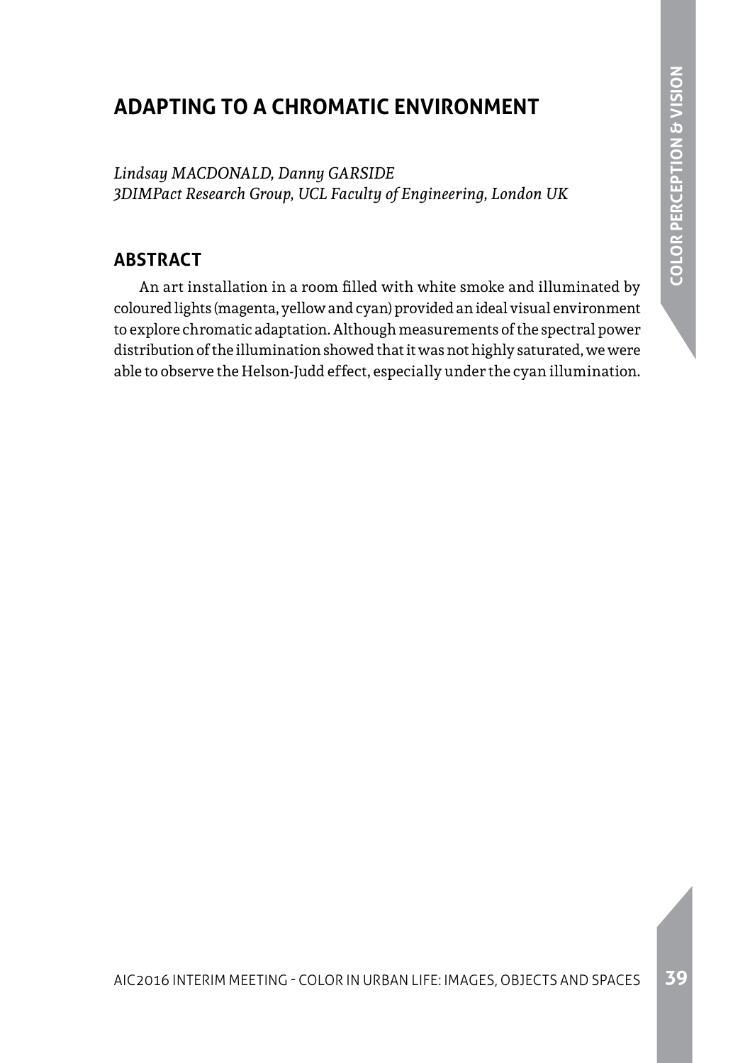# ADAPTING TO A CHROMATIC ENVIRONMENT

*Lindsay MACDONALD, Danny GARSIDE*
*3DIMPact Research Group, UCL Faculty of Engineering, London UK*

## ABSTRACT

An art installation in a room filled with white smoke and illuminated by coloured lights (magenta, yellow and cyan) provided an ideal visual environment to explore chromatic adaptation. Although measurements of the spectral power distribution of the illumination showed that it was not highly saturated, we were able to observe the Helson-Judd effect, especially under the cyan illumination.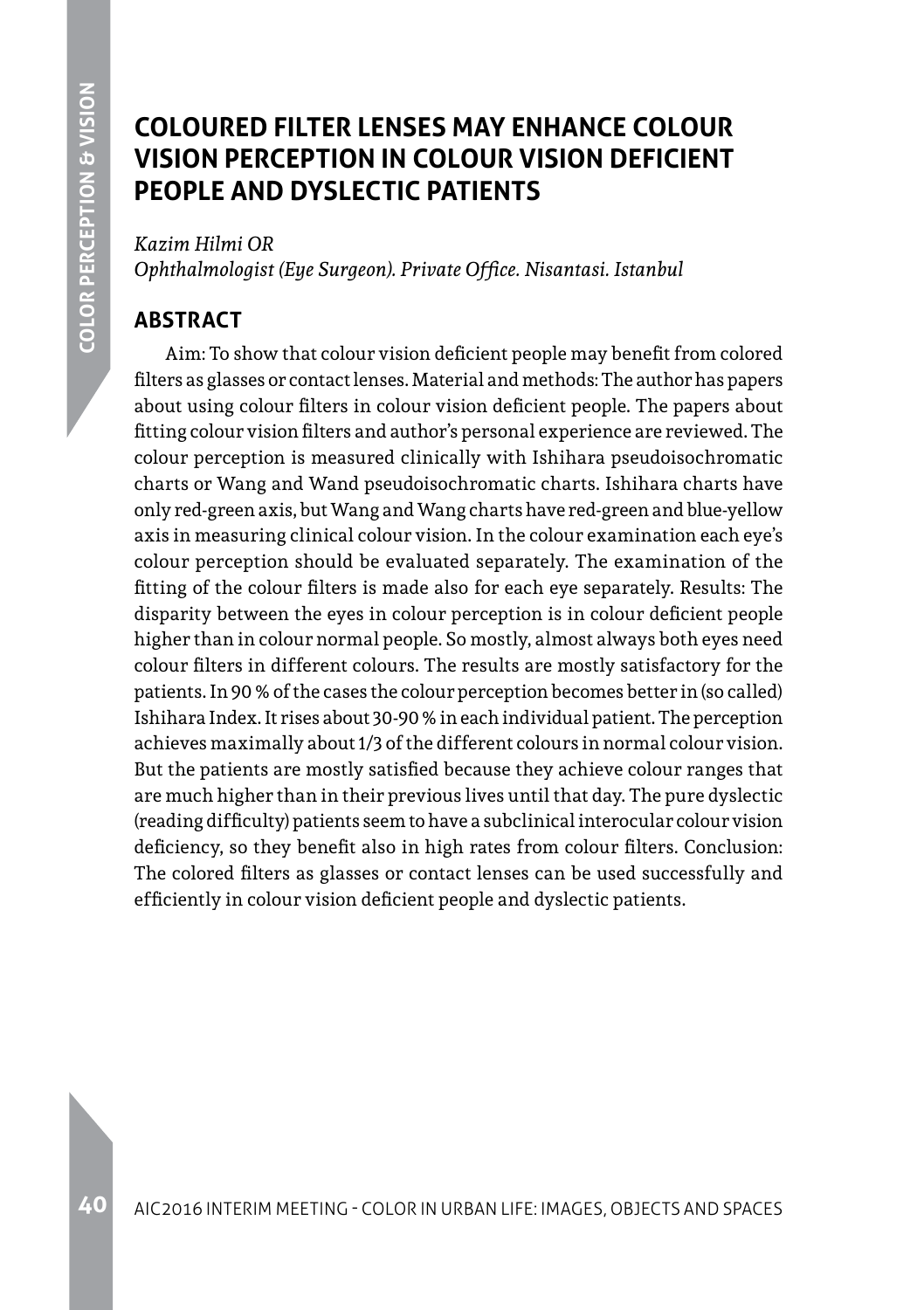# COLOURED FILTER LENSES MAY ENHANCE COLOUR VISION PERCEPTION IN COLOUR VISION DEFICIENT PEOPLE AND DYSLECTIC PATIENTS

*Kazim Hilmi OR*
*Ophthalmologist (Eye Surgeon). Private Office. Nisantasi. Istanbul*

## ABSTRACT

Aim: To show that colour vision deficient people may benefit from colored filters as glasses or contact lenses. Material and methods: The author has papers about using colour filters in colour vision deficient people. The papers about fitting colour vision filters and author's personal experience are reviewed. The colour perception is measured clinically with Ishihara pseudoisochromatic charts or Wang and Wand pseudoisochromatic charts. Ishihara charts have only red-green axis, but Wang and Wang charts have red-green and blue-yellow axis in measuring clinical colour vision. In the colour examination each eye's colour perception should be evaluated separately. The examination of the fitting of the colour filters is made also for each eye separately. Results: The disparity between the eyes in colour perception is in colour deficient people higher than in colour normal people. So mostly, almost always both eyes need colour filters in different colours. The results are mostly satisfactory for the patients. In 90 % of the cases the colour perception becomes better in (so called) Ishihara Index. It rises about 30-90 % in each individual patient. The perception achieves maximally about 1/3 of the different colours in normal colour vision. But the patients are mostly satisfied because they achieve colour ranges that are much higher than in their previous lives until that day. The pure dyslectic (reading difficulty) patients seem to have a subclinical interocular colour vision deficiency, so they benefit also in high rates from colour filters. Conclusion: The colored filters as glasses or contact lenses can be used successfully and efficiently in colour vision deficient people and dyslectic patients.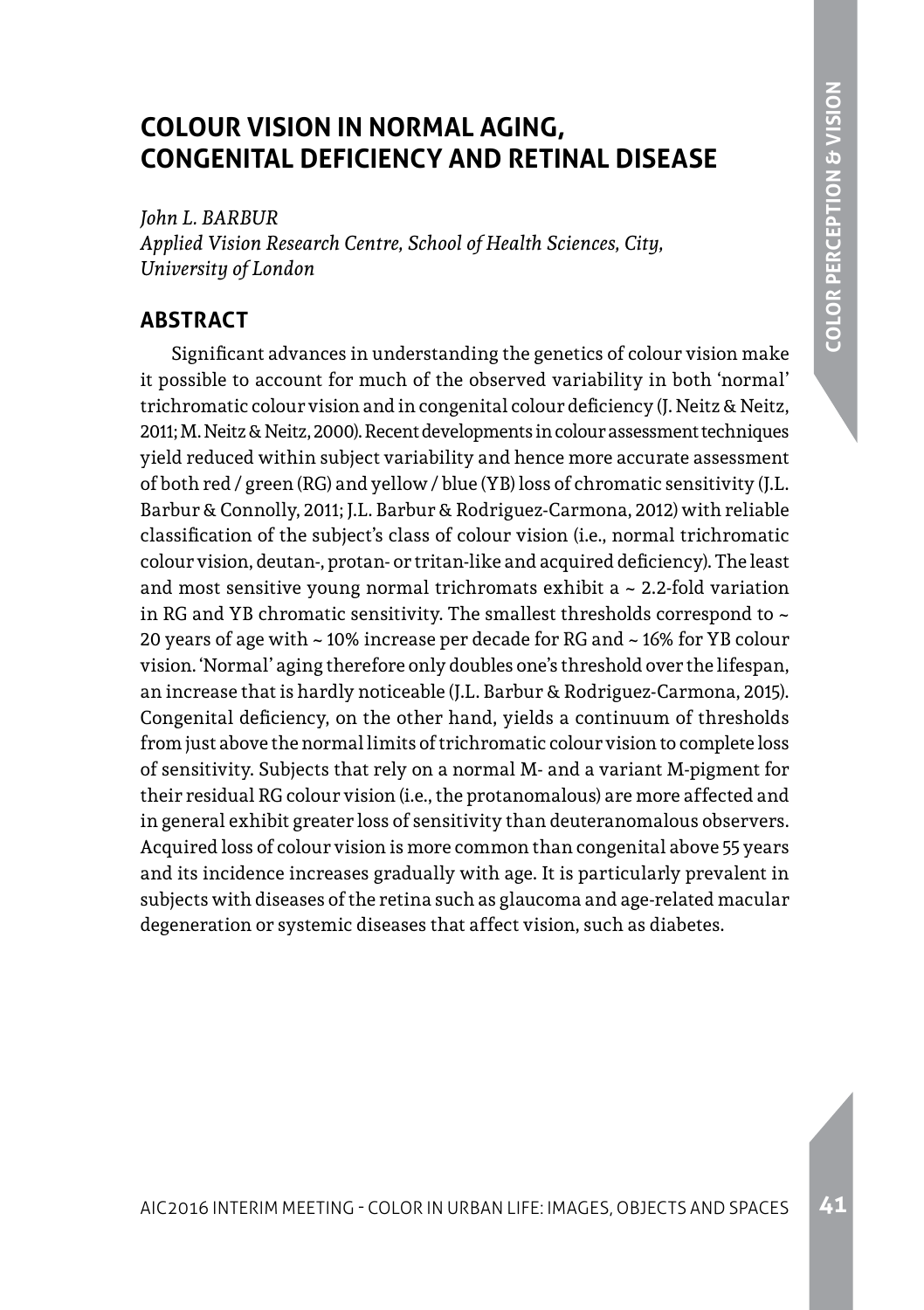# COLOUR VISION IN NORMAL AGING, CONGENITAL DEFICIENCY AND RETINAL DISEASE

*John L. BARBUR*
*Applied Vision Research Centre, School of Health Sciences, City, University of London*

## ABSTRACT

Significant advances in understanding the genetics of colour vision make it possible to account for much of the observed variability in both 'normal' trichromatic colour vision and in congenital colour deficiency (J. Neitz & Neitz, 2011; M. Neitz & Neitz, 2000). Recent developments in colour assessment techniques yield reduced within subject variability and hence more accurate assessment of both red / green (RG) and yellow / blue (YB) loss of chromatic sensitivity (J.L. Barbur & Connolly, 2011; J.L. Barbur & Rodriguez-Carmona, 2012) with reliable classification of the subject's class of colour vision (i.e., normal trichromatic colour vision, deutan-, protan- or tritan-like and acquired deficiency). The least and most sensitive young normal trichromats exhibit a ~ 2.2-fold variation in RG and YB chromatic sensitivity. The smallest thresholds correspond to ~ 20 years of age with ~ 10% increase per decade for RG and ~ 16% for YB colour vision. 'Normal' aging therefore only doubles one's threshold over the lifespan, an increase that is hardly noticeable (J.L. Barbur & Rodriguez-Carmona, 2015). Congenital deficiency, on the other hand, yields a continuum of thresholds from just above the normal limits of trichromatic colour vision to complete loss of sensitivity. Subjects that rely on a normal M- and a variant M-pigment for their residual RG colour vision (i.e., the protanomalous) are more affected and in general exhibit greater loss of sensitivity than deuteranomalous observers. Acquired loss of colour vision is more common than congenital above 55 years and its incidence increases gradually with age. It is particularly prevalent in subjects with diseases of the retina such as glaucoma and age-related macular degeneration or systemic diseases that affect vision, such as diabetes.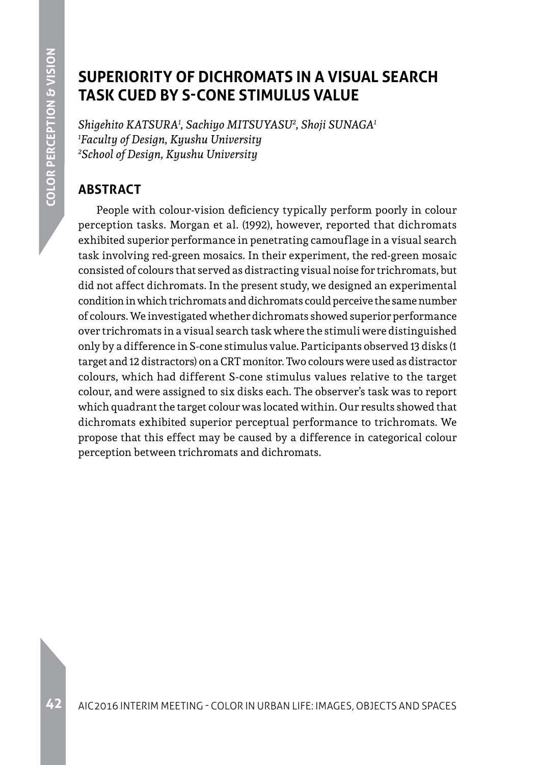# SUPERIORITY OF DICHROMATS IN A VISUAL SEARCH TASK CUED BY S-CONE STIMULUS VALUE

*Shigehito KATSURA[1], Sachiyo MITSUYASU[2], Shoji SUNAGA[1]*
*[1]Faculty of Design, Kyushu University*
*[2]School of Design, Kyushu University*

## ABSTRACT

People with colour-vision deficiency typically perform poorly in colour perception tasks. Morgan et al. (1992), however, reported that dichromats exhibited superior performance in penetrating camouflage in a visual search task involving red-green mosaics. In their experiment, the red-green mosaic consisted of colours that served as distracting visual noise for trichromats, but did not affect dichromats. In the present study, we designed an experimental condition in which trichromats and dichromats could perceive the same number of colours. We investigated whether dichromats showed superior performance over trichromats in a visual search task where the stimuli were distinguished only by a difference in S-cone stimulus value. Participants observed 13 disks (1 target and 12 distractors) on a CRT monitor. Two colours were used as distractor colours, which had different S-cone stimulus values relative to the target colour, and were assigned to six disks each. The observer's task was to report which quadrant the target colour was located within. Our results showed that dichromats exhibited superior perceptual performance to trichromats. We propose that this effect may be caused by a difference in categorical colour perception between trichromats and dichromats.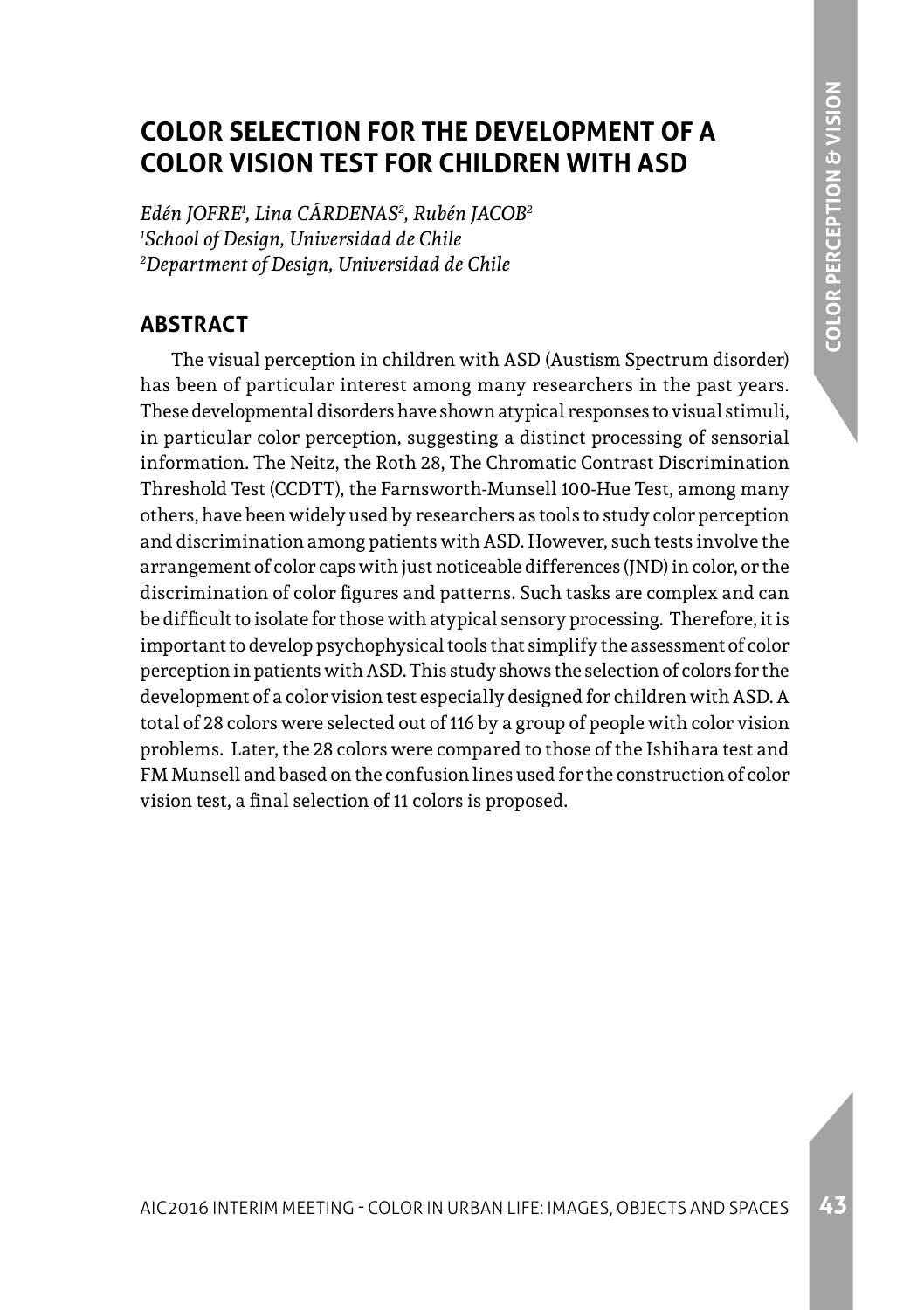# COLOR SELECTION FOR THE DEVELOPMENT OF A COLOR VISION TEST FOR CHILDREN WITH ASD

*Edén JOFRE[1], Lina CÁRDENAS[2], Rubén JACOB[2]*
*[1]School of Design, Universidad de Chile*
*[2]Department of Design, Universidad de Chile*

## ABSTRACT

The visual perception in children with ASD (Austism Spectrum disorder) has been of particular interest among many researchers in the past years. These developmental disorders have shown atypical responses to visual stimuli, in particular color perception, suggesting a distinct processing of sensorial information. The Neitz, the Roth 28, The Chromatic Contrast Discrimination Threshold Test (CCDTT), the Farnsworth-Munsell 100-Hue Test, among many others, have been widely used by researchers as tools to study color perception and discrimination among patients with ASD. However, such tests involve the arrangement of color caps with just noticeable differences (JND) in color, or the discrimination of color figures and patterns. Such tasks are complex and can be difficult to isolate for those with atypical sensory processing. Therefore, it is important to develop psychophysical tools that simplify the assessment of color perception in patients with ASD. This study shows the selection of colors for the development of a color vision test especially designed for children with ASD. A total of 28 colors were selected out of 116 by a group of people with color vision problems. Later, the 28 colors were compared to those of the Ishihara test and FM Munsell and based on the confusion lines used for the construction of color vision test, a final selection of 11 colors is proposed.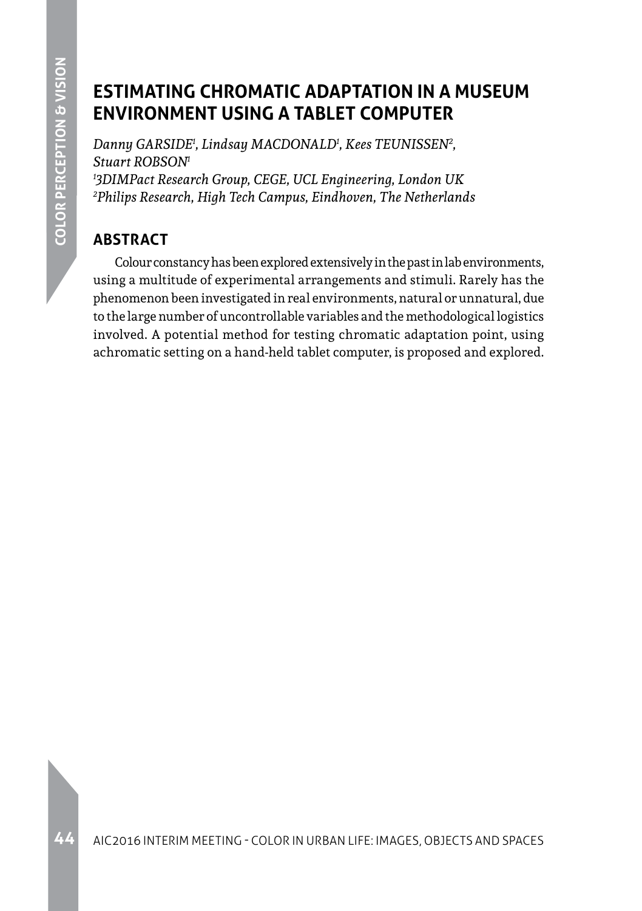# ESTIMATING CHROMATIC ADAPTATION IN A MUSEUM ENVIRONMENT USING A TABLET COMPUTER

*Danny GARSIDE[1], Lindsay MACDONALD[1], Kees TEUNISSEN[2], Stuart ROBSON[1]*
*[1]3DIMPact Research Group, CEGE, UCL Engineering, London UK*
*[2]Philips Research, High Tech Campus, Eindhoven, The Netherlands*

## ABSTRACT

Colour constancy has been explored extensively in the past in lab environments, using a multitude of experimental arrangements and stimuli. Rarely has the phenomenon been investigated in real environments, natural or unnatural, due to the large number of uncontrollable variables and the methodological logistics involved. A potential method for testing chromatic adaptation point, using achromatic setting on a hand-held tablet computer, is proposed and explored.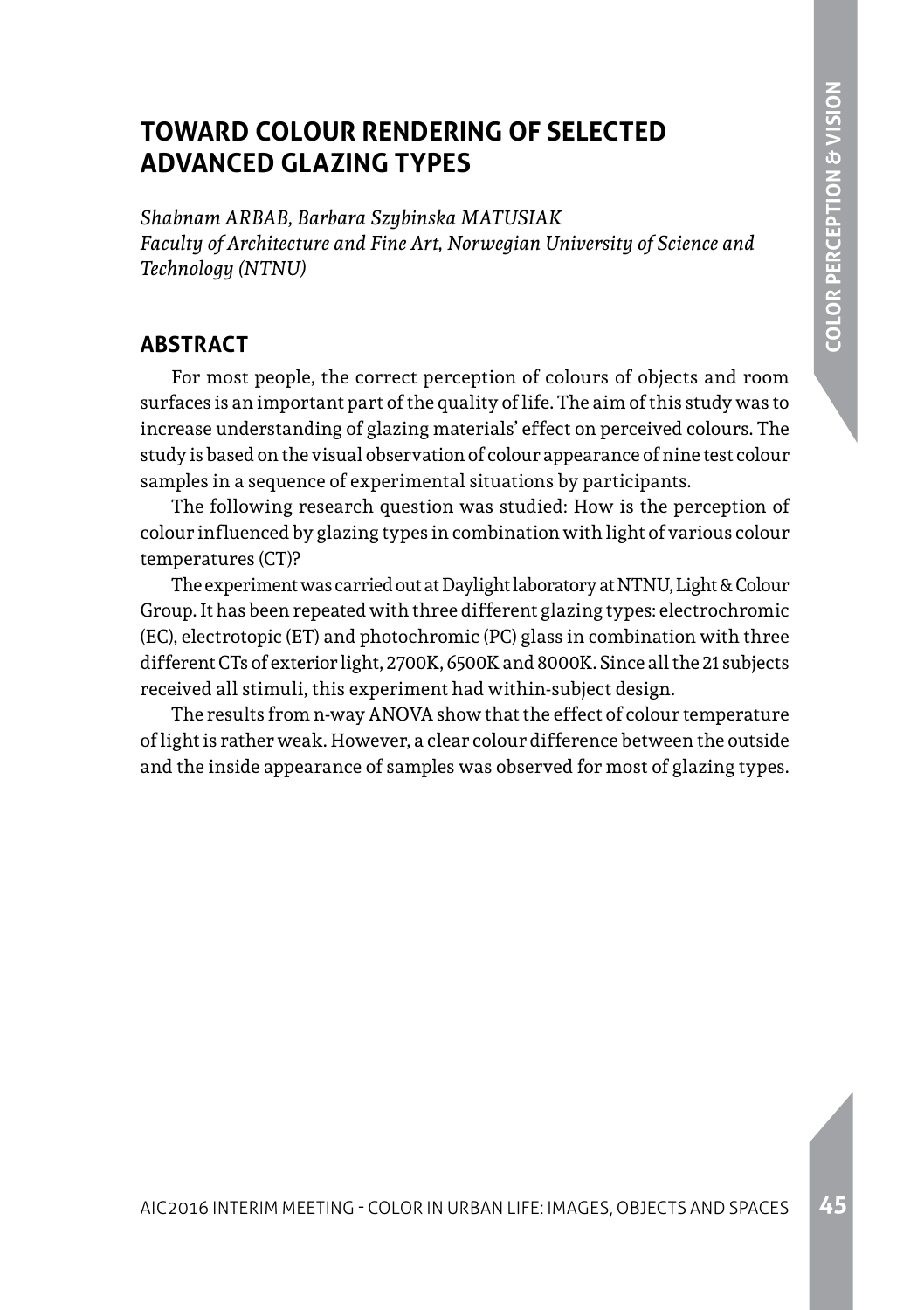# TOWARD COLOUR RENDERING OF SELECTED ADVANCED GLAZING TYPES

*Shabnam ARBAB, Barbara Szybinska MATUSIAK*
*Faculty of Architecture and Fine Art, Norwegian University of Science and Technology (NTNU)*

## ABSTRACT

For most people, the correct perception of colours of objects and room surfaces is an important part of the quality of life. The aim of this study was to increase understanding of glazing materials' effect on perceived colours. The study is based on the visual observation of colour appearance of nine test colour samples in a sequence of experimental situations by participants.

The following research question was studied: How is the perception of colour influenced by glazing types in combination with light of various colour temperatures (CT)?

The experiment was carried out at Daylight laboratory at NTNU, Light & Colour Group. It has been repeated with three different glazing types: electrochromic (EC), electrotopic (ET) and photochromic (PC) glass in combination with three different CTs of exterior light, 2700K, 6500K and 8000K. Since all the 21 subjects received all stimuli, this experiment had within-subject design.

The results from n-way ANOVA show that the effect of colour temperature of light is rather weak. However, a clear colour difference between the outside and the inside appearance of samples was observed for most of glazing types.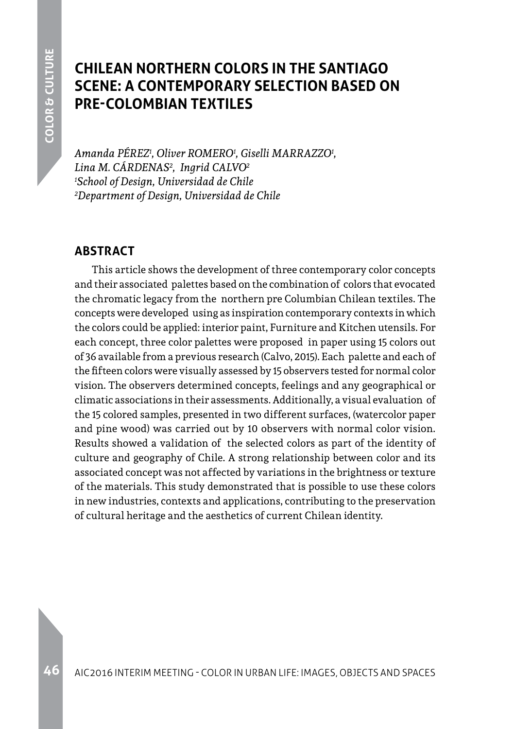# CHILEAN NORTHERN COLORS IN THE SANTIAGO SCENE: A CONTEMPORARY SELECTION BASED ON PRE-COLOMBIAN TEXTILES

*Amanda PÉREZ[1], Oliver ROMERO[1], Giselli MARRAZZO[1],*
*Lina M. CÁRDENAS[2], Ingrid CALVO[2]*
*[1]School of Design, Universidad de Chile*
*[2]Department of Design, Universidad de Chile*

## ABSTRACT

This article shows the development of three contemporary color concepts and their associated palettes based on the combination of colors that evocated the chromatic legacy from the northern pre Columbian Chilean textiles. The concepts were developed using as inspiration contemporary contexts in which the colors could be applied: interior paint, Furniture and Kitchen utensils. For each concept, three color palettes were proposed in paper using 15 colors out of 36 available from a previous research (Calvo, 2015). Each palette and each of the fifteen colors were visually assessed by 15 observers tested for normal color vision. The observers determined concepts, feelings and any geographical or climatic associations in their assessments. Additionally, a visual evaluation of the 15 colored samples, presented in two different surfaces, (watercolor paper and pine wood) was carried out by 10 observers with normal color vision. Results showed a validation of the selected colors as part of the identity of culture and geography of Chile. A strong relationship between color and its associated concept was not affected by variations in the brightness or texture of the materials. This study demonstrated that is possible to use these colors in new industries, contexts and applications, contributing to the preservation of cultural heritage and the aesthetics of current Chilean identity.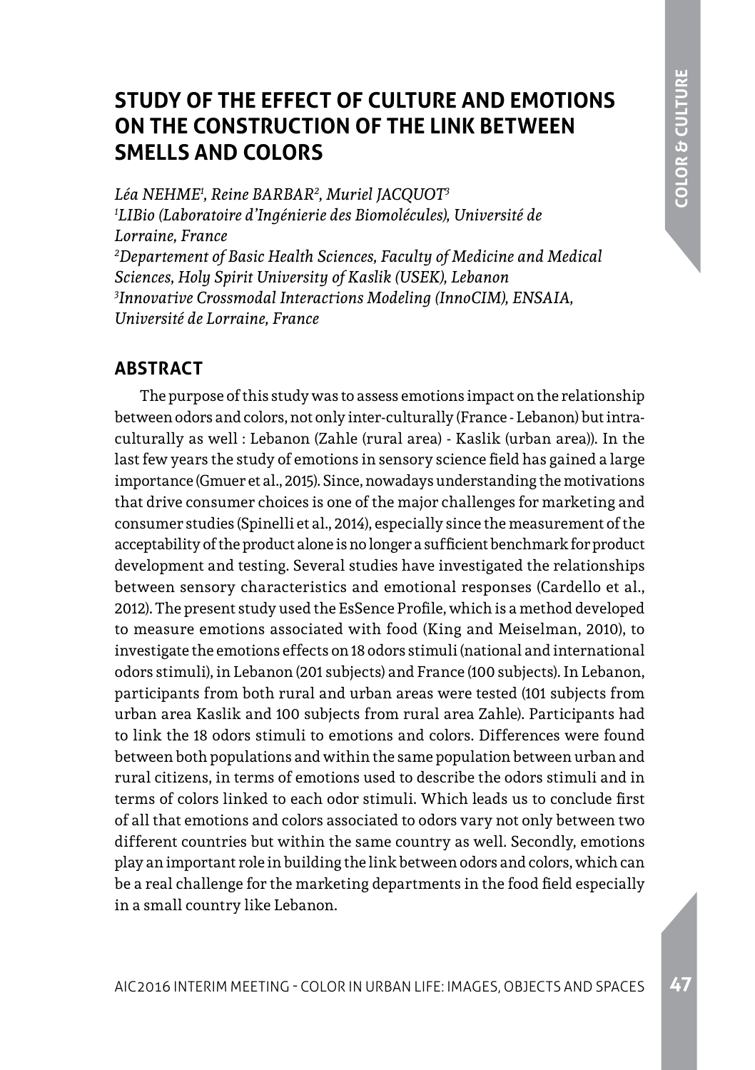# STUDY OF THE EFFECT OF CULTURE AND EMOTIONS ON THE CONSTRUCTION OF THE LINK BETWEEN SMELLS AND COLORS

*Léa NEHME[1], Reine BARBAR[2], Muriel JACQUOT[3]*
*[1]LIBio (Laboratoire d'Ingénierie des Biomolécules), Université de Lorraine, France*
*[2]Departement of Basic Health Sciences, Faculty of Medicine and Medical Sciences, Holy Spirit University of Kaslik (USEK), Lebanon*
*[3]Innovative Crossmodal Interactions Modeling (InnoCIM), ENSAIA, Université de Lorraine, France*

## ABSTRACT

The purpose of this study was to assess emotions impact on the relationship between odors and colors, not only inter-culturally (France - Lebanon) but intra-culturally as well : Lebanon (Zahle (rural area) - Kaslik (urban area)). In the last few years the study of emotions in sensory science field has gained a large importance (Gmuer et al., 2015). Since, nowadays understanding the motivations that drive consumer choices is one of the major challenges for marketing and consumer studies (Spinelli et al., 2014), especially since the measurement of the acceptability of the product alone is no longer a sufficient benchmark for product development and testing. Several studies have investigated the relationships between sensory characteristics and emotional responses (Cardello et al., 2012). The present study used the EsSence Profile, which is a method developed to measure emotions associated with food (King and Meiselman, 2010), to investigate the emotions effects on 18 odors stimuli (national and international odors stimuli), in Lebanon (201 subjects) and France (100 subjects). In Lebanon, participants from both rural and urban areas were tested (101 subjects from urban area Kaslik and 100 subjects from rural area Zahle). Participants had to link the 18 odors stimuli to emotions and colors. Differences were found between both populations and within the same population between urban and rural citizens, in terms of emotions used to describe the odors stimuli and in terms of colors linked to each odor stimuli. Which leads us to conclude first of all that emotions and colors associated to odors vary not only between two different countries but within the same country as well. Secondly, emotions play an important role in building the link between odors and colors, which can be a real challenge for the marketing departments in the food field especially in a small country like Lebanon.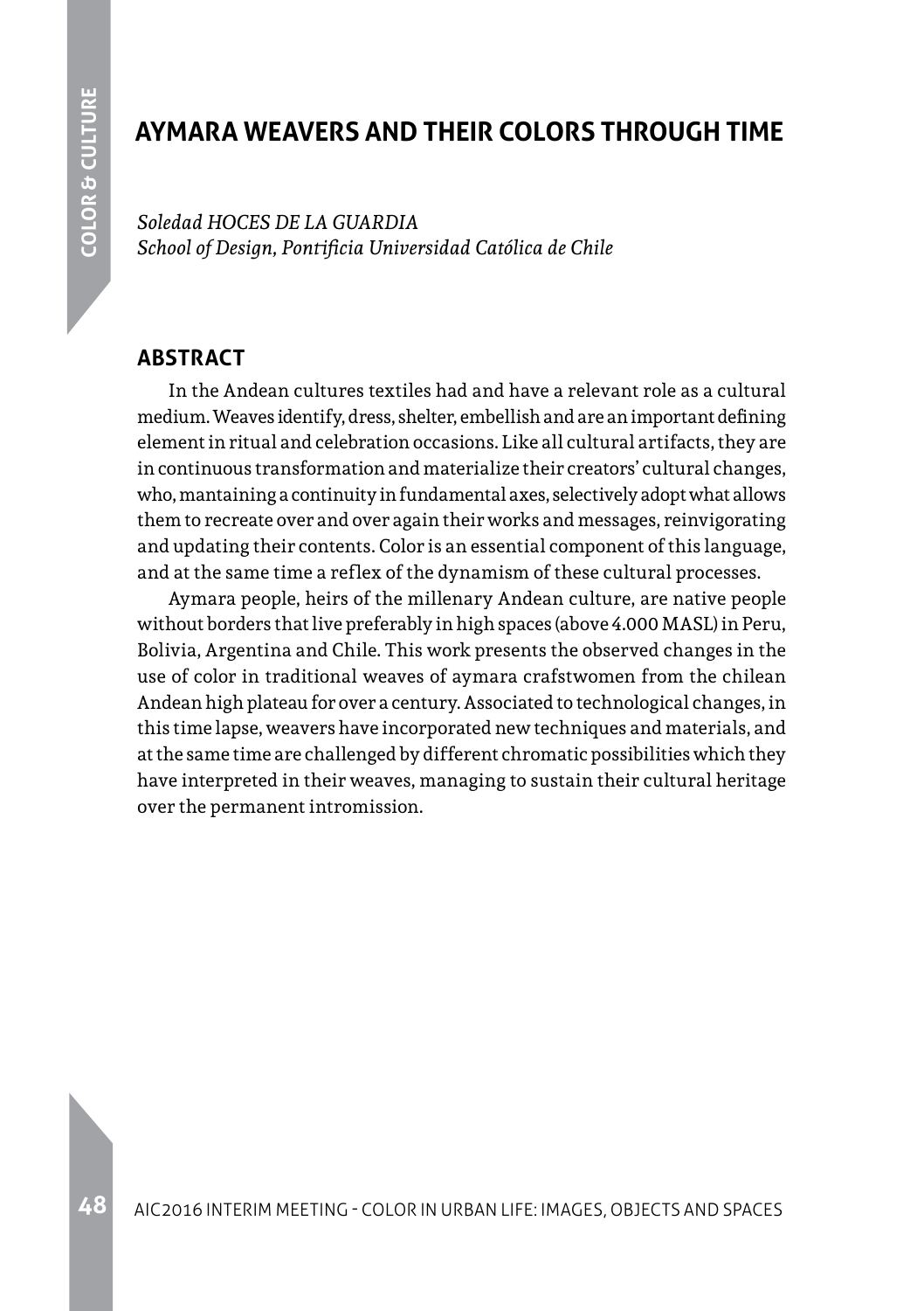# AYMARA WEAVERS AND THEIR COLORS THROUGH TIME

*Soledad HOCES DE LA GUARDIA*
*School of Design, Pontificia Universidad Católica de Chile*

## ABSTRACT

In the Andean cultures textiles had and have a relevant role as a cultural medium. Weaves identify, dress, shelter, embellish and are an important defining element in ritual and celebration occasions. Like all cultural artifacts, they are in continuous transformation and materialize their creators' cultural changes, who, mantaining a continuity in fundamental axes, selectively adopt what allows them to recreate over and over again their works and messages, reinvigorating and updating their contents. Color is an essential component of this language, and at the same time a reflex of the dynamism of these cultural processes.

Aymara people, heirs of the millenary Andean culture, are native people without borders that live preferably in high spaces (above 4.000 MASL) in Peru, Bolivia, Argentina and Chile. This work presents the observed changes in the use of color in traditional weaves of aymara crafstwomen from the chilean Andean high plateau for over a century. Associated to technological changes, in this time lapse, weavers have incorporated new techniques and materials, and at the same time are challenged by different chromatic possibilities which they have interpreted in their weaves, managing to sustain their cultural heritage over the permanent intromission.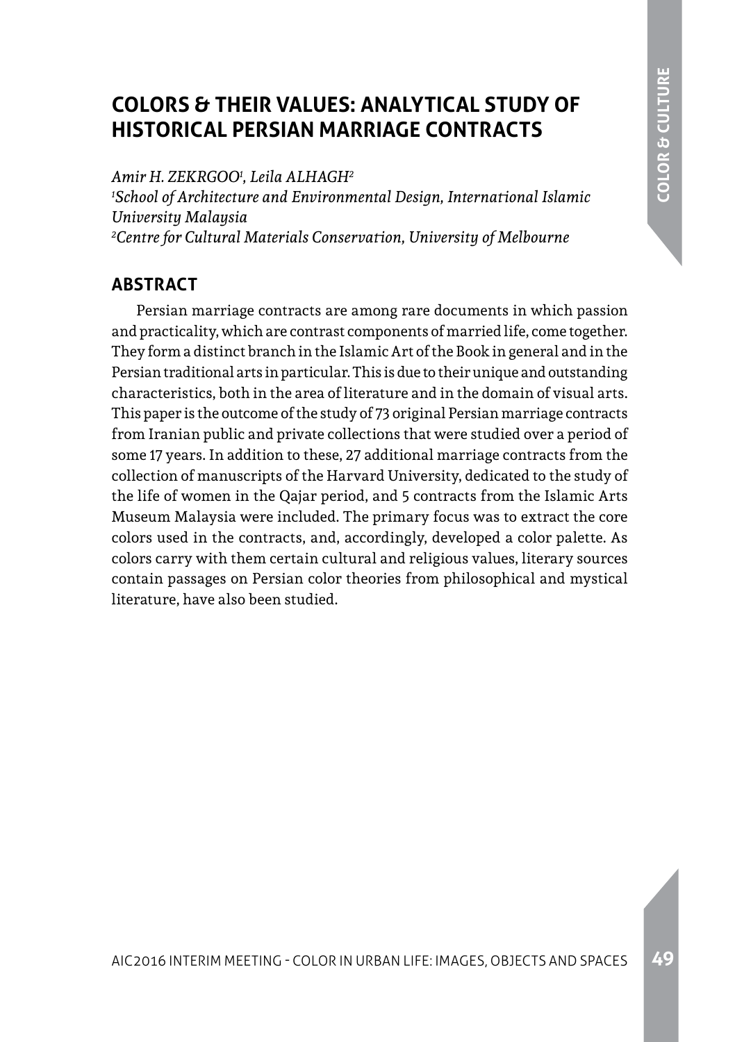# COLORS & THEIR VALUES: ANALYTICAL STUDY OF HISTORICAL PERSIAN MARRIAGE CONTRACTS

*Amir H. ZEKRGOO[1], Leila ALHAGH[2]*
*[1]School of Architecture and Environmental Design, International Islamic University Malaysia*
*[2]Centre for Cultural Materials Conservation, University of Melbourne*

## ABSTRACT

Persian marriage contracts are among rare documents in which passion and practicality, which are contrast components of married life, come together. They form a distinct branch in the Islamic Art of the Book in general and in the Persian traditional arts in particular. This is due to their unique and outstanding characteristics, both in the area of literature and in the domain of visual arts. This paper is the outcome of the study of 73 original Persian marriage contracts from Iranian public and private collections that were studied over a period of some 17 years. In addition to these, 27 additional marriage contracts from the collection of manuscripts of the Harvard University, dedicated to the study of the life of women in the Qajar period, and 5 contracts from the Islamic Arts Museum Malaysia were included. The primary focus was to extract the core colors used in the contracts, and, accordingly, developed a color palette. As colors carry with them certain cultural and religious values, literary sources contain passages on Persian color theories from philosophical and mystical literature, have also been studied.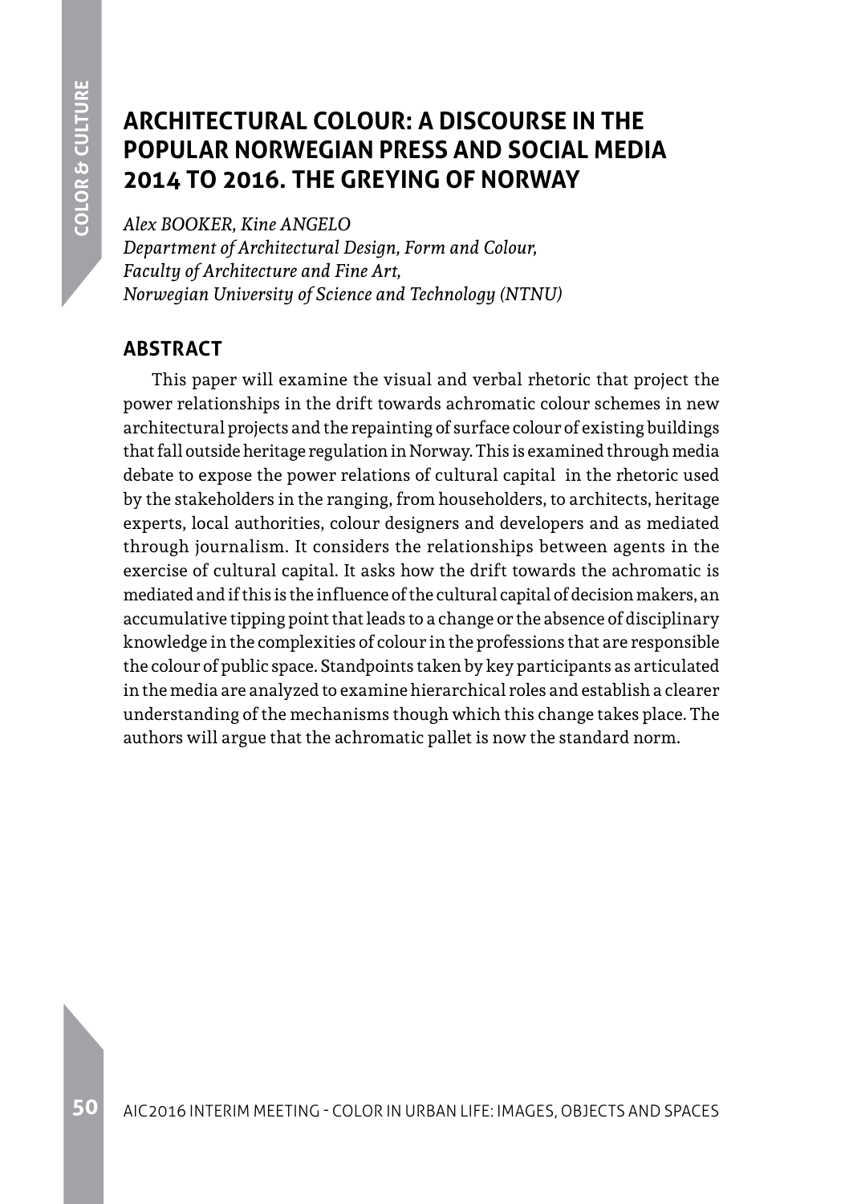# ARCHITECTURAL COLOUR: A DISCOURSE IN THE POPULAR NORWEGIAN PRESS AND SOCIAL MEDIA 2014 TO 2016. THE GREYING OF NORWAY

*Alex BOOKER, Kine ANGELO*
*Department of Architectural Design, Form and Colour,*
*Faculty of Architecture and Fine Art,*
*Norwegian University of Science and Technology (NTNU)*

## ABSTRACT

This paper will examine the visual and verbal rhetoric that project the power relationships in the drift towards achromatic colour schemes in new architectural projects and the repainting of surface colour of existing buildings that fall outside heritage regulation in Norway. This is examined through media debate to expose the power relations of cultural capital in the rhetoric used by the stakeholders in the ranging, from householders, to architects, heritage experts, local authorities, colour designers and developers and as mediated through journalism. It considers the relationships between agents in the exercise of cultural capital. It asks how the drift towards the achromatic is mediated and if this is the influence of the cultural capital of decision makers, an accumulative tipping point that leads to a change or the absence of disciplinary knowledge in the complexities of colour in the professions that are responsible the colour of public space. Standpoints taken by key participants as articulated in the media are analyzed to examine hierarchical roles and establish a clearer understanding of the mechanisms though which this change takes place. The authors will argue that the achromatic pallet is now the standard norm.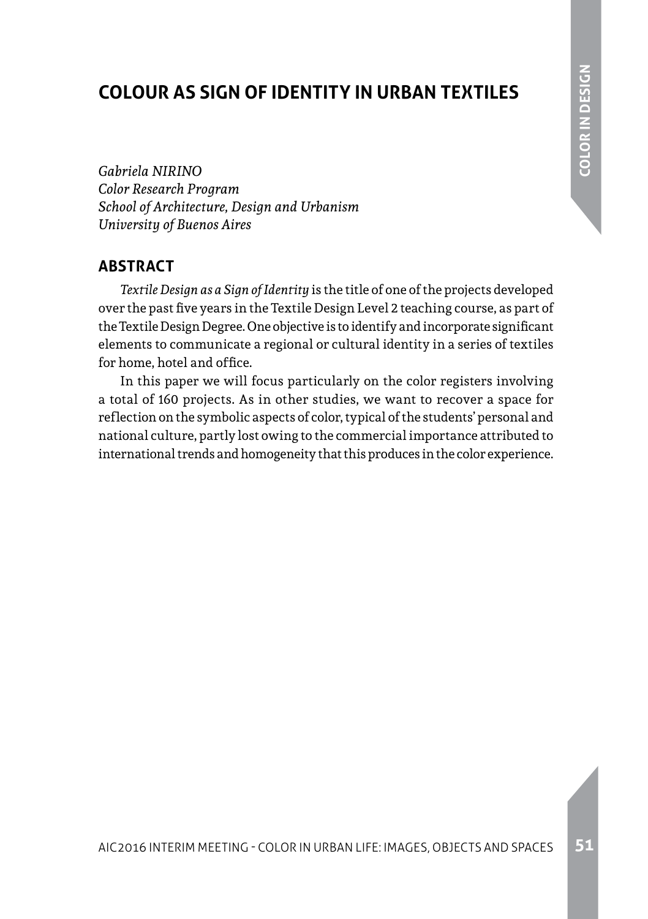# COLOUR AS SIGN OF IDENTITY IN URBAN TEXTILES

*Gabriela NIRINO*
*Color Research Program*
*School of Architecture, Design and Urbanism*
*University of Buenos Aires*

## ABSTRACT

*Textile Design as a Sign of Identity* is the title of one of the projects developed over the past five years in the Textile Design Level 2 teaching course, as part of the Textile Design Degree. One objective is to identify and incorporate significant elements to communicate a regional or cultural identity in a series of textiles for home, hotel and office.

In this paper we will focus particularly on the color registers involving a total of 160 projects. As in other studies, we want to recover a space for reflection on the symbolic aspects of color, typical of the students' personal and national culture, partly lost owing to the commercial importance attributed to international trends and homogeneity that this produces in the color experience.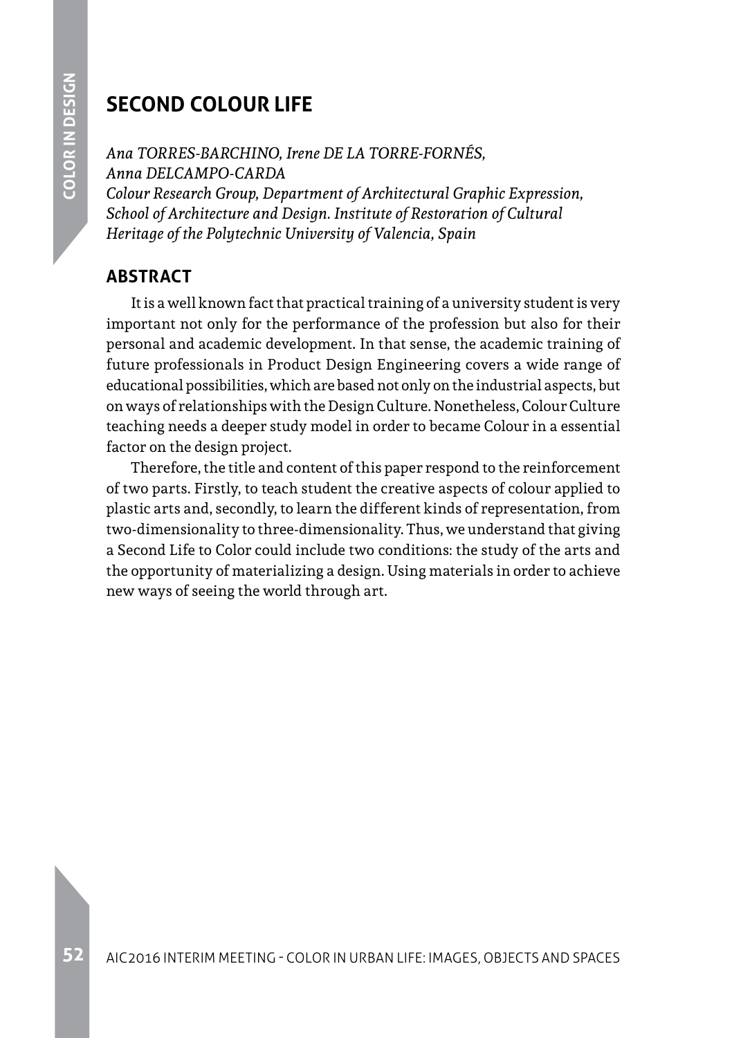# SECOND COLOUR LIFE

*Ana TORRES-BARCHINO, Irene DE LA TORRE-FORNÉS,*
*Anna DELCAMPO-CARDA*
*Colour Research Group, Department of Architectural Graphic Expression, School of Architecture and Design. Institute of Restoration of Cultural Heritage of the Polytechnic University of Valencia, Spain*

## ABSTRACT

It is a well known fact that practical training of a university student is very important not only for the performance of the profession but also for their personal and academic development. In that sense, the academic training of future professionals in Product Design Engineering covers a wide range of educational possibilities, which are based not only on the industrial aspects, but on ways of relationships with the Design Culture. Nonetheless, Colour Culture teaching needs a deeper study model in order to became Colour in a essential factor on the design project.

Therefore, the title and content of this paper respond to the reinforcement of two parts. Firstly, to teach student the creative aspects of colour applied to plastic arts and, secondly, to learn the different kinds of representation, from two-dimensionality to three-dimensionality. Thus, we understand that giving a Second Life to Color could include two conditions: the study of the arts and the opportunity of materializing a design. Using materials in order to achieve new ways of seeing the world through art.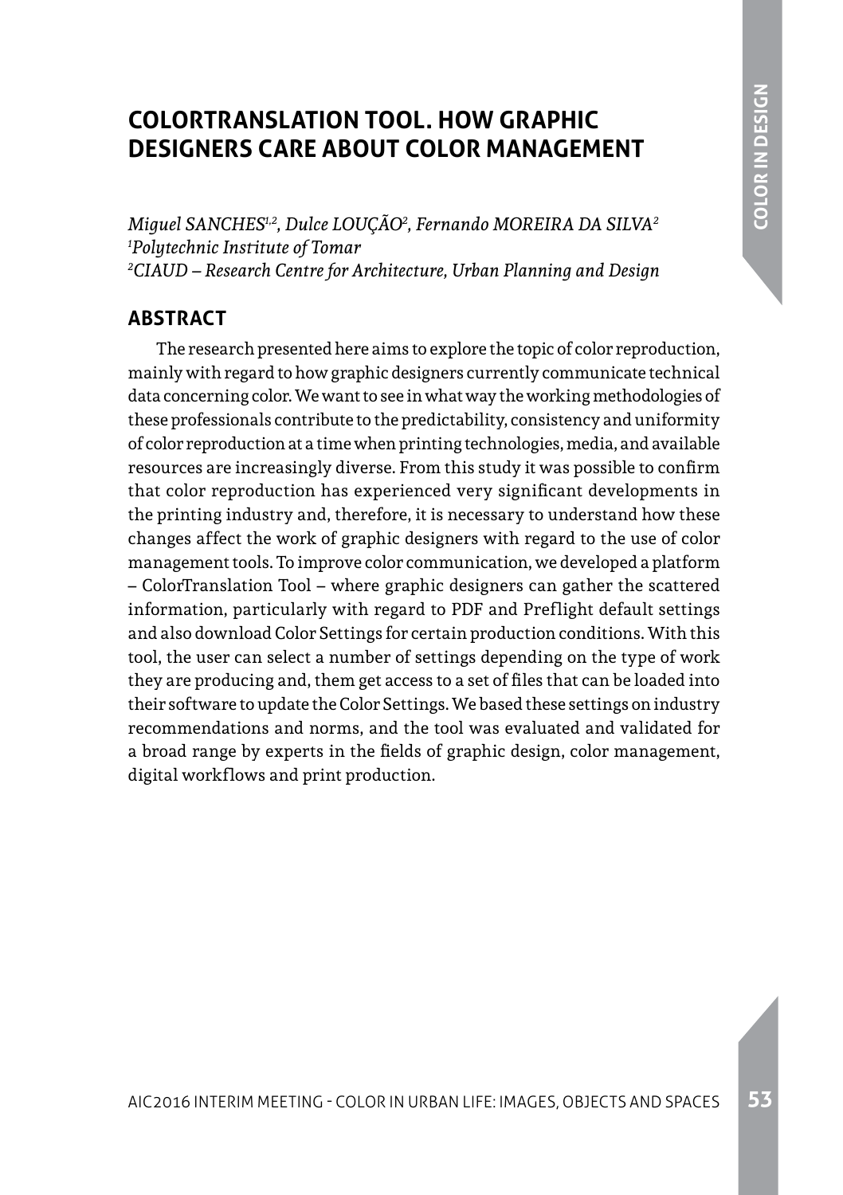# COLORTRANSLATION TOOL. HOW GRAPHIC DESIGNERS CARE ABOUT COLOR MANAGEMENT

*Miguel SANCHES[1,2], Dulce LOUÇÃO[2], Fernando MOREIRA DA SILVA[2]*
*[1]Polytechnic Institute of Tomar*
*[2]CIAUD – Research Centre for Architecture, Urban Planning and Design*

## ABSTRACT

The research presented here aims to explore the topic of color reproduction, mainly with regard to how graphic designers currently communicate technical data concerning color. We want to see in what way the working methodologies of these professionals contribute to the predictability, consistency and uniformity of color reproduction at a time when printing technologies, media, and available resources are increasingly diverse. From this study it was possible to confirm that color reproduction has experienced very significant developments in the printing industry and, therefore, it is necessary to understand how these changes affect the work of graphic designers with regard to the use of color management tools. To improve color communication, we developed a platform – ColorTranslation Tool – where graphic designers can gather the scattered information, particularly with regard to PDF and Preflight default settings and also download Color Settings for certain production conditions. With this tool, the user can select a number of settings depending on the type of work they are producing and, them get access to a set of files that can be loaded into their software to update the Color Settings. We based these settings on industry recommendations and norms, and the tool was evaluated and validated for a broad range by experts in the fields of graphic design, color management, digital workflows and print production.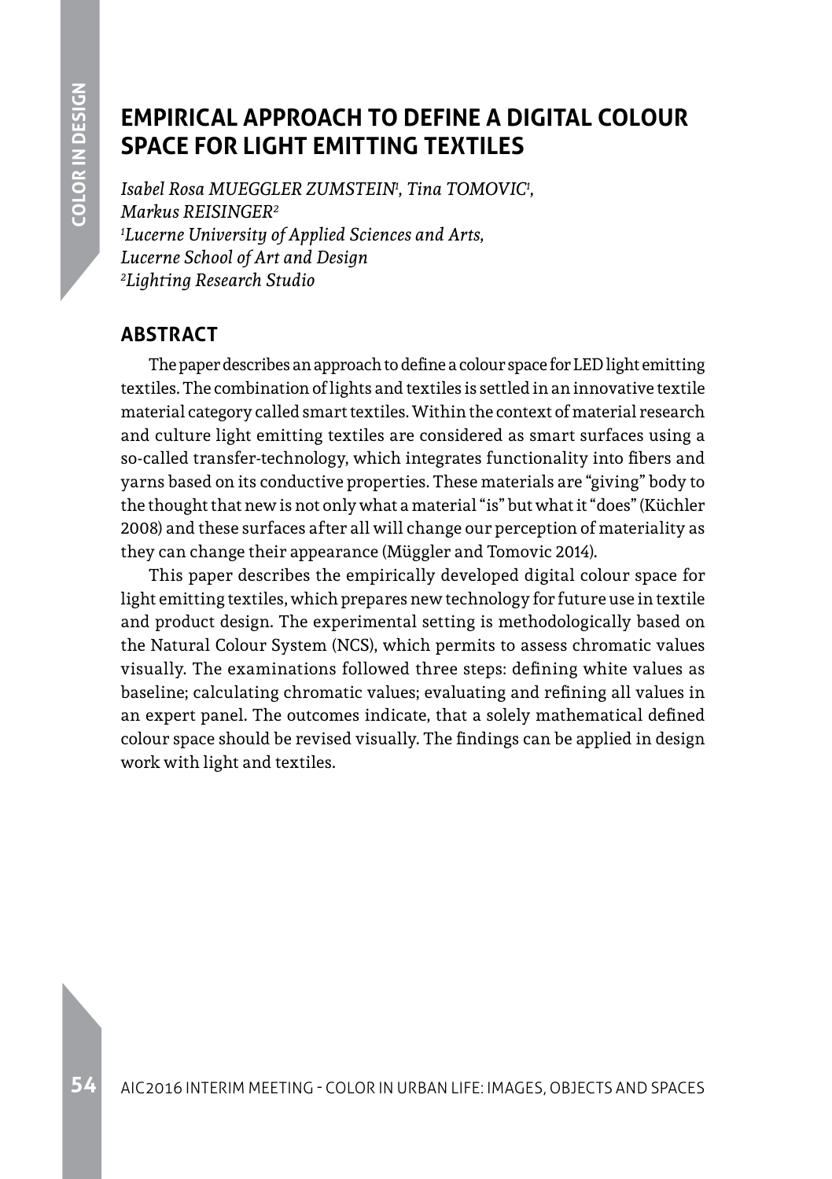# EMPIRICAL APPROACH TO DEFINE A DIGITAL COLOUR SPACE FOR LIGHT EMITTING TEXTILES

*Isabel Rosa MUEGGLER ZUMSTEIN[1], Tina TOMOVIC[1], Markus REISINGER[2]*
*[1]Lucerne University of Applied Sciences and Arts, Lucerne School of Art and Design*
*[2]Lighting Research Studio*

## ABSTRACT

The paper describes an approach to define a colour space for LED light emitting textiles. The combination of lights and textiles is settled in an innovative textile material category called smart textiles. Within the context of material research and culture light emitting textiles are considered as smart surfaces using a so-called transfer-technology, which integrates functionality into fibers and yarns based on its conductive properties. These materials are "giving" body to the thought that new is not only what a material "is" but what it "does" (Küchler 2008) and these surfaces after all will change our perception of materiality as they can change their appearance (Müggler and Tomovic 2014).

This paper describes the empirically developed digital colour space for light emitting textiles, which prepares new technology for future use in textile and product design. The experimental setting is methodologically based on the Natural Colour System (NCS), which permits to assess chromatic values visually. The examinations followed three steps: defining white values as baseline; calculating chromatic values; evaluating and refining all values in an expert panel. The outcomes indicate, that a solely mathematical defined colour space should be revised visually. The findings can be applied in design work with light and textiles.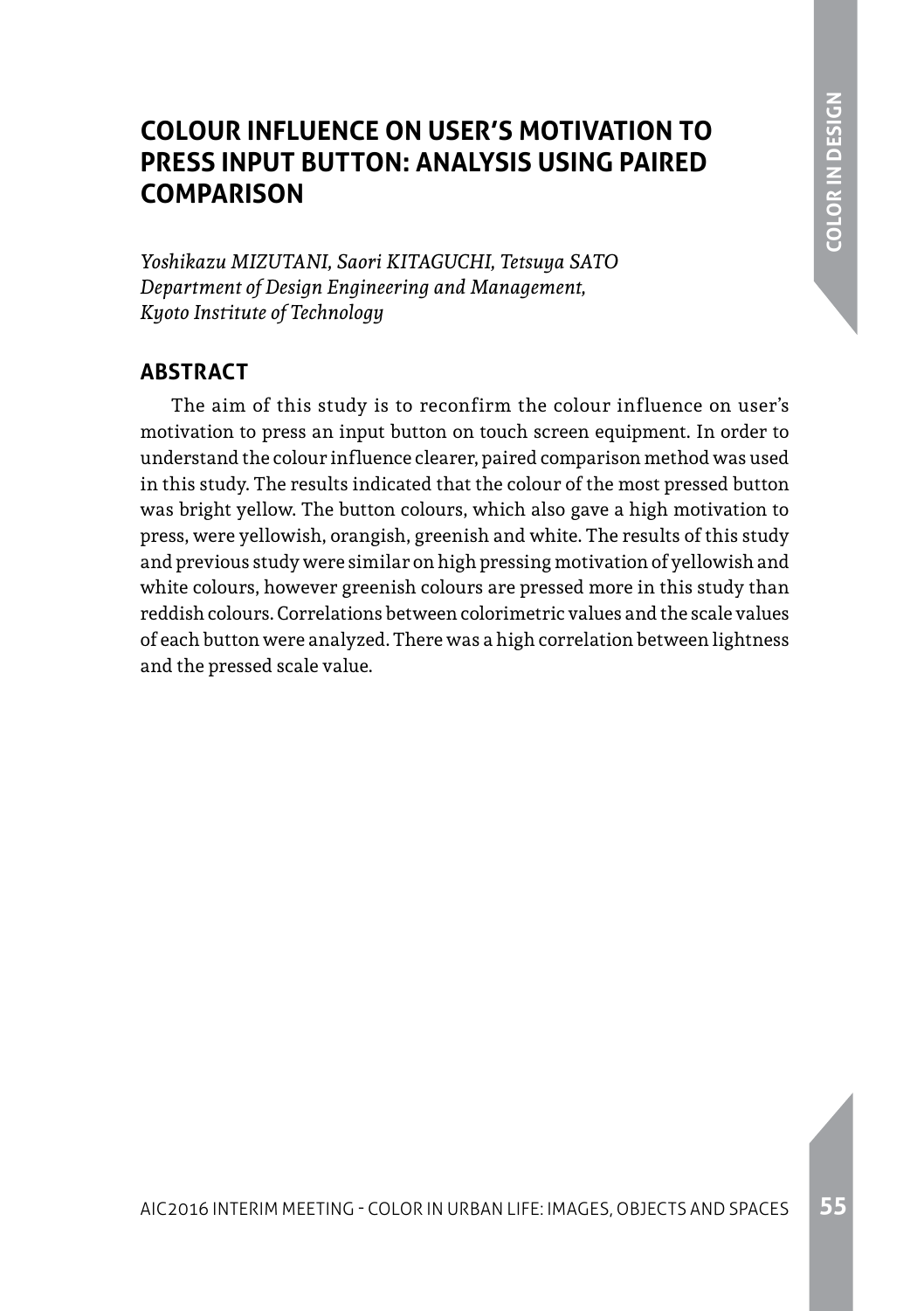# COLOUR INFLUENCE ON USER'S MOTIVATION TO PRESS INPUT BUTTON: ANALYSIS USING PAIRED COMPARISON

*Yoshikazu MIZUTANI, Saori KITAGUCHI, Tetsuya SATO*
*Department of Design Engineering and Management,*
*Kyoto Institute of Technology*

## ABSTRACT

The aim of this study is to reconfirm the colour influence on user's motivation to press an input button on touch screen equipment. In order to understand the colour influence clearer, paired comparison method was used in this study. The results indicated that the colour of the most pressed button was bright yellow. The button colours, which also gave a high motivation to press, were yellowish, orangish, greenish and white. The results of this study and previous study were similar on high pressing motivation of yellowish and white colours, however greenish colours are pressed more in this study than reddish colours. Correlations between colorimetric values and the scale values of each button were analyzed. There was a high correlation between lightness and the pressed scale value.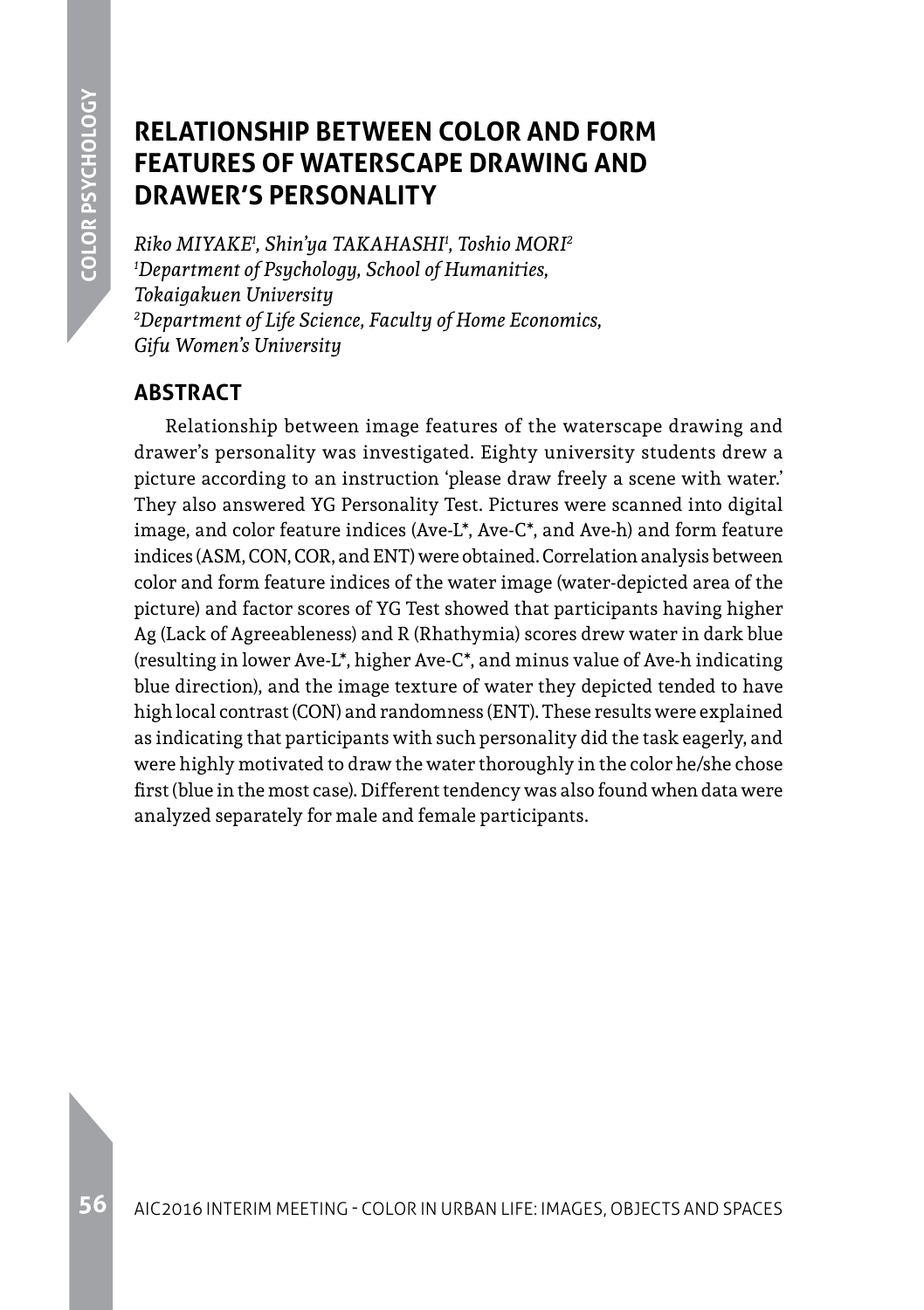# RELATIONSHIP BETWEEN COLOR AND FORM FEATURES OF WATERSCAPE DRAWING AND DRAWER'S PERSONALITY

*Riko MIYAKE[1], Shin'ya TAKAHASHI[1], Toshio MORI[2]*
*[1]Department of Psychology, School of Humanities, Tokaigakuen University*
*[2]Department of Life Science, Faculty of Home Economics, Gifu Women's University*

## ABSTRACT

Relationship between image features of the waterscape drawing and drawer's personality was investigated. Eighty university students drew a picture according to an instruction 'please draw freely a scene with water.' They also answered YG Personality Test. Pictures were scanned into digital image, and color feature indices (Ave-L*, Ave-C*, and Ave-h) and form feature indices (ASM, CON, COR, and ENT) were obtained. Correlation analysis between color and form feature indices of the water image (water-depicted area of the picture) and factor scores of YG Test showed that participants having higher Ag (Lack of Agreeableness) and R (Rhathymia) scores drew water in dark blue (resulting in lower Ave-L*, higher Ave-C*, and minus value of Ave-h indicating blue direction), and the image texture of water they depicted tended to have high local contrast (CON) and randomness (ENT). These results were explained as indicating that participants with such personality did the task eagerly, and were highly motivated to draw the water thoroughly in the color he/she chose first (blue in the most case). Different tendency was also found when data were analyzed separately for male and female participants.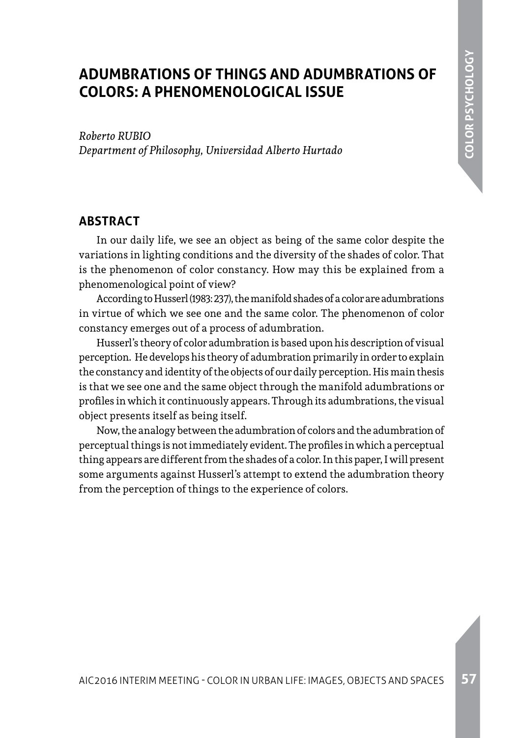# ADUMBRATIONS OF THINGS AND ADUMBRATIONS OF COLORS: A PHENOMENOLOGICAL ISSUE

*Roberto RUBIO*
*Department of Philosophy, Universidad Alberto Hurtado*

## ABSTRACT

In our daily life, we see an object as being of the same color despite the variations in lighting conditions and the diversity of the shades of color. That is the phenomenon of color constancy. How may this be explained from a phenomenological point of view?

According to Husserl (1983: 237), the manifold shades of a color are adumbrations in virtue of which we see one and the same color. The phenomenon of color constancy emerges out of a process of adumbration.

Husserl's theory of color adumbration is based upon his description of visual perception. He develops his theory of adumbration primarily in order to explain the constancy and identity of the objects of our daily perception. His main thesis is that we see one and the same object through the manifold adumbrations or profiles in which it continuously appears. Through its adumbrations, the visual object presents itself as being itself.

Now, the analogy between the adumbration of colors and the adumbration of perceptual things is not immediately evident. The profiles in which a perceptual thing appears are different from the shades of a color. In this paper, I will present some arguments against Husserl's attempt to extend the adumbration theory from the perception of things to the experience of colors.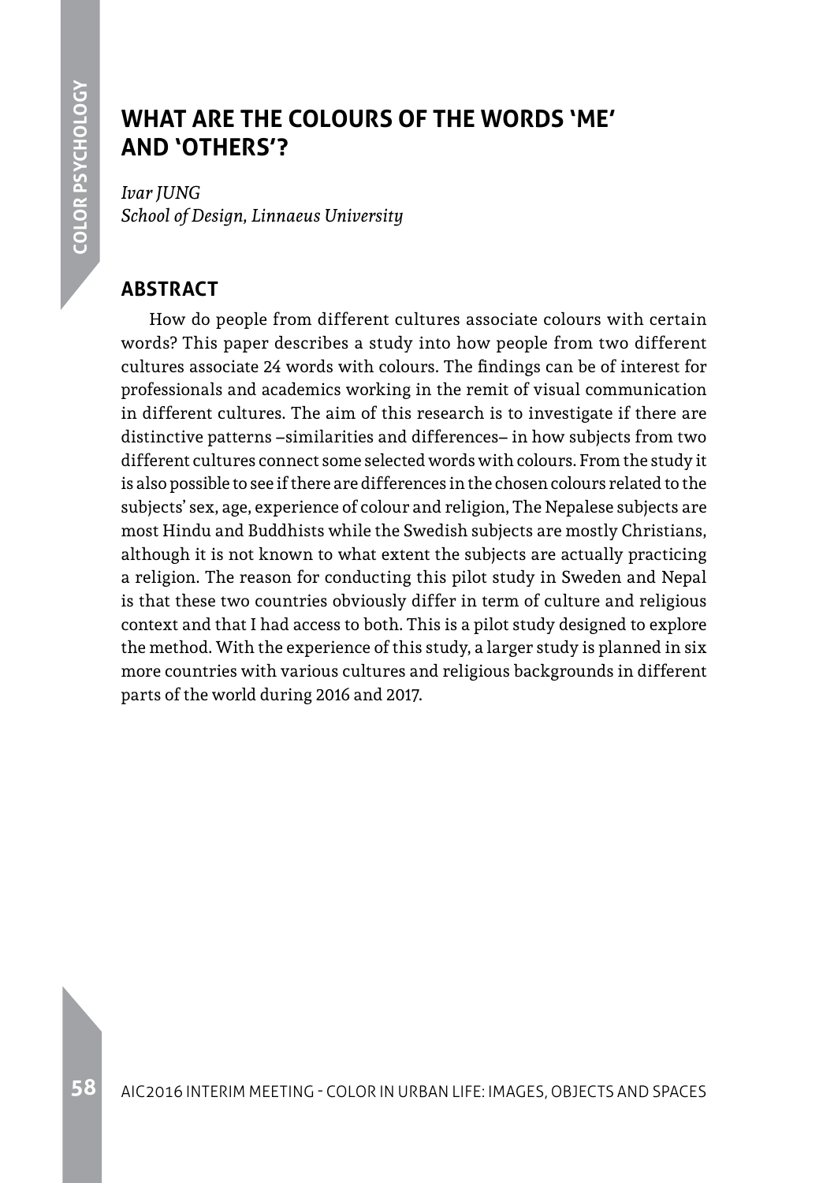# WHAT ARE THE COLOURS OF THE WORDS 'ME' AND 'OTHERS'?

*Ivar JUNG*
*School of Design, Linnaeus University*

## ABSTRACT

How do people from different cultures associate colours with certain words? This paper describes a study into how people from two different cultures associate 24 words with colours. The findings can be of interest for professionals and academics working in the remit of visual communication in different cultures. The aim of this research is to investigate if there are distinctive patterns –similarities and differences– in how subjects from two different cultures connect some selected words with colours. From the study it is also possible to see if there are differences in the chosen colours related to the subjects' sex, age, experience of colour and religion, The Nepalese subjects are most Hindu and Buddhists while the Swedish subjects are mostly Christians, although it is not known to what extent the subjects are actually practicing a religion. The reason for conducting this pilot study in Sweden and Nepal is that these two countries obviously differ in term of culture and religious context and that I had access to both. This is a pilot study designed to explore the method. With the experience of this study, a larger study is planned in six more countries with various cultures and religious backgrounds in different parts of the world during 2016 and 2017.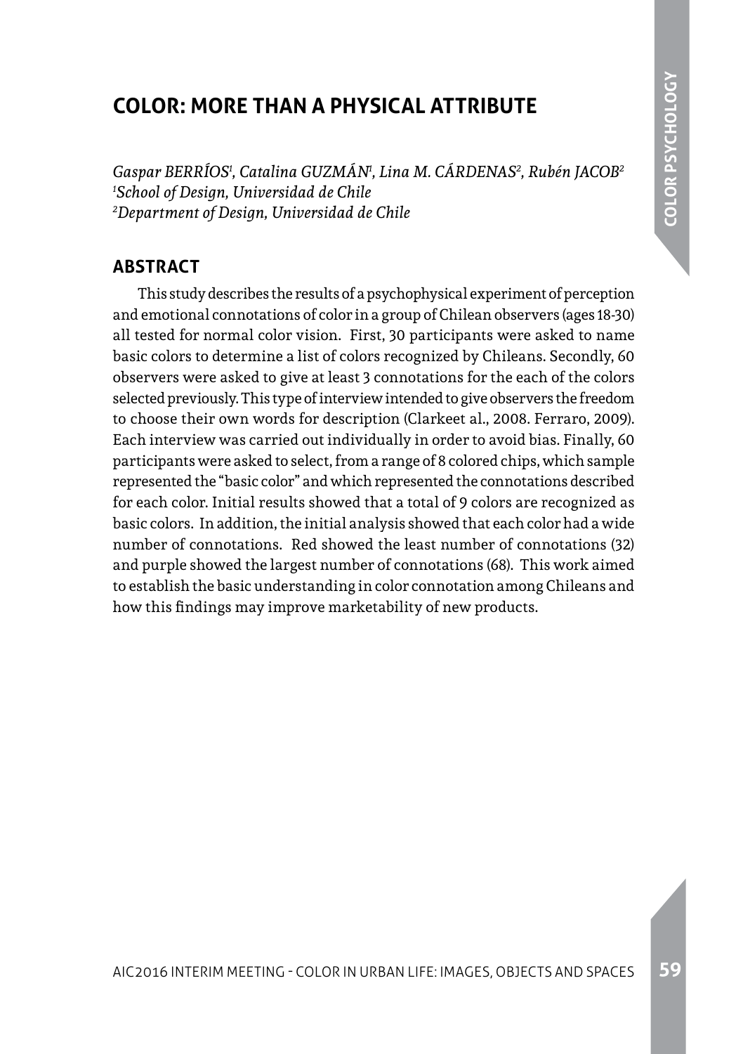# COLOR: MORE THAN A PHYSICAL ATTRIBUTE

*Gaspar BERRÍOS[1], Catalina GUZMÁN[1], Lina M. CÁRDENAS[2], Rubén JACOB[2]*
*[1]School of Design, Universidad de Chile*
*[2]Department of Design, Universidad de Chile*

## ABSTRACT

This study describes the results of a psychophysical experiment of perception and emotional connotations of color in a group of Chilean observers (ages 18-30) all tested for normal color vision. First, 30 participants were asked to name basic colors to determine a list of colors recognized by Chileans. Secondly, 60 observers were asked to give at least 3 connotations for the each of the colors selected previously. This type of interview intended to give observers the freedom to choose their own words for description (Clarkeet al., 2008. Ferraro, 2009). Each interview was carried out individually in order to avoid bias. Finally, 60 participants were asked to select, from a range of 8 colored chips, which sample represented the "basic color" and which represented the connotations described for each color. Initial results showed that a total of 9 colors are recognized as basic colors. In addition, the initial analysis showed that each color had a wide number of connotations. Red showed the least number of connotations (32) and purple showed the largest number of connotations (68). This work aimed to establish the basic understanding in color connotation among Chileans and how this findings may improve marketability of new products.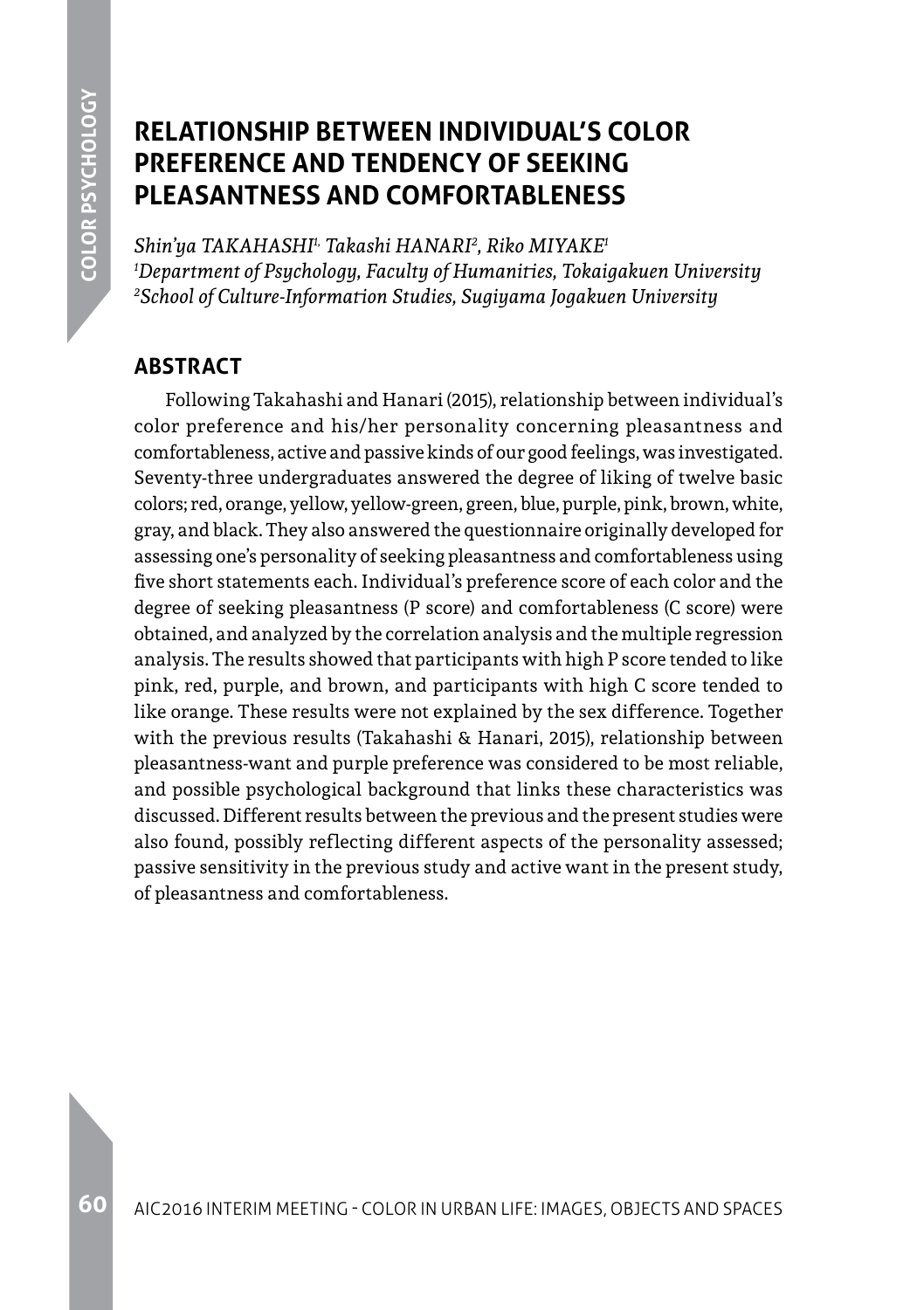# RELATIONSHIP BETWEEN INDIVIDUAL'S COLOR PREFERENCE AND TENDENCY OF SEEKING PLEASANTNESS AND COMFORTABLENESS

*Shin'ya TAKAHASHI[1], Takashi HANARI[2], Riko MIYAKE[1]*
*[1]Department of Psychology, Faculty of Humanities, Tokaigakuen University*
*[2]School of Culture-Information Studies, Sugiyama Jogakuen University*

## ABSTRACT

Following Takahashi and Hanari (2015), relationship between individual's color preference and his/her personality concerning pleasantness and comfortableness, active and passive kinds of our good feelings, was investigated. Seventy-three undergraduates answered the degree of liking of twelve basic colors; red, orange, yellow, yellow-green, green, blue, purple, pink, brown, white, gray, and black. They also answered the questionnaire originally developed for assessing one's personality of seeking pleasantness and comfortableness using five short statements each. Individual's preference score of each color and the degree of seeking pleasantness (P score) and comfortableness (C score) were obtained, and analyzed by the correlation analysis and the multiple regression analysis. The results showed that participants with high P score tended to like pink, red, purple, and brown, and participants with high C score tended to like orange. These results were not explained by the sex difference. Together with the previous results (Takahashi & Hanari, 2015), relationship between pleasantness-want and purple preference was considered to be most reliable, and possible psychological background that links these characteristics was discussed. Different results between the previous and the present studies were also found, possibly reflecting different aspects of the personality assessed; passive sensitivity in the previous study and active want in the present study, of pleasantness and comfortableness.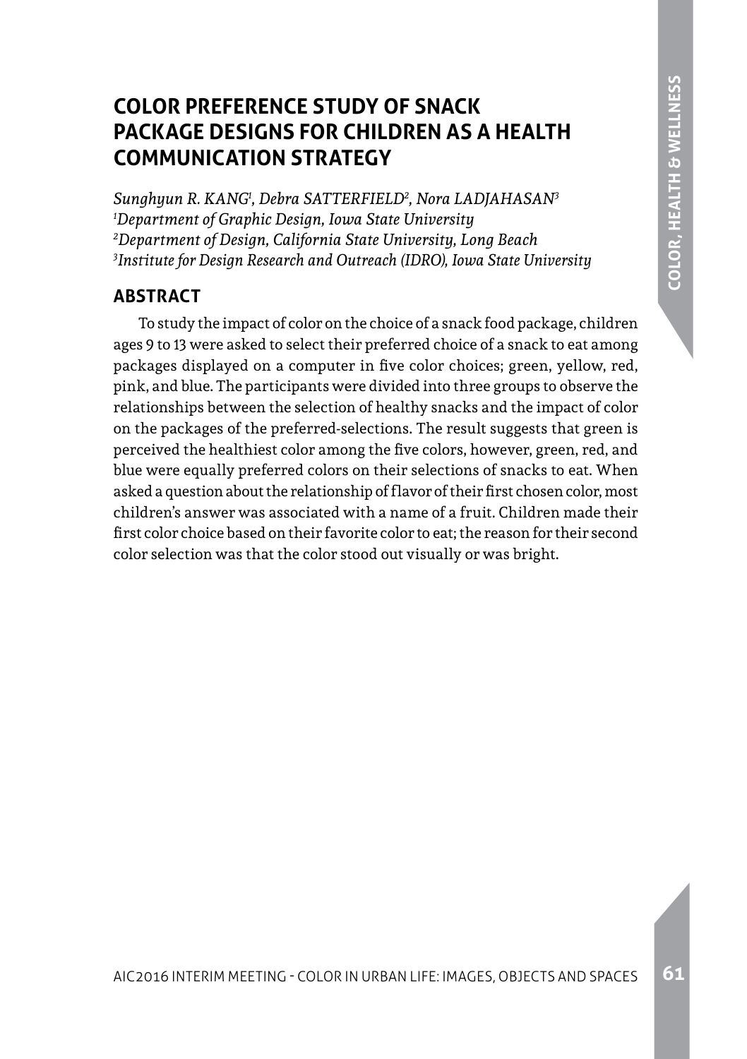# COLOR PREFERENCE STUDY OF SNACK PACKAGE DESIGNS FOR CHILDREN AS A HEALTH COMMUNICATION STRATEGY

*Sunghyun R. KANG[1], Debra SATTERFIELD[2], Nora LADJAHASAN[3]*
*[1]Department of Graphic Design, Iowa State University*
*[2]Department of Design, California State University, Long Beach*
*[3]Institute for Design Research and Outreach (IDRO), Iowa State University*

## ABSTRACT

To study the impact of color on the choice of a snack food package, children ages 9 to 13 were asked to select their preferred choice of a snack to eat among packages displayed on a computer in five color choices; green, yellow, red, pink, and blue. The participants were divided into three groups to observe the relationships between the selection of healthy snacks and the impact of color on the packages of the preferred-selections. The result suggests that green is perceived the healthiest color among the five colors, however, green, red, and blue were equally preferred colors on their selections of snacks to eat. When asked a question about the relationship of flavor of their first chosen color, most children's answer was associated with a name of a fruit. Children made their first color choice based on their favorite color to eat; the reason for their second color selection was that the color stood out visually or was bright.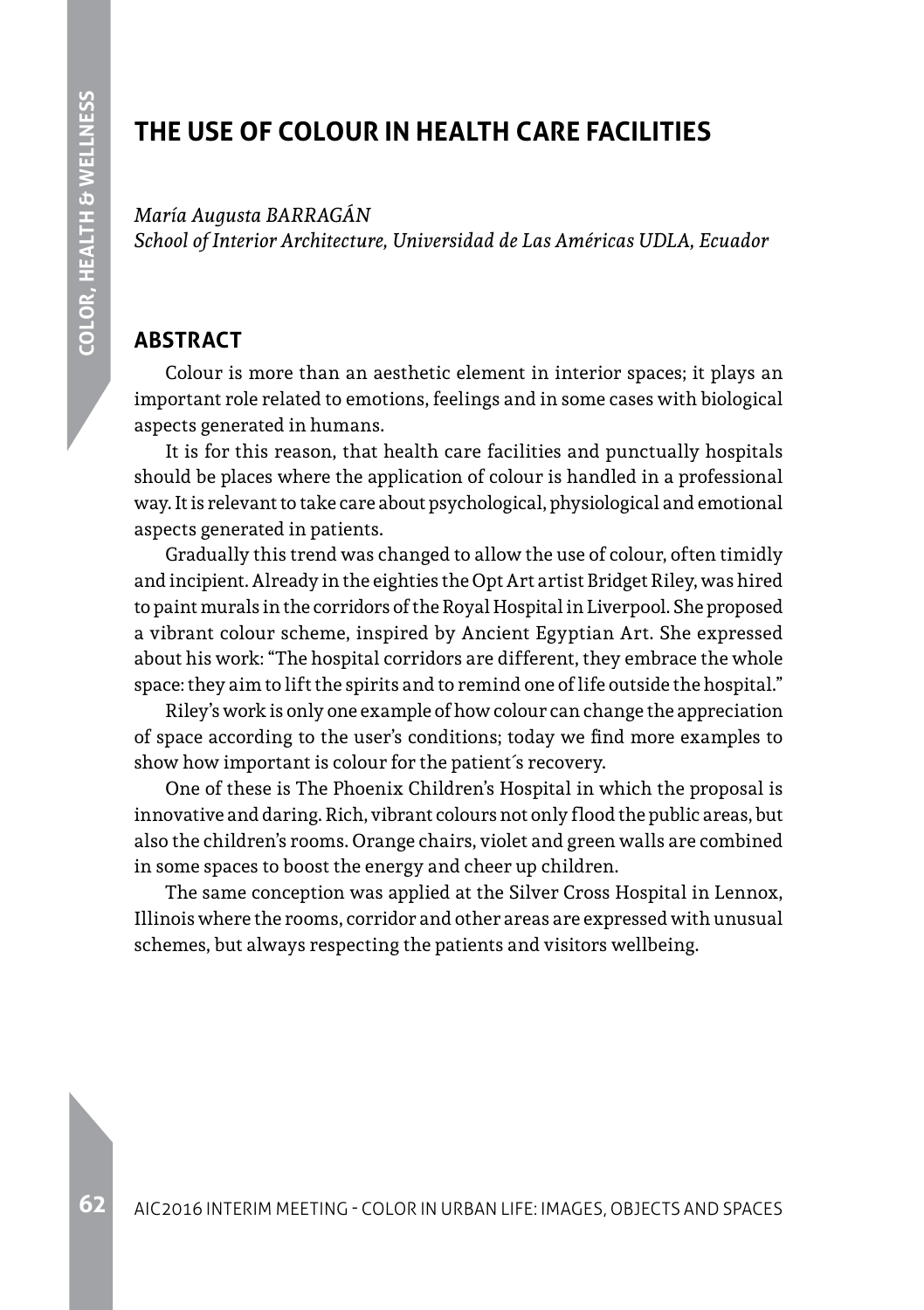# THE USE OF COLOUR IN HEALTH CARE FACILITIES

*María Augusta BARRAGÁN*
*School of Interior Architecture, Universidad de Las Américas UDLA, Ecuador*

## ABSTRACT

Colour is more than an aesthetic element in interior spaces; it plays an important role related to emotions, feelings and in some cases with biological aspects generated in humans.

It is for this reason, that health care facilities and punctually hospitals should be places where the application of colour is handled in a professional way. It is relevant to take care about psychological, physiological and emotional aspects generated in patients.

Gradually this trend was changed to allow the use of colour, often timidly and incipient. Already in the eighties the Opt Art artist Bridget Riley, was hired to paint murals in the corridors of the Royal Hospital in Liverpool. She proposed a vibrant colour scheme, inspired by Ancient Egyptian Art. She expressed about his work: "The hospital corridors are different, they embrace the whole space: they aim to lift the spirits and to remind one of life outside the hospital."

Riley's work is only one example of how colour can change the appreciation of space according to the user's conditions; today we find more examples to show how important is colour for the patient´s recovery.

One of these is The Phoenix Children's Hospital in which the proposal is innovative and daring. Rich, vibrant colours not only flood the public areas, but also the children's rooms. Orange chairs, violet and green walls are combined in some spaces to boost the energy and cheer up children.

The same conception was applied at the Silver Cross Hospital in Lennox, Illinois where the rooms, corridor and other areas are expressed with unusual schemes, but always respecting the patients and visitors wellbeing.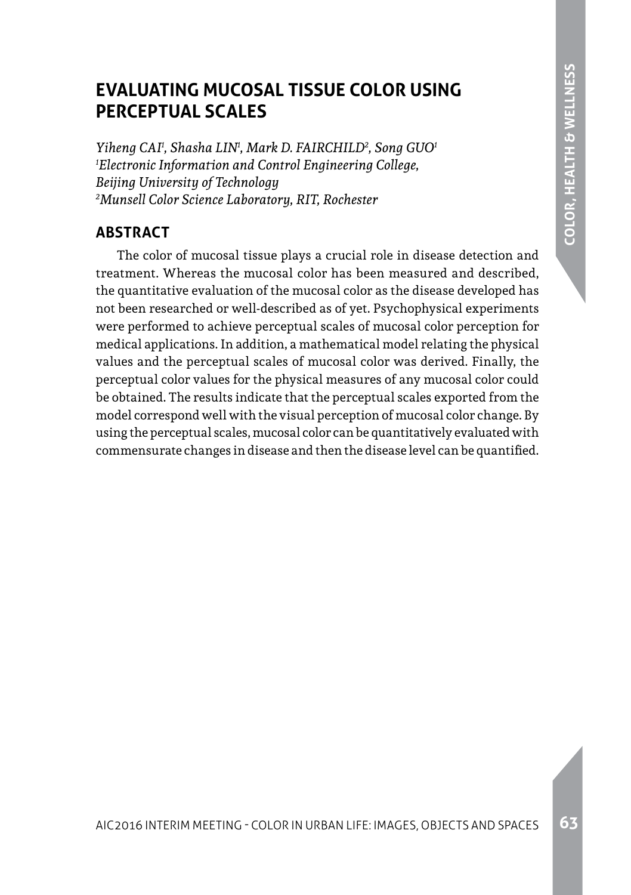# EVALUATING MUCOSAL TISSUE COLOR USING PERCEPTUAL SCALES

*Yiheng CAI[1], Shasha LIN[1], Mark D. FAIRCHILD[2], Song GUO[1]*
*[1]Electronic Information and Control Engineering College, Beijing University of Technology*
*[2]Munsell Color Science Laboratory, RIT, Rochester*

## ABSTRACT

The color of mucosal tissue plays a crucial role in disease detection and treatment. Whereas the mucosal color has been measured and described, the quantitative evaluation of the mucosal color as the disease developed has not been researched or well-described as of yet. Psychophysical experiments were performed to achieve perceptual scales of mucosal color perception for medical applications. In addition, a mathematical model relating the physical values and the perceptual scales of mucosal color was derived. Finally, the perceptual color values for the physical measures of any mucosal color could be obtained. The results indicate that the perceptual scales exported from the model correspond well with the visual perception of mucosal color change. By using the perceptual scales, mucosal color can be quantitatively evaluated with commensurate changes in disease and then the disease level can be quantified.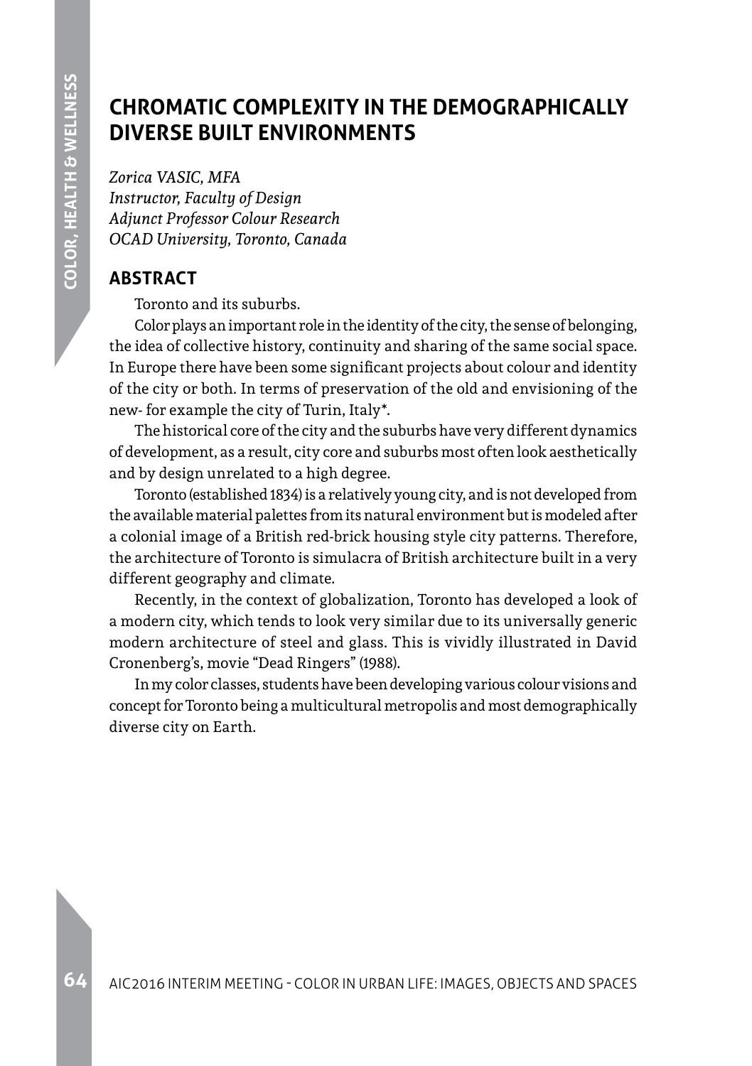# CHROMATIC COMPLEXITY IN THE DEMOGRAPHICALLY DIVERSE BUILT ENVIRONMENTS

*Zorica VASIC, MFA*
*Instructor, Faculty of Design*
*Adjunct Professor Colour Research*
*OCAD University, Toronto, Canada*

## ABSTRACT

Toronto and its suburbs.

Color plays an important role in the identity of the city, the sense of belonging, the idea of collective history, continuity and sharing of the same social space. In Europe there have been some significant projects about colour and identity of the city or both. In terms of preservation of the old and envisioning of the new- for example the city of Turin, Italy*.

The historical core of the city and the suburbs have very different dynamics of development, as a result, city core and suburbs most often look aesthetically and by design unrelated to a high degree.

Toronto (established 1834) is a relatively young city, and is not developed from the available material palettes from its natural environment but is modeled after a colonial image of a British red-brick housing style city patterns. Therefore, the architecture of Toronto is simulacra of British architecture built in a very different geography and climate.

Recently, in the context of globalization, Toronto has developed a look of a modern city, which tends to look very similar due to its universally generic modern architecture of steel and glass. This is vividly illustrated in David Cronenberg's, movie "Dead Ringers" (1988).

In my color classes, students have been developing various colour visions and concept for Toronto being a multicultural metropolis and most demographically diverse city on Earth.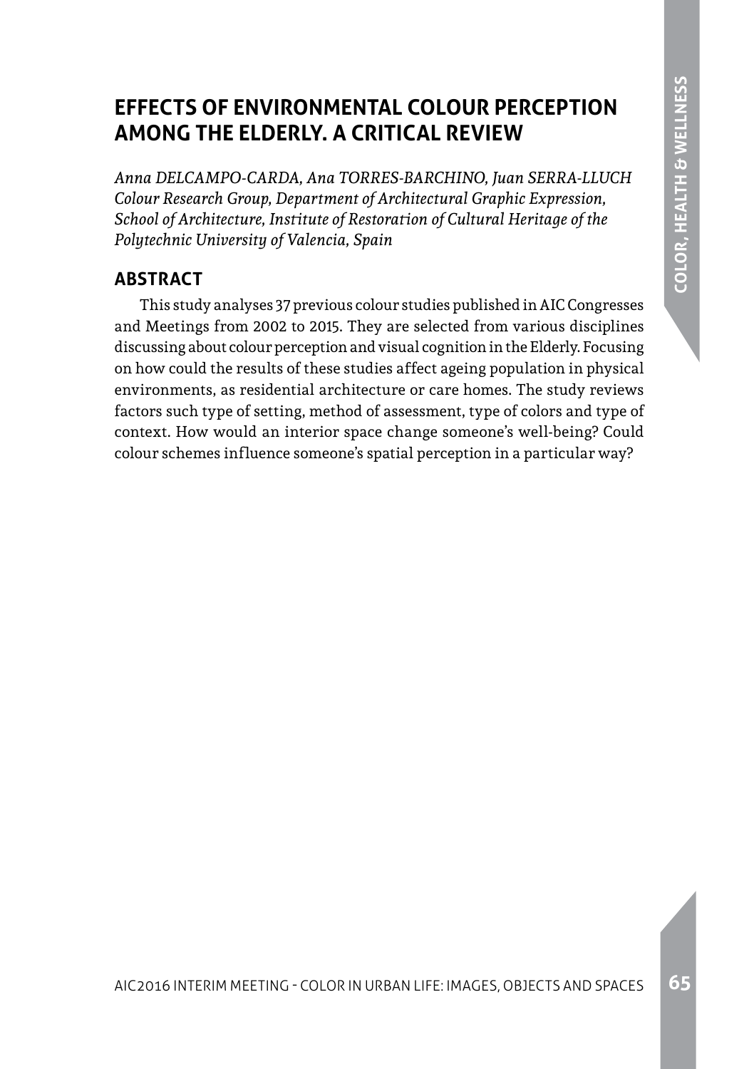# EFFECTS OF ENVIRONMENTAL COLOUR PERCEPTION AMONG THE ELDERLY. A CRITICAL REVIEW

*Anna DELCAMPO-CARDA, Ana TORRES-BARCHINO, Juan SERRA-LLUCH*
*Colour Research Group, Department of Architectural Graphic Expression, School of Architecture, Institute of Restoration of Cultural Heritage of the Polytechnic University of Valencia, Spain*

## ABSTRACT

This study analyses 37 previous colour studies published in AIC Congresses and Meetings from 2002 to 2015. They are selected from various disciplines discussing about colour perception and visual cognition in the Elderly. Focusing on how could the results of these studies affect ageing population in physical environments, as residential architecture or care homes. The study reviews factors such type of setting, method of assessment, type of colors and type of context. How would an interior space change someone's well-being? Could colour schemes influence someone's spatial perception in a particular way?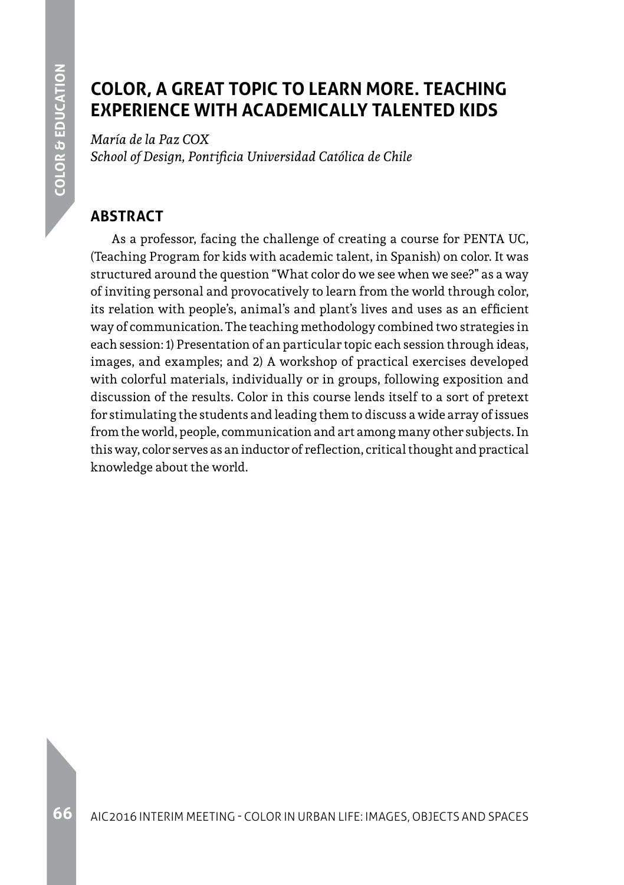# COLOR, A GREAT TOPIC TO LEARN MORE. TEACHING EXPERIENCE WITH ACADEMICALLY TALENTED KIDS

*María de la Paz COX*
*School of Design, Pontificia Universidad Católica de Chile*

## ABSTRACT

As a professor, facing the challenge of creating a course for PENTA UC, (Teaching Program for kids with academic talent, in Spanish) on color. It was structured around the question "What color do we see when we see?" as a way of inviting personal and provocatively to learn from the world through color, its relation with people's, animal's and plant's lives and uses as an efficient way of communication. The teaching methodology combined two strategies in each session: 1) Presentation of an particular topic each session through ideas, images, and examples; and 2) A workshop of practical exercises developed with colorful materials, individually or in groups, following exposition and discussion of the results. Color in this course lends itself to a sort of pretext for stimulating the students and leading them to discuss a wide array of issues from the world, people, communication and art among many other subjects. In this way, color serves as an inductor of reflection, critical thought and practical knowledge about the world.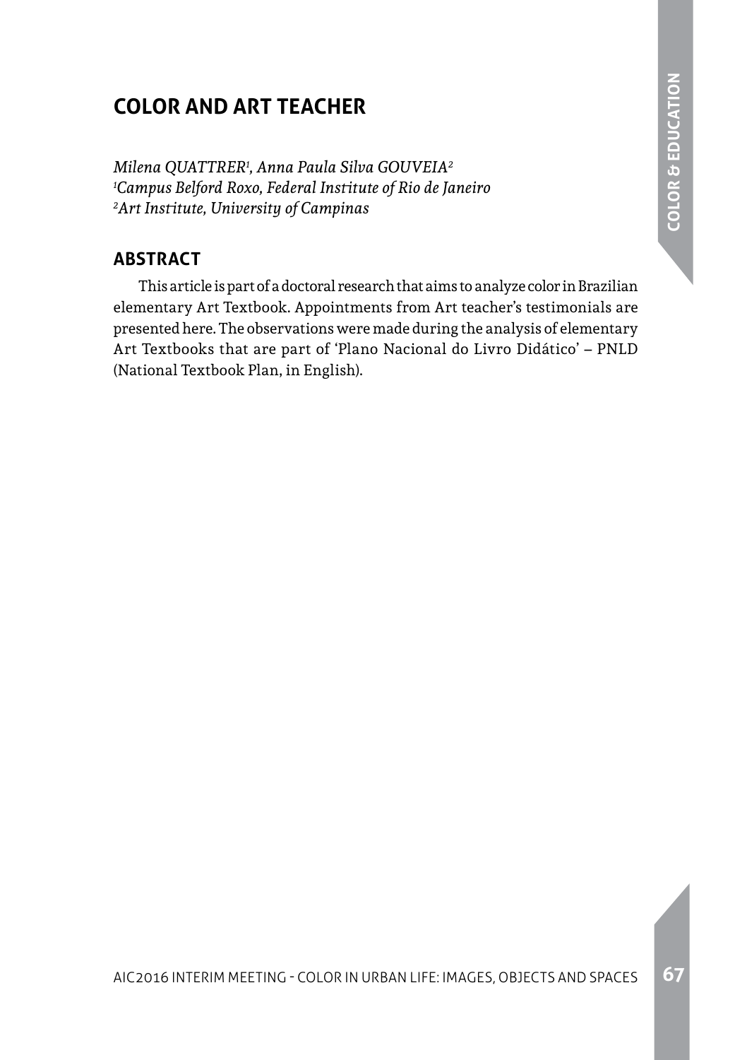# COLOR AND ART TEACHER

*Milena QUATTRER[1], Anna Paula Silva GOUVEIA[2]*
*[1]Campus Belford Roxo, Federal Institute of Rio de Janeiro*
*[2]Art Institute, University of Campinas*

## ABSTRACT

This article is part of a doctoral research that aims to analyze color in Brazilian elementary Art Textbook. Appointments from Art teacher's testimonials are presented here. The observations were made during the analysis of elementary Art Textbooks that are part of 'Plano Nacional do Livro Didático' – PNLD (National Textbook Plan, in English).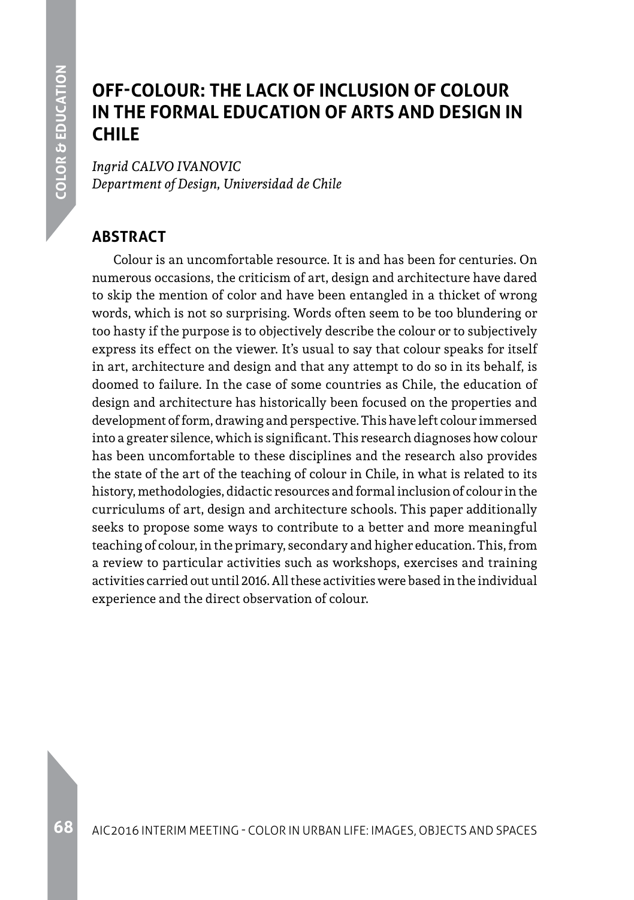# OFF-COLOUR: THE LACK OF INCLUSION OF COLOUR IN THE FORMAL EDUCATION OF ARTS AND DESIGN IN CHILE

*Ingrid CALVO IVANOVIC*
*Department of Design, Universidad de Chile*

## ABSTRACT

Colour is an uncomfortable resource. It is and has been for centuries. On numerous occasions, the criticism of art, design and architecture have dared to skip the mention of color and have been entangled in a thicket of wrong words, which is not so surprising. Words often seem to be too blundering or too hasty if the purpose is to objectively describe the colour or to subjectively express its effect on the viewer. It's usual to say that colour speaks for itself in art, architecture and design and that any attempt to do so in its behalf, is doomed to failure. In the case of some countries as Chile, the education of design and architecture has historically been focused on the properties and development of form, drawing and perspective. This have left colour immersed into a greater silence, which is significant. This research diagnoses how colour has been uncomfortable to these disciplines and the research also provides the state of the art of the teaching of colour in Chile, in what is related to its history, methodologies, didactic resources and formal inclusion of colour in the curriculums of art, design and architecture schools. This paper additionally seeks to propose some ways to contribute to a better and more meaningful teaching of colour, in the primary, secondary and higher education. This, from a review to particular activities such as workshops, exercises and training activities carried out until 2016. All these activities were based in the individual experience and the direct observation of colour.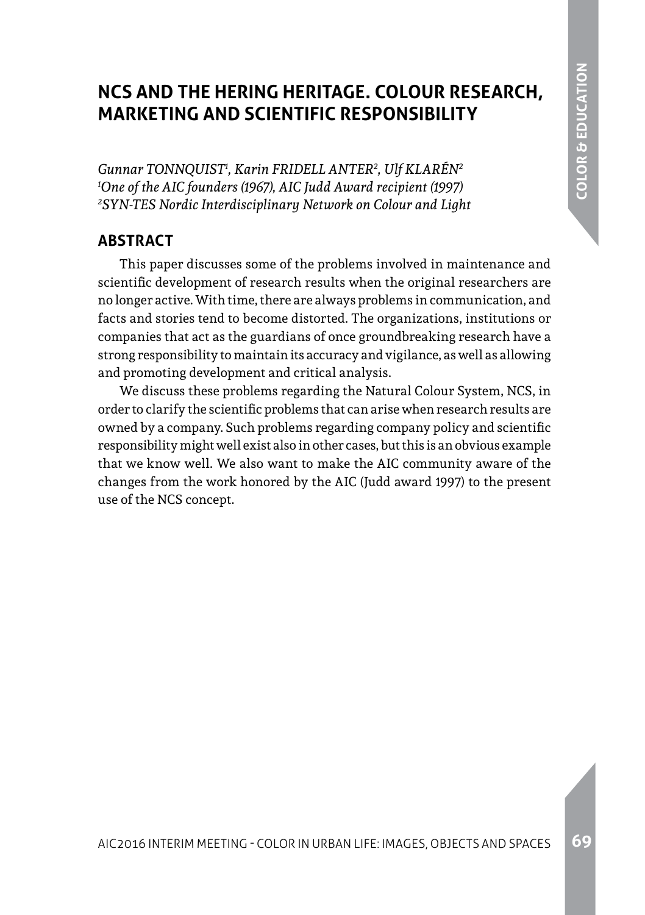# NCS AND THE HERING HERITAGE. COLOUR RESEARCH, MARKETING AND SCIENTIFIC RESPONSIBILITY

*Gunnar TONNQUIST[1], Karin FRIDELL ANTER[2], Ulf KLARÉN[2]*
*[1]One of the AIC founders (1967), AIC Judd Award recipient (1997)*
*[2]SYN-TES Nordic Interdisciplinary Network on Colour and Light*

## ABSTRACT

This paper discusses some of the problems involved in maintenance and scientific development of research results when the original researchers are no longer active. With time, there are always problems in communication, and facts and stories tend to become distorted. The organizations, institutions or companies that act as the guardians of once groundbreaking research have a strong responsibility to maintain its accuracy and vigilance, as well as allowing and promoting development and critical analysis.

We discuss these problems regarding the Natural Colour System, NCS, in order to clarify the scientific problems that can arise when research results are owned by a company. Such problems regarding company policy and scientific responsibility might well exist also in other cases, but this is an obvious example that we know well. We also want to make the AIC community aware of the changes from the work honored by the AIC (Judd award 1997) to the present use of the NCS concept.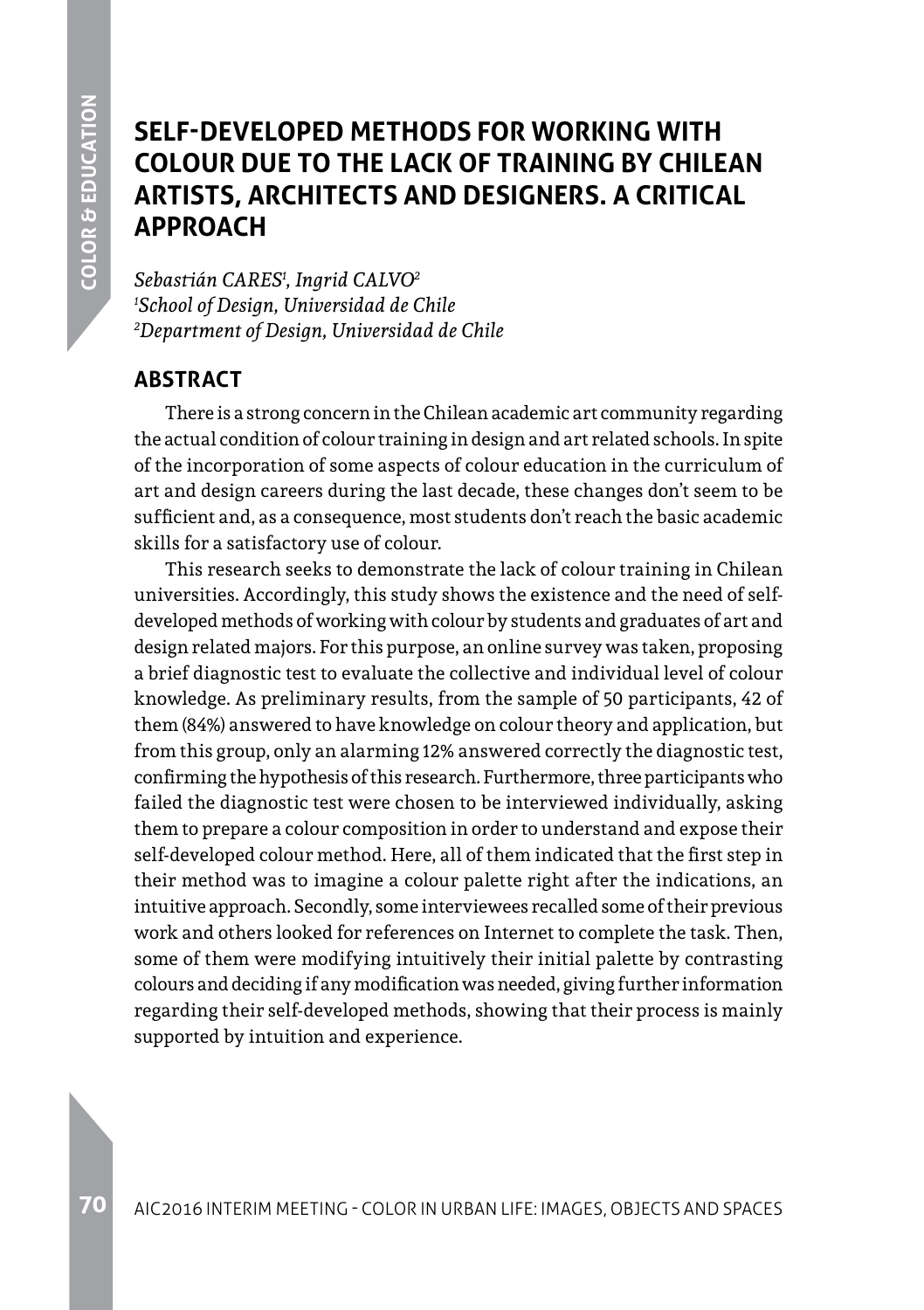# SELF-DEVELOPED METHODS FOR WORKING WITH COLOUR DUE TO THE LACK OF TRAINING BY CHILEAN ARTISTS, ARCHITECTS AND DESIGNERS. A CRITICAL APPROACH

*Sebastián CARES[1], Ingrid CALVO[2]*
*[1]School of Design, Universidad de Chile*
*[2]Department of Design, Universidad de Chile*

## ABSTRACT

There is a strong concern in the Chilean academic art community regarding the actual condition of colour training in design and art related schools. In spite of the incorporation of some aspects of colour education in the curriculum of art and design careers during the last decade, these changes don't seem to be sufficient and, as a consequence, most students don't reach the basic academic skills for a satisfactory use of colour.

This research seeks to demonstrate the lack of colour training in Chilean universities. Accordingly, this study shows the existence and the need of self-developed methods of working with colour by students and graduates of art and design related majors. For this purpose, an online survey was taken, proposing a brief diagnostic test to evaluate the collective and individual level of colour knowledge. As preliminary results, from the sample of 50 participants, 42 of them (84%) answered to have knowledge on colour theory and application, but from this group, only an alarming 12% answered correctly the diagnostic test, confirming the hypothesis of this research. Furthermore, three participants who failed the diagnostic test were chosen to be interviewed individually, asking them to prepare a colour composition in order to understand and expose their self-developed colour method. Here, all of them indicated that the first step in their method was to imagine a colour palette right after the indications, an intuitive approach. Secondly, some interviewees recalled some of their previous work and others looked for references on Internet to complete the task. Then, some of them were modifying intuitively their initial palette by contrasting colours and deciding if any modification was needed, giving further information regarding their self-developed methods, showing that their process is mainly supported by intuition and experience.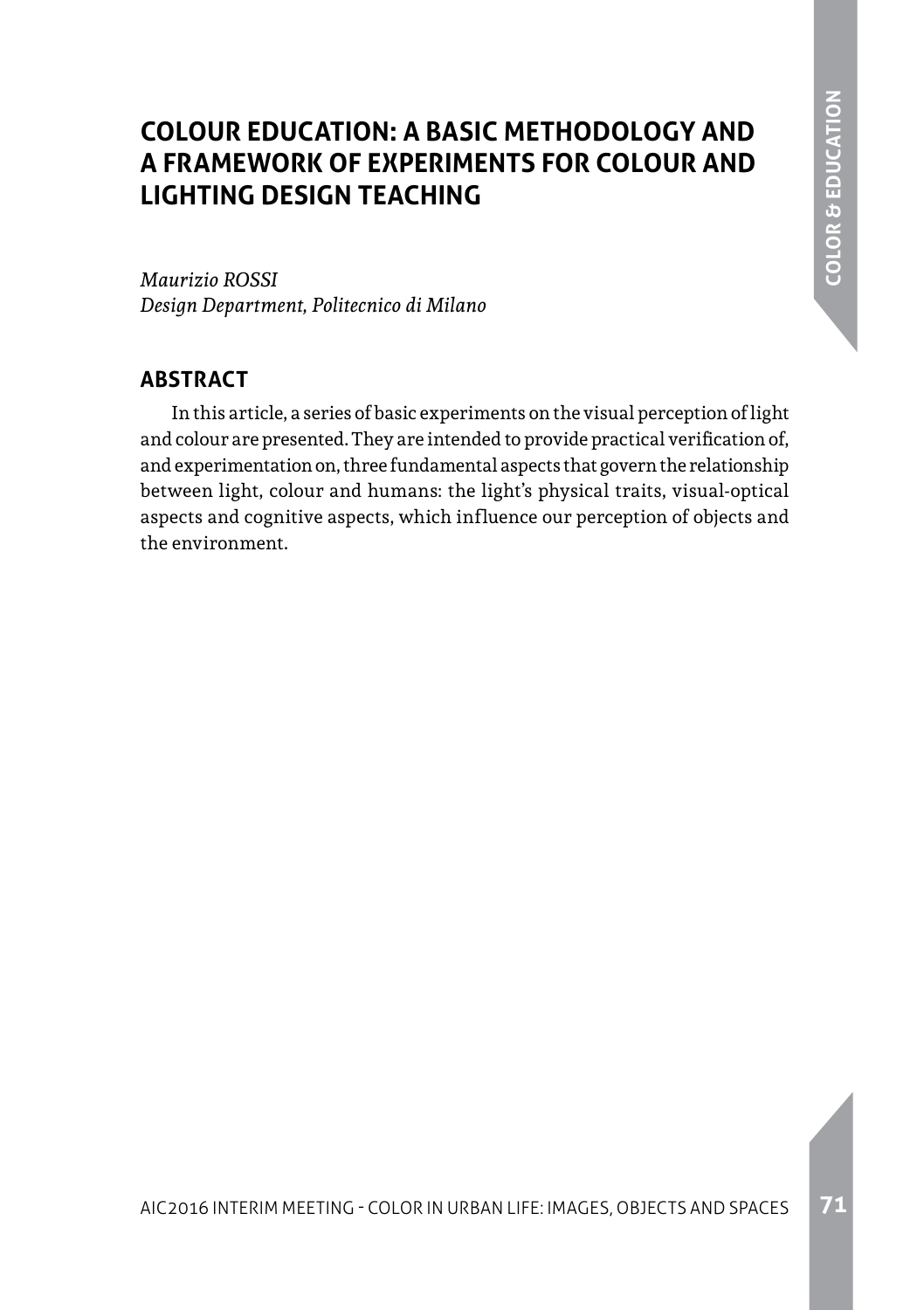# COLOUR EDUCATION: A BASIC METHODOLOGY AND A FRAMEWORK OF EXPERIMENTS FOR COLOUR AND LIGHTING DESIGN TEACHING

*Maurizio ROSSI*
*Design Department, Politecnico di Milano*

## ABSTRACT

In this article, a series of basic experiments on the visual perception of light and colour are presented. They are intended to provide practical verification of, and experimentation on, three fundamental aspects that govern the relationship between light, colour and humans: the light's physical traits, visual-optical aspects and cognitive aspects, which influence our perception of objects and the environment.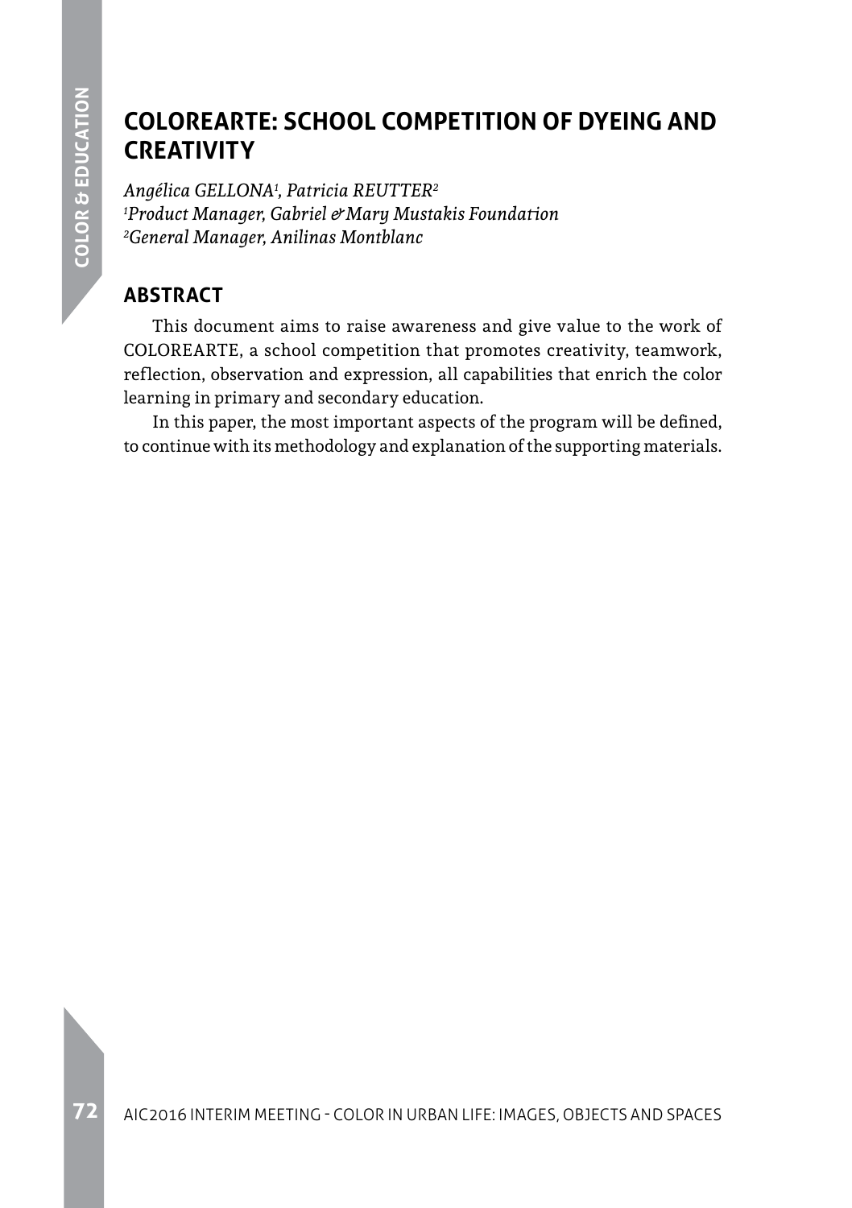# COLOREARTE: SCHOOL COMPETITION OF DYEING AND CREATIVITY

*Angélica GELLONA[1], Patricia REUTTER[2]*
*[1]Product Manager, Gabriel & Mary Mustakis Foundation*
*[2]General Manager, Anilinas Montblanc*

## ABSTRACT

This document aims to raise awareness and give value to the work of COLOREARTE, a school competition that promotes creativity, teamwork, reflection, observation and expression, all capabilities that enrich the color learning in primary and secondary education.

In this paper, the most important aspects of the program will be defined, to continue with its methodology and explanation of the supporting materials.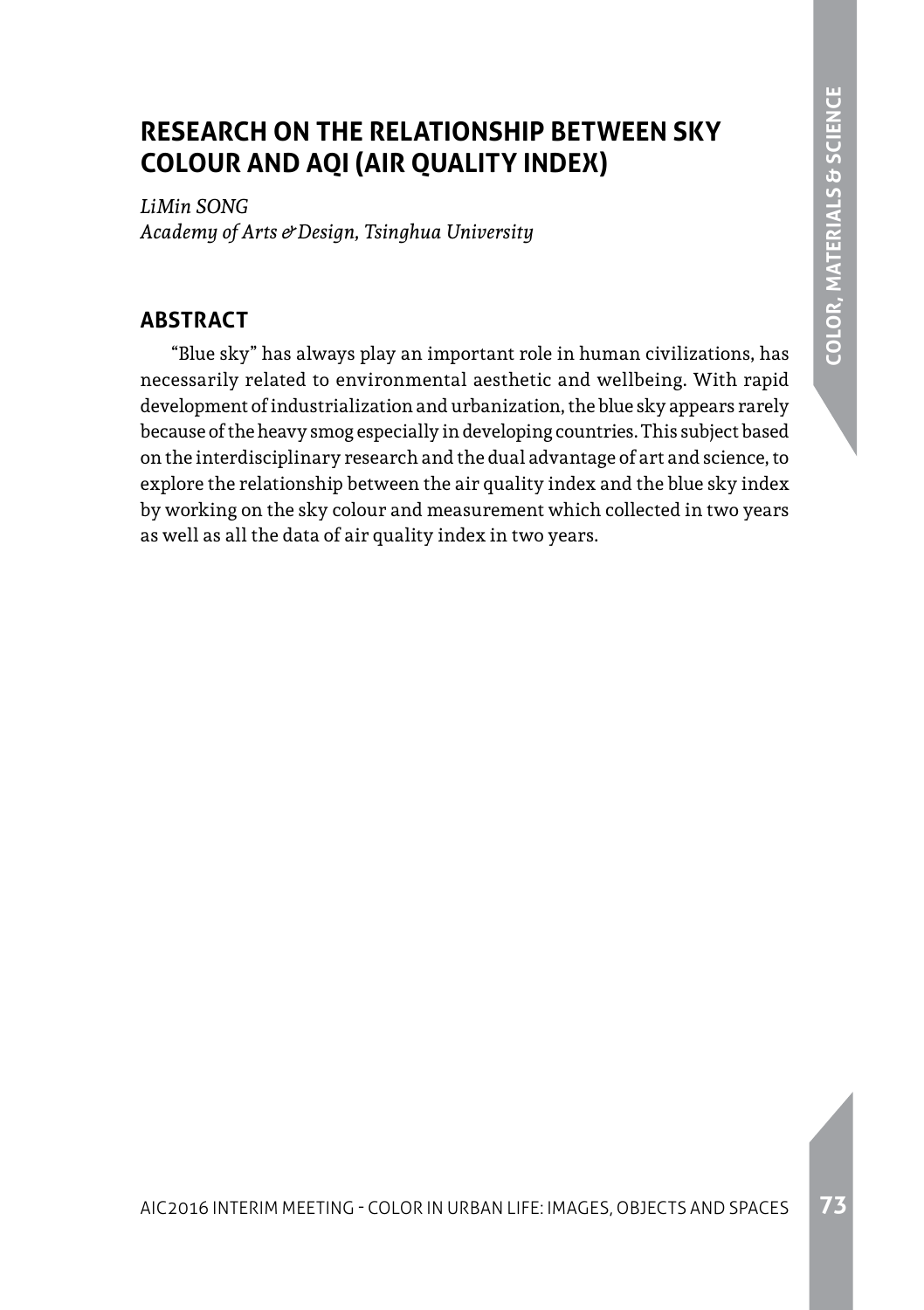# RESEARCH ON THE RELATIONSHIP BETWEEN SKY COLOUR AND AQI (AIR QUALITY INDEX)

*LiMin SONG*
*Academy of Arts & Design, Tsinghua University*

## ABSTRACT

"Blue sky" has always play an important role in human civilizations, has necessarily related to environmental aesthetic and wellbeing. With rapid development of industrialization and urbanization, the blue sky appears rarely because of the heavy smog especially in developing countries. This subject based on the interdisciplinary research and the dual advantage of art and science, to explore the relationship between the air quality index and the blue sky index by working on the sky colour and measurement which collected in two years as well as all the data of air quality index in two years.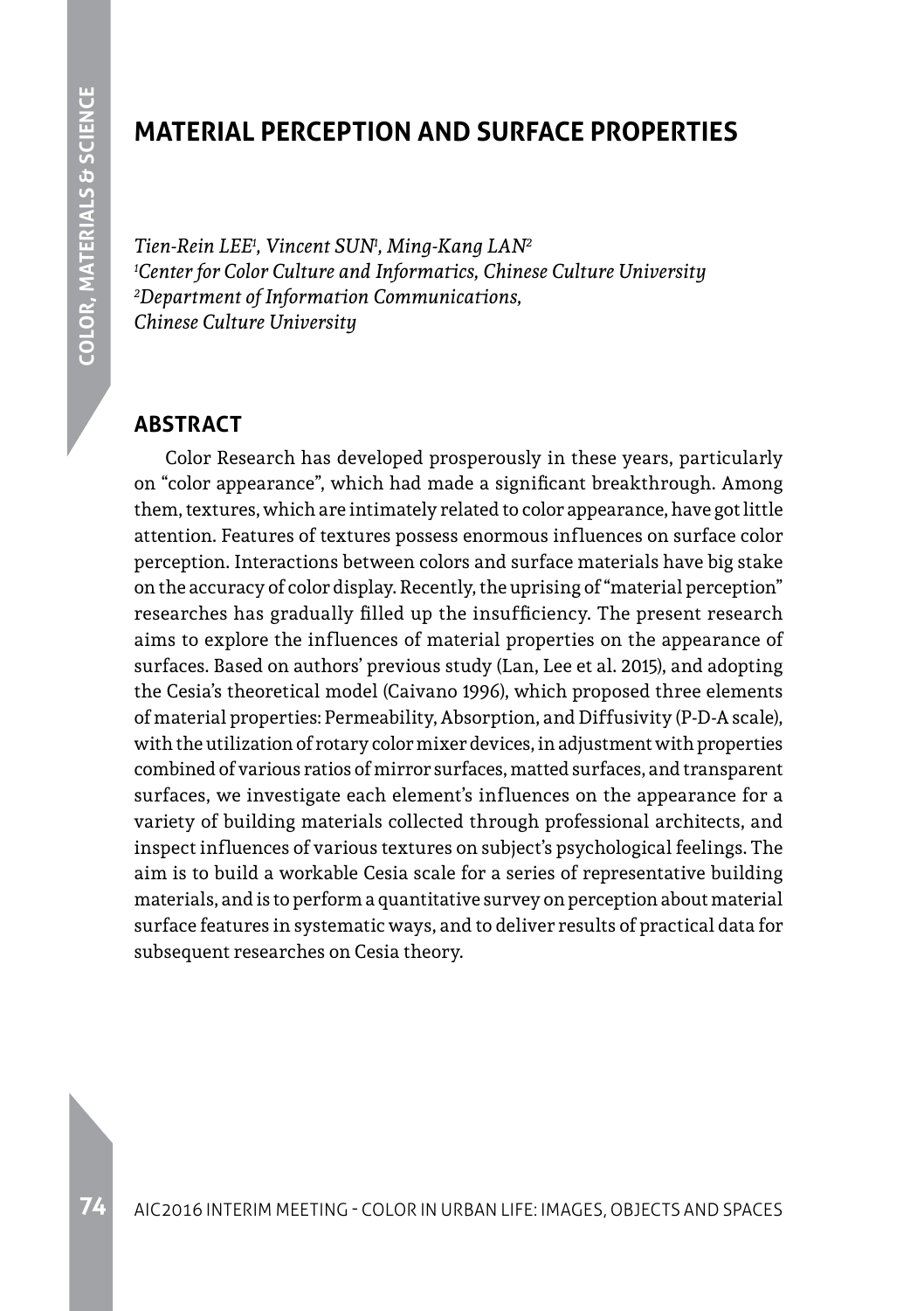# MATERIAL PERCEPTION AND SURFACE PROPERTIES

*Tien-Rein LEE[1], Vincent SUN[1], Ming-Kang LAN[2]*
*[1]Center for Color Culture and Informatics, Chinese Culture University*
*[2]Department of Information Communications, Chinese Culture University*

## ABSTRACT

Color Research has developed prosperously in these years, particularly on "color appearance", which had made a significant breakthrough. Among them, textures, which are intimately related to color appearance, have got little attention. Features of textures possess enormous influences on surface color perception. Interactions between colors and surface materials have big stake on the accuracy of color display. Recently, the uprising of "material perception" researches has gradually filled up the insufficiency. The present research aims to explore the influences of material properties on the appearance of surfaces. Based on authors' previous study (Lan, Lee et al. 2015), and adopting the Cesia's theoretical model (Caivano 1996), which proposed three elements of material properties: Permeability, Absorption, and Diffusivity (P-D-A scale), with the utilization of rotary color mixer devices, in adjustment with properties combined of various ratios of mirror surfaces, matted surfaces, and transparent surfaces, we investigate each element's influences on the appearance for a variety of building materials collected through professional architects, and inspect influences of various textures on subject's psychological feelings. The aim is to build a workable Cesia scale for a series of representative building materials, and is to perform a quantitative survey on perception about material surface features in systematic ways, and to deliver results of practical data for subsequent researches on Cesia theory.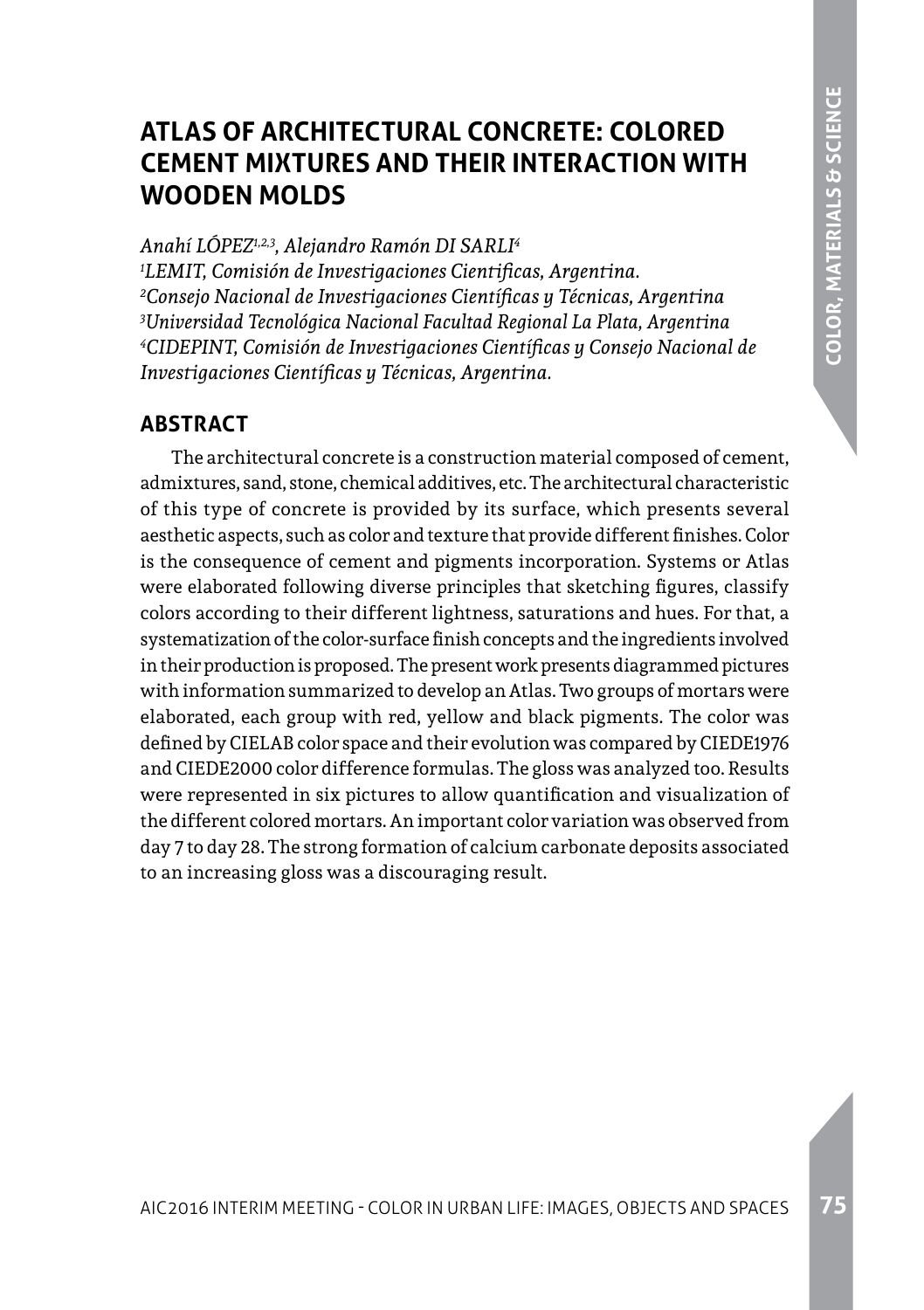# ATLAS OF ARCHITECTURAL CONCRETE: COLORED CEMENT MIXTURES AND THEIR INTERACTION WITH WOODEN MOLDS

*Anahí LÓPEZ[1,2,3], Alejandro Ramón DI SARLI[4]*

*[1]LEMIT, Comisión de Investigaciones Científicas, Argentina.*
*[2]Consejo Nacional de Investigaciones Científicas y Técnicas, Argentina*
*[3]Universidad Tecnológica Nacional Facultad Regional La Plata, Argentina*
*[4]CIDEPINT, Comisión de Investigaciones Científicas y Consejo Nacional de Investigaciones Científicas y Técnicas, Argentina.*

## ABSTRACT

The architectural concrete is a construction material composed of cement, admixtures, sand, stone, chemical additives, etc. The architectural characteristic of this type of concrete is provided by its surface, which presents several aesthetic aspects, such as color and texture that provide different finishes. Color is the consequence of cement and pigments incorporation. Systems or Atlas were elaborated following diverse principles that sketching figures, classify colors according to their different lightness, saturations and hues. For that, a systematization of the color-surface finish concepts and the ingredients involved in their production is proposed. The present work presents diagrammed pictures with information summarized to develop an Atlas. Two groups of mortars were elaborated, each group with red, yellow and black pigments. The color was defined by CIELAB color space and their evolution was compared by CIEDE1976 and CIEDE2000 color difference formulas. The gloss was analyzed too. Results were represented in six pictures to allow quantification and visualization of the different colored mortars. An important color variation was observed from day 7 to day 28. The strong formation of calcium carbonate deposits associated to an increasing gloss was a discouraging result.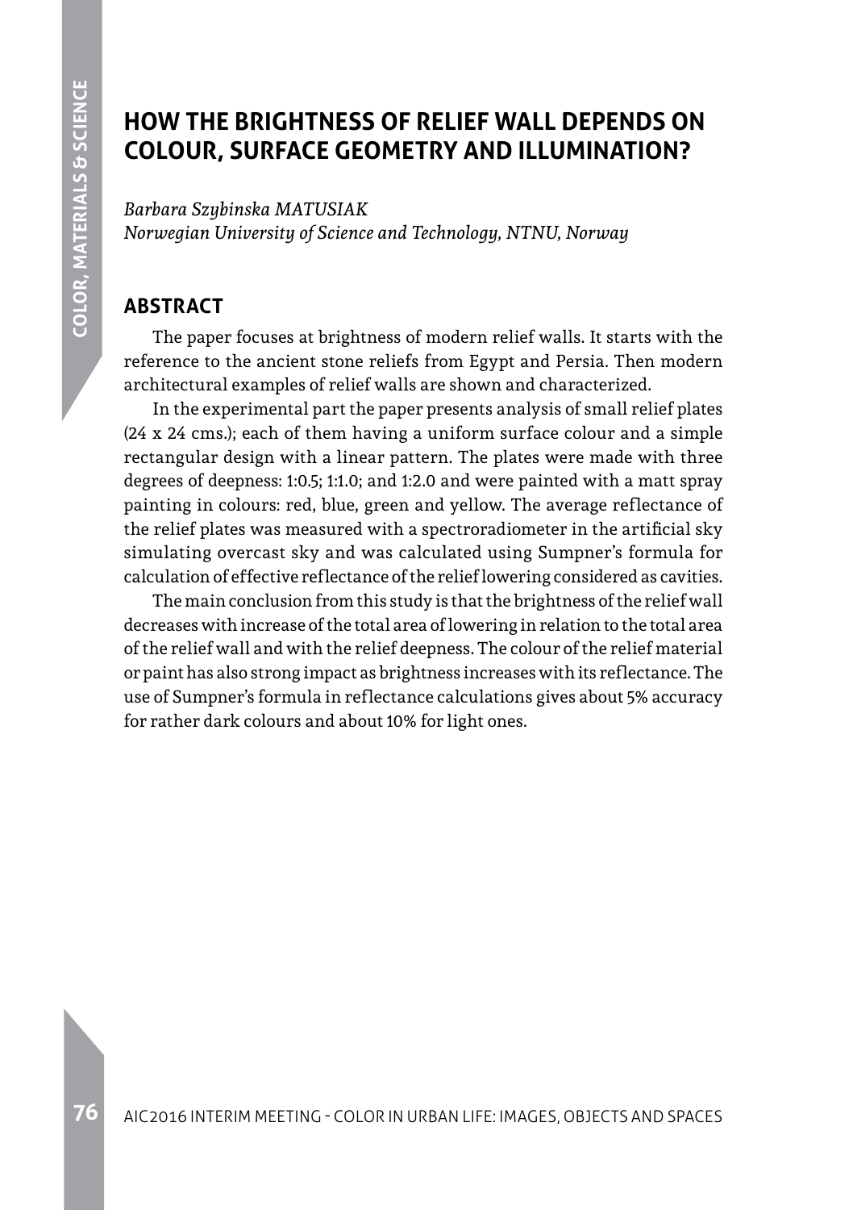# HOW THE BRIGHTNESS OF RELIEF WALL DEPENDS ON COLOUR, SURFACE GEOMETRY AND ILLUMINATION?

*Barbara Szybinska MATUSIAK*
*Norwegian University of Science and Technology, NTNU, Norway*

## ABSTRACT

The paper focuses at brightness of modern relief walls. It starts with the reference to the ancient stone reliefs from Egypt and Persia. Then modern architectural examples of relief walls are shown and characterized.

In the experimental part the paper presents analysis of small relief plates (24 x 24 cms.); each of them having a uniform surface colour and a simple rectangular design with a linear pattern. The plates were made with three degrees of deepness: 1:0.5; 1:1.0; and 1:2.0 and were painted with a matt spray painting in colours: red, blue, green and yellow. The average reflectance of the relief plates was measured with a spectroradiometer in the artificial sky simulating overcast sky and was calculated using Sumpner's formula for calculation of effective reflectance of the relief lowering considered as cavities.

The main conclusion from this study is that the brightness of the relief wall decreases with increase of the total area of lowering in relation to the total area of the relief wall and with the relief deepness. The colour of the relief material or paint has also strong impact as brightness increases with its reflectance. The use of Sumpner's formula in reflectance calculations gives about 5% accuracy for rather dark colours and about 10% for light ones.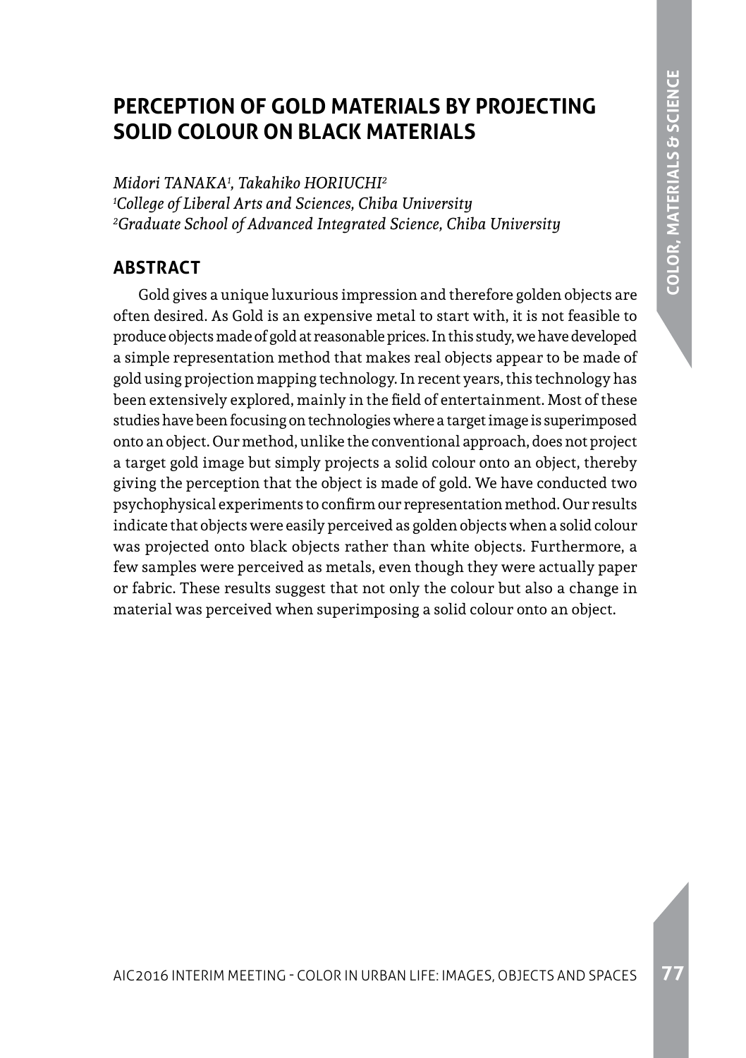# PERCEPTION OF GOLD MATERIALS BY PROJECTING SOLID COLOUR ON BLACK MATERIALS

*Midori TANAKA[1], Takahiko HORIUCHI[2]*
*[1]College of Liberal Arts and Sciences, Chiba University*
*[2]Graduate School of Advanced Integrated Science, Chiba University*

## ABSTRACT

Gold gives a unique luxurious impression and therefore golden objects are often desired. As Gold is an expensive metal to start with, it is not feasible to produce objects made of gold at reasonable prices. In this study, we have developed a simple representation method that makes real objects appear to be made of gold using projection mapping technology. In recent years, this technology has been extensively explored, mainly in the field of entertainment. Most of these studies have been focusing on technologies where a target image is superimposed onto an object. Our method, unlike the conventional approach, does not project a target gold image but simply projects a solid colour onto an object, thereby giving the perception that the object is made of gold. We have conducted two psychophysical experiments to confirm our representation method. Our results indicate that objects were easily perceived as golden objects when a solid colour was projected onto black objects rather than white objects. Furthermore, a few samples were perceived as metals, even though they were actually paper or fabric. These results suggest that not only the colour but also a change in material was perceived when superimposing a solid colour onto an object.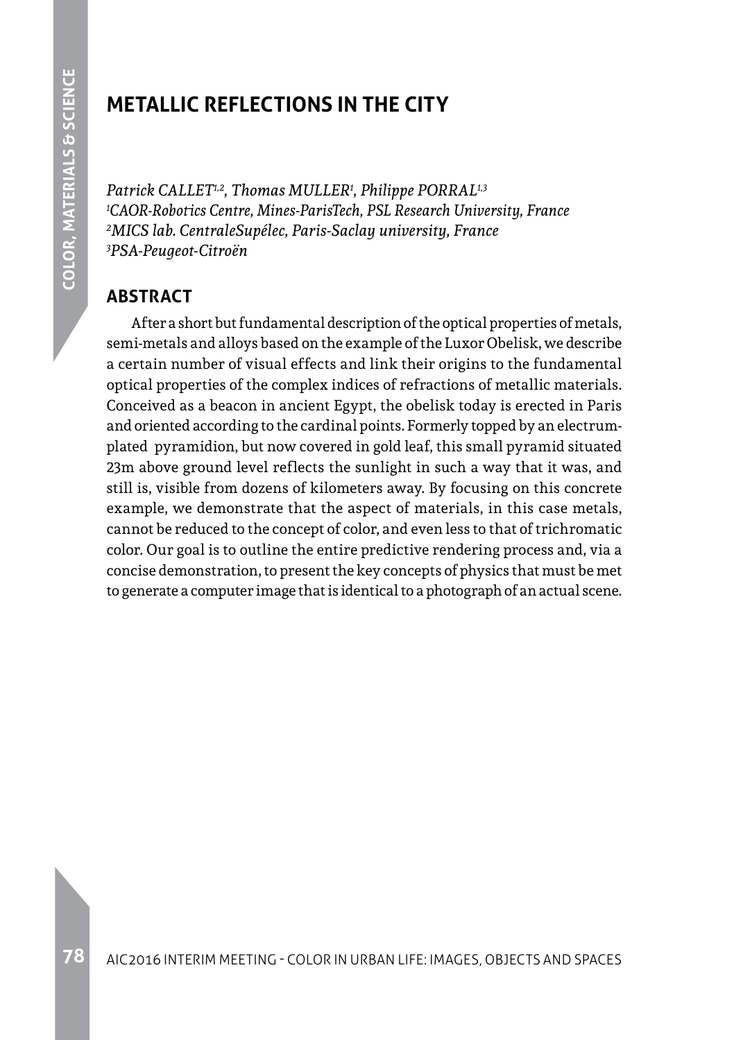# METALLIC REFLECTIONS IN THE CITY

*Patrick CALLET[1,2], Thomas MULLER[1], Philippe PORRAL[1,3]*
*[1]CAOR-Robotics Centre, Mines-ParisTech, PSL Research University, France*
*[2]MICS lab. CentraleSupélec, Paris-Saclay university, France*
*[3]PSA-Peugeot-Citroën*

## ABSTRACT

After a short but fundamental description of the optical properties of metals, semi-metals and alloys based on the example of the Luxor Obelisk, we describe a certain number of visual effects and link their origins to the fundamental optical properties of the complex indices of refractions of metallic materials. Conceived as a beacon in ancient Egypt, the obelisk today is erected in Paris and oriented according to the cardinal points. Formerly topped by an electrum-plated pyramidion, but now covered in gold leaf, this small pyramid situated 23m above ground level reflects the sunlight in such a way that it was, and still is, visible from dozens of kilometers away. By focusing on this concrete example, we demonstrate that the aspect of materials, in this case metals, cannot be reduced to the concept of color, and even less to that of trichromatic color. Our goal is to outline the entire predictive rendering process and, via a concise demonstration, to present the key concepts of physics that must be met to generate a computer image that is identical to a photograph of an actual scene.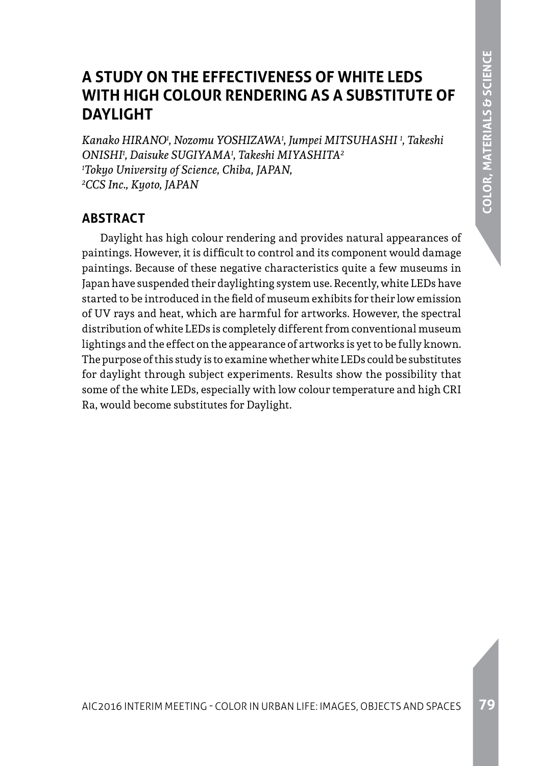# A STUDY ON THE EFFECTIVENESS OF WHITE LEDS WITH HIGH COLOUR RENDERING AS A SUBSTITUTE OF DAYLIGHT

*Kanako HIRANO[1], Nozomu YOSHIZAWA[1], Jumpei MITSUHASHI [1], Takeshi ONISHI[1], Daisuke SUGIYAMA[1], Takeshi MIYASHITA[2]*
*[1]Tokyo University of Science, Chiba, JAPAN,*
*[2]CCS Inc., Kyoto, JAPAN*

## ABSTRACT

Daylight has high colour rendering and provides natural appearances of paintings. However, it is difficult to control and its component would damage paintings. Because of these negative characteristics quite a few museums in Japan have suspended their daylighting system use. Recently, white LEDs have started to be introduced in the field of museum exhibits for their low emission of UV rays and heat, which are harmful for artworks. However, the spectral distribution of white LEDs is completely different from conventional museum lightings and the effect on the appearance of artworks is yet to be fully known. The purpose of this study is to examine whether white LEDs could be substitutes for daylight through subject experiments. Results show the possibility that some of the white LEDs, especially with low colour temperature and high CRI Ra, would become substitutes for Daylight.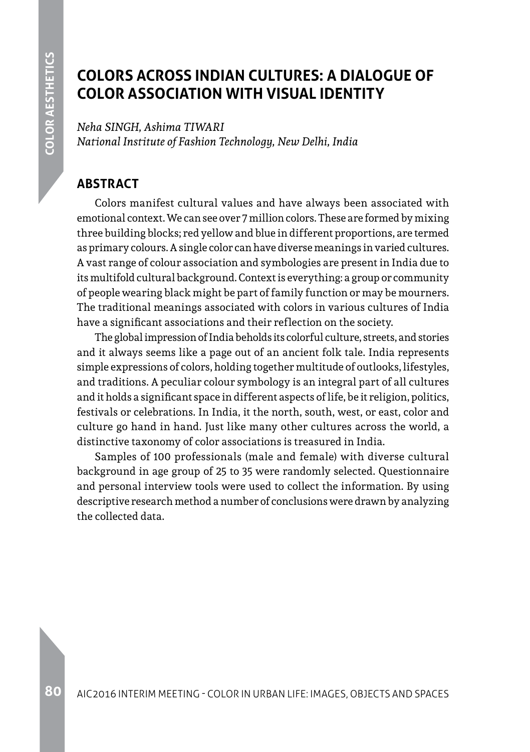# COLORS ACROSS INDIAN CULTURES: A DIALOGUE OF COLOR ASSOCIATION WITH VISUAL IDENTITY

*Neha SINGH, Ashima TIWARI*
*National Institute of Fashion Technology, New Delhi, India*

## ABSTRACT

Colors manifest cultural values and have always been associated with emotional context. We can see over 7 million colors. These are formed by mixing three building blocks; red yellow and blue in different proportions, are termed as primary colours. A single color can have diverse meanings in varied cultures. A vast range of colour association and symbologies are present in India due to its multifold cultural background. Context is everything: a group or community of people wearing black might be part of family function or may be mourners. The traditional meanings associated with colors in various cultures of India have a significant associations and their reflection on the society.

The global impression of India beholds its colorful culture, streets, and stories and it always seems like a page out of an ancient folk tale. India represents simple expressions of colors, holding together multitude of outlooks, lifestyles, and traditions. A peculiar colour symbology is an integral part of all cultures and it holds a significant space in different aspects of life, be it religion, politics, festivals or celebrations. In India, it the north, south, west, or east, color and culture go hand in hand. Just like many other cultures across the world, a distinctive taxonomy of color associations is treasured in India.

Samples of 100 professionals (male and female) with diverse cultural background in age group of 25 to 35 were randomly selected. Questionnaire and personal interview tools were used to collect the information. By using descriptive research method a number of conclusions were drawn by analyzing the collected data.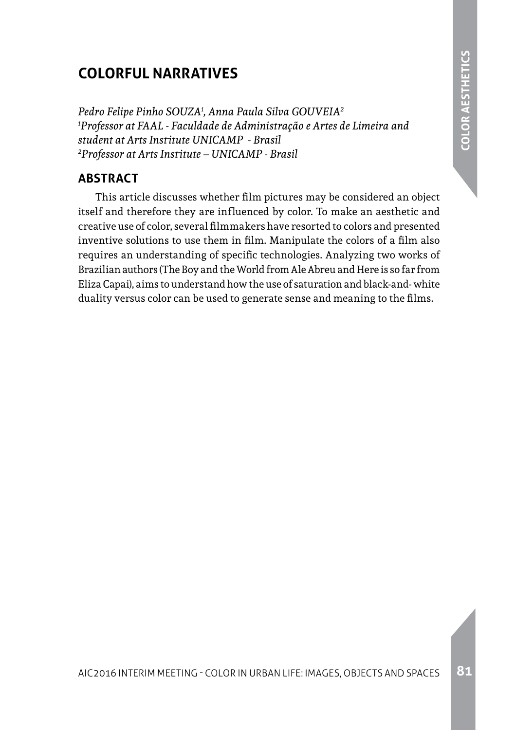# COLORFUL NARRATIVES

*Pedro Felipe Pinho SOUZA[1], Anna Paula Silva GOUVEIA[2]*
*[1]Professor at FAAL - Faculdade de Administração e Artes de Limeira and student at Arts Institute UNICAMP - Brasil*
*[2]Professor at Arts Institute – UNICAMP - Brasil*

## ABSTRACT

This article discusses whether film pictures may be considered an object itself and therefore they are influenced by color. To make an aesthetic and creative use of color, several filmmakers have resorted to colors and presented inventive solutions to use them in film. Manipulate the colors of a film also requires an understanding of specific technologies. Analyzing two works of Brazilian authors (The Boy and the World from Ale Abreu and Here is so far from Eliza Capai), aims to understand how the use of saturation and black-and- white duality versus color can be used to generate sense and meaning to the films.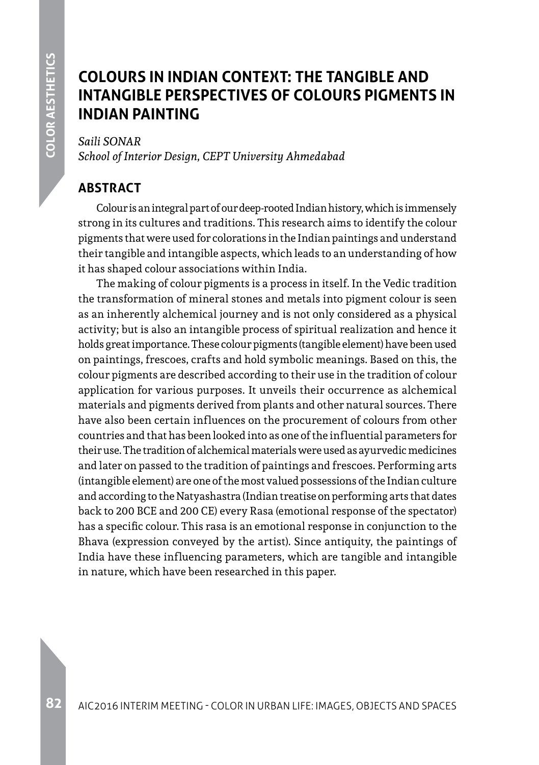# COLOURS IN INDIAN CONTEXT: THE TANGIBLE AND INTANGIBLE PERSPECTIVES OF COLOURS PIGMENTS IN INDIAN PAINTING

*Saili SONAR*
*School of Interior Design, CEPT University Ahmedabad*

## ABSTRACT

Colour is an integral part of our deep-rooted Indian history, which is immensely strong in its cultures and traditions. This research aims to identify the colour pigments that were used for colorations in the Indian paintings and understand their tangible and intangible aspects, which leads to an understanding of how it has shaped colour associations within India.

The making of colour pigments is a process in itself. In the Vedic tradition the transformation of mineral stones and metals into pigment colour is seen as an inherently alchemical journey and is not only considered as a physical activity; but is also an intangible process of spiritual realization and hence it holds great importance. These colour pigments (tangible element) have been used on paintings, frescoes, crafts and hold symbolic meanings. Based on this, the colour pigments are described according to their use in the tradition of colour application for various purposes. It unveils their occurrence as alchemical materials and pigments derived from plants and other natural sources. There have also been certain influences on the procurement of colours from other countries and that has been looked into as one of the influential parameters for their use. The tradition of alchemical materials were used as ayurvedic medicines and later on passed to the tradition of paintings and frescoes. Performing arts (intangible element) are one of the most valued possessions of the Indian culture and according to the Natyashastra (Indian treatise on performing arts that dates back to 200 BCE and 200 CE) every Rasa (emotional response of the spectator) has a specific colour. This rasa is an emotional response in conjunction to the Bhava (expression conveyed by the artist). Since antiquity, the paintings of India have these influencing parameters, which are tangible and intangible in nature, which have been researched in this paper.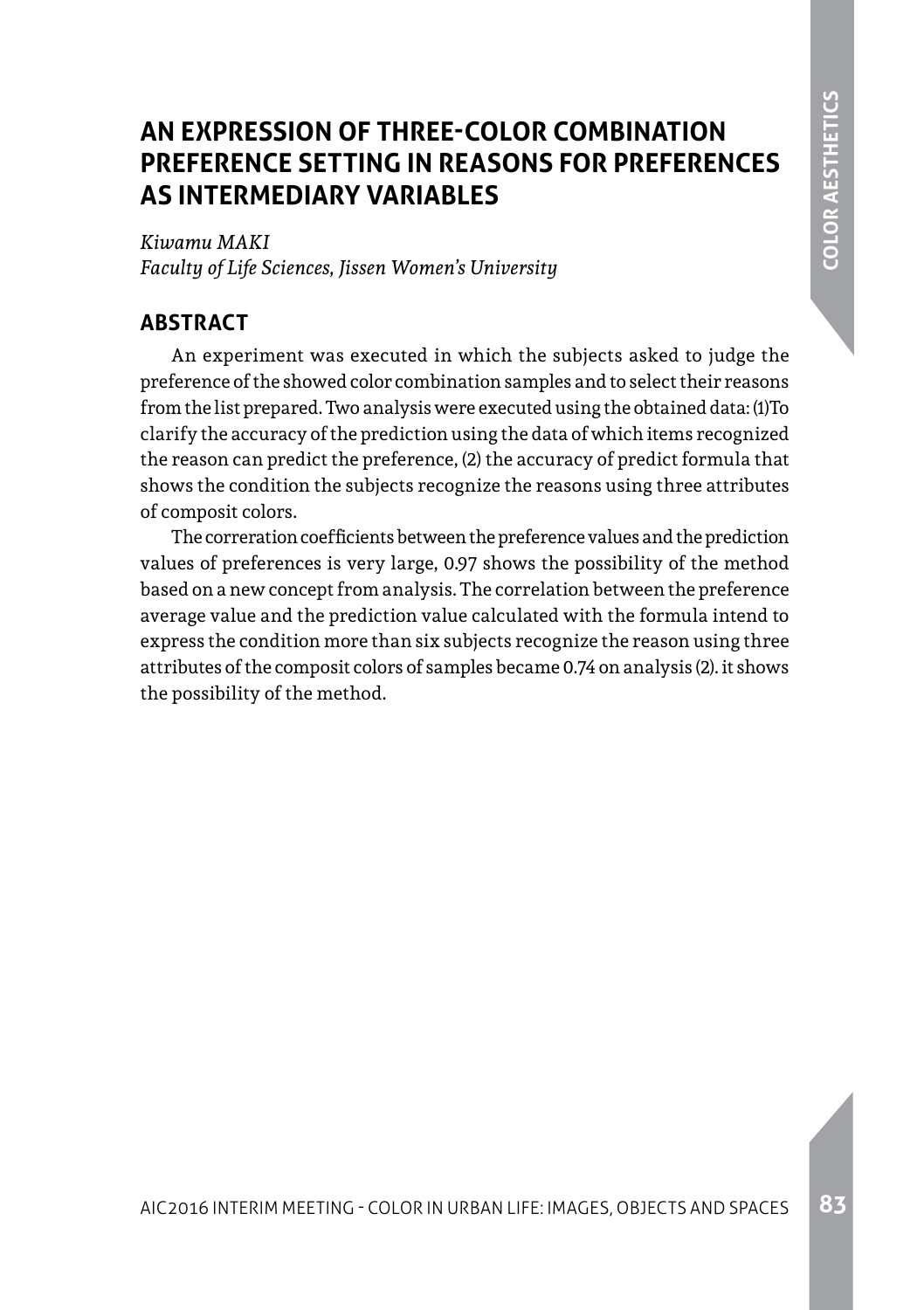# AN EXPRESSION OF THREE-COLOR COMBINATION PREFERENCE SETTING IN REASONS FOR PREFERENCES AS INTERMEDIARY VARIABLES

*Kiwamu MAKI*
*Faculty of Life Sciences, Jissen Women's University*

## ABSTRACT

An experiment was executed in which the subjects asked to judge the preference of the showed color combination samples and to select their reasons from the list prepared. Two analysis were executed using the obtained data: (1)To clarify the accuracy of the prediction using the data of which items recognized the reason can predict the preference, (2) the accuracy of predict formula that shows the condition the subjects recognize the reasons using three attributes of composit colors.

The correration coefficients between the preference values and the prediction values of preferences is very large, 0.97 shows the possibility of the method based on a new concept from analysis. The correlation between the preference average value and the prediction value calculated with the formula intend to express the condition more than six subjects recognize the reason using three attributes of the composit colors of samples became 0.74 on analysis (2). it shows the possibility of the method.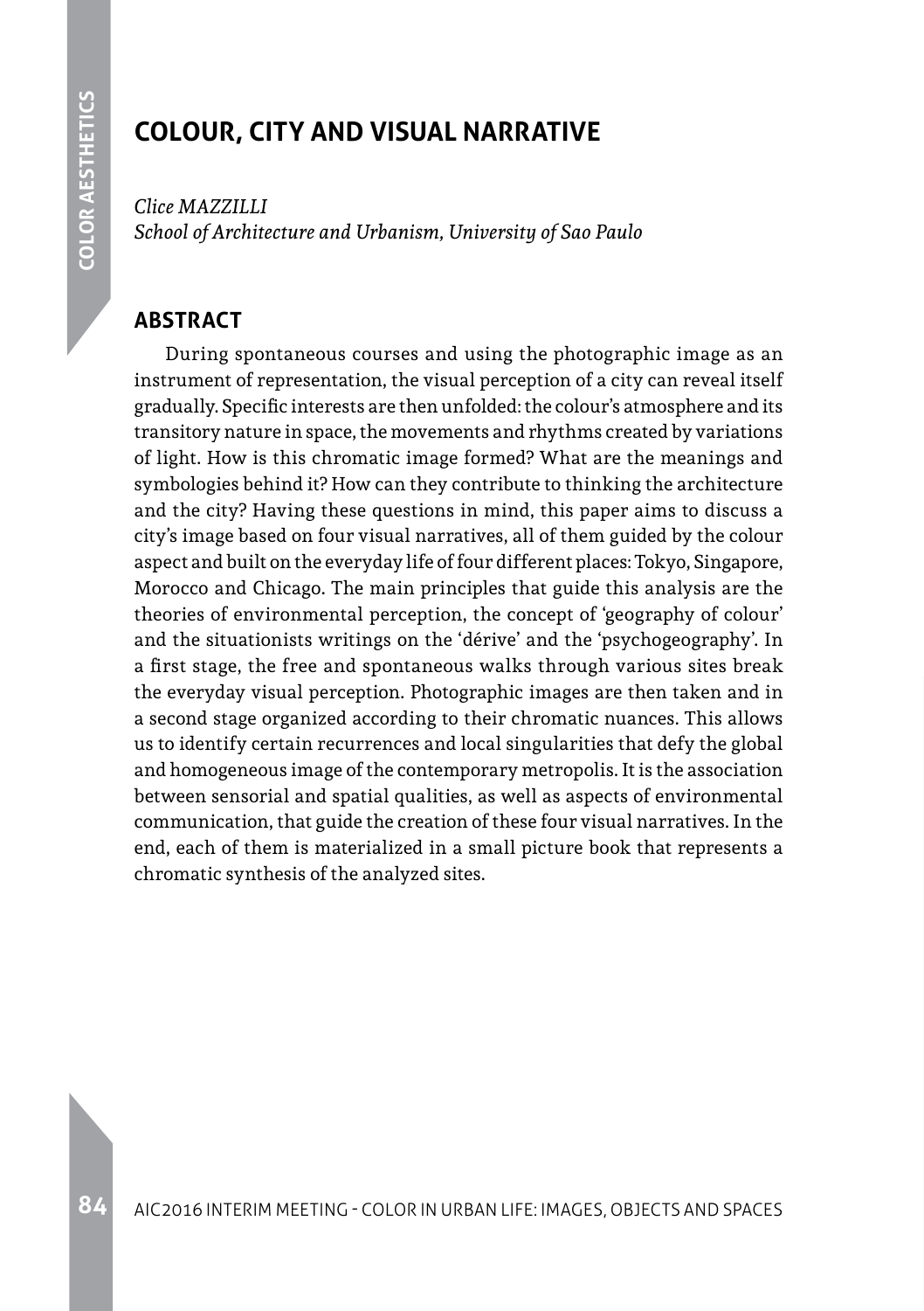# COLOUR, CITY AND VISUAL NARRATIVE

*Clice MAZZILLI*
*School of Architecture and Urbanism, University of Sao Paulo*

## ABSTRACT

During spontaneous courses and using the photographic image as an instrument of representation, the visual perception of a city can reveal itself gradually. Specific interests are then unfolded: the colour's atmosphere and its transitory nature in space, the movements and rhythms created by variations of light. How is this chromatic image formed? What are the meanings and symbologies behind it? How can they contribute to thinking the architecture and the city? Having these questions in mind, this paper aims to discuss a city's image based on four visual narratives, all of them guided by the colour aspect and built on the everyday life of four different places: Tokyo, Singapore, Morocco and Chicago. The main principles that guide this analysis are the theories of environmental perception, the concept of 'geography of colour' and the situationists writings on the 'dérive' and the 'psychogeography'. In a first stage, the free and spontaneous walks through various sites break the everyday visual perception. Photographic images are then taken and in a second stage organized according to their chromatic nuances. This allows us to identify certain recurrences and local singularities that defy the global and homogeneous image of the contemporary metropolis. It is the association between sensorial and spatial qualities, as well as aspects of environmental communication, that guide the creation of these four visual narratives. In the end, each of them is materialized in a small picture book that represents a chromatic synthesis of the analyzed sites.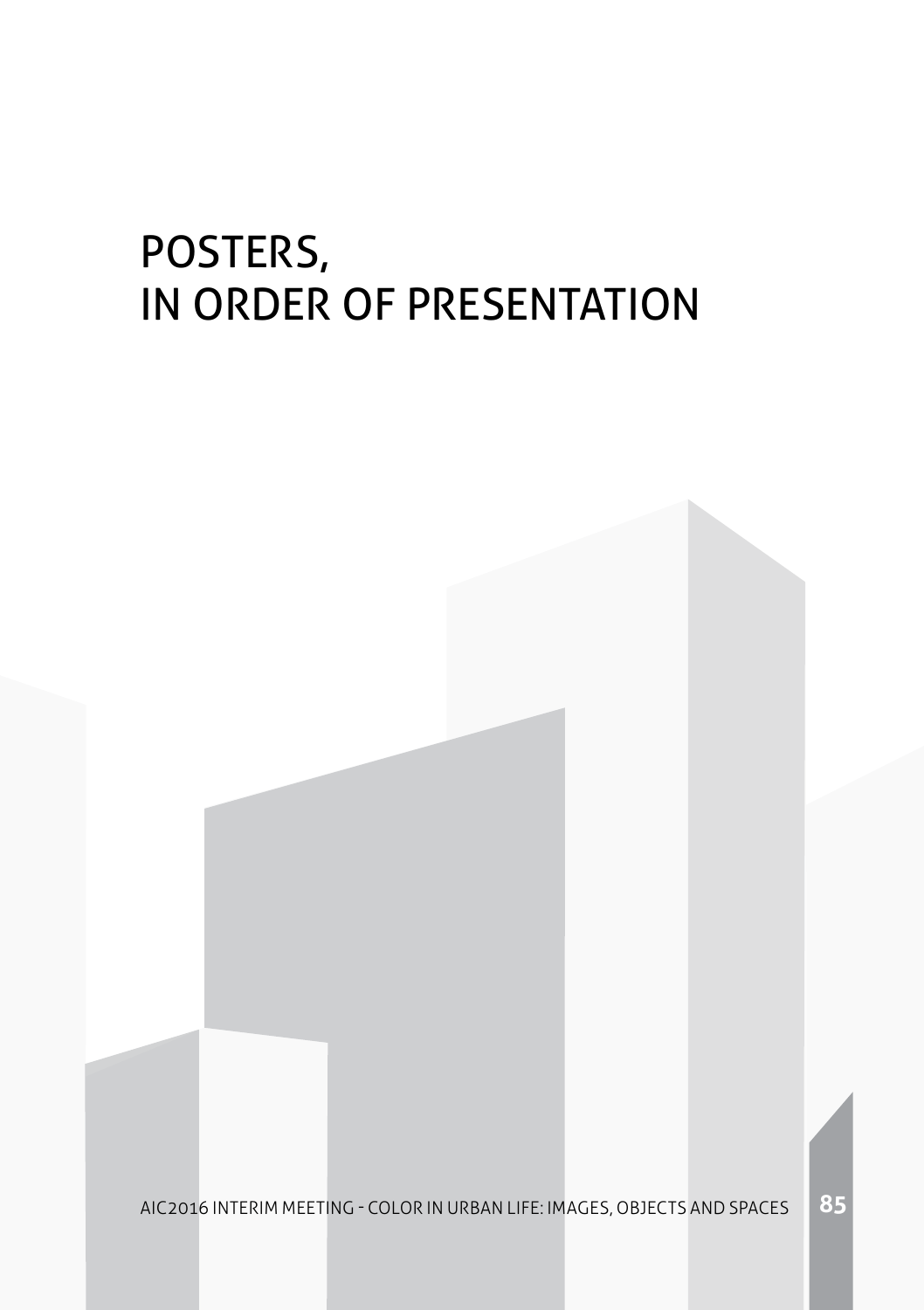# POSTERS, IN ORDER OF PRESENTATION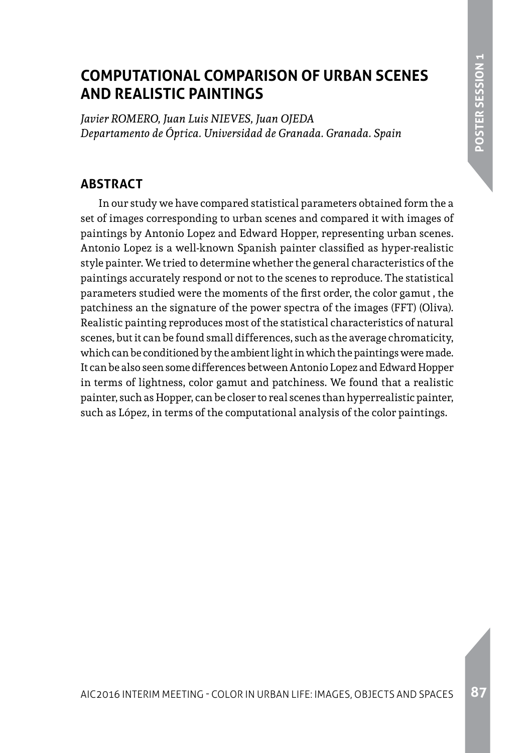# COMPUTATIONAL COMPARISON OF URBAN SCENES AND REALISTIC PAINTINGS

*Javier ROMERO, Juan Luis NIEVES, Juan OJEDA*
*Departamento de Óptica. Universidad de Granada. Granada. Spain*

## ABSTRACT

In our study we have compared statistical parameters obtained form the a set of images corresponding to urban scenes and compared it with images of paintings by Antonio Lopez and Edward Hopper, representing urban scenes. Antonio Lopez is a well-known Spanish painter classified as hyper-realistic style painter. We tried to determine whether the general characteristics of the paintings accurately respond or not to the scenes to reproduce. The statistical parameters studied were the moments of the first order, the color gamut , the patchiness an the signature of the power spectra of the images (FFT) (Oliva). Realistic painting reproduces most of the statistical characteristics of natural scenes, but it can be found small differences, such as the average chromaticity, which can be conditioned by the ambient light in which the paintings were made. It can be also seen some differences between Antonio Lopez and Edward Hopper in terms of lightness, color gamut and patchiness. We found that a realistic painter, such as Hopper, can be closer to real scenes than hyperrealistic painter, such as López, in terms of the computational analysis of the color paintings.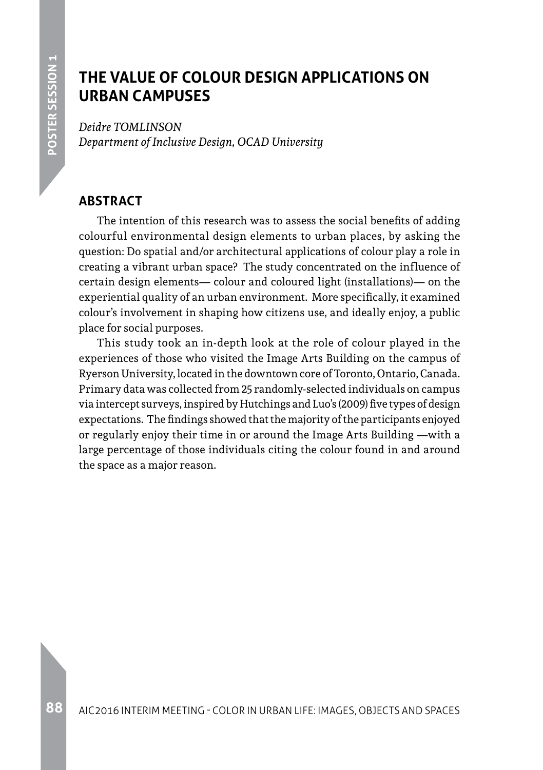# THE VALUE OF COLOUR DESIGN APPLICATIONS ON URBAN CAMPUSES

*Deidre TOMLINSON*
*Department of Inclusive Design, OCAD University*

## ABSTRACT

The intention of this research was to assess the social benefits of adding colourful environmental design elements to urban places, by asking the question: Do spatial and/or architectural applications of colour play a role in creating a vibrant urban space? The study concentrated on the influence of certain design elements— colour and coloured light (installations)— on the experiential quality of an urban environment. More specifically, it examined colour's involvement in shaping how citizens use, and ideally enjoy, a public place for social purposes.

This study took an in-depth look at the role of colour played in the experiences of those who visited the Image Arts Building on the campus of Ryerson University, located in the downtown core of Toronto, Ontario, Canada. Primary data was collected from 25 randomly-selected individuals on campus via intercept surveys, inspired by Hutchings and Luo's (2009) five types of design expectations. The findings showed that the majority of the participants enjoyed or regularly enjoy their time in or around the Image Arts Building —with a large percentage of those individuals citing the colour found in and around the space as a major reason.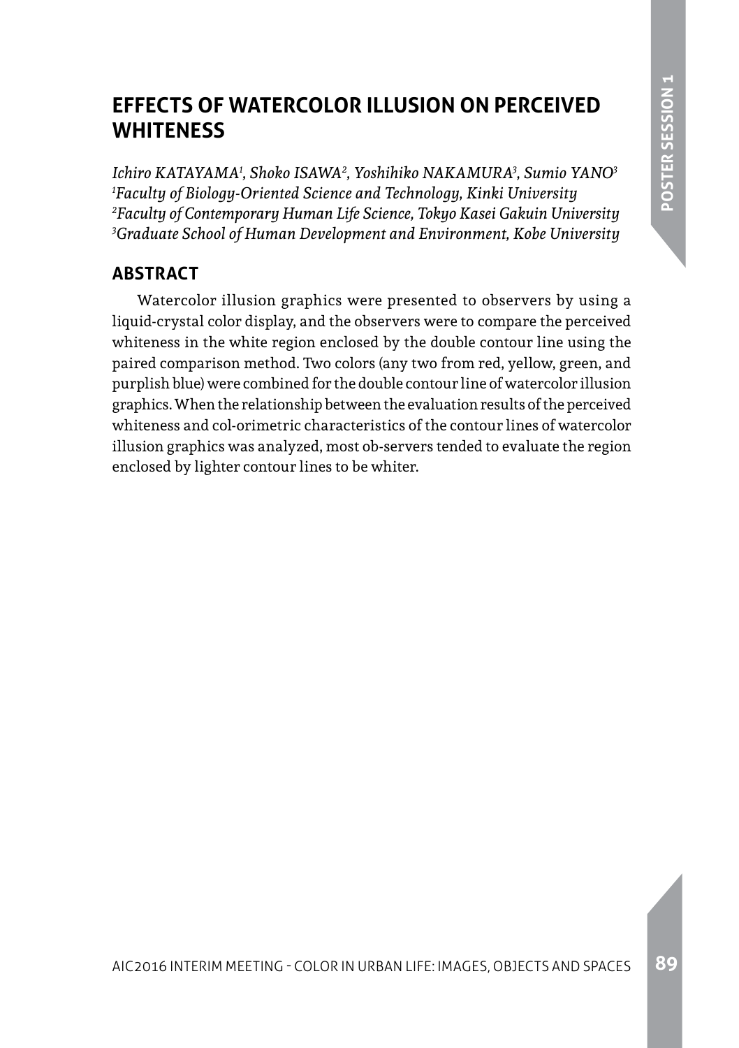# EFFECTS OF WATERCOLOR ILLUSION ON PERCEIVED WHITENESS

*Ichiro KATAYAMA[1], Shoko ISAWA[2], Yoshihiko NAKAMURA[3], Sumio YANO[3]*
*[1]Faculty of Biology-Oriented Science and Technology, Kinki University*
*[2]Faculty of Contemporary Human Life Science, Tokyo Kasei Gakuin University*
*[3]Graduate School of Human Development and Environment, Kobe University*

## ABSTRACT

Watercolor illusion graphics were presented to observers by using a liquid-crystal color display, and the observers were to compare the perceived whiteness in the white region enclosed by the double contour line using the paired comparison method. Two colors (any two from red, yellow, green, and purplish blue) were combined for the double contour line of watercolor illusion graphics. When the relationship between the evaluation results of the perceived whiteness and col-orimetric characteristics of the contour lines of watercolor illusion graphics was analyzed, most ob-servers tended to evaluate the region enclosed by lighter contour lines to be whiter.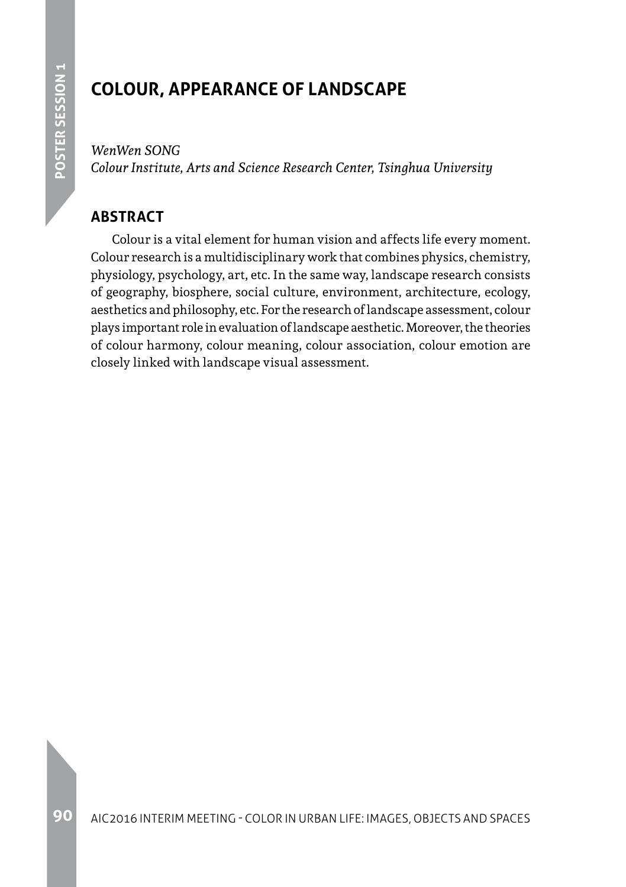# COLOUR, APPEARANCE OF LANDSCAPE

*WenWen SONG*
*Colour Institute, Arts and Science Research Center, Tsinghua University*

## ABSTRACT

Colour is a vital element for human vision and affects life every moment. Colour research is a multidisciplinary work that combines physics, chemistry, physiology, psychology, art, etc. In the same way, landscape research consists of geography, biosphere, social culture, environment, architecture, ecology, aesthetics and philosophy, etc. For the research of landscape assessment, colour plays important role in evaluation of landscape aesthetic. Moreover, the theories of colour harmony, colour meaning, colour association, colour emotion are closely linked with landscape visual assessment.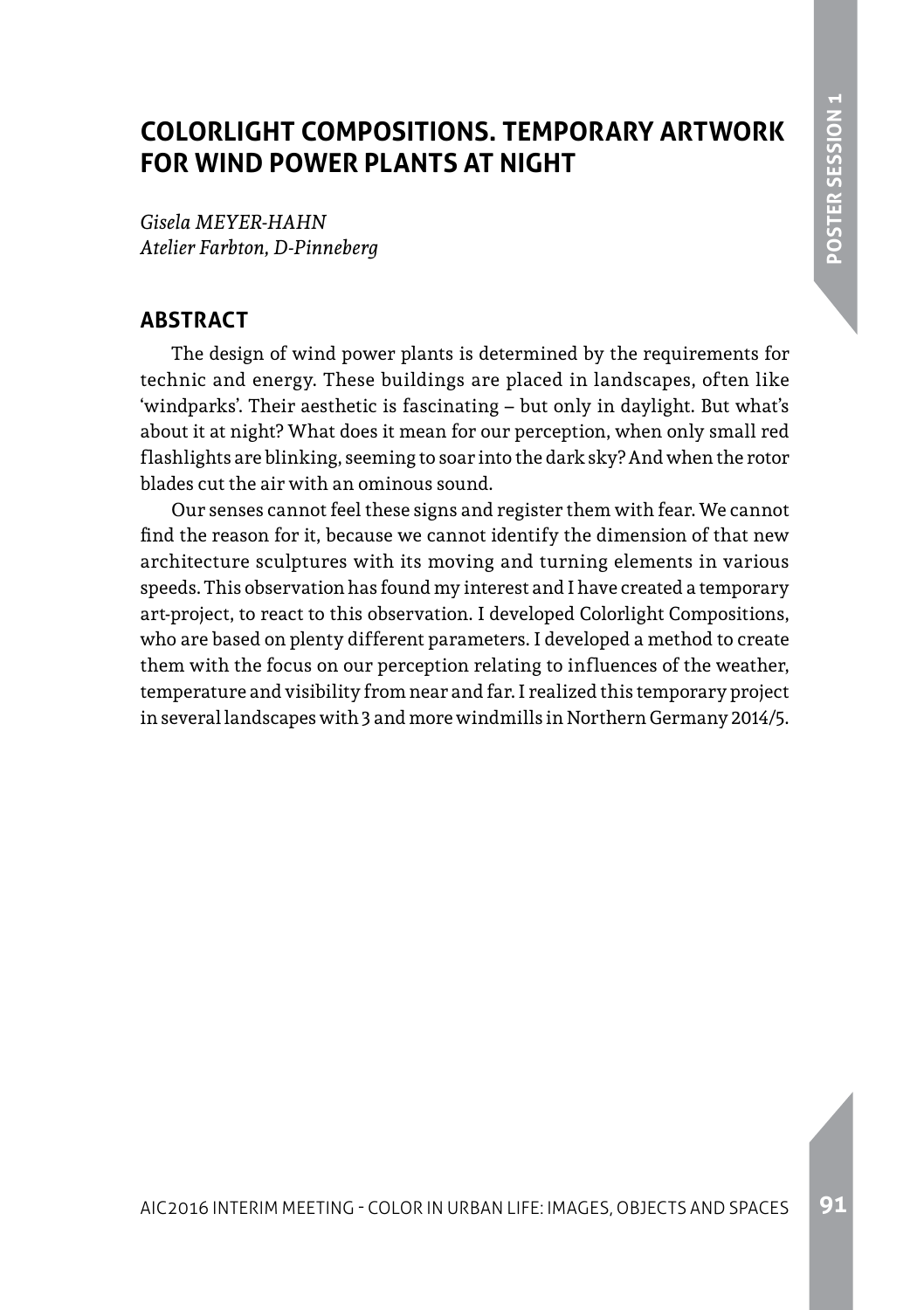# COLORLIGHT COMPOSITIONS. TEMPORARY ARTWORK FOR WIND POWER PLANTS AT NIGHT

*Gisela MEYER-HAHN*
*Atelier Farbton, D-Pinneberg*

## ABSTRACT

The design of wind power plants is determined by the requirements for technic and energy. These buildings are placed in landscapes, often like 'windparks'. Their aesthetic is fascinating – but only in daylight. But what's about it at night? What does it mean for our perception, when only small red flashlights are blinking, seeming to soar into the dark sky? And when the rotor blades cut the air with an ominous sound.

Our senses cannot feel these signs and register them with fear. We cannot find the reason for it, because we cannot identify the dimension of that new architecture sculptures with its moving and turning elements in various speeds. This observation has found my interest and I have created a temporary art-project, to react to this observation. I developed Colorlight Compositions, who are based on plenty different parameters. I developed a method to create them with the focus on our perception relating to influences of the weather, temperature and visibility from near and far. I realized this temporary project in several landscapes with 3 and more windmills in Northern Germany 2014/5.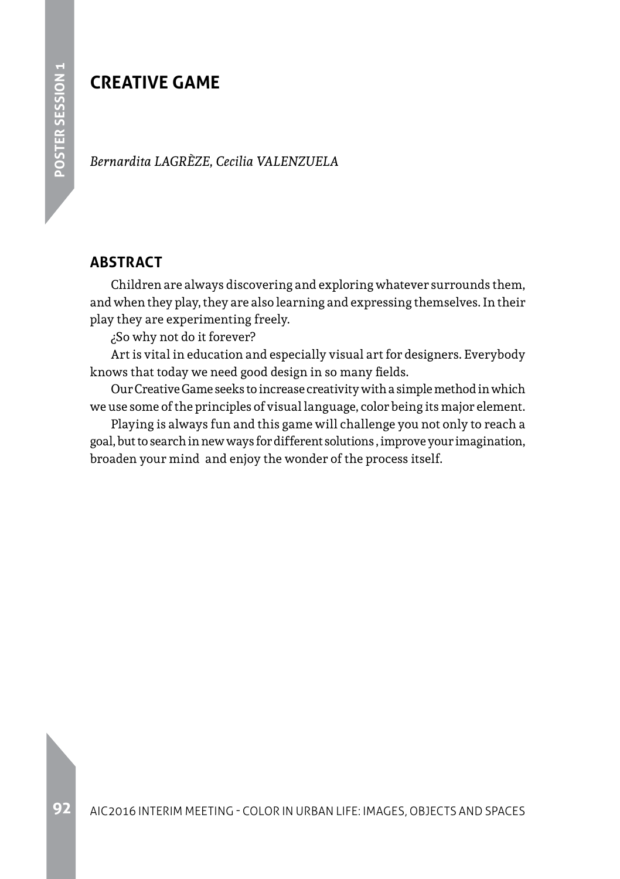# CREATIVE GAME

*Bernardita LAGRÈZE, Cecilia VALENZUELA*

## ABSTRACT

Children are always discovering and exploring whatever surrounds them, and when they play, they are also learning and expressing themselves. In their play they are experimenting freely.

¿So why not do it forever?

Art is vital in education and especially visual art for designers. Everybody knows that today we need good design in so many fields.

Our Creative Game seeks to increase creativity with a simple method in which we use some of the principles of visual language, color being its major element.

Playing is always fun and this game will challenge you not only to reach a goal, but to search in new ways for different solutions , improve your imagination, broaden your mind and enjoy the wonder of the process itself.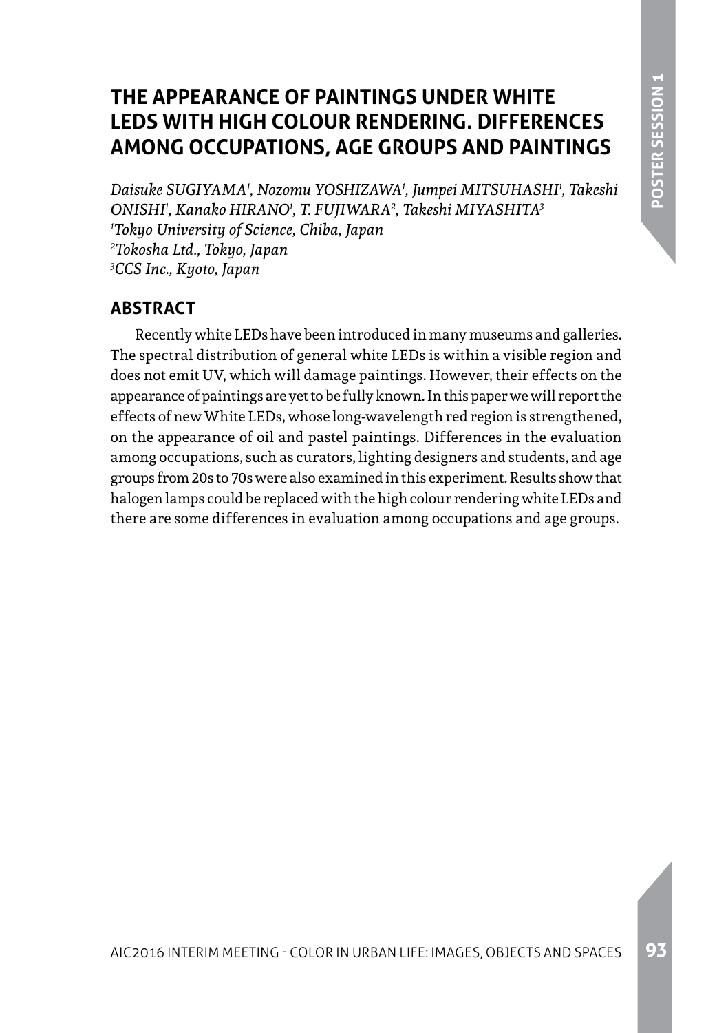# THE APPEARANCE OF PAINTINGS UNDER WHITE LEDS WITH HIGH COLOUR RENDERING. DIFFERENCES AMONG OCCUPATIONS, AGE GROUPS AND PAINTINGS

*Daisuke SUGIYAMA[1], Nozomu YOSHIZAWA[1], Jumpei MITSUHASHI[1], Takeshi ONISHI[1], Kanako HIRANO[1], T. FUJIWARA[2], Takeshi MIYASHITA[3]*
*[1]Tokyo University of Science, Chiba, Japan*
*[2]Tokosha Ltd., Tokyo, Japan*
*[3]CCS Inc., Kyoto, Japan*

## ABSTRACT

Recently white LEDs have been introduced in many museums and galleries. The spectral distribution of general white LEDs is within a visible region and does not emit UV, which will damage paintings. However, their effects on the appearance of paintings are yet to be fully known. In this paper we will report the effects of new White LEDs, whose long-wavelength red region is strengthened, on the appearance of oil and pastel paintings. Differences in the evaluation among occupations, such as curators, lighting designers and students, and age groups from 20s to 70s were also examined in this experiment. Results show that halogen lamps could be replaced with the high colour rendering white LEDs and there are some differences in evaluation among occupations and age groups.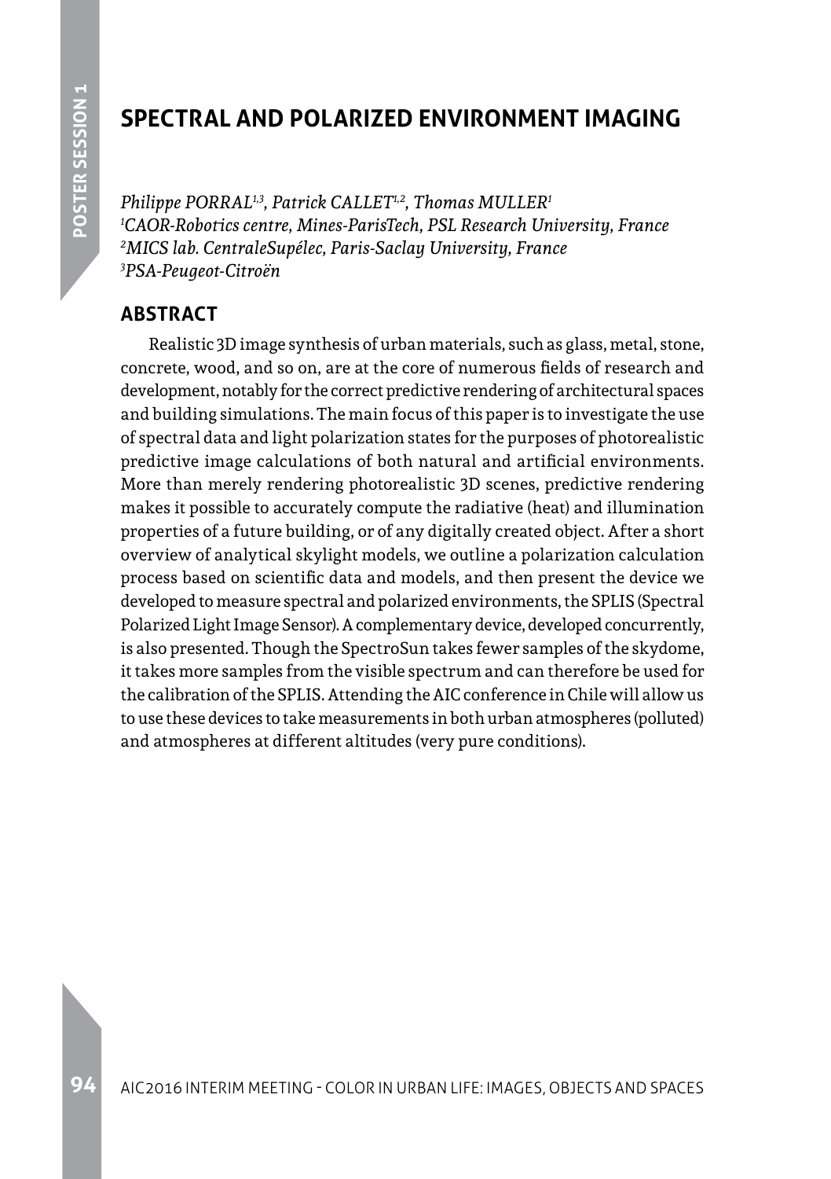# SPECTRAL AND POLARIZED ENVIRONMENT IMAGING

*Philippe PORRAL[1,3], Patrick CALLET[1,2], Thomas MULLER[1]*
*[1]CAOR-Robotics centre, Mines-ParisTech, PSL Research University, France*
*[2]MICS lab. CentraleSupélec, Paris-Saclay University, France*
*[3]PSA-Peugeot-Citroën*

## ABSTRACT

Realistic 3D image synthesis of urban materials, such as glass, metal, stone, concrete, wood, and so on, are at the core of numerous fields of research and development, notably for the correct predictive rendering of architectural spaces and building simulations. The main focus of this paper is to investigate the use of spectral data and light polarization states for the purposes of photorealistic predictive image calculations of both natural and artificial environments. More than merely rendering photorealistic 3D scenes, predictive rendering makes it possible to accurately compute the radiative (heat) and illumination properties of a future building, or of any digitally created object. After a short overview of analytical skylight models, we outline a polarization calculation process based on scientific data and models, and then present the device we developed to measure spectral and polarized environments, the SPLIS (Spectral Polarized Light Image Sensor). A complementary device, developed concurrently, is also presented. Though the SpectroSun takes fewer samples of the skydome, it takes more samples from the visible spectrum and can therefore be used for the calibration of the SPLIS. Attending the AIC conference in Chile will allow us to use these devices to take measurements in both urban atmospheres (polluted) and atmospheres at different altitudes (very pure conditions).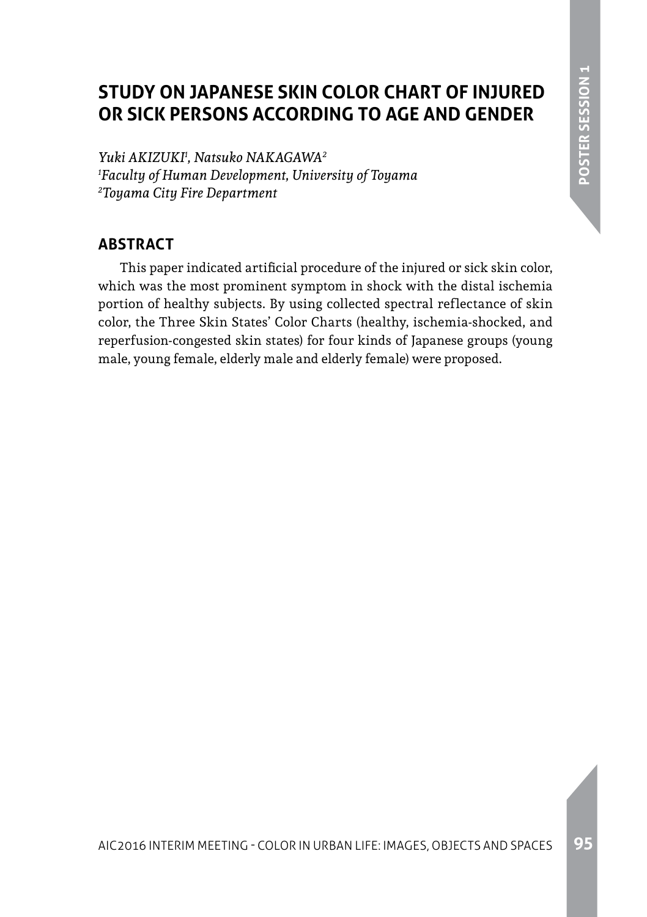# STUDY ON JAPANESE SKIN COLOR CHART OF INJURED OR SICK PERSONS ACCORDING TO AGE AND GENDER

*Yuki AKIZUKI[1], Natsuko NAKAGAWA[2]*
*[1]Faculty of Human Development, University of Toyama*
*[2]Toyama City Fire Department*

## ABSTRACT

This paper indicated artificial procedure of the injured or sick skin color, which was the most prominent symptom in shock with the distal ischemia portion of healthy subjects. By using collected spectral reflectance of skin color, the Three Skin States' Color Charts (healthy, ischemia-shocked, and reperfusion-congested skin states) for four kinds of Japanese groups (young male, young female, elderly male and elderly female) were proposed.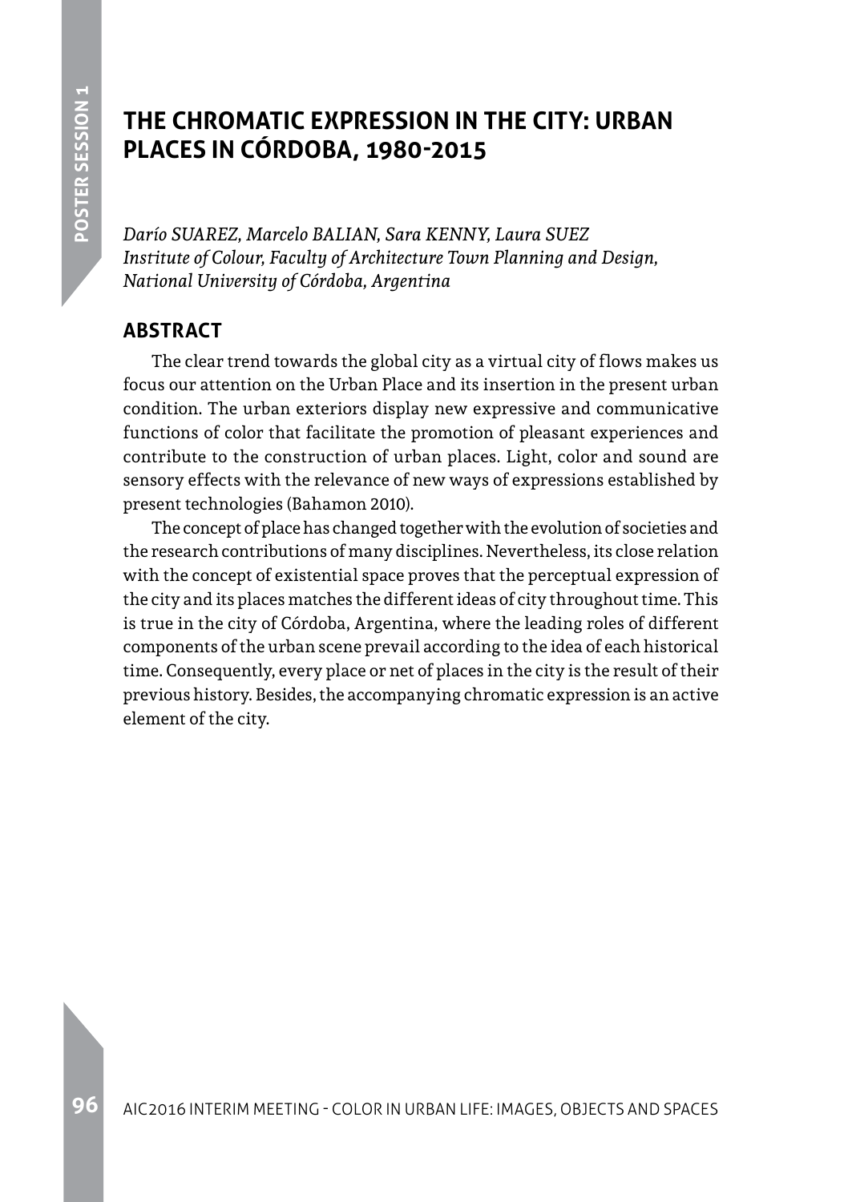# THE CHROMATIC EXPRESSION IN THE CITY: URBAN PLACES IN CÓRDOBA, 1980-2015

*Darío SUAREZ, Marcelo BALIAN, Sara KENNY, Laura SUEZ*
*Institute of Colour, Faculty of Architecture Town Planning and Design, National University of Córdoba, Argentina*

## ABSTRACT

The clear trend towards the global city as a virtual city of flows makes us focus our attention on the Urban Place and its insertion in the present urban condition. The urban exteriors display new expressive and communicative functions of color that facilitate the promotion of pleasant experiences and contribute to the construction of urban places. Light, color and sound are sensory effects with the relevance of new ways of expressions established by present technologies (Bahamon 2010).

The concept of place has changed together with the evolution of societies and the research contributions of many disciplines. Nevertheless, its close relation with the concept of existential space proves that the perceptual expression of the city and its places matches the different ideas of city throughout time. This is true in the city of Córdoba, Argentina, where the leading roles of different components of the urban scene prevail according to the idea of each historical time. Consequently, every place or net of places in the city is the result of their previous history. Besides, the accompanying chromatic expression is an active element of the city.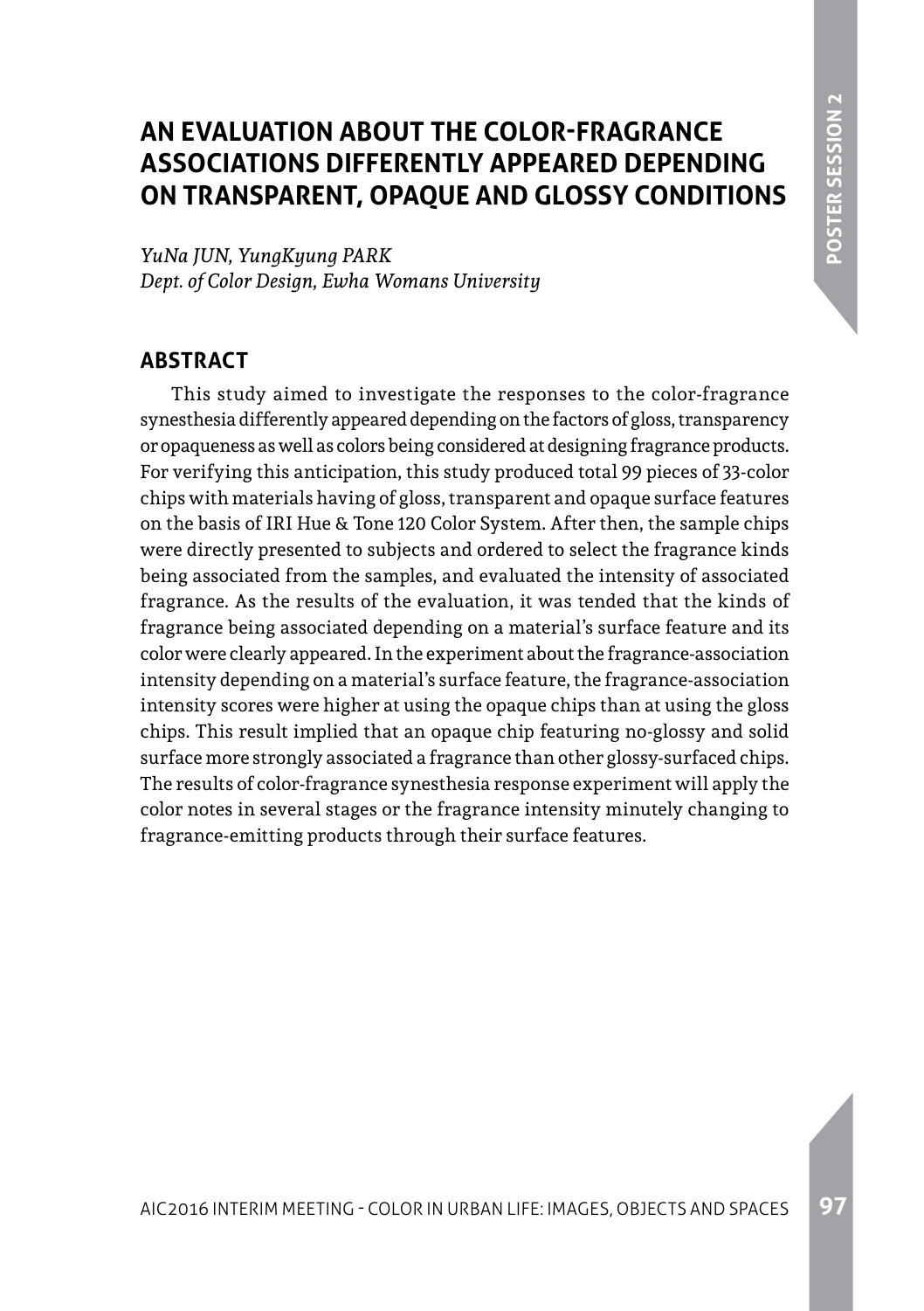# AN EVALUATION ABOUT THE COLOR-FRAGRANCE ASSOCIATIONS DIFFERENTLY APPEARED DEPENDING ON TRANSPARENT, OPAQUE AND GLOSSY CONDITIONS

*YuNa JUN, YungKyung PARK*
*Dept. of Color Design, Ewha Womans University*

## ABSTRACT

This study aimed to investigate the responses to the color-fragrance synesthesia differently appeared depending on the factors of gloss, transparency or opaqueness as well as colors being considered at designing fragrance products. For verifying this anticipation, this study produced total 99 pieces of 33-color chips with materials having of gloss, transparent and opaque surface features on the basis of IRI Hue & Tone 120 Color System. After then, the sample chips were directly presented to subjects and ordered to select the fragrance kinds being associated from the samples, and evaluated the intensity of associated fragrance. As the results of the evaluation, it was tended that the kinds of fragrance being associated depending on a material's surface feature and its color were clearly appeared. In the experiment about the fragrance-association intensity depending on a material's surface feature, the fragrance-association intensity scores were higher at using the opaque chips than at using the gloss chips. This result implied that an opaque chip featuring no-glossy and solid surface more strongly associated a fragrance than other glossy-surfaced chips. The results of color-fragrance synesthesia response experiment will apply the color notes in several stages or the fragrance intensity minutely changing to fragrance-emitting products through their surface features.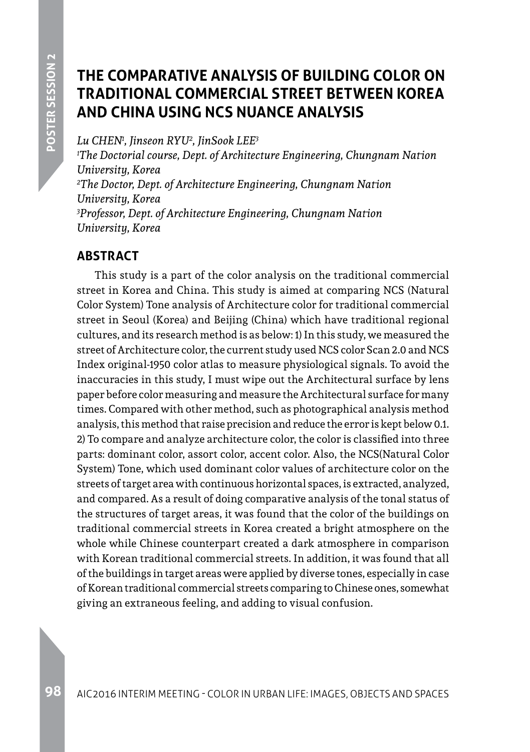# THE COMPARATIVE ANALYSIS OF BUILDING COLOR ON TRADITIONAL COMMERCIAL STREET BETWEEN KOREA AND CHINA USING NCS NUANCE ANALYSIS

*Lu CHEN[1], Jinseon RYU[2], JinSook LEE[3]*

*[1]The Doctorial course, Dept. of Architecture Engineering, Chungnam Nation University, Korea*

*[2]The Doctor, Dept. of Architecture Engineering, Chungnam Nation University, Korea*

*[3]Professor, Dept. of Architecture Engineering, Chungnam Nation University, Korea*

## ABSTRACT

This study is a part of the color analysis on the traditional commercial street in Korea and China. This study is aimed at comparing NCS (Natural Color System) Tone analysis of Architecture color for traditional commercial street in Seoul (Korea) and Beijing (China) which have traditional regional cultures, and its research method is as below: 1) In this study, we measured the street of Architecture color, the current study used NCS color Scan 2.0 and NCS Index original-1950 color atlas to measure physiological signals. To avoid the inaccuracies in this study, I must wipe out the Architectural surface by lens paper before color measuring and measure the Architectural surface for many times. Compared with other method, such as photographical analysis method analysis, this method that raise precision and reduce the error is kept below 0.1. 2) To compare and analyze architecture color, the color is classified into three parts: dominant color, assort color, accent color. Also, the NCS(Natural Color System) Tone, which used dominant color values of architecture color on the streets of target area with continuous horizontal spaces, is extracted, analyzed, and compared. As a result of doing comparative analysis of the tonal status of the structures of target areas, it was found that the color of the buildings on traditional commercial streets in Korea created a bright atmosphere on the whole while Chinese counterpart created a dark atmosphere in comparison with Korean traditional commercial streets. In addition, it was found that all of the buildings in target areas were applied by diverse tones, especially in case of Korean traditional commercial streets comparing to Chinese ones, somewhat giving an extraneous feeling, and adding to visual confusion.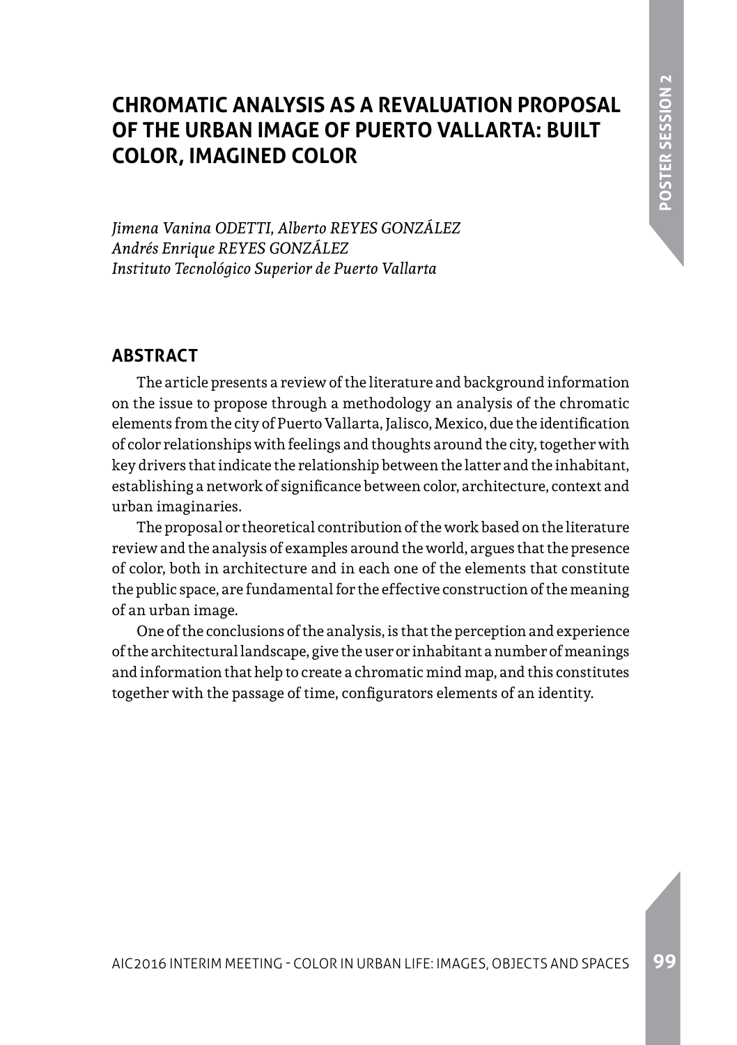# CHROMATIC ANALYSIS AS A REVALUATION PROPOSAL OF THE URBAN IMAGE OF PUERTO VALLARTA: BUILT COLOR, IMAGINED COLOR

*Jimena Vanina ODETTI, Alberto REYES GONZÁLEZ*
*Andrés Enrique REYES GONZÁLEZ*
*Instituto Tecnológico Superior de Puerto Vallarta*

## ABSTRACT

The article presents a review of the literature and background information on the issue to propose through a methodology an analysis of the chromatic elements from the city of Puerto Vallarta, Jalisco, Mexico, due the identification of color relationships with feelings and thoughts around the city, together with key drivers that indicate the relationship between the latter and the inhabitant, establishing a network of significance between color, architecture, context and urban imaginaries.

The proposal or theoretical contribution of the work based on the literature review and the analysis of examples around the world, argues that the presence of color, both in architecture and in each one of the elements that constitute the public space, are fundamental for the effective construction of the meaning of an urban image.

One of the conclusions of the analysis, is that the perception and experience of the architectural landscape, give the user or inhabitant a number of meanings and information that help to create a chromatic mind map, and this constitutes together with the passage of time, configurators elements of an identity.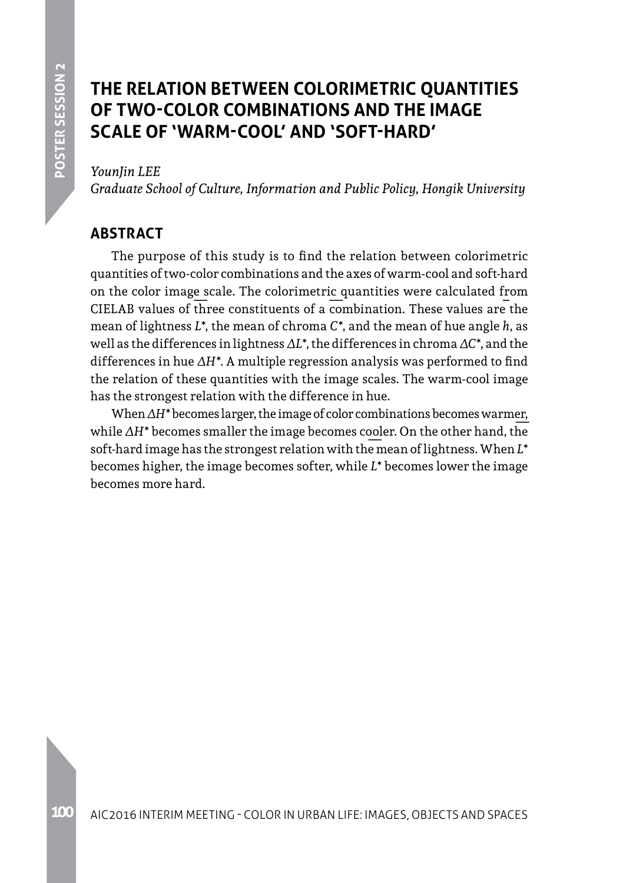# THE RELATION BETWEEN COLORIMETRIC QUANTITIES OF TWO-COLOR COMBINATIONS AND THE IMAGE SCALE OF 'WARM-COOL' AND 'SOFT-HARD'

*YounJin LEE*
*Graduate School of Culture, Information and Public Policy, Hongik University*

## ABSTRACT

The purpose of this study is to find the relation between colorimetric quantities of two-color combinations and the axes of warm-cool and soft-hard on the color image scale. The colorimetric quantities were calculated from CIELAB values of three constituents of a combination. These values are the mean of lightness $L^*$, the mean of chroma $C^*$, and the mean of hue angle $h$, as well as the differences in lightness $\Delta L^*$, the differences in chroma $\Delta C^*$, and the differences in hue $\Delta H^*$. A multiple regression analysis was performed to find the relation of these quantities with the image scales. The warm-cool image has the strongest relation with the difference in hue.

When $\Delta H^*$ becomes larger, the image of color combinations becomes warmer, while $\Delta H^*$ becomes smaller the image becomes cooler. On the other hand, the soft-hard image has the strongest relation with the mean of lightness. When $L^*$ becomes higher, the image becomes softer, while $L^*$ becomes lower the image becomes more hard.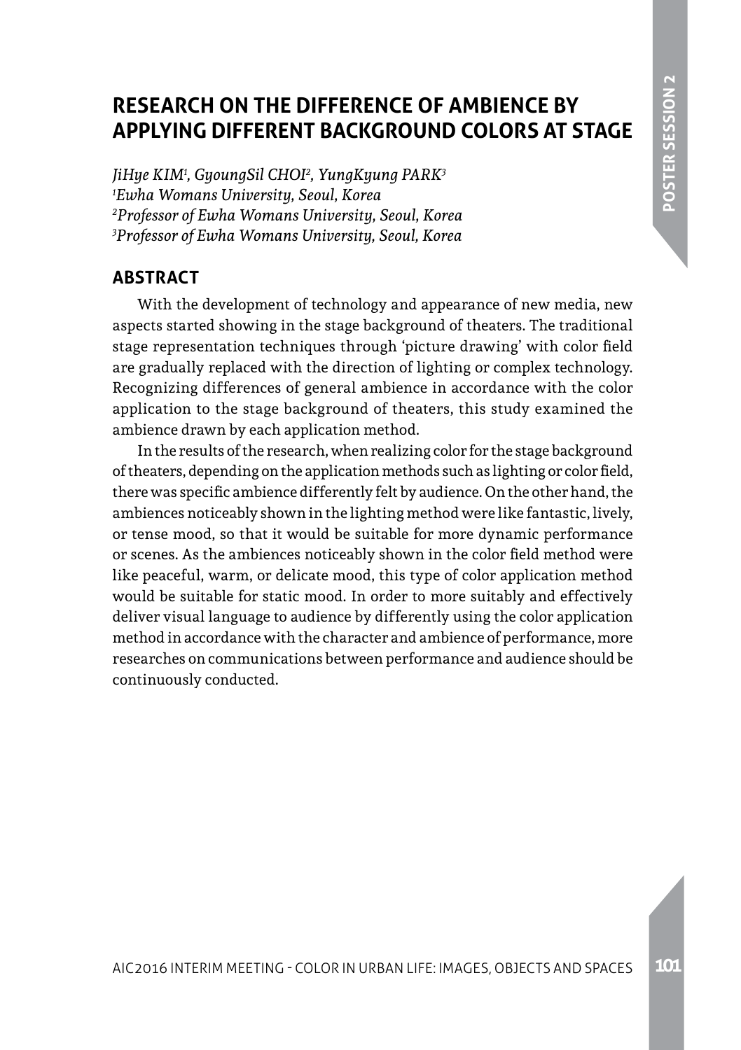# RESEARCH ON THE DIFFERENCE OF AMBIENCE BY APPLYING DIFFERENT BACKGROUND COLORS AT STAGE

*JiHye KIM[1], GyoungSil CHOI[2], YungKyung PARK[3]*
*[1]Ewha Womans University, Seoul, Korea*
*[2]Professor of Ewha Womans University, Seoul, Korea*
*[3]Professor of Ewha Womans University, Seoul, Korea*

## ABSTRACT

With the development of technology and appearance of new media, new aspects started showing in the stage background of theaters. The traditional stage representation techniques through 'picture drawing' with color field are gradually replaced with the direction of lighting or complex technology. Recognizing differences of general ambience in accordance with the color application to the stage background of theaters, this study examined the ambience drawn by each application method.

In the results of the research, when realizing color for the stage background of theaters, depending on the application methods such as lighting or color field, there was specific ambience differently felt by audience. On the other hand, the ambiences noticeably shown in the lighting method were like fantastic, lively, or tense mood, so that it would be suitable for more dynamic performance or scenes. As the ambiences noticeably shown in the color field method were like peaceful, warm, or delicate mood, this type of color application method would be suitable for static mood. In order to more suitably and effectively deliver visual language to audience by differently using the color application method in accordance with the character and ambience of performance, more researches on communications between performance and audience should be continuously conducted.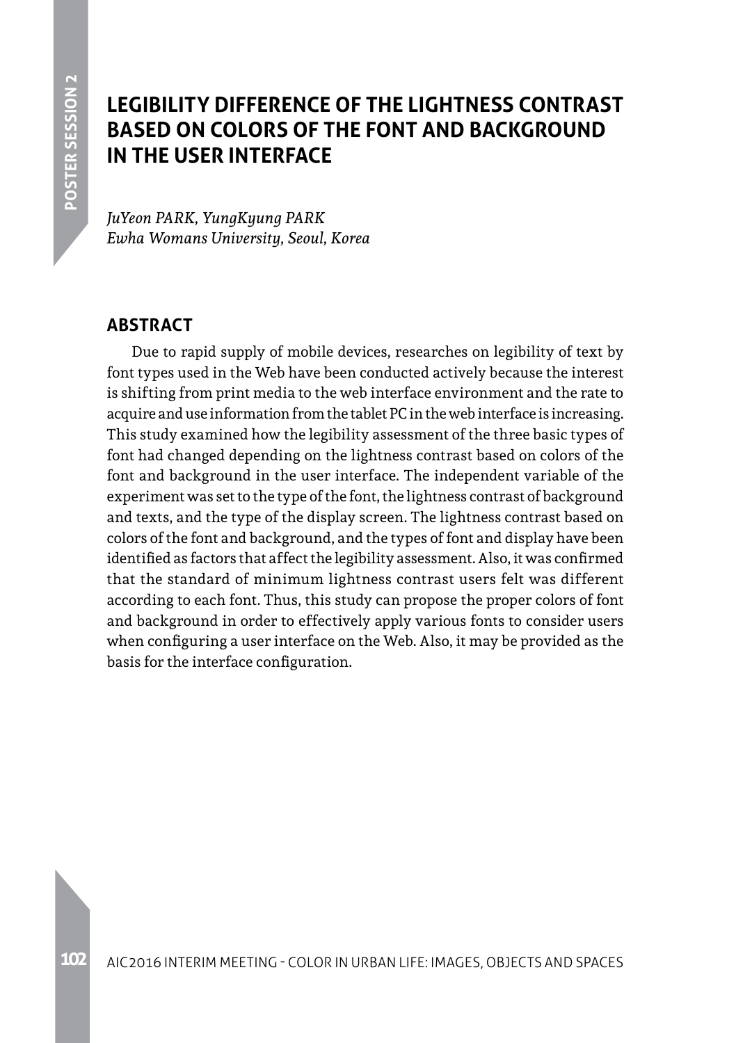# LEGIBILITY DIFFERENCE OF THE LIGHTNESS CONTRAST BASED ON COLORS OF THE FONT AND BACKGROUND IN THE USER INTERFACE

*JuYeon PARK, YungKyung PARK*
*Ewha Womans University, Seoul, Korea*

## ABSTRACT

Due to rapid supply of mobile devices, researches on legibility of text by font types used in the Web have been conducted actively because the interest is shifting from print media to the web interface environment and the rate to acquire and use information from the tablet PC in the web interface is increasing. This study examined how the legibility assessment of the three basic types of font had changed depending on the lightness contrast based on colors of the font and background in the user interface. The independent variable of the experiment was set to the type of the font, the lightness contrast of background and texts, and the type of the display screen. The lightness contrast based on colors of the font and background, and the types of font and display have been identified as factors that affect the legibility assessment. Also, it was confirmed that the standard of minimum lightness contrast users felt was different according to each font. Thus, this study can propose the proper colors of font and background in order to effectively apply various fonts to consider users when configuring a user interface on the Web. Also, it may be provided as the basis for the interface configuration.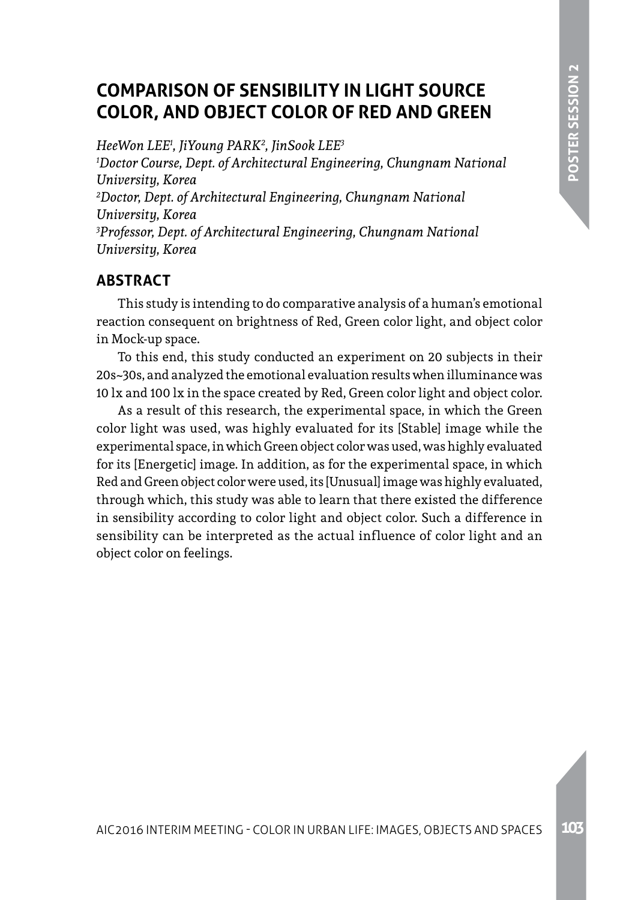# COMPARISON OF SENSIBILITY IN LIGHT SOURCE COLOR, AND OBJECT COLOR OF RED AND GREEN

*HeeWon LEE[1], JiYoung PARK[2], JinSook LEE[3]*
*[1]Doctor Course, Dept. of Architectural Engineering, Chungnam National University, Korea*
*[2]Doctor, Dept. of Architectural Engineering, Chungnam National University, Korea*
*[3]Professor, Dept. of Architectural Engineering, Chungnam National University, Korea*

## ABSTRACT

This study is intending to do comparative analysis of a human's emotional reaction consequent on brightness of Red, Green color light, and object color in Mock-up space.

To this end, this study conducted an experiment on 20 subjects in their 20s~30s, and analyzed the emotional evaluation results when illuminance was 10 lx and 100 lx in the space created by Red, Green color light and object color.

As a result of this research, the experimental space, in which the Green color light was used, was highly evaluated for its [Stable] image while the experimental space, in which Green object color was used, was highly evaluated for its [Energetic] image. In addition, as for the experimental space, in which Red and Green object color were used, its [Unusual] image was highly evaluated, through which, this study was able to learn that there existed the difference in sensibility according to color light and object color. Such a difference in sensibility can be interpreted as the actual influence of color light and an object color on feelings.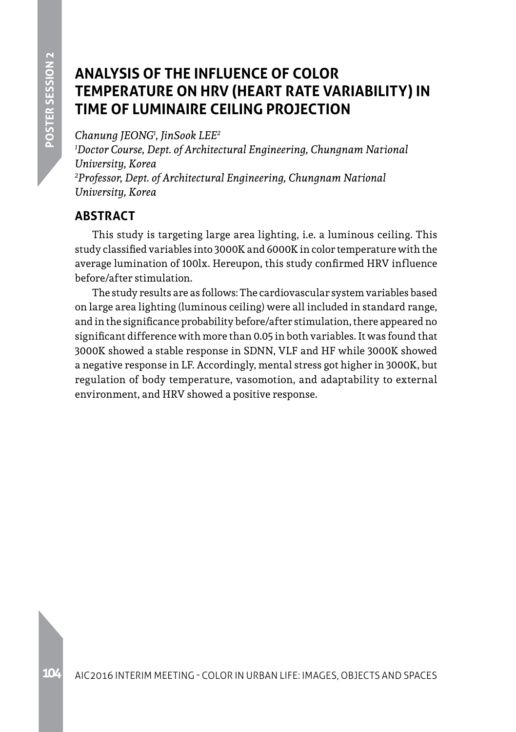# ANALYSIS OF THE INFLUENCE OF COLOR TEMPERATURE ON HRV (HEART RATE VARIABILITY) IN TIME OF LUMINAIRE CEILING PROJECTION

*Chanung JEONG[1], JinSook LEE[2]*

[1]*Doctor Course, Dept. of Architectural Engineering, Chungnam National University, Korea*

[2]*Professor, Dept. of Architectural Engineering, Chungnam National University, Korea*

## ABSTRACT

This study is targeting large area lighting, i.e. a luminous ceiling. This study classified variables into 3000K and 6000K in color temperature with the average lumination of 100lx. Hereupon, this study confirmed HRV influence before/after stimulation.

The study results are as follows: The cardiovascular system variables based on large area lighting (luminous ceiling) were all included in standard range, and in the significance probability before/after stimulation, there appeared no significant difference with more than 0.05 in both variables. It was found that 3000K showed a stable response in SDNN, VLF and HF while 3000K showed a negative response in LF. Accordingly, mental stress got higher in 3000K, but regulation of body temperature, vasomotion, and adaptability to external environment, and HRV showed a positive response.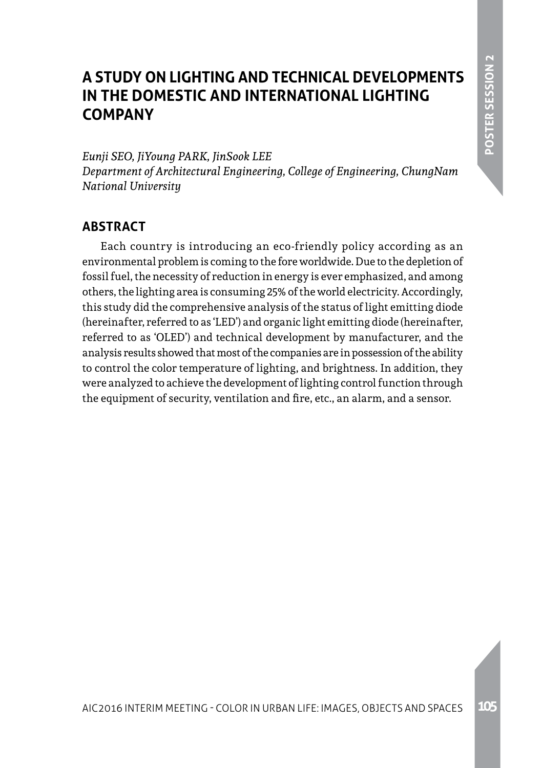# A STUDY ON LIGHTING AND TECHNICAL DEVELOPMENTS IN THE DOMESTIC AND INTERNATIONAL LIGHTING COMPANY

*Eunji SEO, JiYoung PARK, JinSook LEE*
*Department of Architectural Engineering, College of Engineering, ChungNam National University*

## ABSTRACT

Each country is introducing an eco-friendly policy according as an environmental problem is coming to the fore worldwide. Due to the depletion of fossil fuel, the necessity of reduction in energy is ever emphasized, and among others, the lighting area is consuming 25% of the world electricity. Accordingly, this study did the comprehensive analysis of the status of light emitting diode (hereinafter, referred to as 'LED') and organic light emitting diode (hereinafter, referred to as 'OLED') and technical development by manufacturer, and the analysis results showed that most of the companies are in possession of the ability to control the color temperature of lighting, and brightness. In addition, they were analyzed to achieve the development of lighting control function through the equipment of security, ventilation and fire, etc., an alarm, and a sensor.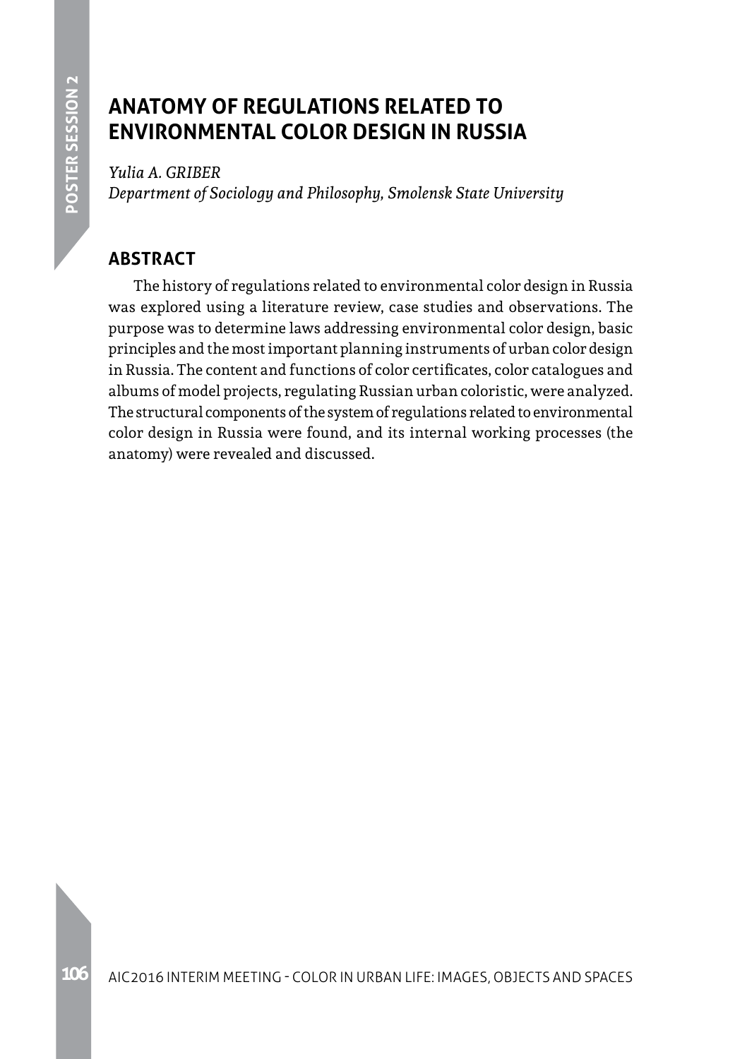# ANATOMY OF REGULATIONS RELATED TO ENVIRONMENTAL COLOR DESIGN IN RUSSIA

*Yulia A. GRIBER*

*Department of Sociology and Philosophy, Smolensk State University*

## ABSTRACT

The history of regulations related to environmental color design in Russia was explored using a literature review, case studies and observations. The purpose was to determine laws addressing environmental color design, basic principles and the most important planning instruments of urban color design in Russia. The content and functions of color certificates, color catalogues and albums of model projects, regulating Russian urban coloristic, were analyzed. The structural components of the system of regulations related to environmental color design in Russia were found, and its internal working processes (the anatomy) were revealed and discussed.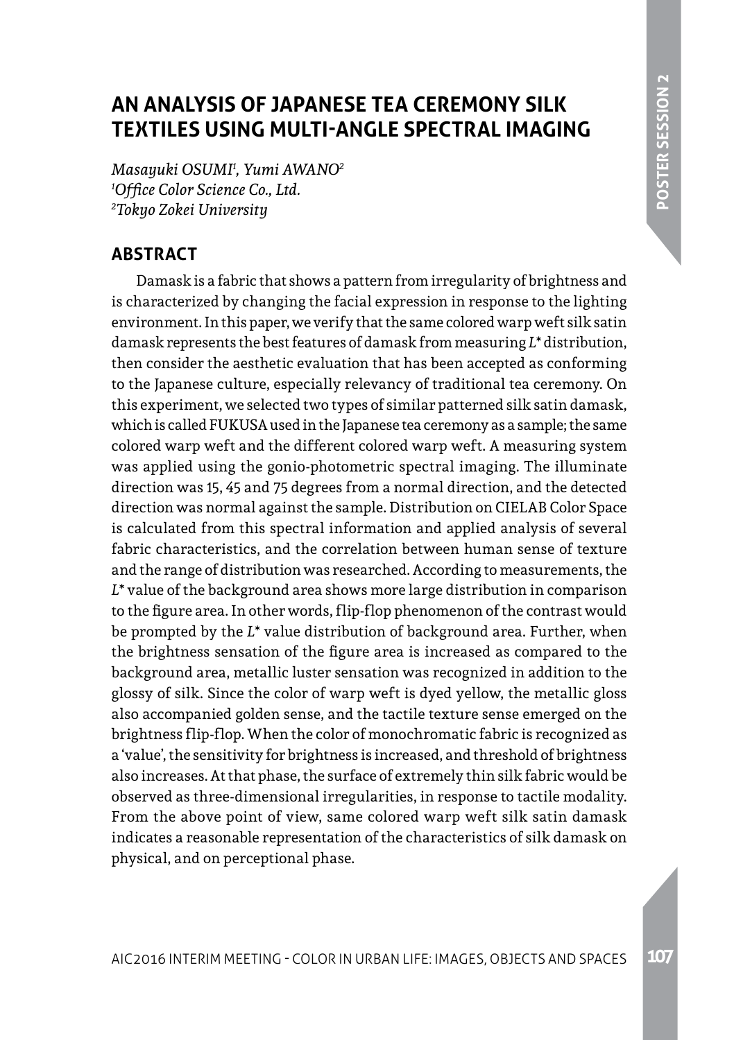# AN ANALYSIS OF JAPANESE TEA CEREMONY SILK TEXTILES USING MULTI-ANGLE SPECTRAL IMAGING

*Masayuki OSUMI[1], Yumi AWANO[2]*
[1]*Office Color Science Co., Ltd.*
[2]*Tokyo Zokei University*

## ABSTRACT

Damask is a fabric that shows a pattern from irregularity of brightness and is characterized by changing the facial expression in response to the lighting environment. In this paper, we verify that the same colored warp weft silk satin damask represents the best features of damask from measuring $L^*$ distribution, then consider the aesthetic evaluation that has been accepted as conforming to the Japanese culture, especially relevancy of traditional tea ceremony. On this experiment, we selected two types of similar patterned silk satin damask, which is called FUKUSA used in the Japanese tea ceremony as a sample; the same colored warp weft and the different colored warp weft. A measuring system was applied using the gonio-photometric spectral imaging. The illuminate direction was 15, 45 and 75 degrees from a normal direction, and the detected direction was normal against the sample. Distribution on CIELAB Color Space is calculated from this spectral information and applied analysis of several fabric characteristics, and the correlation between human sense of texture and the range of distribution was researched. According to measurements, the $L^*$ value of the background area shows more large distribution in comparison to the figure area. In other words, flip-flop phenomenon of the contrast would be prompted by the $L^*$ value distribution of background area. Further, when the brightness sensation of the figure area is increased as compared to the background area, metallic luster sensation was recognized in addition to the glossy of silk. Since the color of warp weft is dyed yellow, the metallic gloss also accompanied golden sense, and the tactile texture sense emerged on the brightness flip-flop. When the color of monochromatic fabric is recognized as a 'value', the sensitivity for brightness is increased, and threshold of brightness also increases. At that phase, the surface of extremely thin silk fabric would be observed as three-dimensional irregularities, in response to tactile modality. From the above point of view, same colored warp weft silk satin damask indicates a reasonable representation of the characteristics of silk damask on physical, and on perceptional phase.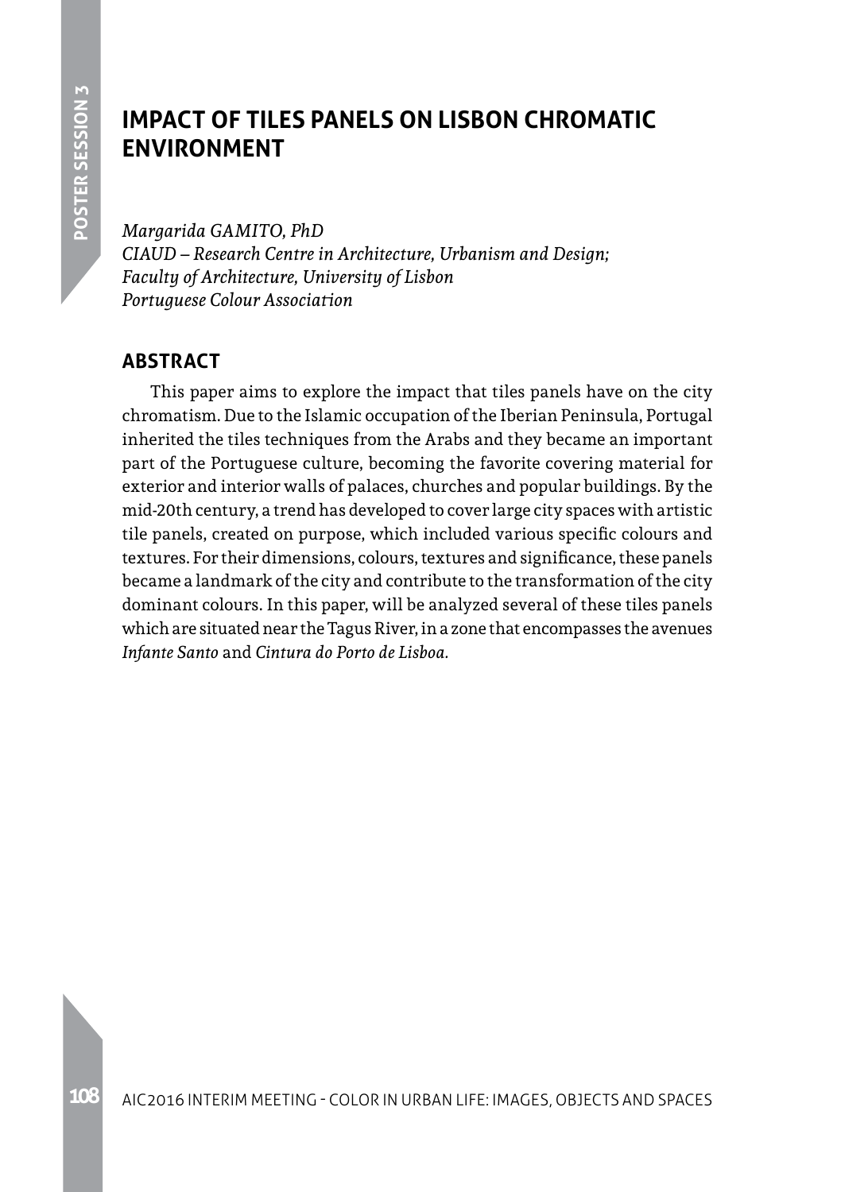# IMPACT OF TILES PANELS ON LISBON CHROMATIC ENVIRONMENT

*Margarida GAMITO, PhD*
*CIAUD – Research Centre in Architecture, Urbanism and Design;*
*Faculty of Architecture, University of Lisbon*
*Portuguese Colour Association*

## ABSTRACT

This paper aims to explore the impact that tiles panels have on the city chromatism. Due to the Islamic occupation of the Iberian Peninsula, Portugal inherited the tiles techniques from the Arabs and they became an important part of the Portuguese culture, becoming the favorite covering material for exterior and interior walls of palaces, churches and popular buildings. By the mid-20th century, a trend has developed to cover large city spaces with artistic tile panels, created on purpose, which included various specific colours and textures. For their dimensions, colours, textures and significance, these panels became a landmark of the city and contribute to the transformation of the city dominant colours. In this paper, will be analyzed several of these tiles panels which are situated near the Tagus River, in a zone that encompasses the avenues *Infante Santo* and *Cintura do Porto de Lisboa.*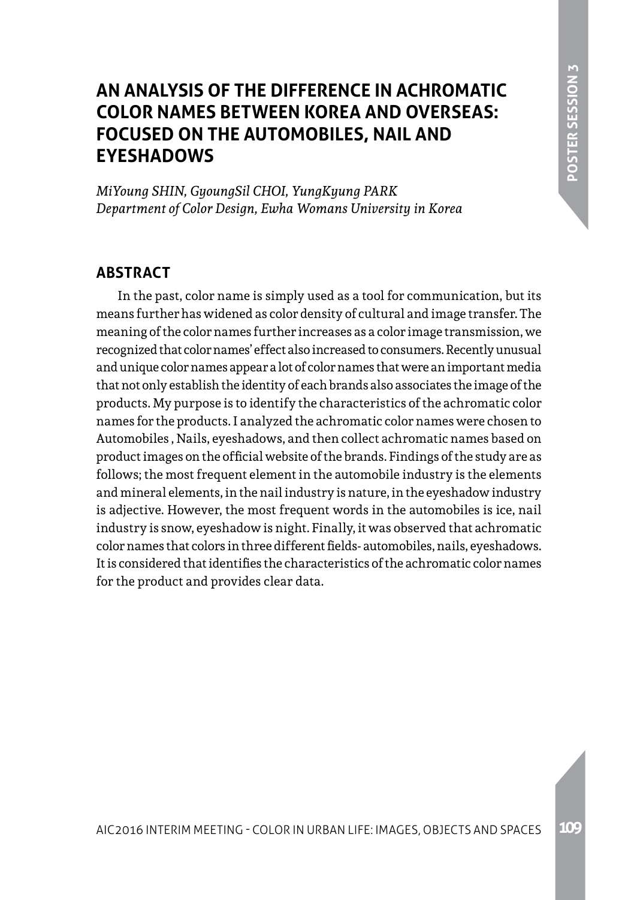# AN ANALYSIS OF THE DIFFERENCE IN ACHROMATIC COLOR NAMES BETWEEN KOREA AND OVERSEAS: FOCUSED ON THE AUTOMOBILES, NAIL AND EYESHADOWS

*MiYoung SHIN, GyoungSil CHOI, YungKyung PARK*
*Department of Color Design, Ewha Womans University in Korea*

## ABSTRACT

In the past, color name is simply used as a tool for communication, but its means further has widened as color density of cultural and image transfer. The meaning of the color names further increases as a color image transmission, we recognized that color names' effect also increased to consumers. Recently unusual and unique color names appear a lot of color names that were an important media that not only establish the identity of each brands also associates the image of the products. My purpose is to identify the characteristics of the achromatic color names for the products. I analyzed the achromatic color names were chosen to Automobiles , Nails, eyeshadows, and then collect achromatic names based on product images on the official website of the brands. Findings of the study are as follows; the most frequent element in the automobile industry is the elements and mineral elements, in the nail industry is nature, in the eyeshadow industry is adjective. However, the most frequent words in the automobiles is ice, nail industry is snow, eyeshadow is night. Finally, it was observed that achromatic color names that colors in three different fields- automobiles, nails, eyeshadows. It is considered that identifies the characteristics of the achromatic color names for the product and provides clear data.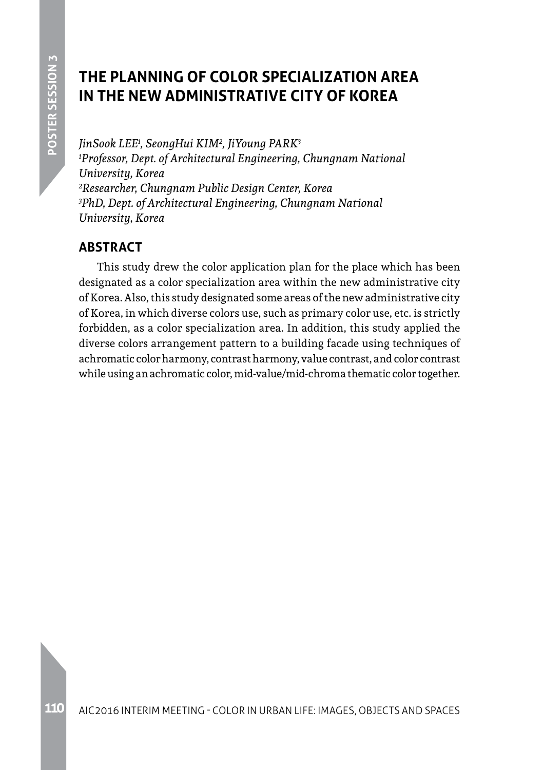# THE PLANNING OF COLOR SPECIALIZATION AREA IN THE NEW ADMINISTRATIVE CITY OF KOREA

*JinSook LEE[1], SeongHui KIM[2], JiYoung PARK[3]*
*[1]Professor, Dept. of Architectural Engineering, Chungnam National University, Korea*
*[2]Researcher, Chungnam Public Design Center, Korea*
*[3]PhD, Dept. of Architectural Engineering, Chungnam National University, Korea*

## ABSTRACT

This study drew the color application plan for the place which has been designated as a color specialization area within the new administrative city of Korea. Also, this study designated some areas of the new administrative city of Korea, in which diverse colors use, such as primary color use, etc. is strictly forbidden, as a color specialization area. In addition, this study applied the diverse colors arrangement pattern to a building facade using techniques of achromatic color harmony, contrast harmony, value contrast, and color contrast while using an achromatic color, mid-value/mid-chroma thematic color together.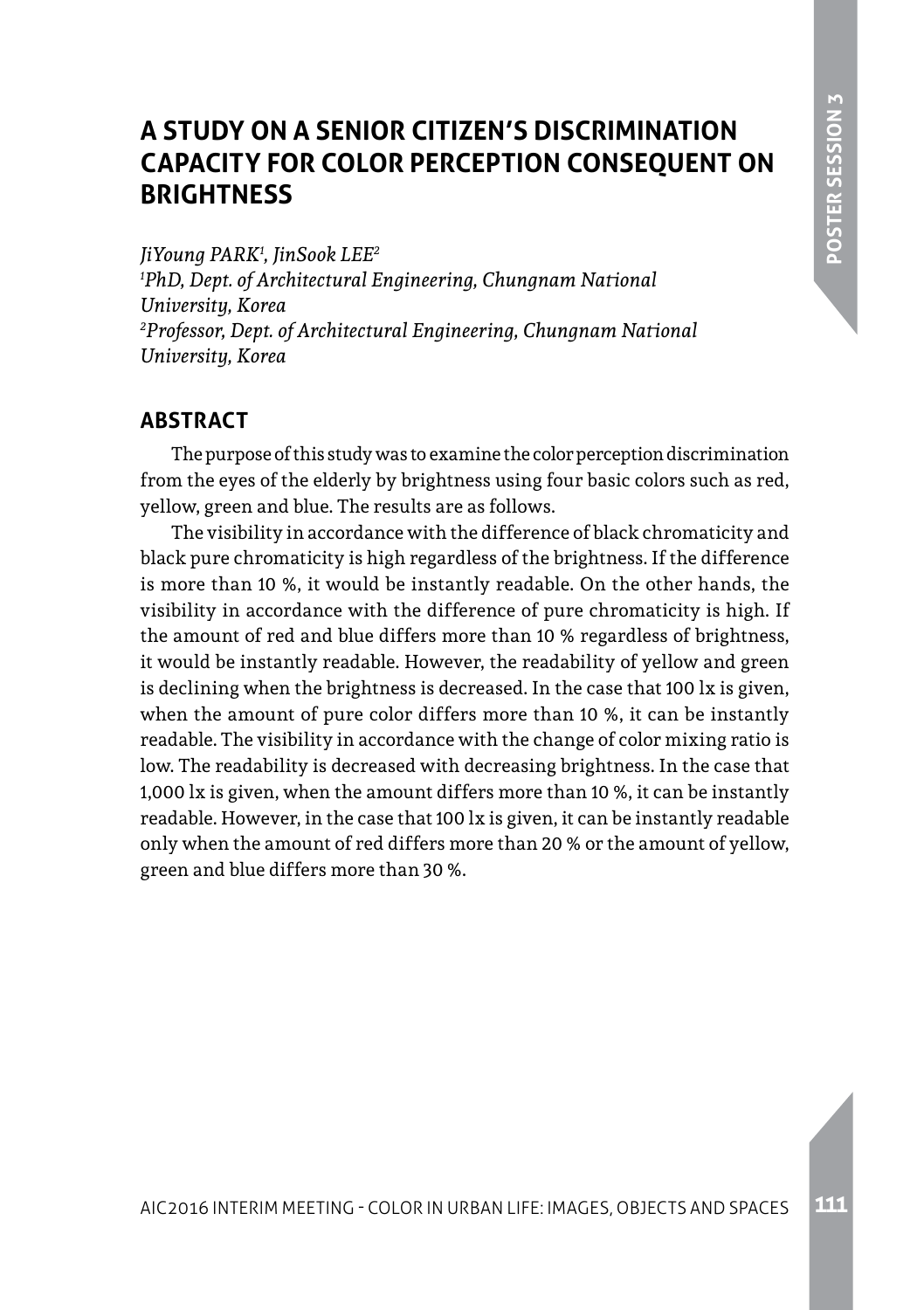# A STUDY ON A SENIOR CITIZEN'S DISCRIMINATION CAPACITY FOR COLOR PERCEPTION CONSEQUENT ON BRIGHTNESS

*JiYoung PARK[1], JinSook LEE[2]*
*[1]PhD, Dept. of Architectural Engineering, Chungnam National University, Korea*
*[2]Professor, Dept. of Architectural Engineering, Chungnam National University, Korea*

## ABSTRACT

The purpose of this study was to examine the color perception discrimination from the eyes of the elderly by brightness using four basic colors such as red, yellow, green and blue. The results are as follows.

The visibility in accordance with the difference of black chromaticity and black pure chromaticity is high regardless of the brightness. If the difference is more than 10 %, it would be instantly readable. On the other hands, the visibility in accordance with the difference of pure chromaticity is high. If the amount of red and blue differs more than 10 % regardless of brightness, it would be instantly readable. However, the readability of yellow and green is declining when the brightness is decreased. In the case that 100 lx is given, when the amount of pure color differs more than 10 %, it can be instantly readable. The visibility in accordance with the change of color mixing ratio is low. The readability is decreased with decreasing brightness. In the case that 1,000 lx is given, when the amount differs more than 10 %, it can be instantly readable. However, in the case that 100 lx is given, it can be instantly readable only when the amount of red differs more than 20 % or the amount of yellow, green and blue differs more than 30 %.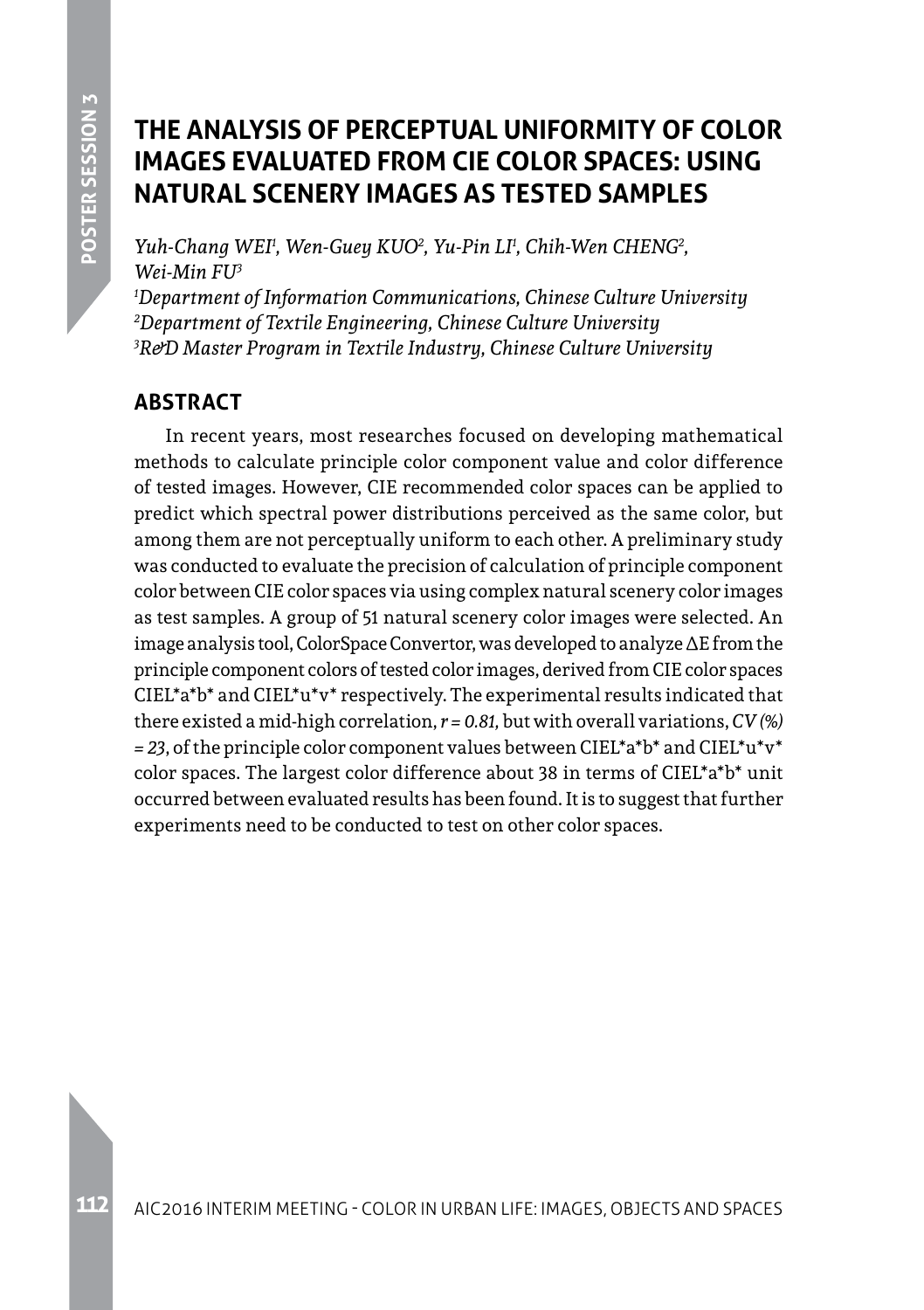# THE ANALYSIS OF PERCEPTUAL UNIFORMITY OF COLOR IMAGES EVALUATED FROM CIE COLOR SPACES: USING NATURAL SCENERY IMAGES AS TESTED SAMPLES

*Yuh-Chang WEI[1], Wen-Guey KUO[2], Yu-Pin LI[1], Chih-Wen CHENG[2], Wei-Min FU[3]*

*[1]Department of Information Communications, Chinese Culture University*
*[2]Department of Textile Engineering, Chinese Culture University*
*[3]R&D Master Program in Textile Industry, Chinese Culture University*

## ABSTRACT

In recent years, most researches focused on developing mathematical methods to calculate principle color component value and color difference of tested images. However, CIE recommended color spaces can be applied to predict which spectral power distributions perceived as the same color, but among them are not perceptually uniform to each other. A preliminary study was conducted to evaluate the precision of calculation of principle component color between CIE color spaces via using complex natural scenery color images as test samples. A group of 51 natural scenery color images were selected. An image analysis tool, ColorSpace Convertor, was developed to analyze $\Delta E$ from the principle component colors of tested color images, derived from CIE color spaces CIEL*a*b* and CIEL*u*v* respectively. The experimental results indicated that there existed a mid-high correlation, $r = 0.81$, but with overall variations, $CV(\%) = 23$, of the principle color component values between CIEL*a*b* and CIEL*u*v* color spaces. The largest color difference about 38 in terms of CIEL*a*b* unit occurred between evaluated results has been found. It is to suggest that further experiments need to be conducted to test on other color spaces.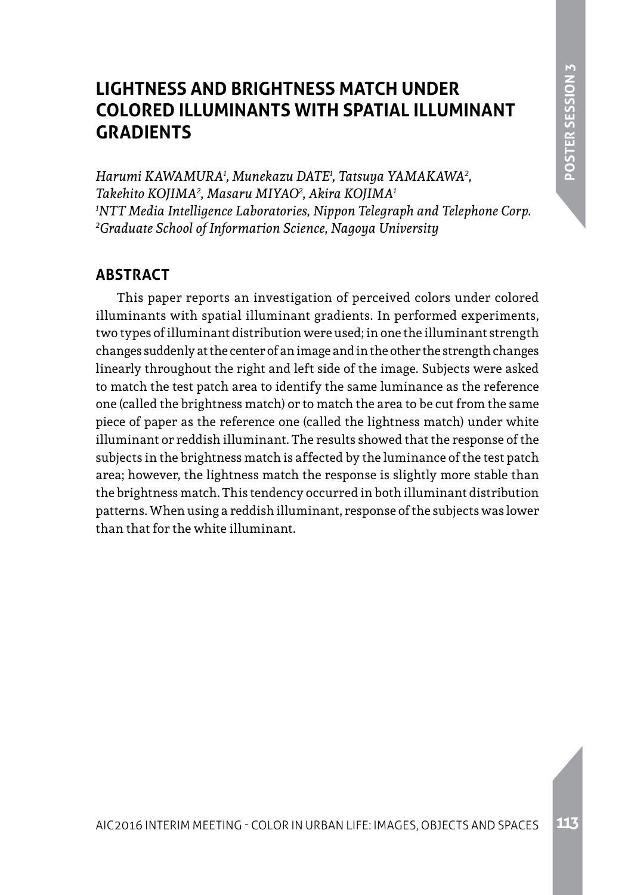# LIGHTNESS AND BRIGHTNESS MATCH UNDER COLORED ILLUMINANTS WITH SPATIAL ILLUMINANT GRADIENTS

*Harumi KAWAMURA[1], Munekazu DATE[1], Tatsuya YAMAKAWA[2], Takehito KOJIMA[2], Masaru MIYAO[2], Akira KOJIMA[1]*
*[1]NTT Media Intelligence Laboratories, Nippon Telegraph and Telephone Corp.*
*[2]Graduate School of Information Science, Nagoya University*

## ABSTRACT

This paper reports an investigation of perceived colors under colored illuminants with spatial illuminant gradients. In performed experiments, two types of illuminant distribution were used; in one the illuminant strength changes suddenly at the center of an image and in the other the strength changes linearly throughout the right and left side of the image. Subjects were asked to match the test patch area to identify the same luminance as the reference one (called the brightness match) or to match the area to be cut from the same piece of paper as the reference one (called the lightness match) under white illuminant or reddish illuminant. The results showed that the response of the subjects in the brightness match is affected by the luminance of the test patch area; however, the lightness match the response is slightly more stable than the brightness match. This tendency occurred in both illuminant distribution patterns. When using a reddish illuminant, response of the subjects was lower than that for the white illuminant.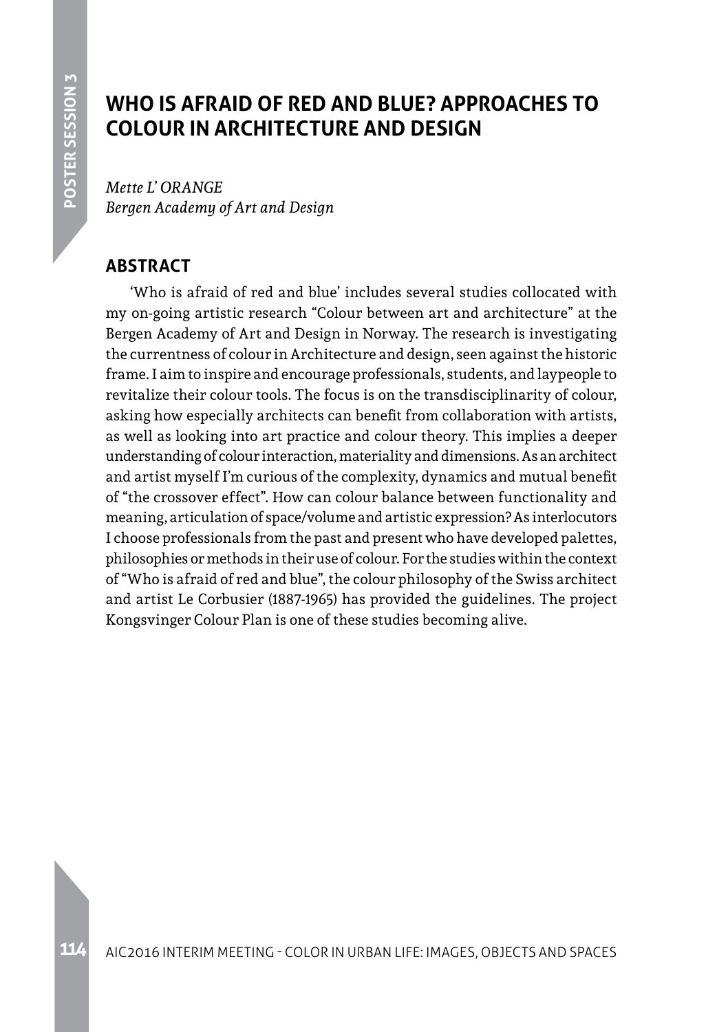# WHO IS AFRAID OF RED AND BLUE? APPROACHES TO COLOUR IN ARCHITECTURE AND DESIGN

*Mette L' ORANGE*
*Bergen Academy of Art and Design*

## ABSTRACT

'Who is afraid of red and blue' includes several studies collocated with my on-going artistic research "Colour between art and architecture" at the Bergen Academy of Art and Design in Norway. The research is investigating the currentness of colour in Architecture and design, seen against the historic frame. I aim to inspire and encourage professionals, students, and laypeople to revitalize their colour tools. The focus is on the transdisciplinarity of colour, asking how especially architects can benefit from collaboration with artists, as well as looking into art practice and colour theory. This implies a deeper understanding of colour interaction, materiality and dimensions. As an architect and artist myself I'm curious of the complexity, dynamics and mutual benefit of "the crossover effect". How can colour balance between functionality and meaning, articulation of space/volume and artistic expression? As interlocutors I choose professionals from the past and present who have developed palettes, philosophies or methods in their use of colour. For the studies within the context of "Who is afraid of red and blue", the colour philosophy of the Swiss architect and artist Le Corbusier (1887-1965) has provided the guidelines. The project Kongsvinger Colour Plan is one of these studies becoming alive.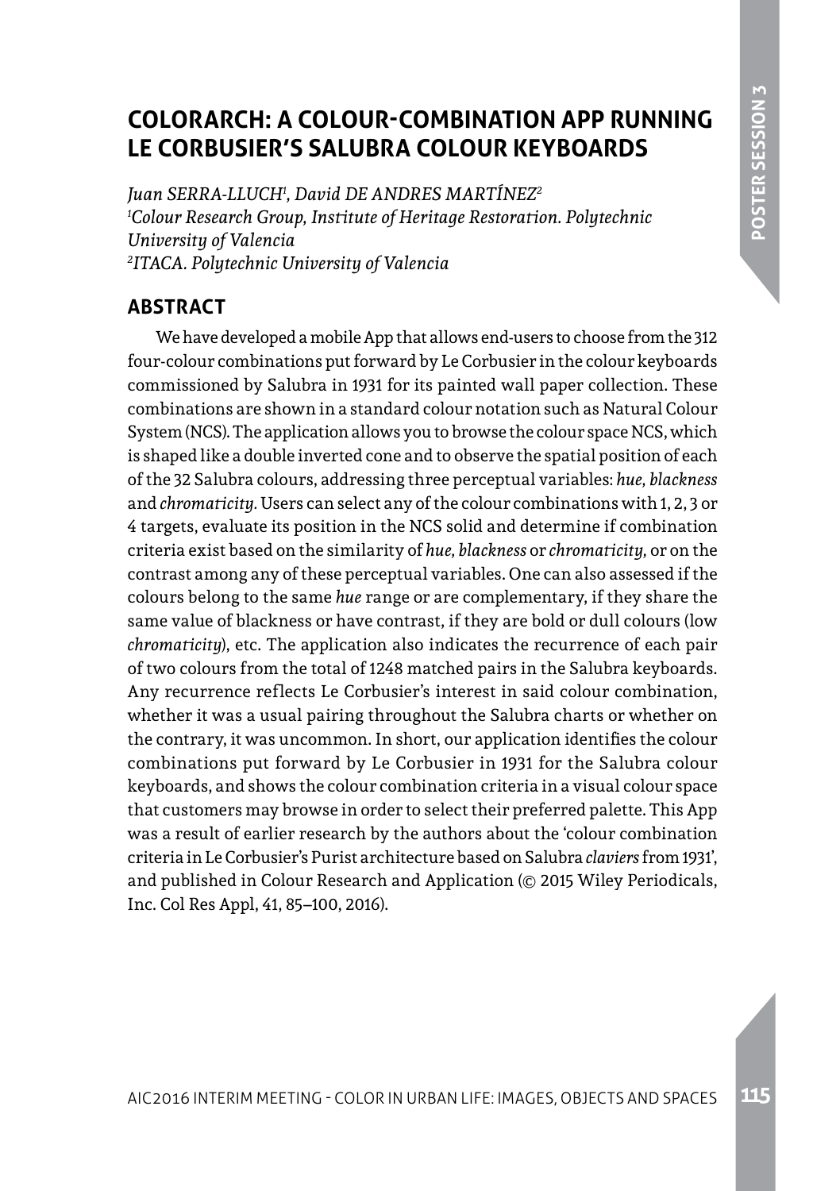# COLORARCH: A COLOUR-COMBINATION APP RUNNING LE CORBUSIER'S SALUBRA COLOUR KEYBOARDS

*Juan SERRA-LLUCH*[1], *David DE ANDRES MARTÍNEZ*[2]
[1]*Colour Research Group, Institute of Heritage Restoration. Polytechnic University of Valencia*
[2]*ITACA. Polytechnic University of Valencia*

## ABSTRACT

We have developed a mobile App that allows end-users to choose from the 312 four-colour combinations put forward by Le Corbusier in the colour keyboards commissioned by Salubra in 1931 for its painted wall paper collection. These combinations are shown in a standard colour notation such as Natural Colour System (NCS). The application allows you to browse the colour space NCS, which is shaped like a double inverted cone and to observe the spatial position of each of the 32 Salubra colours, addressing three perceptual variables: *hue, blackness* and *chromaticity.* Users can select any of the colour combinations with 1, 2, 3 or 4 targets, evaluate its position in the NCS solid and determine if combination criteria exist based on the similarity of *hue, blackness* or *chromaticity*, or on the contrast among any of these perceptual variables. One can also assessed if the colours belong to the same *hue* range or are complementary, if they share the same value of blackness or have contrast, if they are bold or dull colours (low *chromaticity*), etc. The application also indicates the recurrence of each pair of two colours from the total of 1248 matched pairs in the Salubra keyboards. Any recurrence reflects Le Corbusier's interest in said colour combination, whether it was a usual pairing throughout the Salubra charts or whether on the contrary, it was uncommon. In short, our application identifies the colour combinations put forward by Le Corbusier in 1931 for the Salubra colour keyboards, and shows the colour combination criteria in a visual colour space that customers may browse in order to select their preferred palette. This App was a result of earlier research by the authors about the 'colour combination criteria in Le Corbusier's Purist architecture based on Salubra *claviers* from 1931', and published in Colour Research and Application (© 2015 Wiley Periodicals, Inc. Col Res Appl, 41, 85–100, 2016).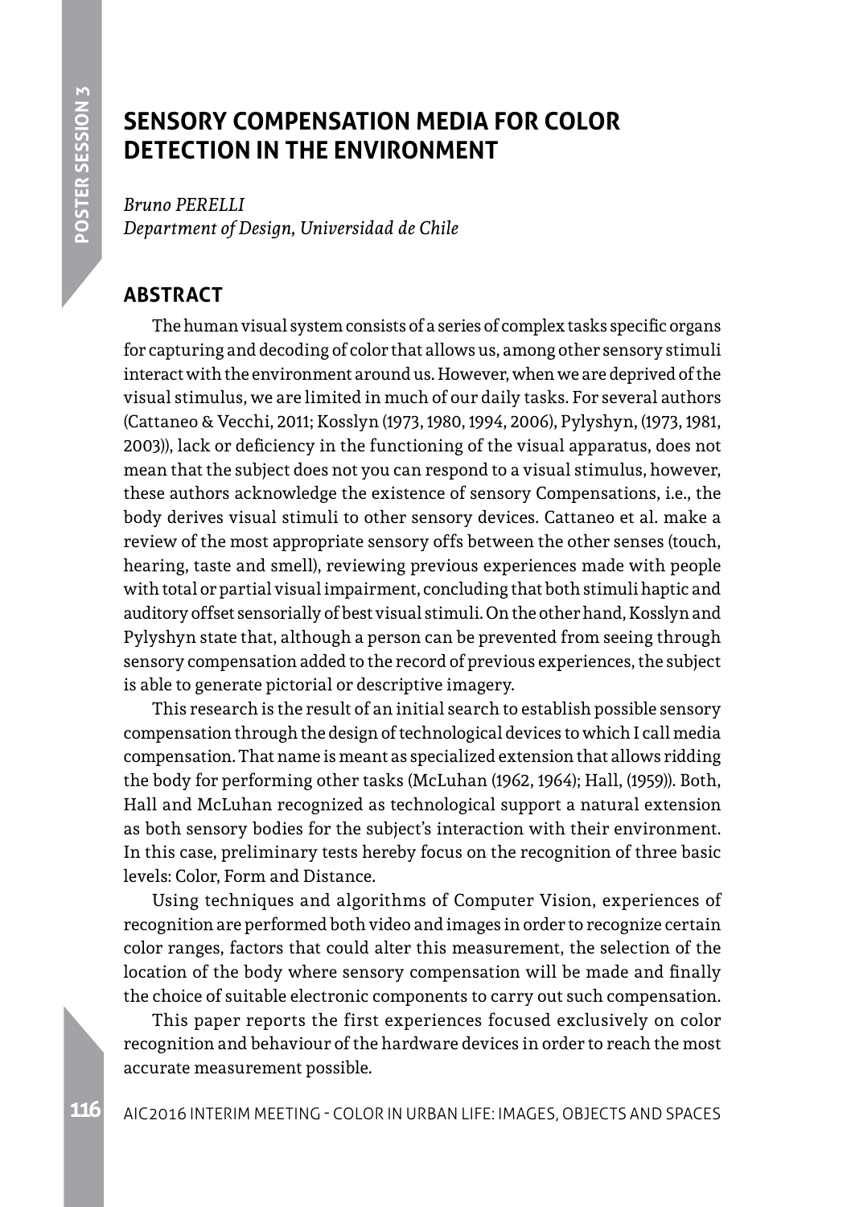# SENSORY COMPENSATION MEDIA FOR COLOR DETECTION IN THE ENVIRONMENT

*Bruno PERELLI*
*Department of Design, Universidad de Chile*

## ABSTRACT

The human visual system consists of a series of complex tasks specific organs for capturing and decoding of color that allows us, among other sensory stimuli interact with the environment around us. However, when we are deprived of the visual stimulus, we are limited in much of our daily tasks. For several authors (Cattaneo & Vecchi, 2011; Kosslyn (1973, 1980, 1994, 2006), Pylyshyn, (1973, 1981, 2003)), lack or deficiency in the functioning of the visual apparatus, does not mean that the subject does not you can respond to a visual stimulus, however, these authors acknowledge the existence of sensory Compensations, i.e., the body derives visual stimuli to other sensory devices. Cattaneo et al. make a review of the most appropriate sensory offs between the other senses (touch, hearing, taste and smell), reviewing previous experiences made with people with total or partial visual impairment, concluding that both stimuli haptic and auditory offset sensorially of best visual stimuli. On the other hand, Kosslyn and Pylyshyn state that, although a person can be prevented from seeing through sensory compensation added to the record of previous experiences, the subject is able to generate pictorial or descriptive imagery.

This research is the result of an initial search to establish possible sensory compensation through the design of technological devices to which I call media compensation. That name is meant as specialized extension that allows ridding the body for performing other tasks (McLuhan (1962, 1964); Hall, (1959)). Both, Hall and McLuhan recognized as technological support a natural extension as both sensory bodies for the subject's interaction with their environment. In this case, preliminary tests hereby focus on the recognition of three basic levels: Color, Form and Distance.

Using techniques and algorithms of Computer Vision, experiences of recognition are performed both video and images in order to recognize certain color ranges, factors that could alter this measurement, the selection of the location of the body where sensory compensation will be made and finally the choice of suitable electronic components to carry out such compensation.

This paper reports the first experiences focused exclusively on color recognition and behaviour of the hardware devices in order to reach the most accurate measurement possible.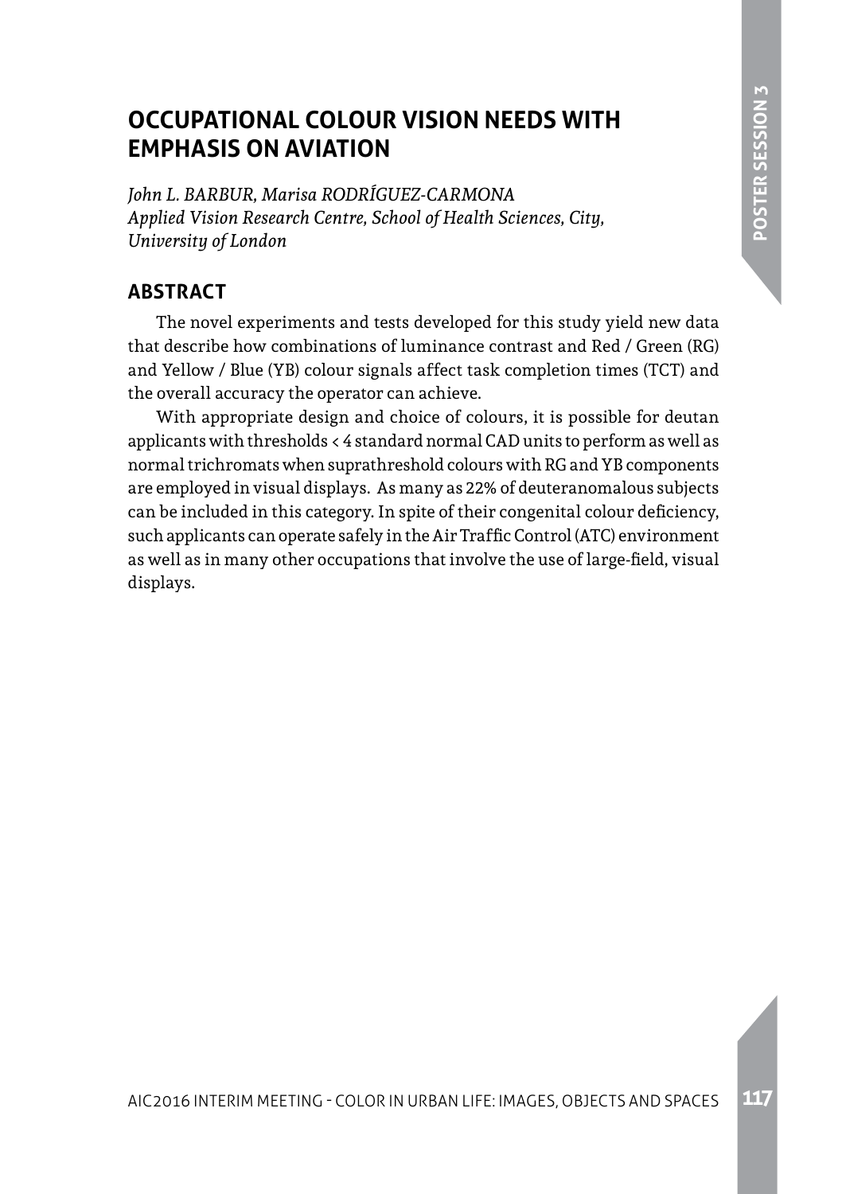# OCCUPATIONAL COLOUR VISION NEEDS WITH EMPHASIS ON AVIATION

*John L. BARBUR, Marisa RODRÍGUEZ-CARMONA*
*Applied Vision Research Centre, School of Health Sciences, City, University of London*

## ABSTRACT

The novel experiments and tests developed for this study yield new data that describe how combinations of luminance contrast and Red / Green (RG) and Yellow / Blue (YB) colour signals affect task completion times (TCT) and the overall accuracy the operator can achieve.

With appropriate design and choice of colours, it is possible for deutan applicants with thresholds < 4 standard normal CAD units to perform as well as normal trichromats when suprathreshold colours with RG and YB components are employed in visual displays. As many as 22% of deuteranomalous subjects can be included in this category. In spite of their congenital colour deficiency, such applicants can operate safely in the Air Traffic Control (ATC) environment as well as in many other occupations that involve the use of large-field, visual displays.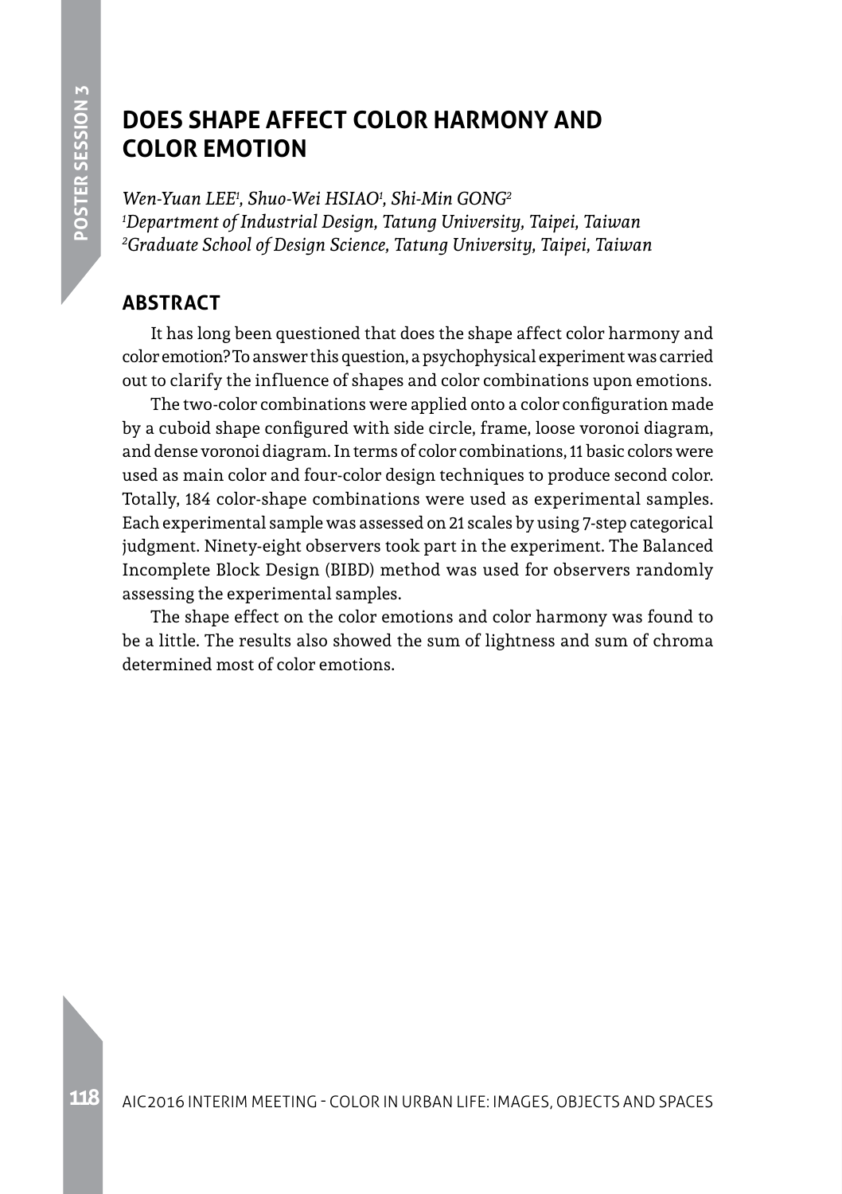# DOES SHAPE AFFECT COLOR HARMONY AND COLOR EMOTION

*Wen-Yuan LEE[1], Shuo-Wei HSIAO[1], Shi-Min GONG[2]*
*[1]Department of Industrial Design, Tatung University, Taipei, Taiwan*
*[2]Graduate School of Design Science, Tatung University, Taipei, Taiwan*

## ABSTRACT

It has long been questioned that does the shape affect color harmony and color emotion? To answer this question, a psychophysical experiment was carried out to clarify the influence of shapes and color combinations upon emotions.

The two-color combinations were applied onto a color configuration made by a cuboid shape configured with side circle, frame, loose voronoi diagram, and dense voronoi diagram. In terms of color combinations, 11 basic colors were used as main color and four-color design techniques to produce second color. Totally, 184 color-shape combinations were used as experimental samples. Each experimental sample was assessed on 21 scales by using 7-step categorical judgment. Ninety-eight observers took part in the experiment. The Balanced Incomplete Block Design (BIBD) method was used for observers randomly assessing the experimental samples.

The shape effect on the color emotions and color harmony was found to be a little. The results also showed the sum of lightness and sum of chroma determined most of color emotions.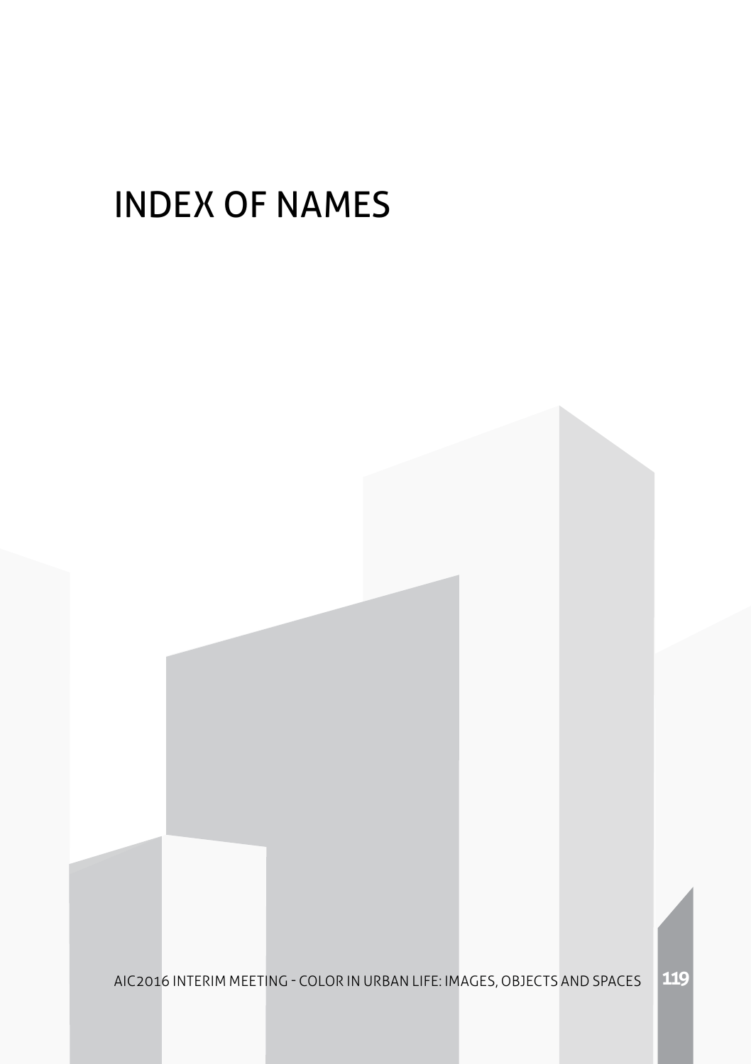# INDEX OF NAMES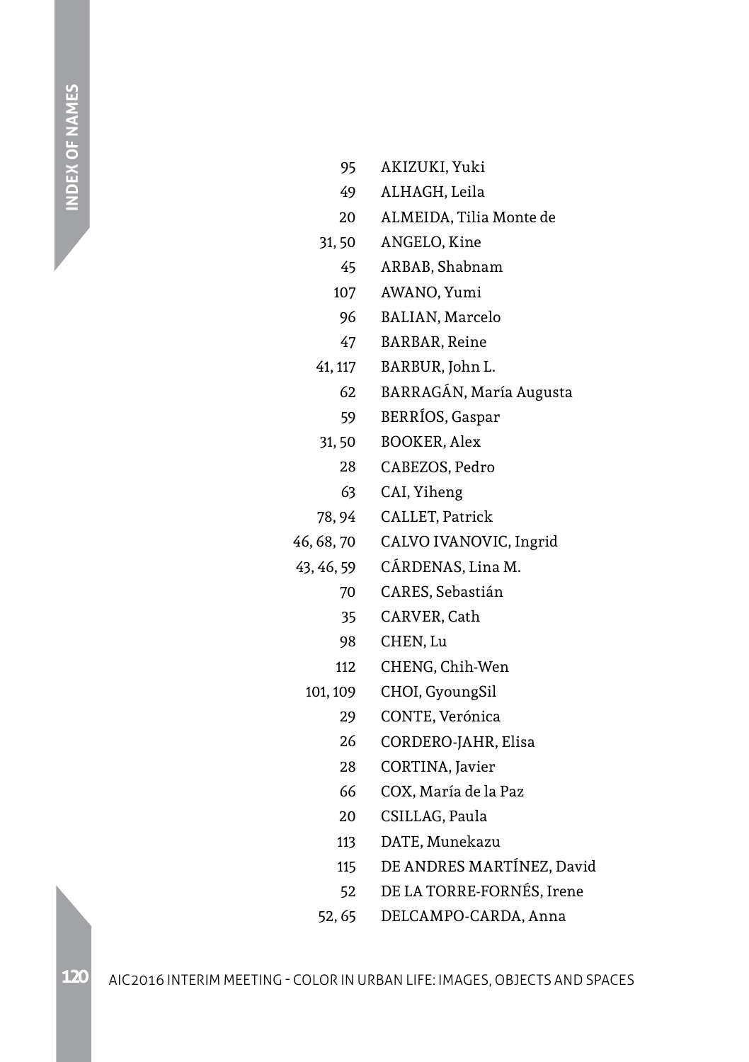| | |
|---|---|
| 95 | AKIZUKI, Yuki |
| 49 | ALHAGH, Leila |
| 20 | ALMEIDA, Tilia Monte de |
| 31, 50 | ANGELO, Kine |
| 45 | ARBAB, Shabnam |
| 107 | AWANO, Yumi |
| 96 | BALIAN, Marcelo |
| 47 | BARBAR, Reine |
| 41, 117 | BARBUR, John L. |
| 62 | BARRAGÁN, María Augusta |
| 59 | BERRÍOS, Gaspar |
| 31, 50 | BOOKER, Alex |
| 28 | CABEZOS, Pedro |
| 63 | CAI, Yiheng |
| 78, 94 | CALLET, Patrick |
| 46, 68, 70 | CALVO IVANOVIC, Ingrid |
| 43, 46, 59 | CÁRDENAS, Lina M. |
| 70 | CARES, Sebastián |
| 35 | CARVER, Cath |
| 98 | CHEN, Lu |
| 112 | CHENG, Chih-Wen |
| 101, 109 | CHOI, GyoungSil |
| 29 | CONTE, Verónica |
| 26 | CORDERO-JAHR, Elisa |
| 28 | CORTINA, Javier |
| 66 | COX, María de la Paz |
| 20 | CSILLAG, Paula |
| 113 | DATE, Munekazu |
| 115 | DE ANDRES MARTÍNEZ, David |
| 52 | DE LA TORRE-FORNÉS, Irene |
| 52, 65 | DELCAMPO-CARDA, Anna |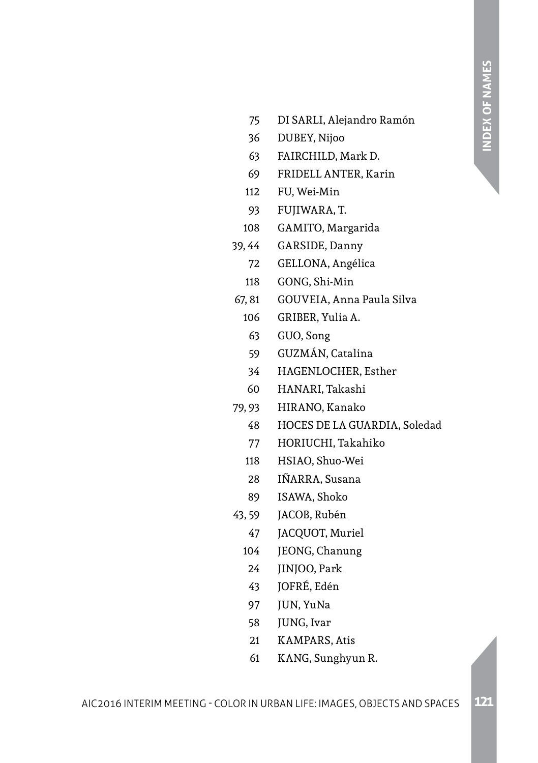| | |
|---|---|
| 75 | DI SARLI, Alejandro Ramón |
| 36 | DUBEY, Nijoo |
| 63 | FAIRCHILD, Mark D. |
| 69 | FRIDELL ANTER, Karin |
| 112 | FU, Wei-Min |
| 93 | FUJIWARA, T. |
| 108 | GAMITO, Margarida |
| 39, 44 | GARSIDE, Danny |
| 72 | GELLONA, Angélica |
| 118 | GONG, Shi-Min |
| 67, 81 | GOUVEIA, Anna Paula Silva |
| 106 | GRIBER, Yulia A. |
| 63 | GUO, Song |
| 59 | GUZMÁN, Catalina |
| 34 | HAGENLOCHER, Esther |
| 60 | HANARI, Takashi |
| 79, 93 | HIRANO, Kanako |
| 48 | HOCES DE LA GUARDIA, Soledad |
| 77 | HORIUCHI, Takahiko |
| 118 | HSIAO, Shuo-Wei |
| 28 | IÑARRA, Susana |
| 89 | ISAWA, Shoko |
| 43, 59 | JACOB, Rubén |
| 47 | JACQUOT, Muriel |
| 104 | JEONG, Chanung |
| 24 | JINJOO, Park |
| 43 | JOFRÉ, Edén |
| 97 | JUN, YuNa |
| 58 | JUNG, Ivar |
| 21 | KAMPARS, Atis |
| 61 | KANG, Sunghyun R. |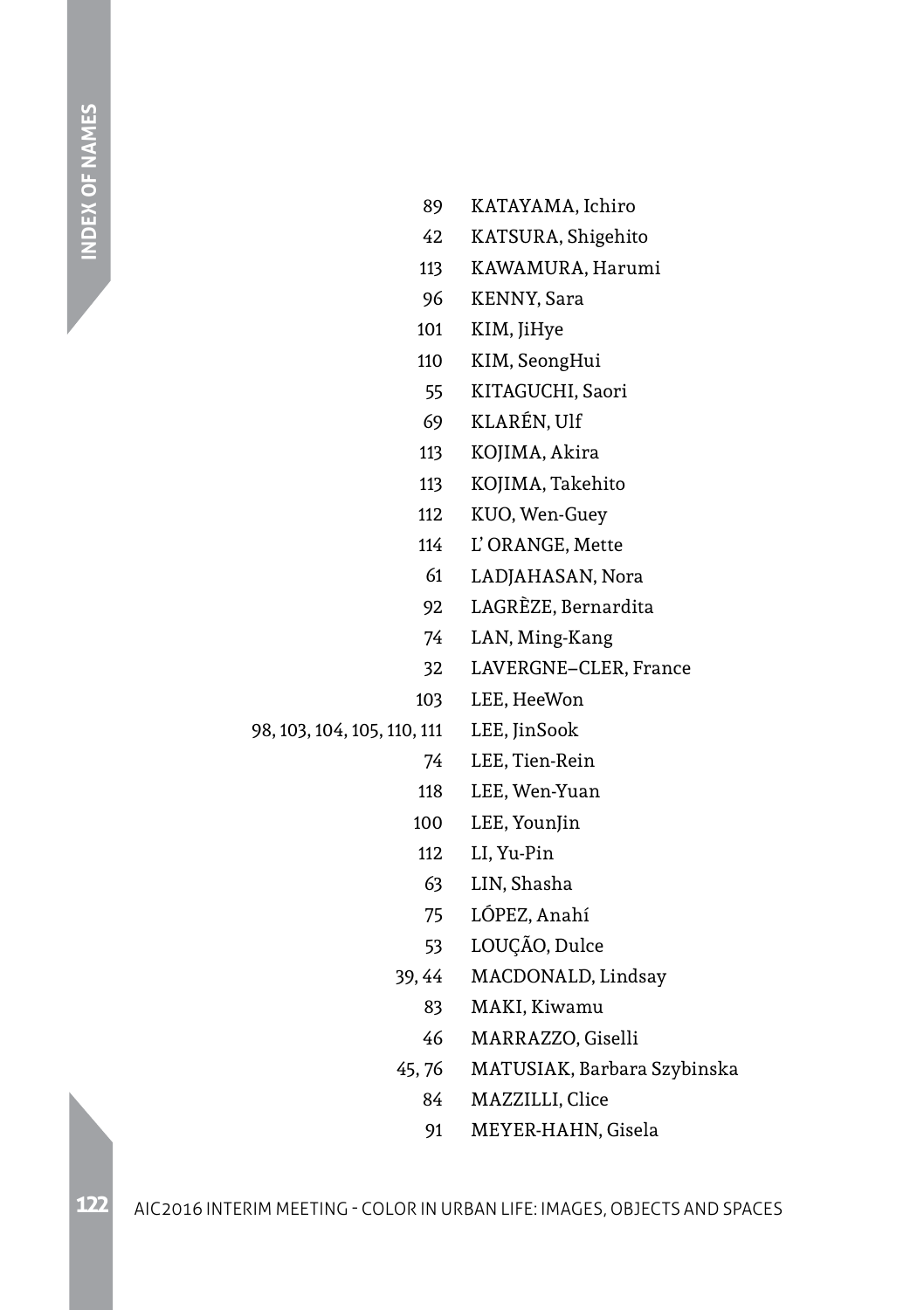| | |
|---|---|
| 89 | KATAYAMA, Ichiro |
| 42 | KATSURA, Shigehito |
| 113 | KAWAMURA, Harumi |
| 96 | KENNY, Sara |
| 101 | KIM, JiHye |
| 110 | KIM, SeongHui |
| 55 | KITAGUCHI, Saori |
| 69 | KLARÉN, Ulf |
| 113 | KOJIMA, Akira |
| 113 | KOJIMA, Takehito |
| 112 | KUO, Wen-Guey |
| 114 | L' ORANGE, Mette |
| 61 | LADJAHASAN, Nora |
| 92 | LAGRÈZE, Bernardita |
| 74 | LAN, Ming-Kang |
| 32 | LAVERGNE–CLER, France |
| 103 | LEE, HeeWon |
| 98, 103, 104, 105, 110, 111 | LEE, JinSook |
| 74 | LEE, Tien-Rein |
| 118 | LEE, Wen-Yuan |
| 100 | LEE, YounJin |
| 112 | LI, Yu-Pin |
| 63 | LIN, Shasha |
| 75 | LÓPEZ, Anahí |
| 53 | LOUÇÃO, Dulce |
| 39, 44 | MACDONALD, Lindsay |
| 83 | MAKI, Kiwamu |
| 46 | MARRAZZO, Giselli |
| 45, 76 | MATUSIAK, Barbara Szybinska |
| 84 | MAZZILLI, Clice |
| 91 | MEYER-HAHN, Gisela |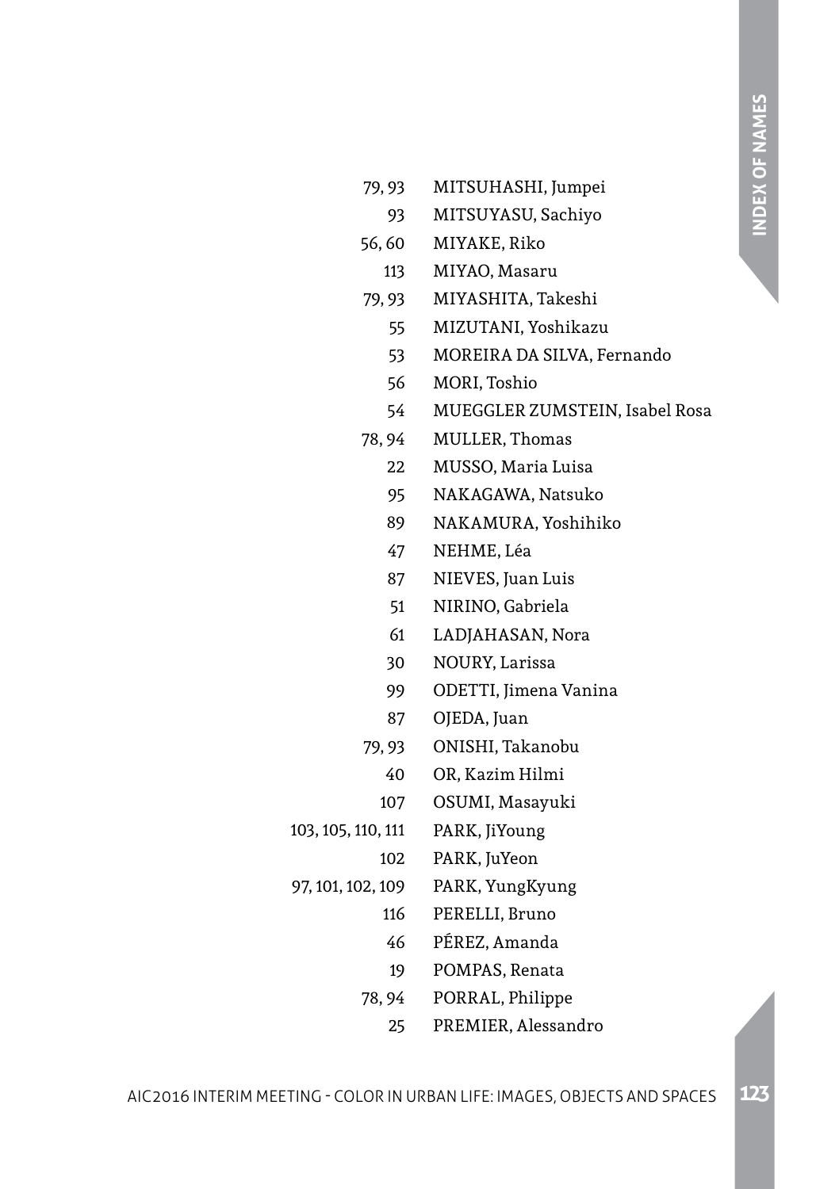| | |
|---|---|
| 79, 93 | MITSUHASHI, Jumpei |
| 93 | MITSUYASU, Sachiyo |
| 56, 60 | MIYAKE, Riko |
| 113 | MIYAO, Masaru |
| 79, 93 | MIYASHITA, Takeshi |
| 55 | MIZUTANI, Yoshikazu |
| 53 | MOREIRA DA SILVA, Fernando |
| 56 | MORI, Toshio |
| 54 | MUEGGLER ZUMSTEIN, Isabel Rosa |
| 78, 94 | MULLER, Thomas |
| 22 | MUSSO, Maria Luisa |
| 95 | NAKAGAWA, Natsuko |
| 89 | NAKAMURA, Yoshihiko |
| 47 | NEHME, Léa |
| 87 | NIEVES, Juan Luis |
| 51 | NIRINO, Gabriela |
| 61 | LADJAHASAN, Nora |
| 30 | NOURY, Larissa |
| 99 | ODETTI, Jimena Vanina |
| 87 | OJEDA, Juan |
| 79, 93 | ONISHI, Takanobu |
| 40 | OR, Kazim Hilmi |
| 107 | OSUMI, Masayuki |
| 103, 105, 110, 111 | PARK, JiYoung |
| 102 | PARK, JuYeon |
| 97, 101, 102, 109 | PARK, YungKyung |
| 116 | PERELLI, Bruno |
| 46 | PÉREZ, Amanda |
| 19 | POMPAS, Renata |
| 78, 94 | PORRAL, Philippe |
| 25 | PREMIER, Alessandro |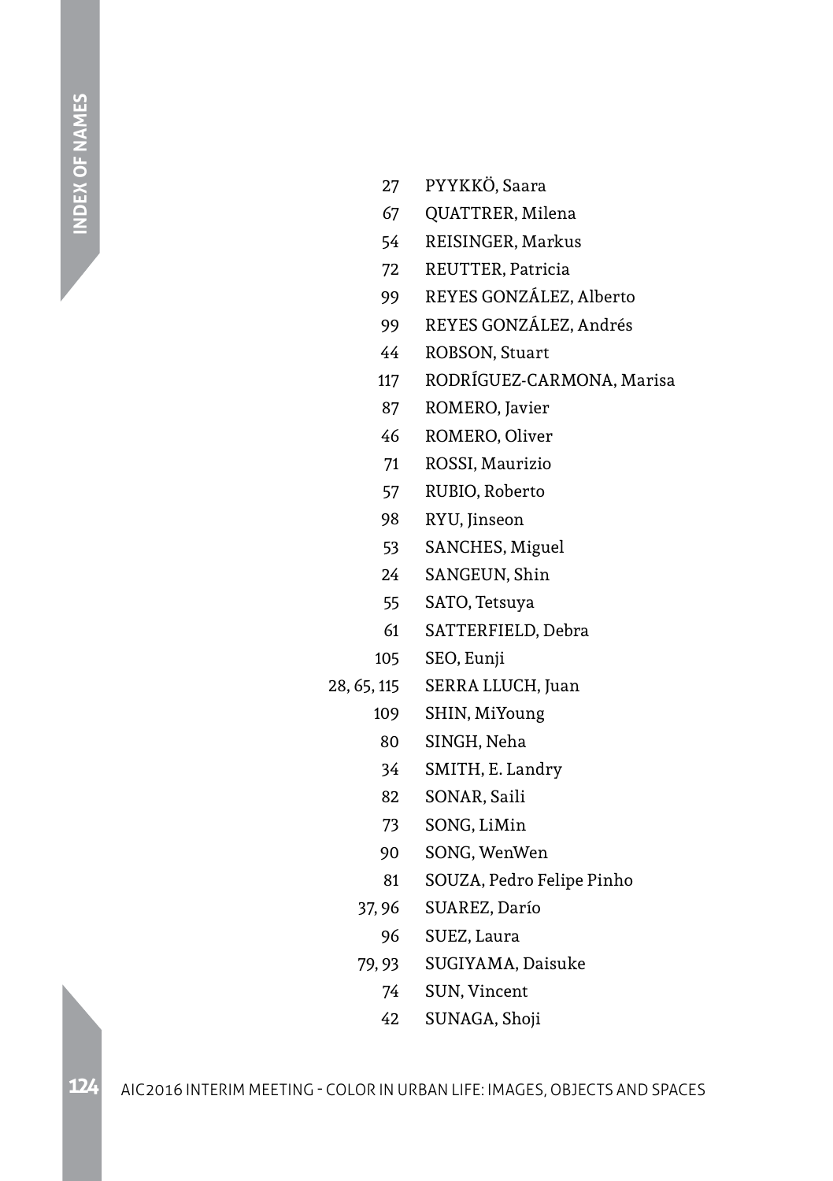| | |
|---|---|
| 27 | PYYKKÖ, Saara |
| 67 | QUATTRER, Milena |
| 54 | REISINGER, Markus |
| 72 | REUTTER, Patricia |
| 99 | REYES GONZÁLEZ, Alberto |
| 99 | REYES GONZÁLEZ, Andrés |
| 44 | ROBSON, Stuart |
| 117 | RODRÍGUEZ-CARMONA, Marisa |
| 87 | ROMERO, Javier |
| 46 | ROMERO, Oliver |
| 71 | ROSSI, Maurizio |
| 57 | RUBIO, Roberto |
| 98 | RYU, Jinseon |
| 53 | SANCHES, Miguel |
| 24 | SANGEUN, Shin |
| 55 | SATO, Tetsuya |
| 61 | SATTERFIELD, Debra |
| 105 | SEO, Eunji |
| 28, 65, 115 | SERRA LLUCH, Juan |
| 109 | SHIN, MiYoung |
| 80 | SINGH, Neha |
| 34 | SMITH, E. Landry |
| 82 | SONAR, Saili |
| 73 | SONG, LiMin |
| 90 | SONG, WenWen |
| 81 | SOUZA, Pedro Felipe Pinho |
| 37, 96 | SUAREZ, Darío |
| 96 | SUEZ, Laura |
| 79, 93 | SUGIYAMA, Daisuke |
| 74 | SUN, Vincent |
| 42 | SUNAGA, Shoji |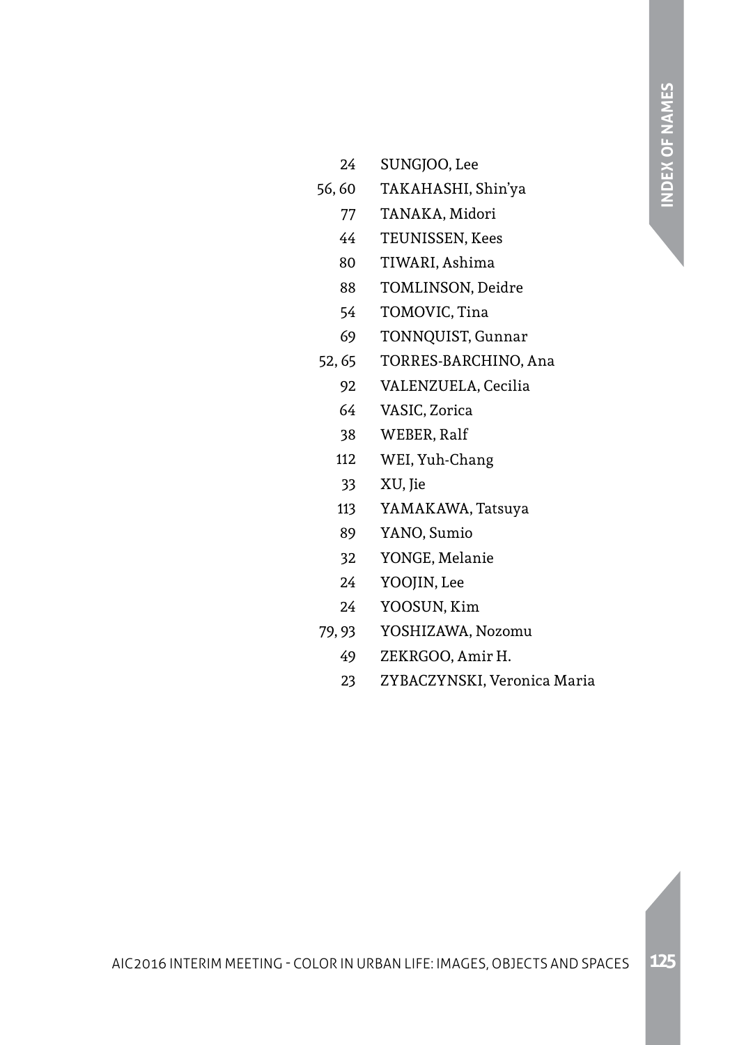| | |
|---|---|
| 24 | SUNGJOO, Lee |
| 56, 60 | TAKAHASHI, Shin'ya |
| 77 | TANAKA, Midori |
| 44 | TEUNISSEN, Kees |
| 80 | TIWARI, Ashima |
| 88 | TOMLINSON, Deidre |
| 54 | TOMOVIC, Tina |
| 69 | TONNQUIST, Gunnar |
| 52, 65 | TORRES-BARCHINO, Ana |
| 92 | VALENZUELA, Cecilia |
| 64 | VASIC, Zorica |
| 38 | WEBER, Ralf |
| 112 | WEI, Yuh-Chang |
| 33 | XU, Jie |
| 113 | YAMAKAWA, Tatsuya |
| 89 | YANO, Sumio |
| 32 | YONGE, Melanie |
| 24 | YOOJIN, Lee |
| 24 | YOOSUN, Kim |
| 79, 93 | YOSHIZAWA, Nozomu |
| 49 | ZEKRGOO, Amir H. |
| 23 | ZYBACZYNSKI, Veronica Maria |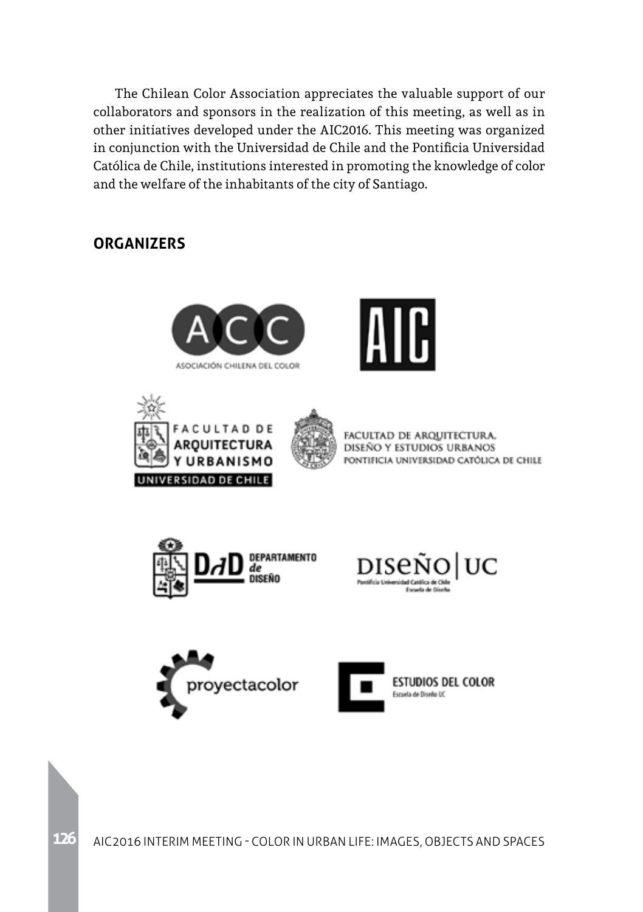The Chilean Color Association appreciates the valuable support of our collaborators and sponsors in the realization of this meeting, as well as in other initiatives developed under the AIC2016. This meeting was organized in conjunction with the Universidad de Chile and the Pontificia Universidad Católica de Chile, institutions interested in promoting the knowledge of color and the welfare of the inhabitants of the city of Santiago.

## ORGANIZERS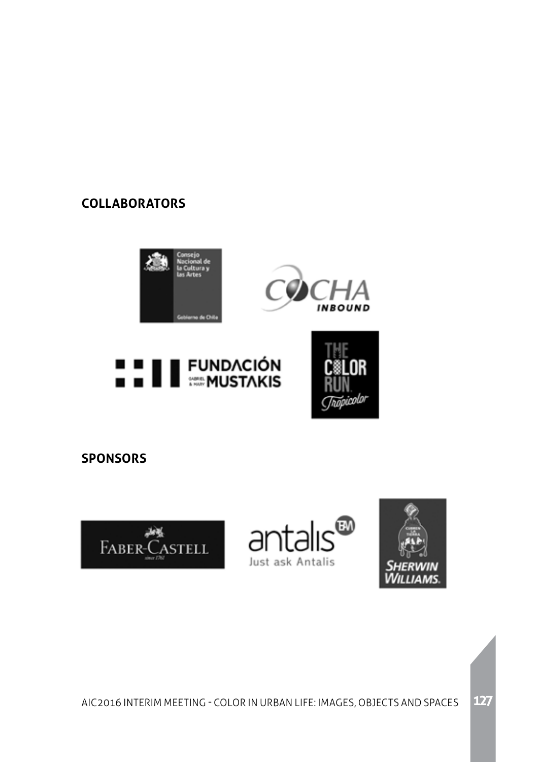## COLLABORATORS

## SPONSORS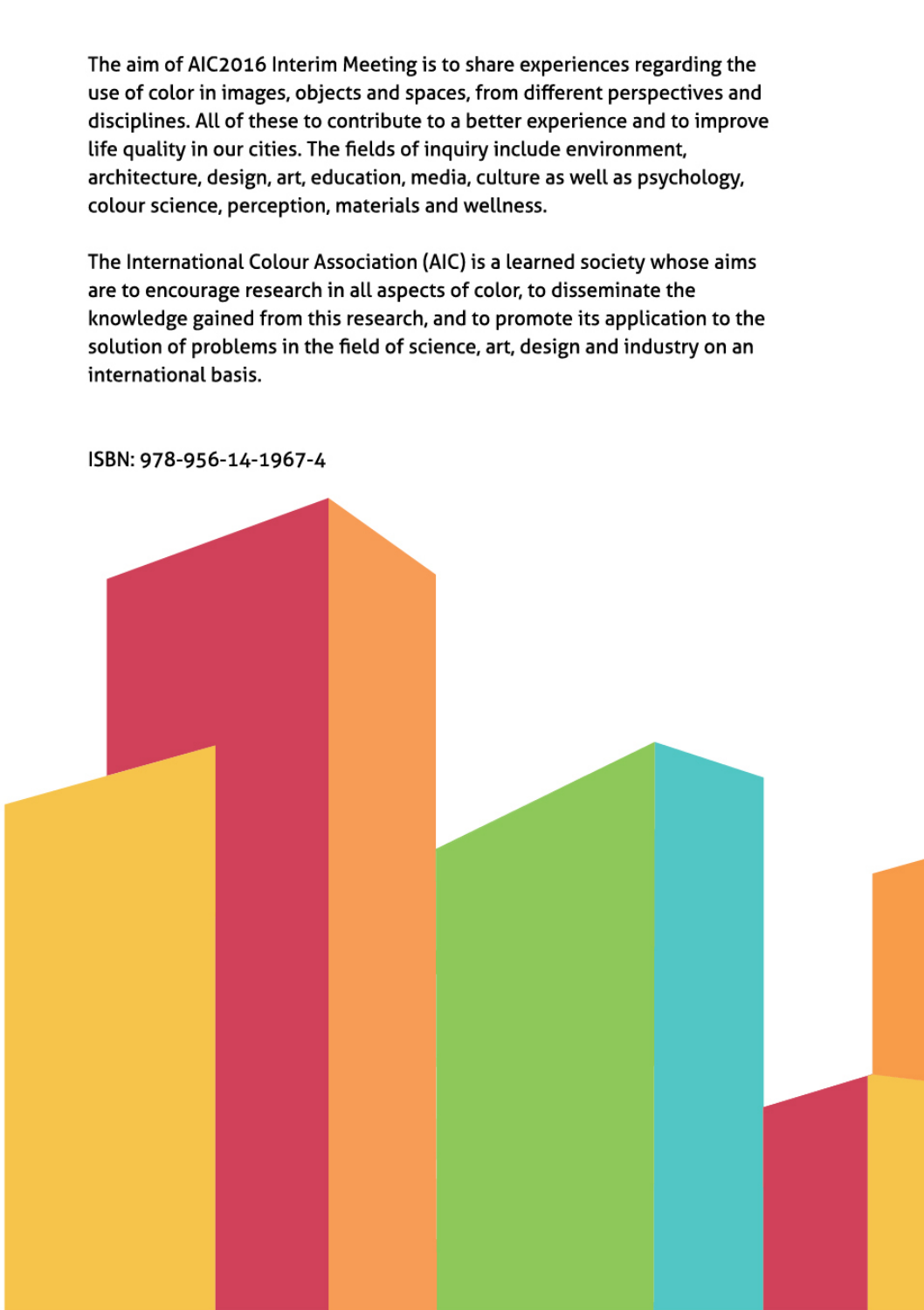The aim of AIC2016 Interim Meeting is to share experiences regarding the use of color in images, objects and spaces, from different perspectives and disciplines. All of these to contribute to a better experience and to improve life quality in our cities. The fields of inquiry include environment, architecture, design, art, education, media, culture as well as psychology, colour science, perception, materials and wellness.

The International Colour Association (AIC) is a learned society whose aims are to encourage research in all aspects of color, to disseminate the knowledge gained from this research, and to promote its application to the solution of problems in the field of science, art, design and industry on an international basis.

ISBN: 978-956-14-1967-4